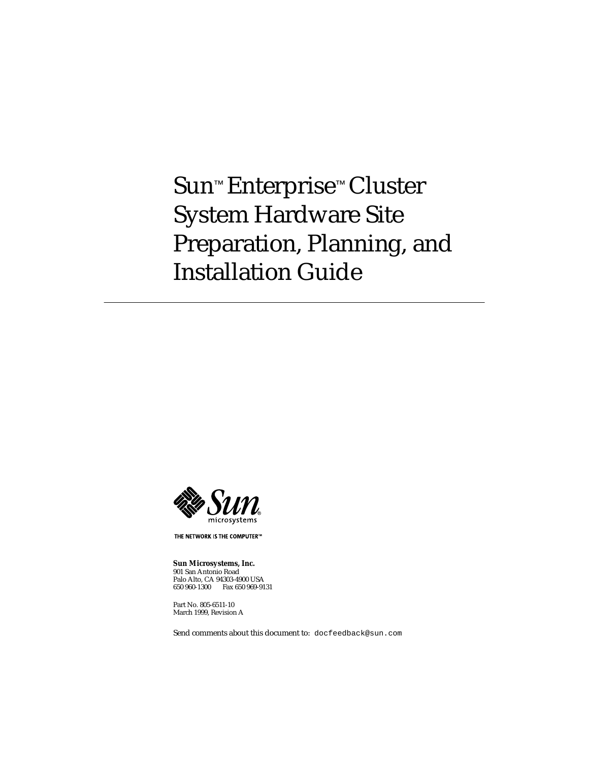# Sun™ Enterprise™ Cluster System Hardware Site Preparation, Planning, and Installation Guide

THE NETWORK IS THE COMPUTER™

**Sun Microsystems, Inc.**
901 San Antonio Road
Palo Alto, CA 94303-4900 USA
650 960-1300 Fax 650 969-9131

Part No. 805-6511-10
March 1999, Revision A

Send comments about this document to: docfeedback@sun.com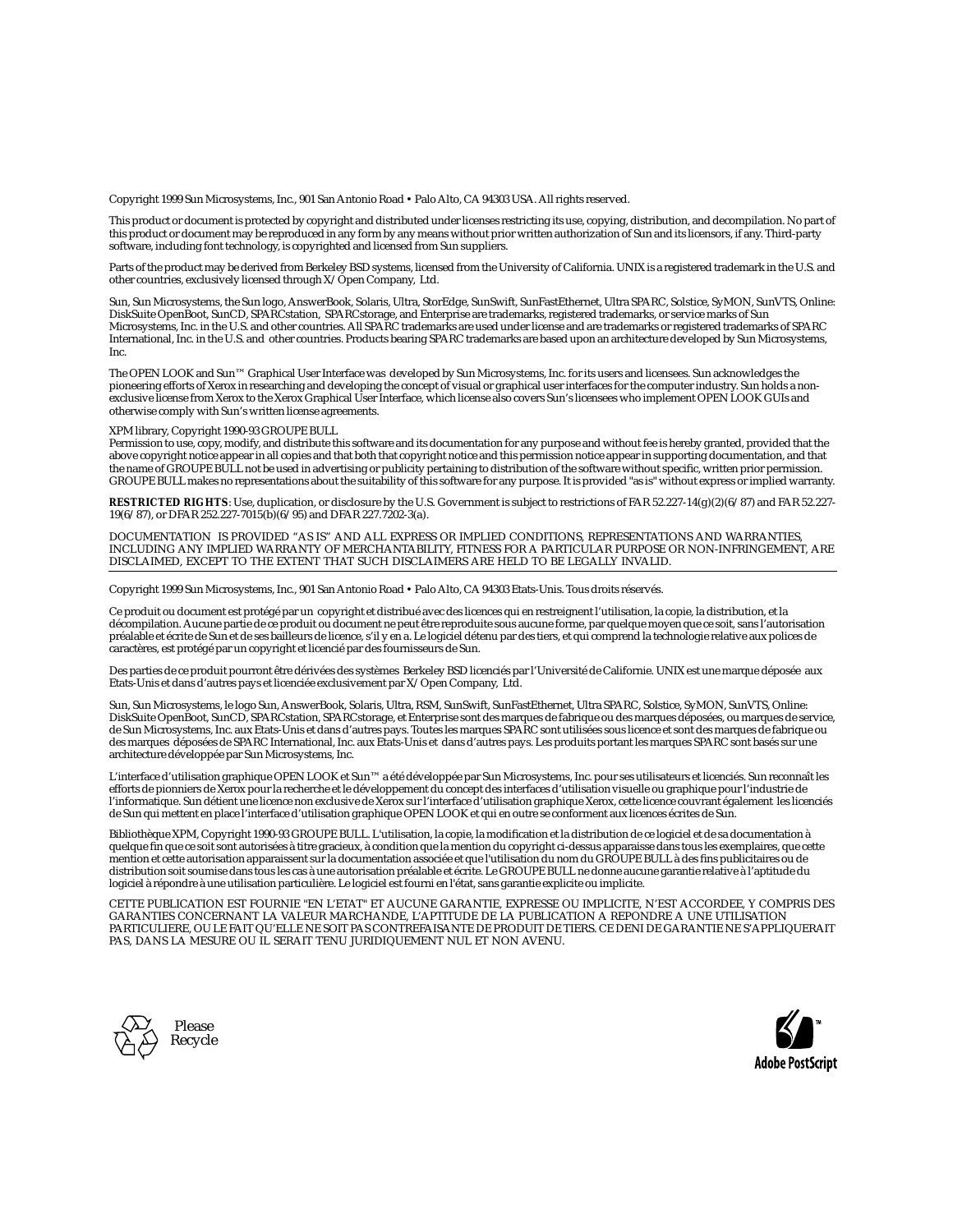Copyright 1999 Sun Microsystems, Inc., 901 San Antonio Road • Palo Alto, CA 94303 USA. All rights reserved.

This product or document is protected by copyright and distributed under licenses restricting its use, copying, distribution, and decompilation. No part of this product or document may be reproduced in any form by any means without prior written authorization of Sun and its licensors, if any. Third-party software, including font technology, is copyrighted and licensed from Sun suppliers.

Parts of the product may be derived from Berkeley BSD systems, licensed from the University of California. UNIX is a registered trademark in the U.S. and other countries, exclusively licensed through X/Open Company, Ltd.

Sun, Sun Microsystems, the Sun logo, AnswerBook, Solaris, Ultra, StorEdge, SunSwift, SunFastEthernet, Ultra SPARC, Solstice, SyMON, SunVTS, Online: DiskSuite OpenBoot, SunCD, SPARCstation, SPARCstorage, and Enterprise are trademarks, registered trademarks, or service marks of Sun Microsystems, Inc. in the U.S. and other countries. All SPARC trademarks are used under license and are trademarks or registered trademarks of SPARC International, Inc. in the U.S. and other countries. Products bearing SPARC trademarks are based upon an architecture developed by Sun Microsystems, Inc.

The OPEN LOOK and Sun™ Graphical User Interface was developed by Sun Microsystems, Inc. for its users and licensees. Sun acknowledges the pioneering efforts of Xerox in researching and developing the concept of visual or graphical user interfaces for the computer industry. Sun holds a non-exclusive license from Xerox to the Xerox Graphical User Interface, which license also covers Sun's licensees who implement OPEN LOOK GUIs and otherwise comply with Sun's written license agreements.

XPM library, Copyright 1990-93 GROUPE BULL
Permission to use, copy, modify, and distribute this software and its documentation for any purpose and without fee is hereby granted, provided that the above copyright notice appear in all copies and that both that copyright notice and this permission notice appear in supporting documentation, and that the name of GROUPE BULL not be used in advertising or publicity pertaining to distribution of the software without specific, written prior permission. GROUPE BULL makes no representations about the suitability of this software for any purpose. It is provided "as is" without express or implied warranty.

**RESTRICTED RIGHTS**: Use, duplication, or disclosure by the U.S. Government is subject to restrictions of FAR 52.227-14(g)(2)(6/87) and FAR 52.227-19(6/87), or DFAR 252.227-7015(b)(6/95) and DFAR 227.7202-3(a).

DOCUMENTATION IS PROVIDED "AS IS" AND ALL EXPRESS OR IMPLIED CONDITIONS, REPRESENTATIONS AND WARRANTIES, INCLUDING ANY IMPLIED WARRANTY OF MERCHANTABILITY, FITNESS FOR A PARTICULAR PURPOSE OR NON-INFRINGEMENT, ARE DISCLAIMED, EXCEPT TO THE EXTENT THAT SUCH DISCLAIMERS ARE HELD TO BE LEGALLY INVALID.

---

Copyright 1999 Sun Microsystems, Inc., 901 San Antonio Road • Palo Alto, CA 94303 Etats-Unis. Tous droits réservés.

Ce produit ou document est protégé par un copyright et distribué avec des licences qui en restreignent l'utilisation, la copie, la distribution, et la décompilation. Aucune partie de ce produit ou document ne peut être reproduite sous aucune forme, par quelque moyen que ce soit, sans l'autorisation préalable et écrite de Sun et de ses bailleurs de licence, s'il y en a. Le logiciel détenu par des tiers, et qui comprend la technologie relative aux polices de caractères, est protégé par un copyright et licencié par des fournisseurs de Sun.

Des parties de ce produit pourront être dérivées des systèmes Berkeley BSD licenciés par l'Université de Californie. UNIX est une marque déposée aux Etats-Unis et dans d'autres pays et licenciée exclusivement par X/Open Company, Ltd.

Sun, Sun Microsystems, le logo Sun, AnswerBook, Solaris, Ultra, RSM, SunSwift, SunFastEthernet, Ultra SPARC, Solstice, SyMON, SunVTS, Online: DiskSuite OpenBoot, SunCD, SPARCstation, SPARCstorage, et Enterprise sont des marques de fabrique ou des marques déposées, ou marques de service, de Sun Microsystems, Inc. aux Etats-Unis et dans d'autres pays. Toutes les marques SPARC sont utilisées sous licence et sont des marques de fabrique ou des marques déposées de SPARC International, Inc. aux Etats-Unis et dans d'autres pays. Les produits portant les marques SPARC sont basés sur une architecture développée par Sun Microsystems, Inc.

L'interface d'utilisation graphique OPEN LOOK et Sun™ a été développée par Sun Microsystems, Inc. pour ses utilisateurs et licenciés. Sun reconnaît les efforts de pionniers de Xerox pour la recherche et le développement du concept des interfaces d'utilisation visuelle ou graphique pour l'industrie de l'informatique. Sun détient une licence non exclusive de Xerox sur l'interface d'utilisation graphique Xerox, cette licence couvrant également les licenciés de Sun qui mettent en place l'interface d'utilisation graphique OPEN LOOK et qui en outre se conforment aux licences écrites de Sun.

Bibliothèque XPM, Copyright 1990-93 GROUPE BULL. L'utilisation, la copie, la modification et la distribution de ce logiciel et de sa documentation à quelque fin que ce soit sont autorisées à titre gracieux, à condition que la mention du copyright ci-dessus apparaisse dans tous les exemplaires, que cette mention et cette autorisation apparaissent sur la documentation associée et que l'utilisation du nom du GROUPE BULL à des fins publicitaires ou de distribution soit soumise dans tous les cas à une autorisation préalable et écrite. Le GROUPE BULL ne donne aucune garantie relative à l'aptitude du logiciel à répondre à une utilisation particulière. Le logiciel est fourni en l'état, sans garantie explicite ou implicite.

CETTE PUBLICATION EST FOURNIE "EN L'ETAT" ET AUCUNE GARANTIE, EXPRESSE OU IMPLICITE, N'EST ACCORDEE, Y COMPRIS DES GARANTIES CONCERNANT LA VALEUR MARCHANDE, L'APTITUDE DE LA PUBLICATION A REPONDRE A UNE UTILISATION PARTICULIERE, OU LE FAIT QU'ELLE NE SOIT PAS CONTREFAISANTE DE PRODUIT DE TIERS. CE DENI DE GARANTIE NE S'APPLIQUERAIT PAS, DANS LA MESURE OU IL SERAIT TENU JURIDIQUEMENT NUL ET NON AVENU.

Please Recycle

Adobe PostScript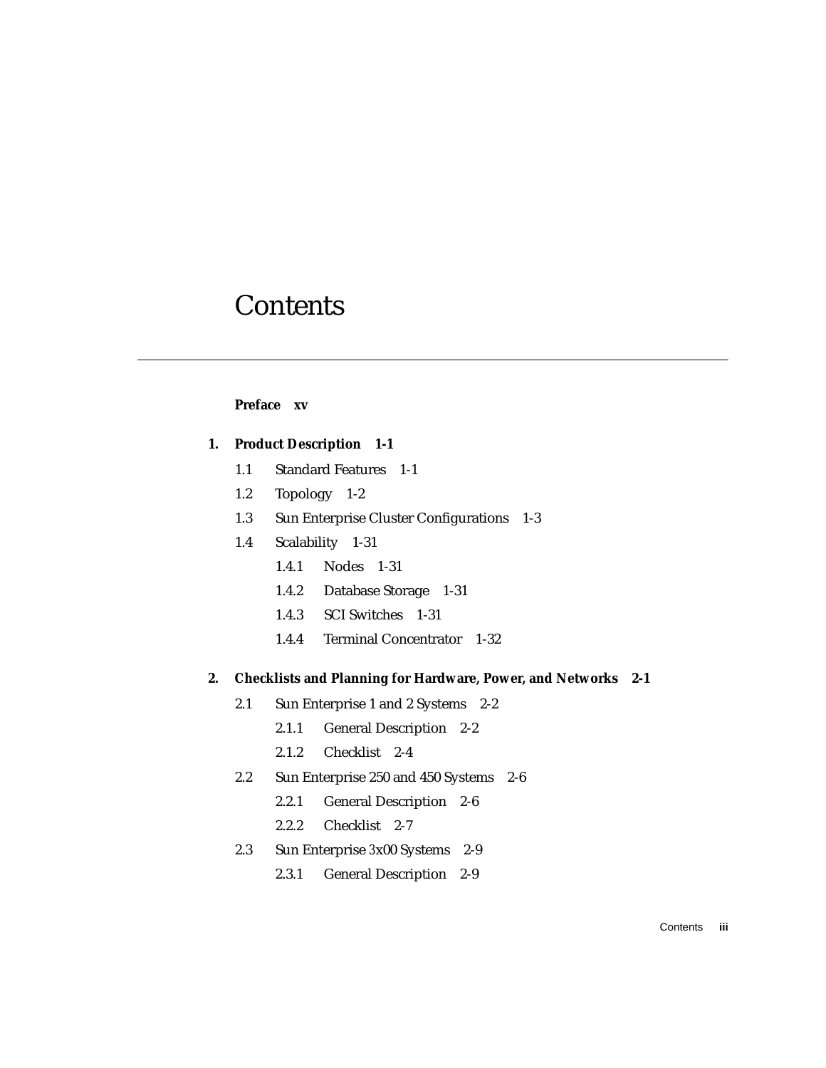# Contents

**Preface xv**

**1. Product Description 1-1**

- 1.1 Standard Features 1-1
- 1.2 Topology 1-2
- 1.3 Sun Enterprise Cluster Configurations 1-3
- 1.4 Scalability 1-31
    - 1.4.1 Nodes 1-31
    - 1.4.2 Database Storage 1-31
    - 1.4.3 SCI Switches 1-31
    - 1.4.4 Terminal Concentrator 1-32

**2. Checklists and Planning for Hardware, Power, and Networks 2-1**

- 2.1 Sun Enterprise 1 and 2 Systems 2-2
    - 2.1.1 General Description 2-2
    - 2.1.2 Checklist 2-4
- 2.2 Sun Enterprise 250 and 450 Systems 2-6
    - 2.2.1 General Description 2-6
    - 2.2.2 Checklist 2-7
- 2.3 Sun Enterprise 3x00 Systems 2-9
    - 2.3.1 General Description 2-9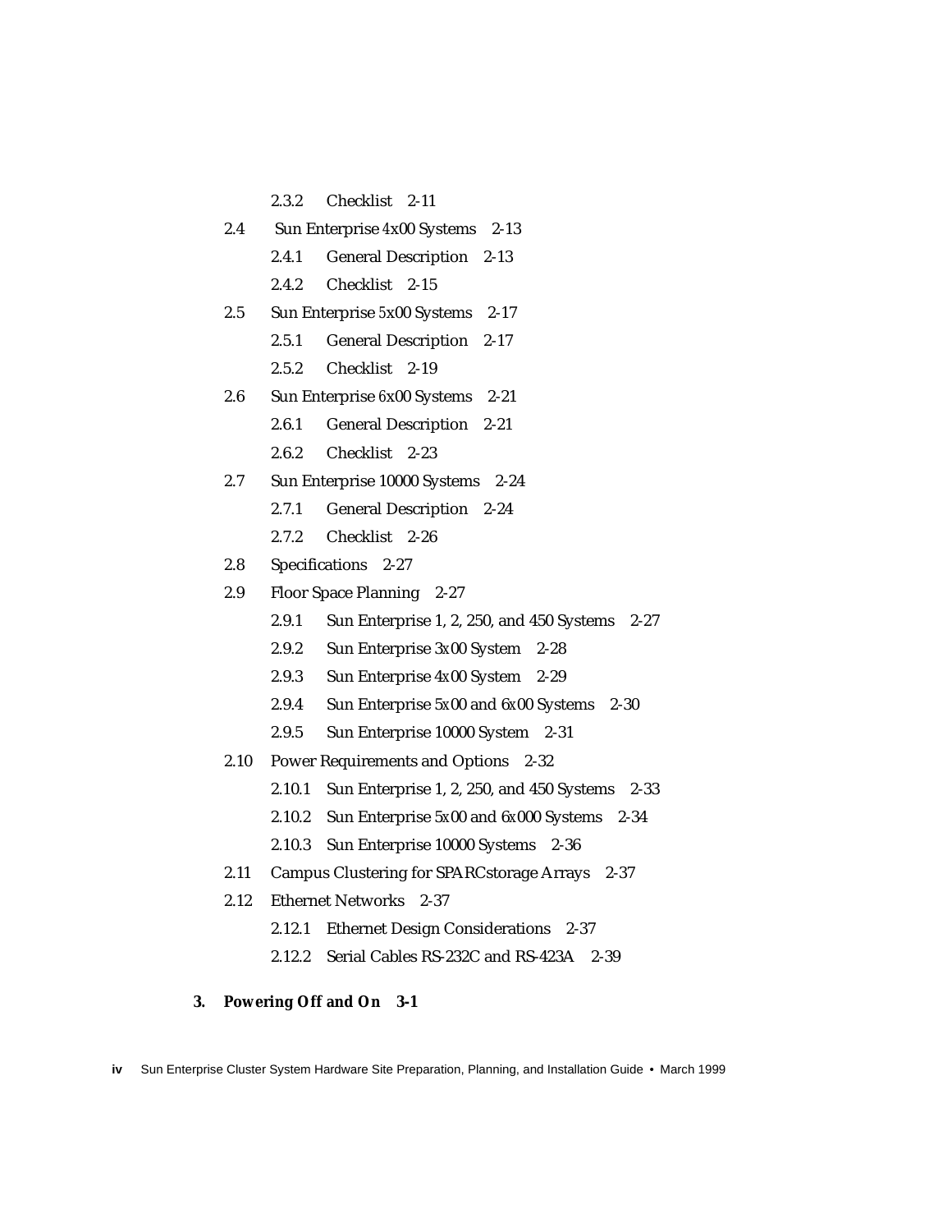2.3.2 Checklist 2-11

2.4 Sun Enterprise 4*x*00 Systems 2-13

2.4.1 General Description 2-13

2.4.2 Checklist 2-15

2.5 Sun Enterprise 5*x*00 Systems 2-17

2.5.1 General Description 2-17

2.5.2 Checklist 2-19

2.6 Sun Enterprise 6*x*00 Systems 2-21

2.6.1 General Description 2-21

2.6.2 Checklist 2-23

2.7 Sun Enterprise 10000 Systems 2-24

2.7.1 General Description 2-24

2.7.2 Checklist 2-26

2.8 Specifications 2-27

2.9 Floor Space Planning 2-27

2.9.1 Sun Enterprise 1, 2, 250, and 450 Systems 2-27

2.9.2 Sun Enterprise 3*x*00 System 2-28

2.9.3 Sun Enterprise 4*x*00 System 2-29

2.9.4 Sun Enterprise 5*x*00 and 6*x*00 Systems 2-30

2.9.5 Sun Enterprise 10000 System 2-31

2.10 Power Requirements and Options 2-32

2.10.1 Sun Enterprise 1, 2, 250, and 450 Systems 2-33

2.10.2 Sun Enterprise 5*x*00 and 6*x*000 Systems 2-34

2.10.3 Sun Enterprise 10000 Systems 2-36

2.11 Campus Clustering for SPARCstorage Arrays 2-37

2.12 Ethernet Networks 2-37

2.12.1 Ethernet Design Considerations 2-37

2.12.2 Serial Cables RS-232C and RS-423A 2-39

**3. Powering Off and On 3-1**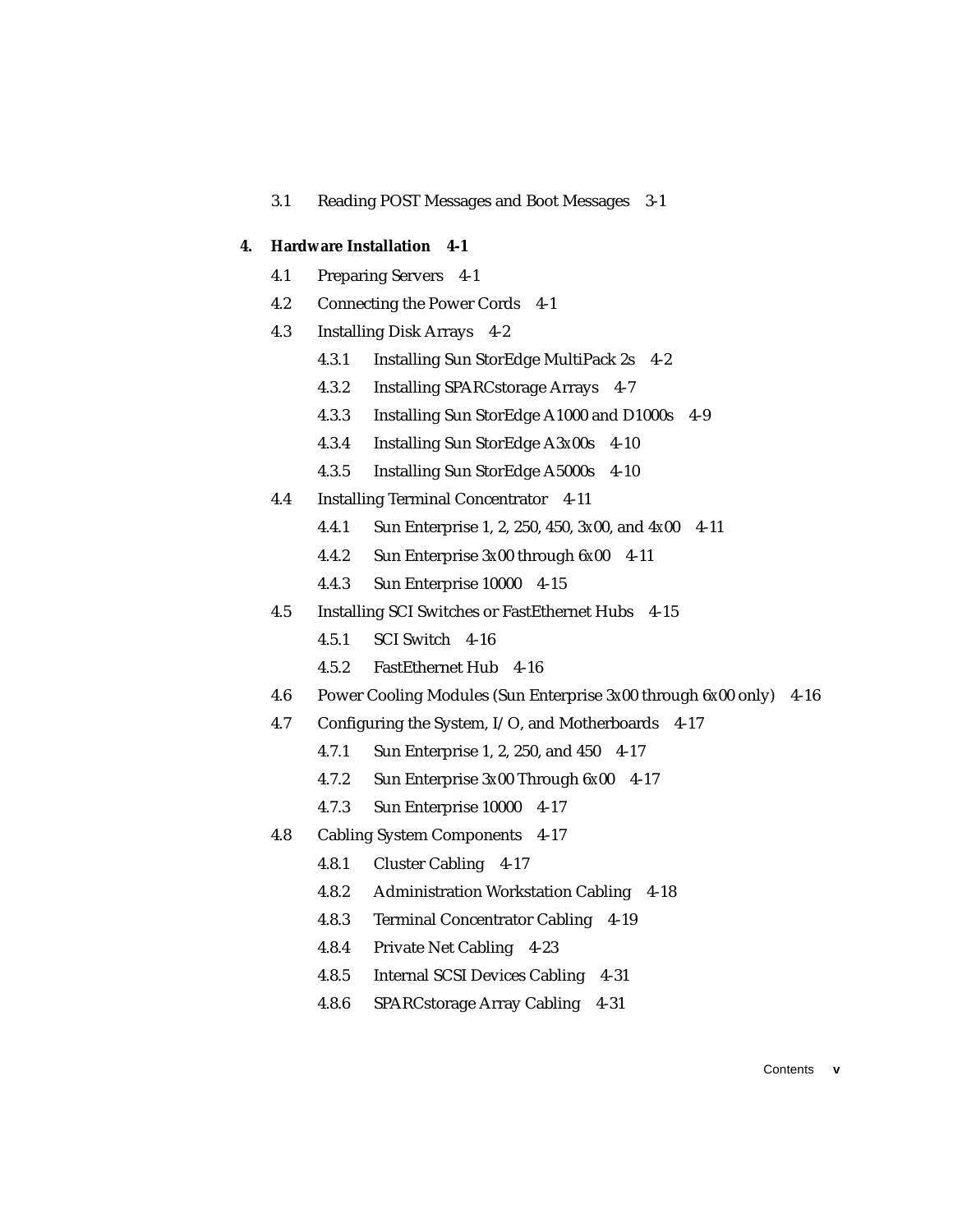3.1 Reading POST Messages and Boot Messages 3-1

**4. Hardware Installation 4-1**

4.1 Preparing Servers 4-1

4.2 Connecting the Power Cords 4-1

4.3 Installing Disk Arrays 4-2

4.3.1 Installing Sun StorEdge MultiPack 2s 4-2

4.3.2 Installing SPARCstorage Arrays 4-7

4.3.3 Installing Sun StorEdge A1000 and D1000s 4-9

4.3.4 Installing Sun StorEdge A3*x*00s 4-10

4.3.5 Installing Sun StorEdge A5000s 4-10

4.4 Installing Terminal Concentrator 4-11

4.4.1 Sun Enterprise 1, 2, 250, 450, 3*x*00, and 4*x*00 4-11

4.4.2 Sun Enterprise 3*x*00 through 6*x*00 4-11

4.4.3 Sun Enterprise 10000 4-15

4.5 Installing SCI Switches or FastEthernet Hubs 4-15

4.5.1 SCI Switch 4-16

4.5.2 FastEthernet Hub 4-16

4.6 Power Cooling Modules (Sun Enterprise 3*x*00 through 6*x*00 only) 4-16

4.7 Configuring the System, I/O, and Motherboards 4-17

4.7.1 Sun Enterprise 1, 2, 250, and 450 4-17

4.7.2 Sun Enterprise 3*x*00 Through 6*x*00 4-17

4.7.3 Sun Enterprise 10000 4-17

4.8 Cabling System Components 4-17

4.8.1 Cluster Cabling 4-17

4.8.2 Administration Workstation Cabling 4-18

4.8.3 Terminal Concentrator Cabling 4-19

4.8.4 Private Net Cabling 4-23

4.8.5 Internal SCSI Devices Cabling 4-31

4.8.6 SPARCstorage Array Cabling 4-31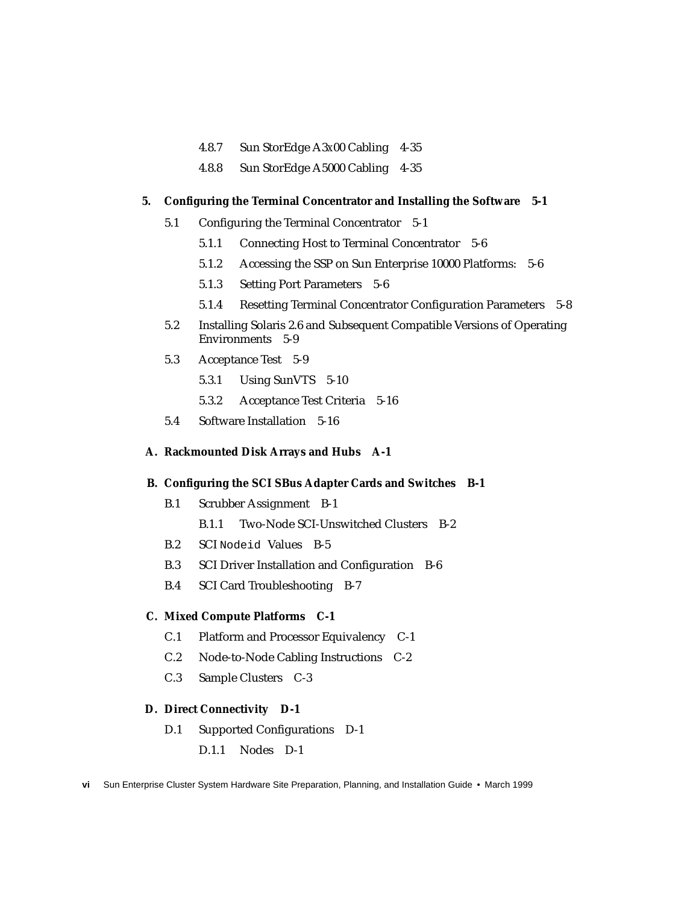4.8.7 Sun StorEdge A3x00 Cabling 4-35

4.8.8 Sun StorEdge A5000 Cabling 4-35

**5. Configuring the Terminal Concentrator and Installing the Software 5-1**

5.1 Configuring the Terminal Concentrator 5-1

5.1.1 Connecting Host to Terminal Concentrator 5-6

5.1.2 Accessing the SSP on Sun Enterprise 10000 Platforms: 5-6

5.1.3 Setting Port Parameters 5-6

5.1.4 Resetting Terminal Concentrator Configuration Parameters 5-8

5.2 Installing Solaris 2.6 and Subsequent Compatible Versions of Operating Environments 5-9

5.3 Acceptance Test 5-9

5.3.1 Using SunVTS 5-10

5.3.2 Acceptance Test Criteria 5-16

5.4 Software Installation 5-16

**A. Rackmounted Disk Arrays and Hubs A-1**

**B. Configuring the SCI SBus Adapter Cards and Switches B-1**

B.1 Scrubber Assignment B-1

B.1.1 Two-Node SCI-Unswitched Clusters B-2

B.2 SCI `Nodeid` Values B-5

B.3 SCI Driver Installation and Configuration B-6

B.4 SCI Card Troubleshooting B-7

**C. Mixed Compute Platforms C-1**

C.1 Platform and Processor Equivalency C-1

C.2 Node-to-Node Cabling Instructions C-2

C.3 Sample Clusters C-3

**D. Direct Connectivity D-1**

D.1 Supported Configurations D-1

D.1.1 Nodes D-1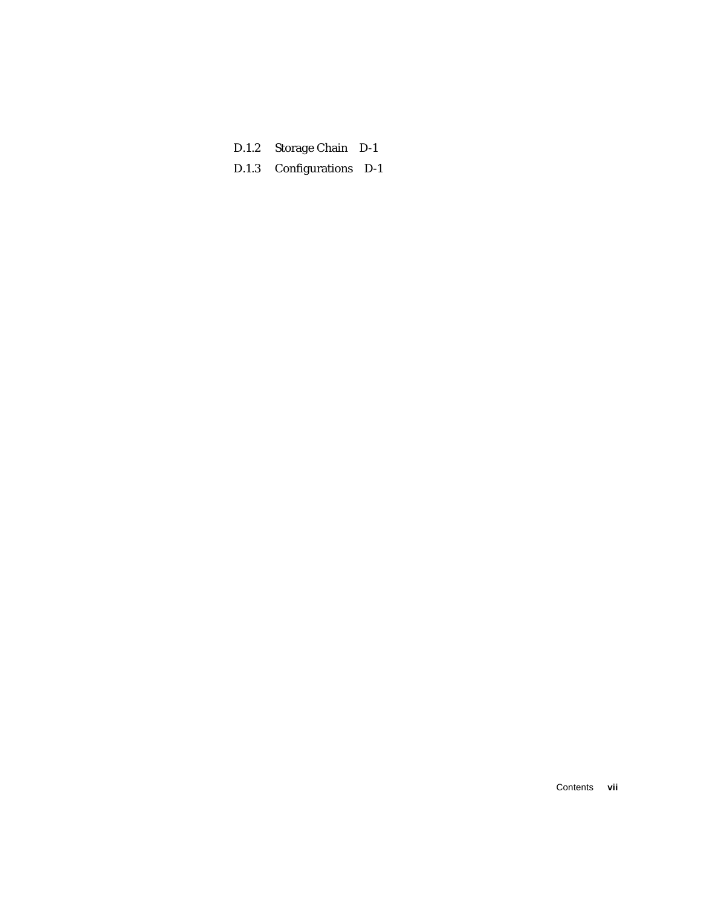D.1.2 Storage Chain D-1

D.1.3 Configurations D-1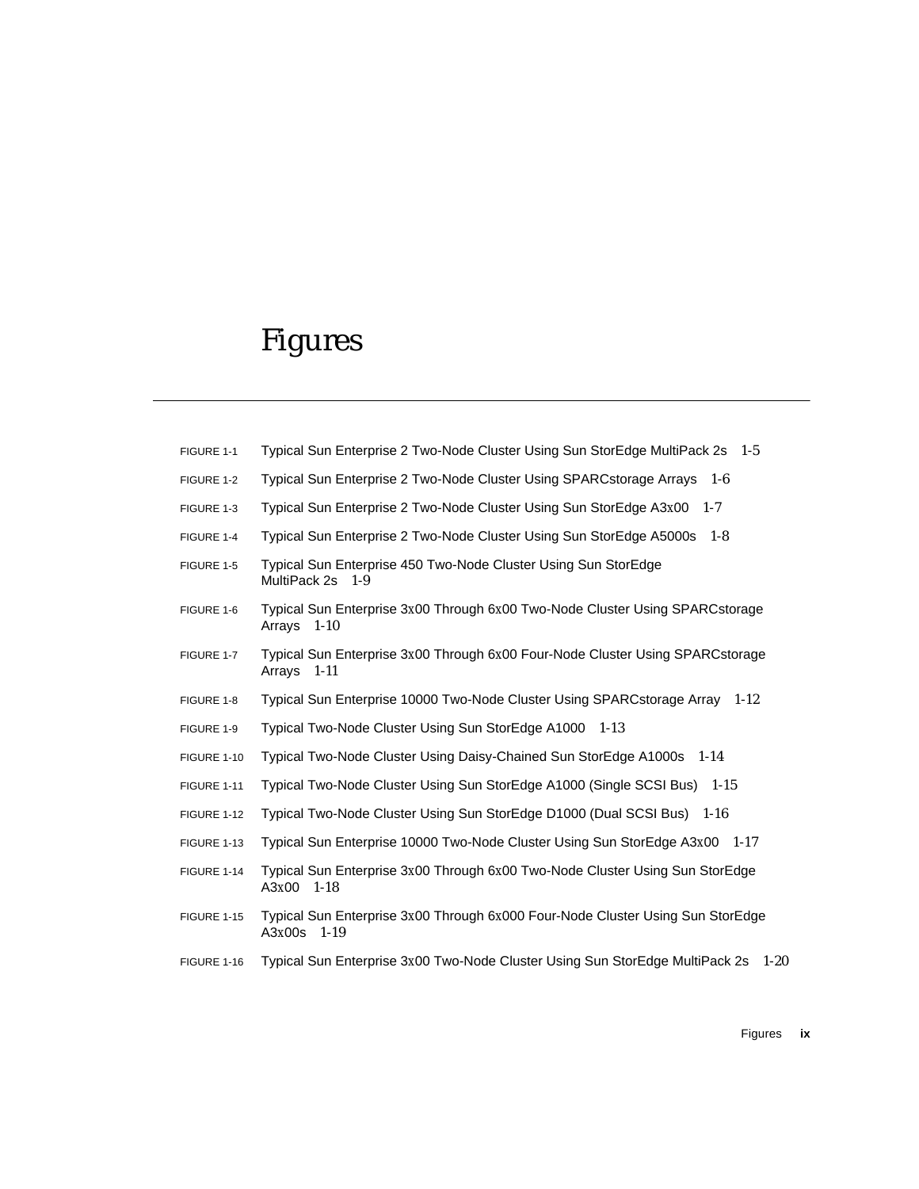# Figures

FIGURE 1-1 Typical Sun Enterprise 2 Two-Node Cluster Using Sun StorEdge MultiPack 2s 1-5

FIGURE 1-2 Typical Sun Enterprise 2 Two-Node Cluster Using SPARCstorage Arrays 1-6

FIGURE 1-3 Typical Sun Enterprise 2 Two-Node Cluster Using Sun StorEdge A3x00 1-7

FIGURE 1-4 Typical Sun Enterprise 2 Two-Node Cluster Using Sun StorEdge A5000s 1-8

FIGURE 1-5 Typical Sun Enterprise 450 Two-Node Cluster Using Sun StorEdge MultiPack 2s 1-9

FIGURE 1-6 Typical Sun Enterprise 3x00 Through 6x00 Two-Node Cluster Using SPARCstorage Arrays 1-10

FIGURE 1-7 Typical Sun Enterprise 3x00 Through 6x00 Four-Node Cluster Using SPARCstorage Arrays 1-11

FIGURE 1-8 Typical Sun Enterprise 10000 Two-Node Cluster Using SPARCstorage Array 1-12

FIGURE 1-9 Typical Two-Node Cluster Using Sun StorEdge A1000 1-13

FIGURE 1-10 Typical Two-Node Cluster Using Daisy-Chained Sun StorEdge A1000s 1-14

FIGURE 1-11 Typical Two-Node Cluster Using Sun StorEdge A1000 (Single SCSI Bus) 1-15

FIGURE 1-12 Typical Two-Node Cluster Using Sun StorEdge D1000 (Dual SCSI Bus) 1-16

FIGURE 1-13 Typical Sun Enterprise 10000 Two-Node Cluster Using Sun StorEdge A3x00 1-17

FIGURE 1-14 Typical Sun Enterprise 3x00 Through 6x00 Two-Node Cluster Using Sun StorEdge A3x00 1-18

FIGURE 1-15 Typical Sun Enterprise 3x00 Through 6x000 Four-Node Cluster Using Sun StorEdge A3x00s 1-19

FIGURE 1-16 Typical Sun Enterprise 3x00 Two-Node Cluster Using Sun StorEdge MultiPack 2s 1-20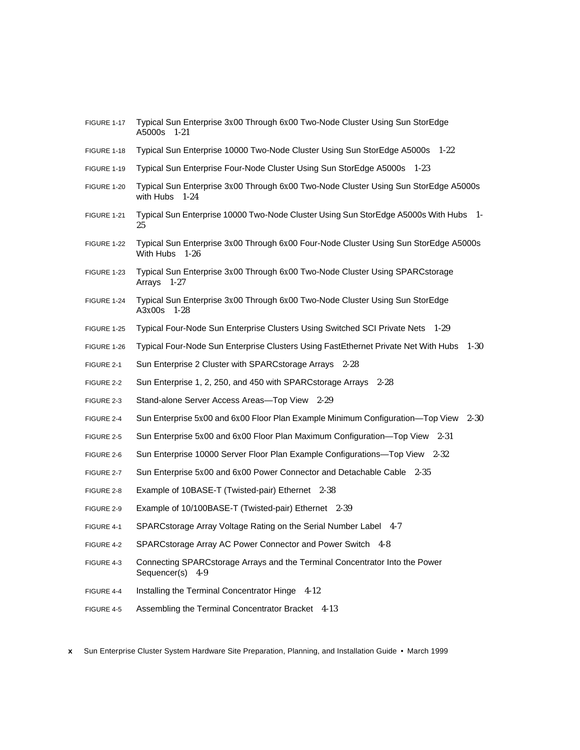FIGURE 1-17 Typical Sun Enterprise 3x00 Through 6x00 Two-Node Cluster Using Sun StorEdge A5000s 1-21

FIGURE 1-18 Typical Sun Enterprise 10000 Two-Node Cluster Using Sun StorEdge A5000s 1-22

FIGURE 1-19 Typical Sun Enterprise Four-Node Cluster Using Sun StorEdge A5000s 1-23

FIGURE 1-20 Typical Sun Enterprise 3x00 Through 6x00 Two-Node Cluster Using Sun StorEdge A5000s with Hubs 1-24

FIGURE 1-21 Typical Sun Enterprise 10000 Two-Node Cluster Using Sun StorEdge A5000s With Hubs 1-25

FIGURE 1-22 Typical Sun Enterprise 3x00 Through 6x00 Four-Node Cluster Using Sun StorEdge A5000s With Hubs 1-26

FIGURE 1-23 Typical Sun Enterprise 3x00 Through 6x00 Two-Node Cluster Using SPARCstorage Arrays 1-27

FIGURE 1-24 Typical Sun Enterprise 3x00 Through 6x00 Two-Node Cluster Using Sun StorEdge A3x00s 1-28

FIGURE 1-25 Typical Four-Node Sun Enterprise Clusters Using Switched SCI Private Nets 1-29

FIGURE 1-26 Typical Four-Node Sun Enterprise Clusters Using FastEthernet Private Net With Hubs 1-30

FIGURE 2-1 Sun Enterprise 2 Cluster with SPARCstorage Arrays 2-28

FIGURE 2-2 Sun Enterprise 1, 2, 250, and 450 with SPARCstorage Arrays 2-28

FIGURE 2-3 Stand-alone Server Access Areas—Top View 2-29

FIGURE 2-4 Sun Enterprise 5x00 and 6x00 Floor Plan Example Minimum Configuration—Top View 2-30

FIGURE 2-5 Sun Enterprise 5x00 and 6x00 Floor Plan Maximum Configuration—Top View 2-31

FIGURE 2-6 Sun Enterprise 10000 Server Floor Plan Example Configurations—Top View 2-32

FIGURE 2-7 Sun Enterprise 5x00 and 6x00 Power Connector and Detachable Cable 2-35

FIGURE 2-8 Example of 10BASE-T (Twisted-pair) Ethernet 2-38

FIGURE 2-9 Example of 10/100BASE-T (Twisted-pair) Ethernet 2-39

FIGURE 4-1 SPARCstorage Array Voltage Rating on the Serial Number Label 4-7

FIGURE 4-2 SPARCstorage Array AC Power Connector and Power Switch 4-8

FIGURE 4-3 Connecting SPARCstorage Arrays and the Terminal Concentrator Into the Power Sequencer(s) 4-9

FIGURE 4-4 Installing the Terminal Concentrator Hinge 4-12

FIGURE 4-5 Assembling the Terminal Concentrator Bracket 4-13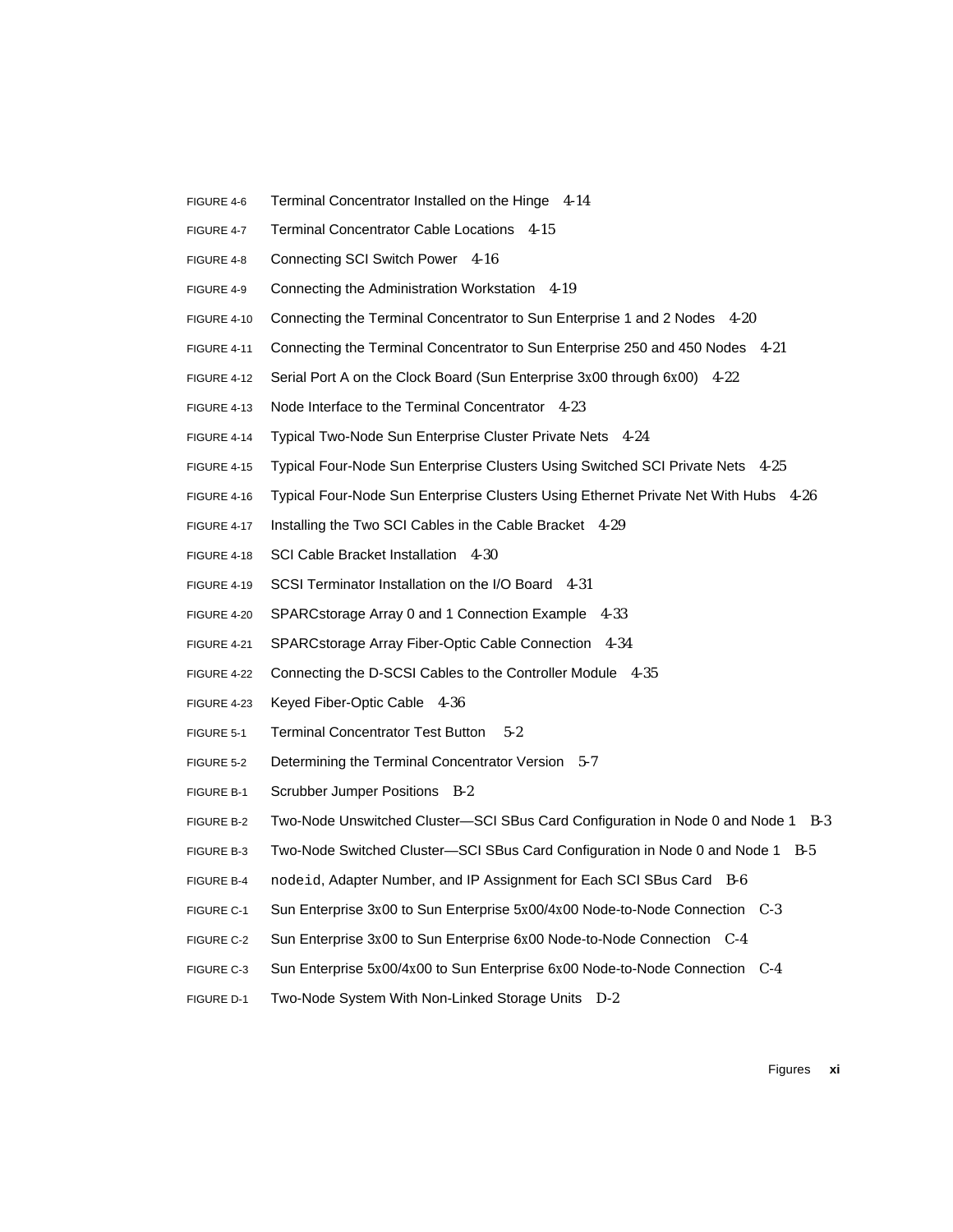FIGURE 4-6 Terminal Concentrator Installed on the Hinge 4-14

FIGURE 4-7 Terminal Concentrator Cable Locations 4-15

FIGURE 4-8 Connecting SCI Switch Power 4-16

FIGURE 4-9 Connecting the Administration Workstation 4-19

FIGURE 4-10 Connecting the Terminal Concentrator to Sun Enterprise 1 and 2 Nodes 4-20

FIGURE 4-11 Connecting the Terminal Concentrator to Sun Enterprise 250 and 450 Nodes 4-21

FIGURE 4-12 Serial Port A on the Clock Board (Sun Enterprise 3x00 through 6x00) 4-22

FIGURE 4-13 Node Interface to the Terminal Concentrator 4-23

FIGURE 4-14 Typical Two-Node Sun Enterprise Cluster Private Nets 4-24

FIGURE 4-15 Typical Four-Node Sun Enterprise Clusters Using Switched SCI Private Nets 4-25

FIGURE 4-16 Typical Four-Node Sun Enterprise Clusters Using Ethernet Private Net With Hubs 4-26

FIGURE 4-17 Installing the Two SCI Cables in the Cable Bracket 4-29

FIGURE 4-18 SCI Cable Bracket Installation 4-30

FIGURE 4-19 SCSI Terminator Installation on the I/O Board 4-31

FIGURE 4-20 SPARCstorage Array 0 and 1 Connection Example 4-33

FIGURE 4-21 SPARCstorage Array Fiber-Optic Cable Connection 4-34

FIGURE 4-22 Connecting the D-SCSI Cables to the Controller Module 4-35

FIGURE 4-23 Keyed Fiber-Optic Cable 4-36

FIGURE 5-1 Terminal Concentrator Test Button 5-2

FIGURE 5-2 Determining the Terminal Concentrator Version 5-7

FIGURE B-1 Scrubber Jumper Positions B-2

FIGURE B-2 Two-Node Unswitched Cluster—SCI SBus Card Configuration in Node 0 and Node 1 B-3

FIGURE B-3 Two-Node Switched Cluster—SCI SBus Card Configuration in Node 0 and Node 1 B-5

FIGURE B-4 `nodeid`, Adapter Number, and IP Assignment for Each SCI SBus Card B-6

FIGURE C-1 Sun Enterprise 3x00 to Sun Enterprise 5x00/4x00 Node-to-Node Connection C-3

FIGURE C-2 Sun Enterprise 3x00 to Sun Enterprise 6x00 Node-to-Node Connection C-4

FIGURE C-3 Sun Enterprise 5x00/4x00 to Sun Enterprise 6x00 Node-to-Node Connection C-4

FIGURE D-1 Two-Node System With Non-Linked Storage Units D-2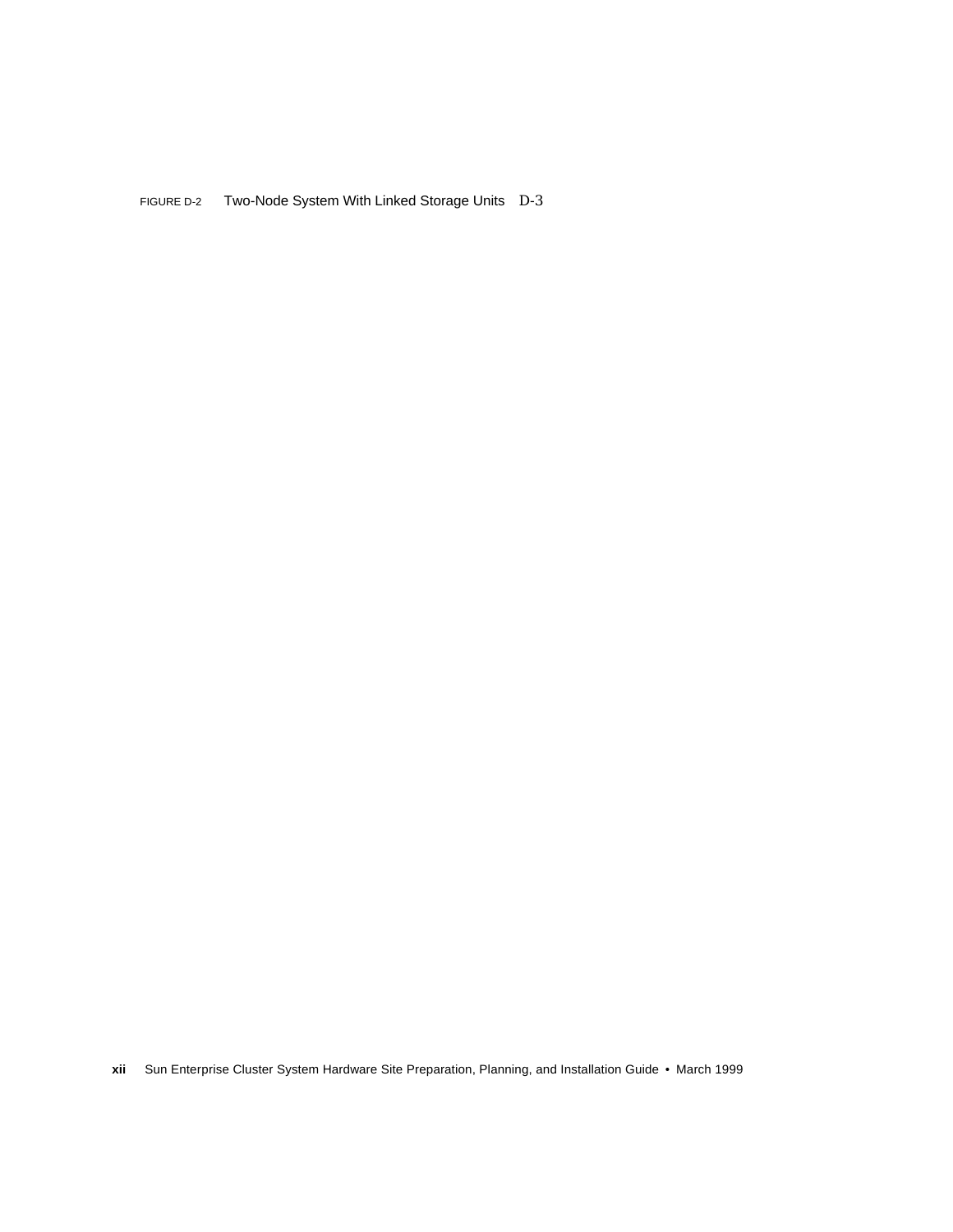FIGURE D-2 Two-Node System With Linked Storage Units D-3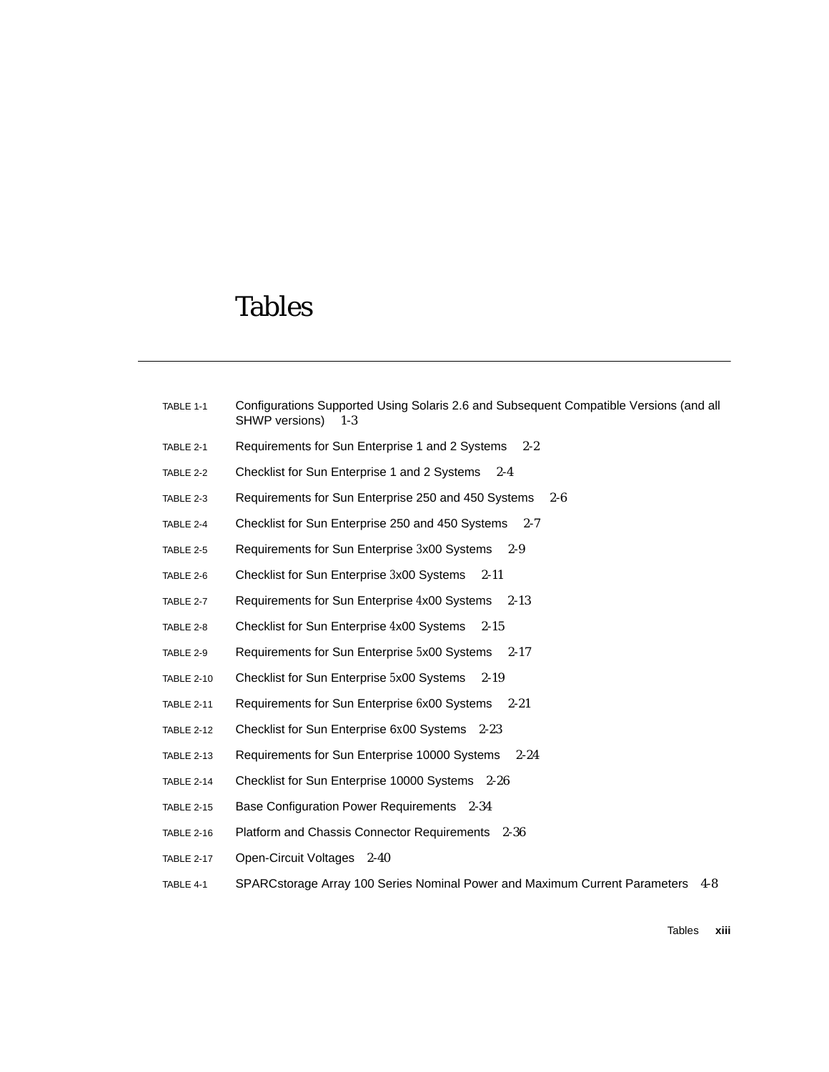# Tables

TABLE 1-1 Configurations Supported Using Solaris 2.6 and Subsequent Compatible Versions (and all SHWP versions) 1-3

TABLE 2-1 Requirements for Sun Enterprise 1 and 2 Systems 2-2

TABLE 2-2 Checklist for Sun Enterprise 1 and 2 Systems 2-4

TABLE 2-3 Requirements for Sun Enterprise 250 and 450 Systems 2-6

TABLE 2-4 Checklist for Sun Enterprise 250 and 450 Systems 2-7

TABLE 2-5 Requirements for Sun Enterprise 3x00 Systems 2-9

TABLE 2-6 Checklist for Sun Enterprise 3x00 Systems 2-11

TABLE 2-7 Requirements for Sun Enterprise 4x00 Systems 2-13

TABLE 2-8 Checklist for Sun Enterprise 4x00 Systems 2-15

TABLE 2-9 Requirements for Sun Enterprise 5x00 Systems 2-17

TABLE 2-10 Checklist for Sun Enterprise 5x00 Systems 2-19

TABLE 2-11 Requirements for Sun Enterprise 6x00 Systems 2-21

TABLE 2-12 Checklist for Sun Enterprise 6x00 Systems 2-23

TABLE 2-13 Requirements for Sun Enterprise 10000 Systems 2-24

TABLE 2-14 Checklist for Sun Enterprise 10000 Systems 2-26

TABLE 2-15 Base Configuration Power Requirements 2-34

TABLE 2-16 Platform and Chassis Connector Requirements 2-36

TABLE 2-17 Open-Circuit Voltages 2-40

TABLE 4-1 SPARCstorage Array 100 Series Nominal Power and Maximum Current Parameters 4-8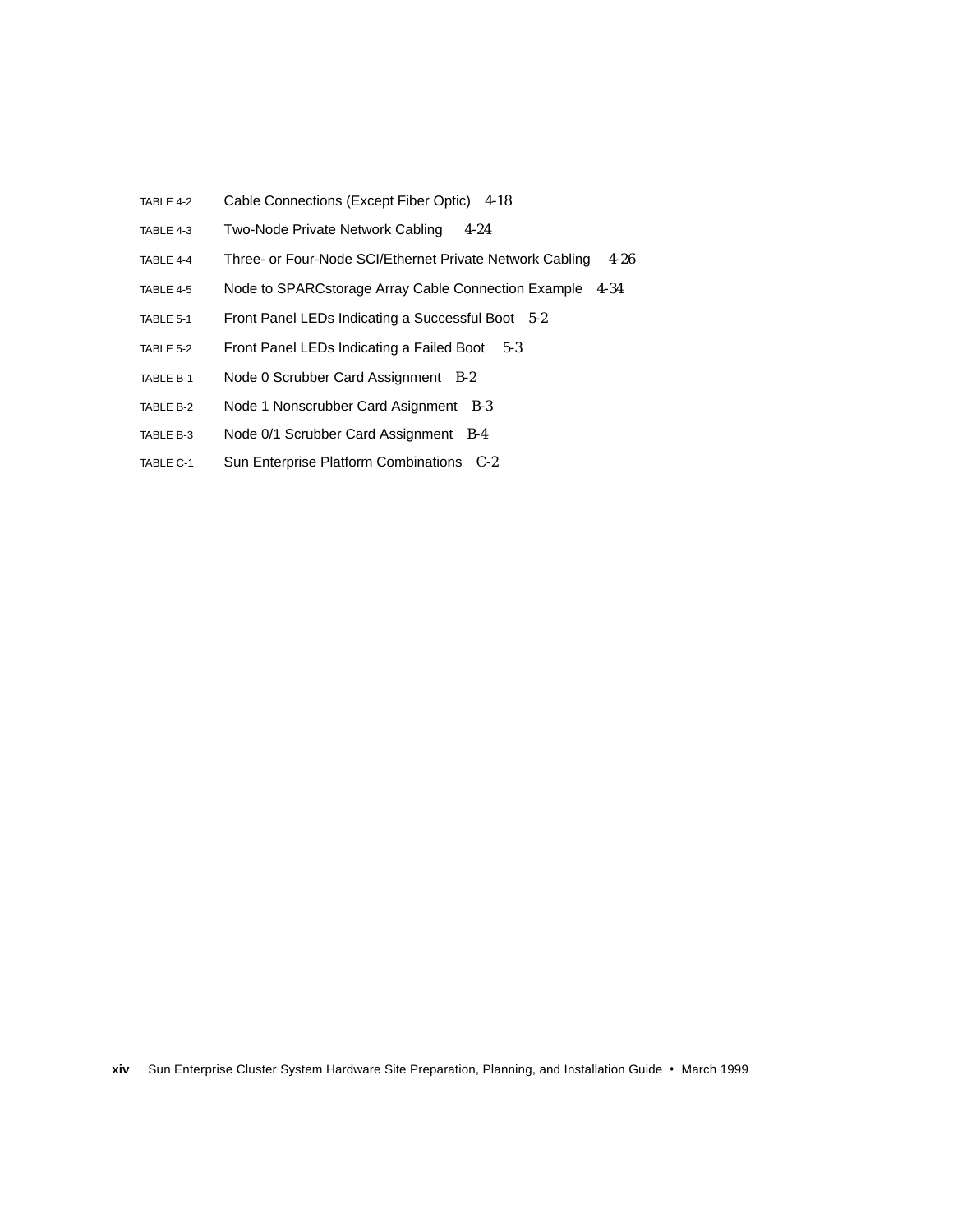TABLE 4-2 Cable Connections (Except Fiber Optic) 4-18

TABLE 4-3 Two-Node Private Network Cabling 4-24

TABLE 4-4 Three- or Four-Node SCI/Ethernet Private Network Cabling 4-26

TABLE 4-5 Node to SPARCstorage Array Cable Connection Example 4-34

TABLE 5-1 Front Panel LEDs Indicating a Successful Boot 5-2

TABLE 5-2 Front Panel LEDs Indicating a Failed Boot 5-3

TABLE B-1 Node 0 Scrubber Card Assignment B-2

TABLE B-2 Node 1 Nonscrubber Card Asignment B-3

TABLE B-3 Node 0/1 Scrubber Card Assignment B-4

TABLE C-1 Sun Enterprise Platform Combinations C-2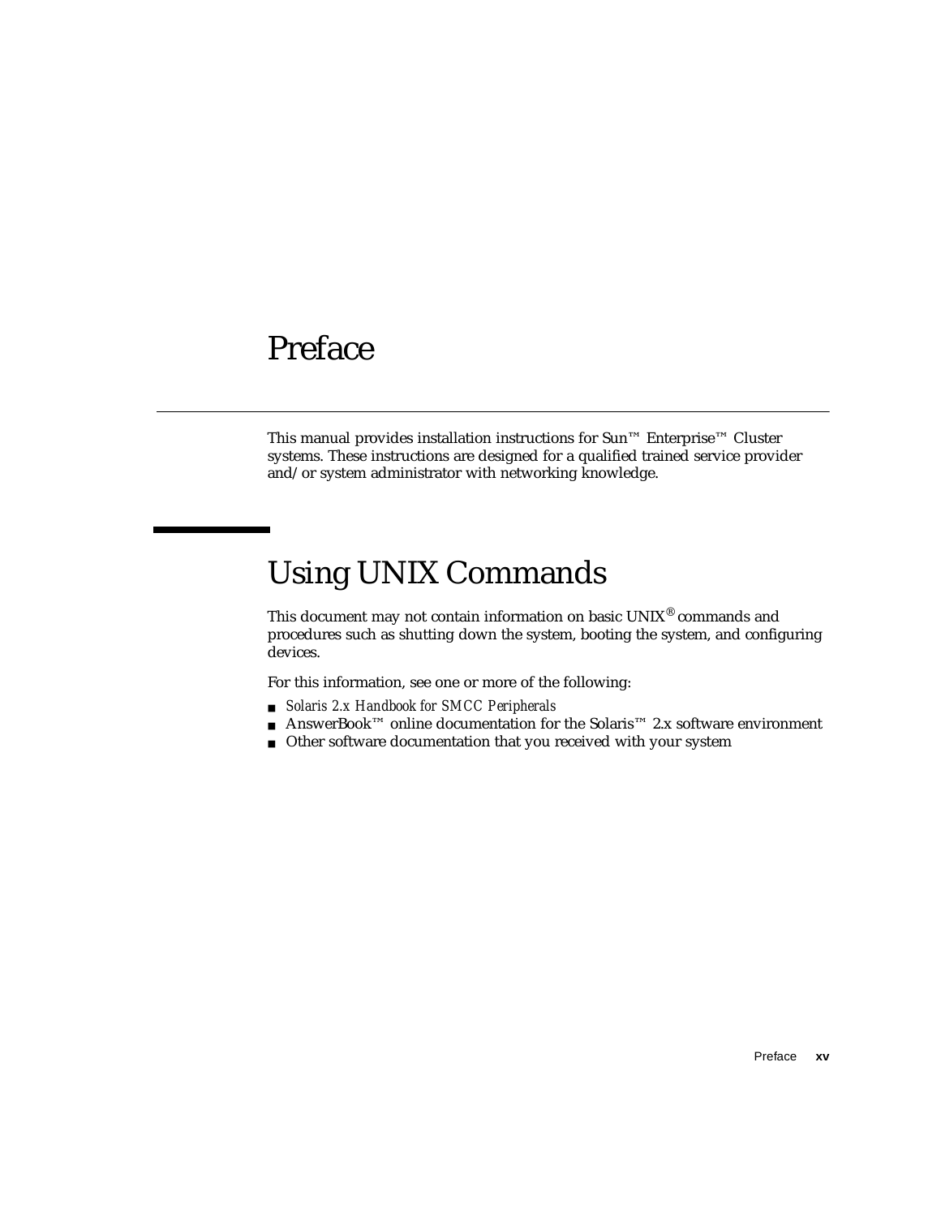# Preface

This manual provides installation instructions for Sun™ Enterprise™ Cluster systems. These instructions are designed for a qualified trained service provider and/or system administrator with networking knowledge.

## Using UNIX Commands

This document may not contain information on basic UNIX® commands and procedures such as shutting down the system, booting the system, and configuring devices.

For this information, see one or more of the following:

- *Solaris 2.x Handbook for SMCC Peripherals*
- AnswerBook™ online documentation for the Solaris™ 2.x software environment
- Other software documentation that you received with your system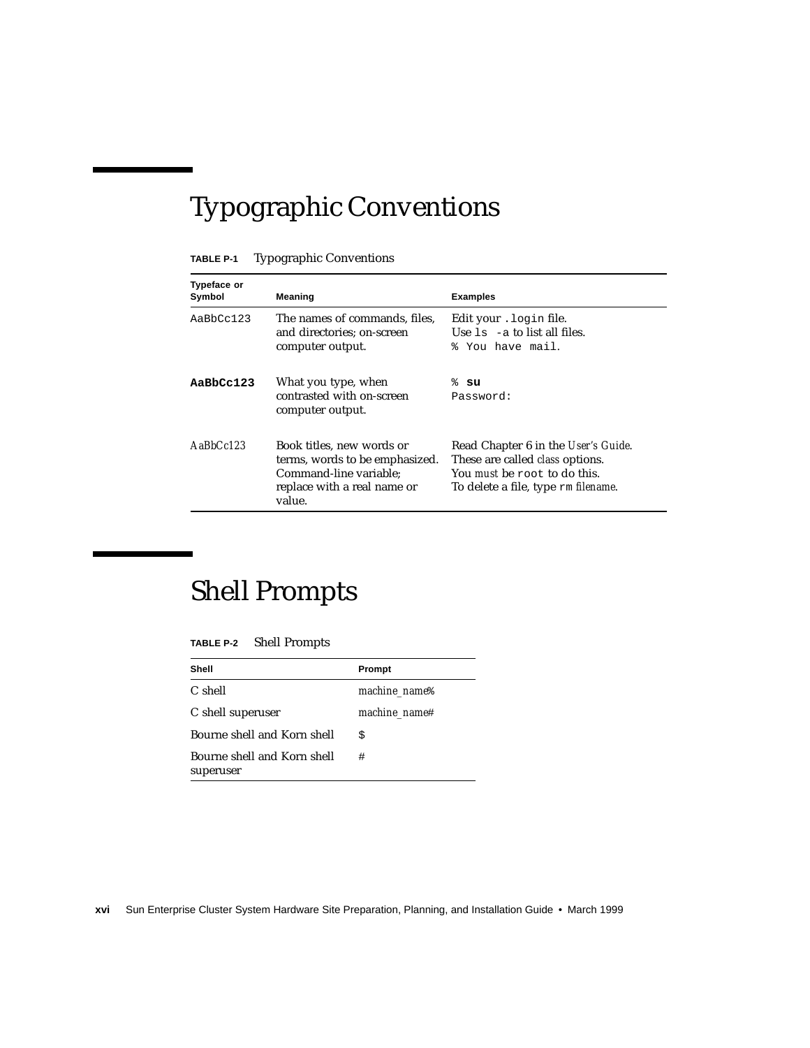# Typographic Conventions

**TABLE P-1** Typographic Conventions

| Typeface or Symbol | Meaning | Examples |
|---|---|---|
| `AaBbCc123` | The names of commands, files, and directories; on-screen computer output. | Edit your `.login` file.<br>Use `ls -a` to list all files.<br>`% You have mail.` |
| **`AaBbCc123`** | What you type, when contrasted with on-screen computer output. | `%` **`su`**<br>`Password:` |
| *AaBbCc123* | Book titles, new words or terms, words to be emphasized. Command-line variable; replace with a real name or value. | Read Chapter 6 in the *User's Guide*.<br>These are called *class* options.<br>You *must* be `root` to do this.<br>To delete a file, type `rm` *filename*. |

# Shell Prompts

**TABLE P-2** Shell Prompts

| Shell | Prompt |
|---|---|
| C shell | *machine_name*% |
| C shell superuser | *machine_name*# |
| Bourne shell and Korn shell | `$` |
| Bourne shell and Korn shell superuser | `#` |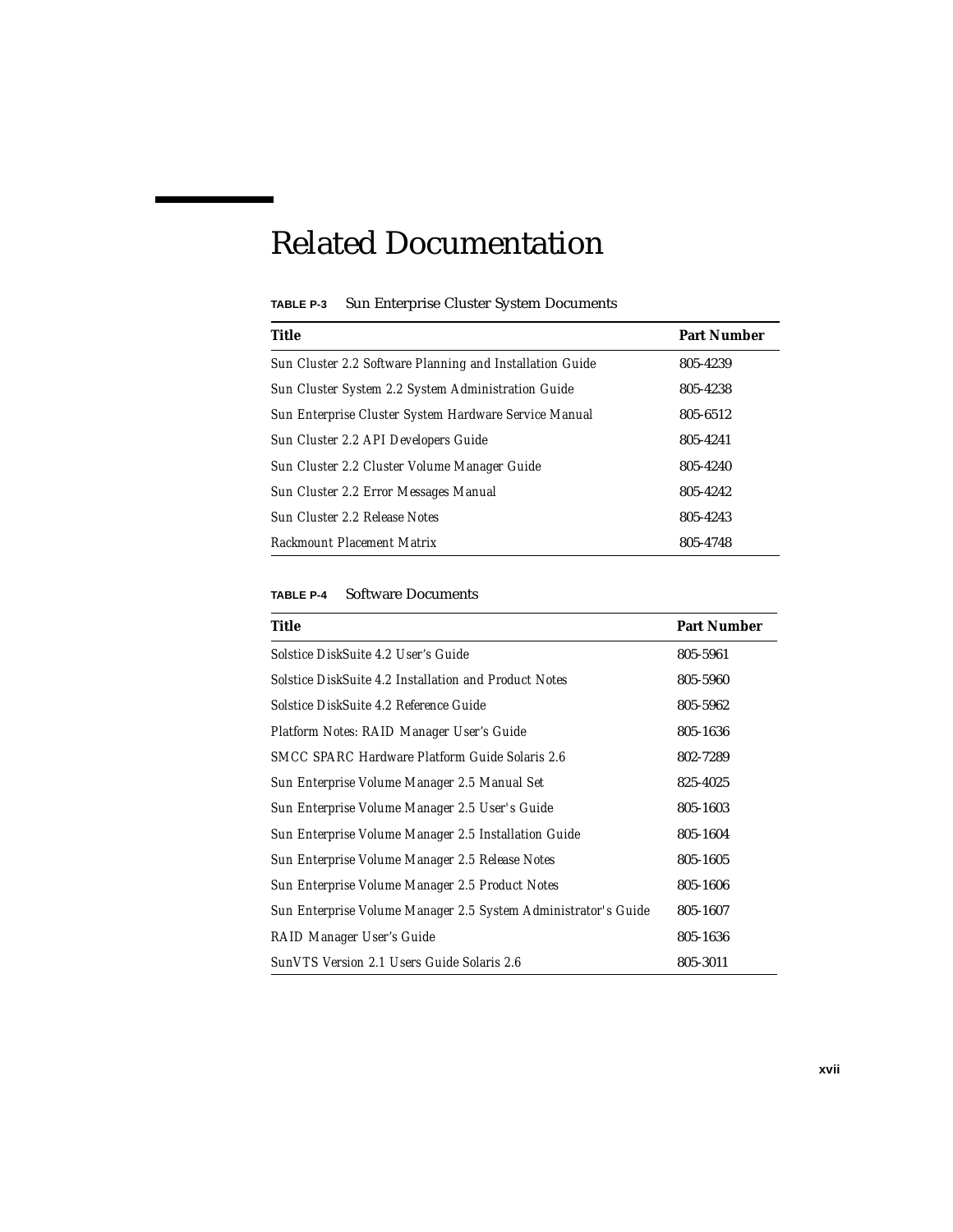# Related Documentation

**TABLE P-3** Sun Enterprise Cluster System Documents

| Title | Part Number |
|---|---|
| Sun Cluster 2.2 Software Planning and Installation Guide | 805-4239 |
| Sun Cluster System 2.2 System Administration Guide | 805-4238 |
| Sun Enterprise Cluster System Hardware Service Manual | 805-6512 |
| Sun Cluster 2.2 API Developers Guide | 805-4241 |
| Sun Cluster 2.2 Cluster Volume Manager Guide | 805-4240 |
| Sun Cluster 2.2 Error Messages Manual | 805-4242 |
| Sun Cluster 2.2 Release Notes | 805-4243 |
| Rackmount Placement Matrix | 805-4748 |

**TABLE P-4** Software Documents

| Title | Part Number |
|---|---|
| Solstice DiskSuite 4.2 User's Guide | 805-5961 |
| Solstice DiskSuite 4.2 Installation and Product Notes | 805-5960 |
| Solstice DiskSuite 4.2 Reference Guide | 805-5962 |
| Platform Notes: RAID Manager User's Guide | 805-1636 |
| SMCC SPARC Hardware Platform Guide Solaris 2.6 | 802-7289 |
| Sun Enterprise Volume Manager 2.5 Manual Set | 825-4025 |
| Sun Enterprise Volume Manager 2.5 User's Guide | 805-1603 |
| Sun Enterprise Volume Manager 2.5 Installation Guide | 805-1604 |
| Sun Enterprise Volume Manager 2.5 Release Notes | 805-1605 |
| Sun Enterprise Volume Manager 2.5 Product Notes | 805-1606 |
| Sun Enterprise Volume Manager 2.5 System Administrator's Guide | 805-1607 |
| RAID Manager User's Guide | 805-1636 |
| SunVTS Version 2.1 Users Guide Solaris 2.6 | 805-3011 |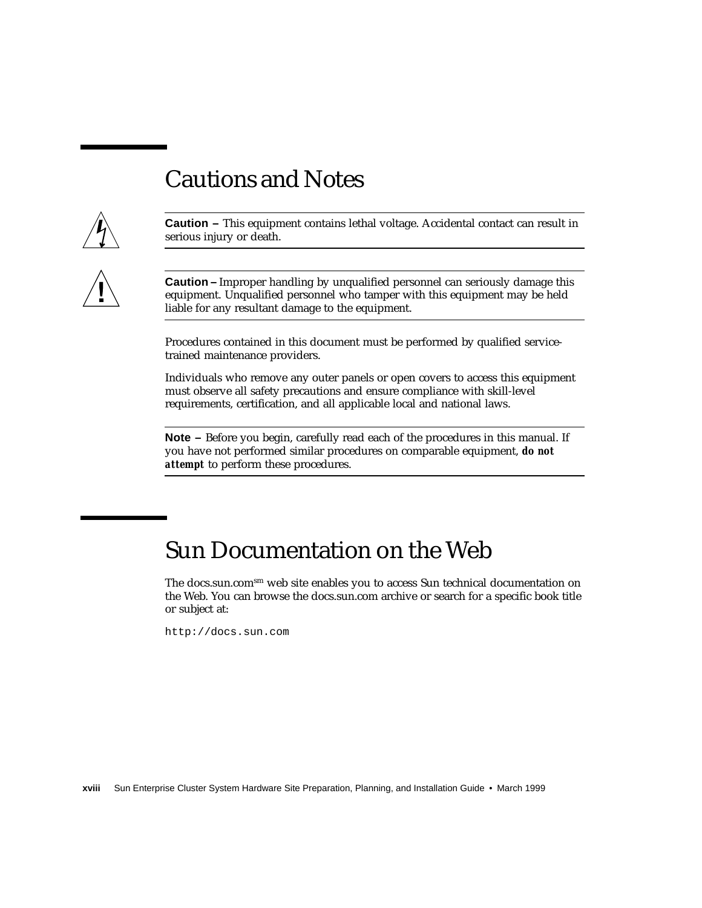## Cautions and Notes

**Caution –** This equipment contains lethal voltage. Accidental contact can result in serious injury or death.

**Caution –** Improper handling by unqualified personnel can seriously damage this equipment. Unqualified personnel who tamper with this equipment may be held liable for any resultant damage to the equipment.

Procedures contained in this document must be performed by qualified service-trained maintenance providers.

Individuals who remove any outer panels or open covers to access this equipment must observe all safety precautions and ensure compliance with skill-level requirements, certification, and all applicable local and national laws.

**Note –** Before you begin, carefully read each of the procedures in this manual. If you have not performed similar procedures on comparable equipment, ***do not attempt*** to perform these procedures.

## Sun Documentation on the Web

The docs.sun.com[sm] web site enables you to access Sun technical documentation on the Web. You can browse the docs.sun.com archive or search for a specific book title or subject at:

```
http://docs.sun.com
```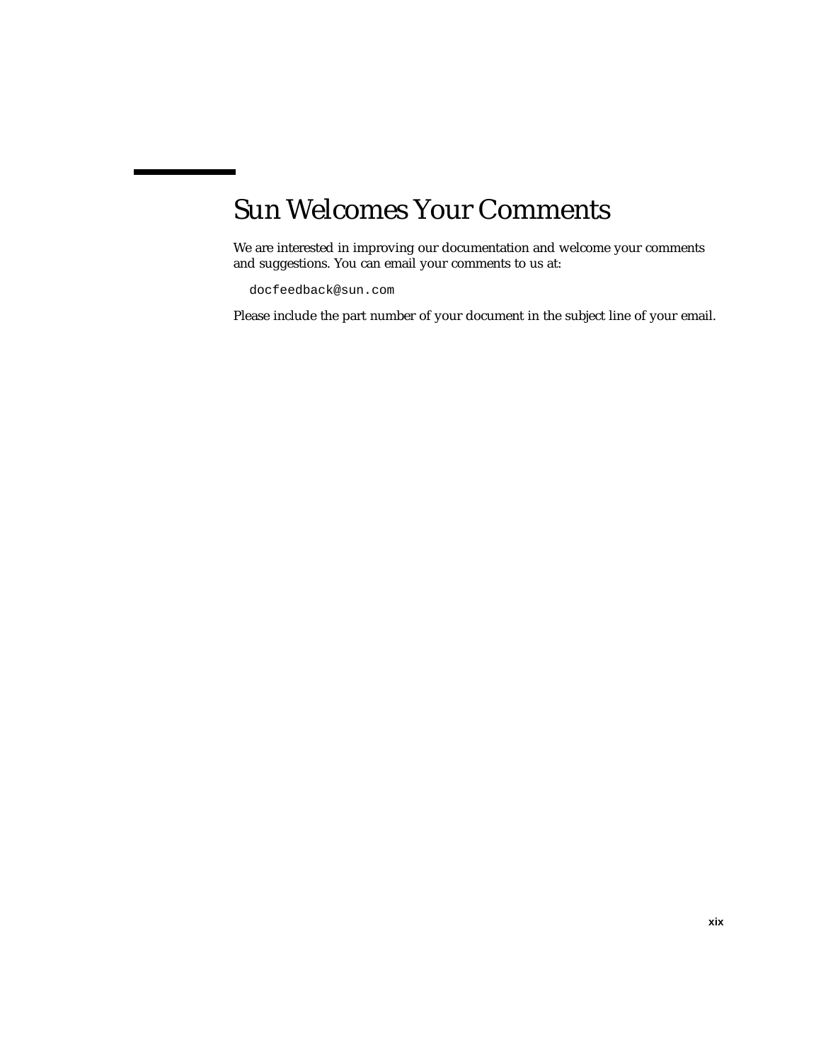# Sun Welcomes Your Comments

We are interested in improving our documentation and welcome your comments and suggestions. You can email your comments to us at:

```
docfeedback@sun.com
```

Please include the part number of your document in the subject line of your email.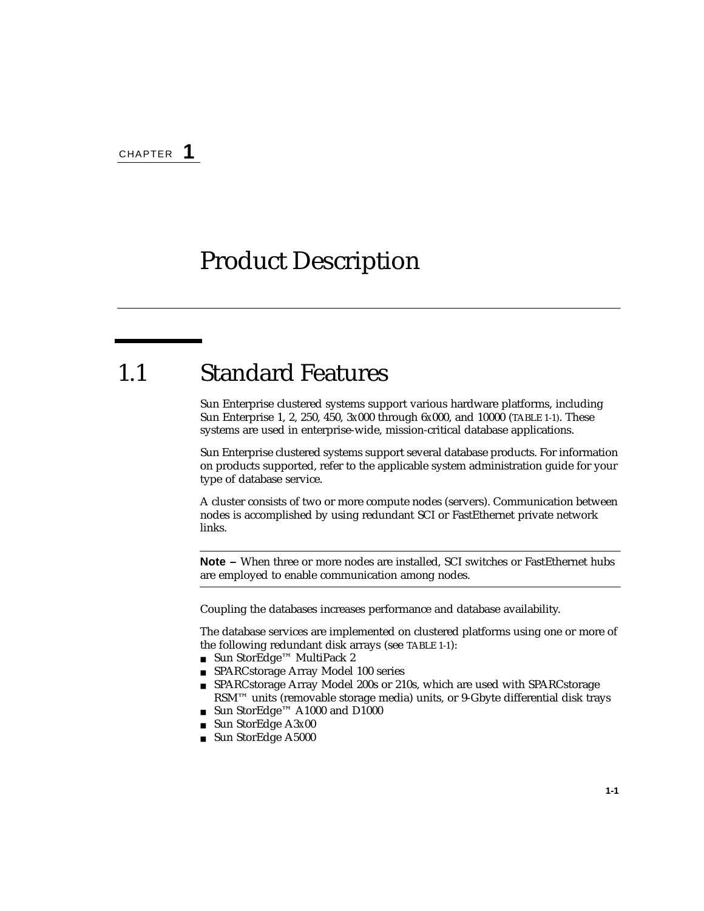CHAPTER **1**

# Product Description

## 1.1 Standard Features

Sun Enterprise clustered systems support various hardware platforms, including Sun Enterprise 1, 2, 250, 450, 3*x*000 through 6*x*000, and 10000 (TABLE 1-1). These systems are used in enterprise-wide, mission-critical database applications.

Sun Enterprise clustered systems support several database products. For information on products supported, refer to the applicable system administration guide for your type of database service.

A cluster consists of two or more compute nodes (servers). Communication between nodes is accomplished by using redundant SCI or FastEthernet private network links.

---

**Note –** When three or more nodes are installed, SCI switches or FastEthernet hubs are employed to enable communication among nodes.

---

Coupling the databases increases performance and database availability.

The database services are implemented on clustered platforms using one or more of the following redundant disk arrays (see TABLE 1-1):

- Sun StorEdge™ MultiPack 2
- SPARCstorage Array Model 100 series
- SPARCstorage Array Model 200s or 210s, which are used with SPARCstorage RSM™ units (removable storage media) units, or 9-Gbyte differential disk trays
- Sun StorEdge™ A1000 and D1000
- Sun StorEdge A3*x*00
- Sun StorEdge A5000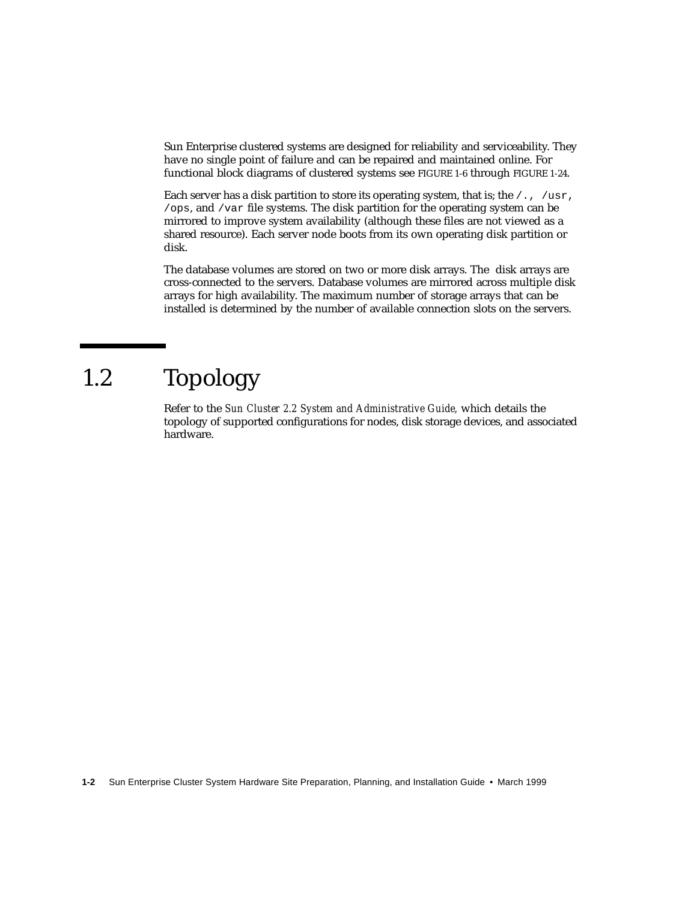Sun Enterprise clustered systems are designed for reliability and serviceability. They have no single point of failure and can be repaired and maintained online. For functional block diagrams of clustered systems see FIGURE 1-6 through FIGURE 1-24.

Each server has a disk partition to store its operating system, that is; the `/.`, `/usr`, `/ops`, and `/var` file systems. The disk partition for the operating system can be mirrored to improve system availability (although these files are not viewed as a shared resource). Each server node boots from its own operating disk partition or disk.

The database volumes are stored on two or more disk arrays. The disk arrays are cross-connected to the servers. Database volumes are mirrored across multiple disk arrays for high availability. The maximum number of storage arrays that can be installed is determined by the number of available connection slots on the servers.

## 1.2 Topology

Refer to the *Sun Cluster 2.2 System and Administrative Guide,* which details the topology of supported configurations for nodes, disk storage devices, and associated hardware.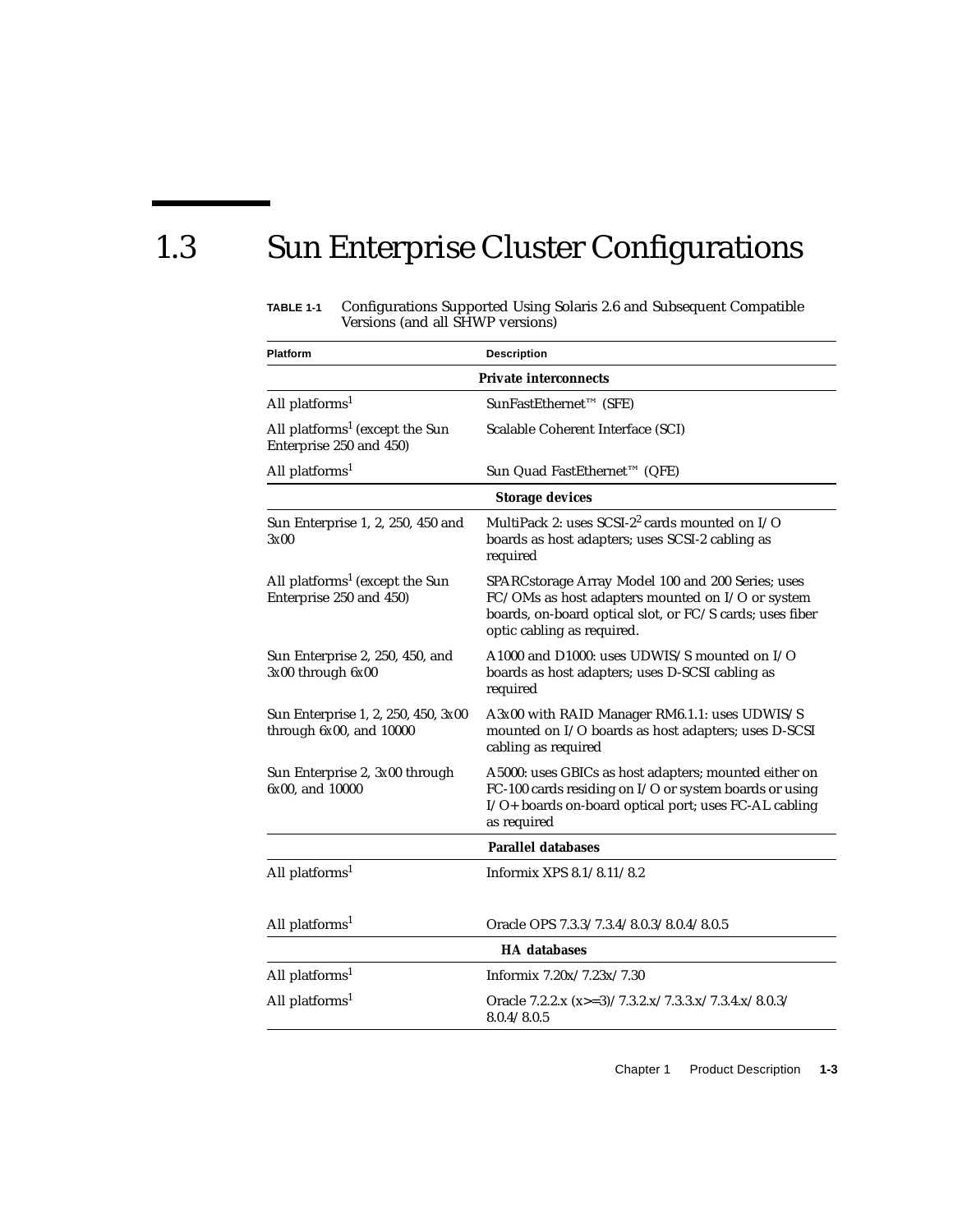## 1.3 Sun Enterprise Cluster Configurations

**TABLE 1-1** Configurations Supported Using Solaris 2.6 and Subsequent Compatible Versions (and all SHWP versions)

| Platform | Description |
|---|---|
| | **Private interconnects** |
| All platforms[1] | SunFastEthernet™ (SFE) |
| All platforms[1] (except the Sun Enterprise 250 and 450) | Scalable Coherent Interface (SCI) |
| All platforms[1] | Sun Quad FastEthernet™ (QFE) |
| | **Storage devices** |
| Sun Enterprise 1, 2, 250, 450 and 3*x*00 | MultiPack 2: uses SCSI-2[2] cards mounted on I/O boards as host adapters; uses SCSI-2 cabling as required |
| All platforms[1] (except the Sun Enterprise 250 and 450) | SPARCstorage Array Model 100 and 200 Series; uses FC/OMs as host adapters mounted on I/O or system boards, on-board optical slot, or FC/S cards; uses fiber optic cabling as required. |
| Sun Enterprise 2, 250, 450, and 3*x*00 through 6*x*00 | A1000 and D1000: uses UDWIS/S mounted on I/O boards as host adapters; uses D-SCSI cabling as required |
| Sun Enterprise 1, 2, 250, 450, 3*x*00 through 6*x*00, and 10000 | A3*x*00 with RAID Manager RM6.1.1: uses UDWIS/S mounted on I/O boards as host adapters; uses D-SCSI cabling as required |
| Sun Enterprise 2, 3*x*00 through 6*x*00, and 10000 | A5000: uses GBICs as host adapters; mounted either on FC-100 cards residing on I/O or system boards or using I/O+ boards on-board optical port; uses FC-AL cabling as required |
| | **Parallel databases** |
| All platforms[1] | Informix XPS 8.1/8.11/8.2 |
| All platforms[1] | Oracle OPS 7.3.3/7.3.4/8.0.3/8.0.4/8.0.5 |
| | **HA databases** |
| All platforms[1] | Informix 7.20x/7.23x/7.30 |
| All platforms[1] | Oracle 7.2.2.x (x>=3)/7.3.2.x/7.3.3.x/7.3.4.x/8.0.3/8.0.4/8.0.5 |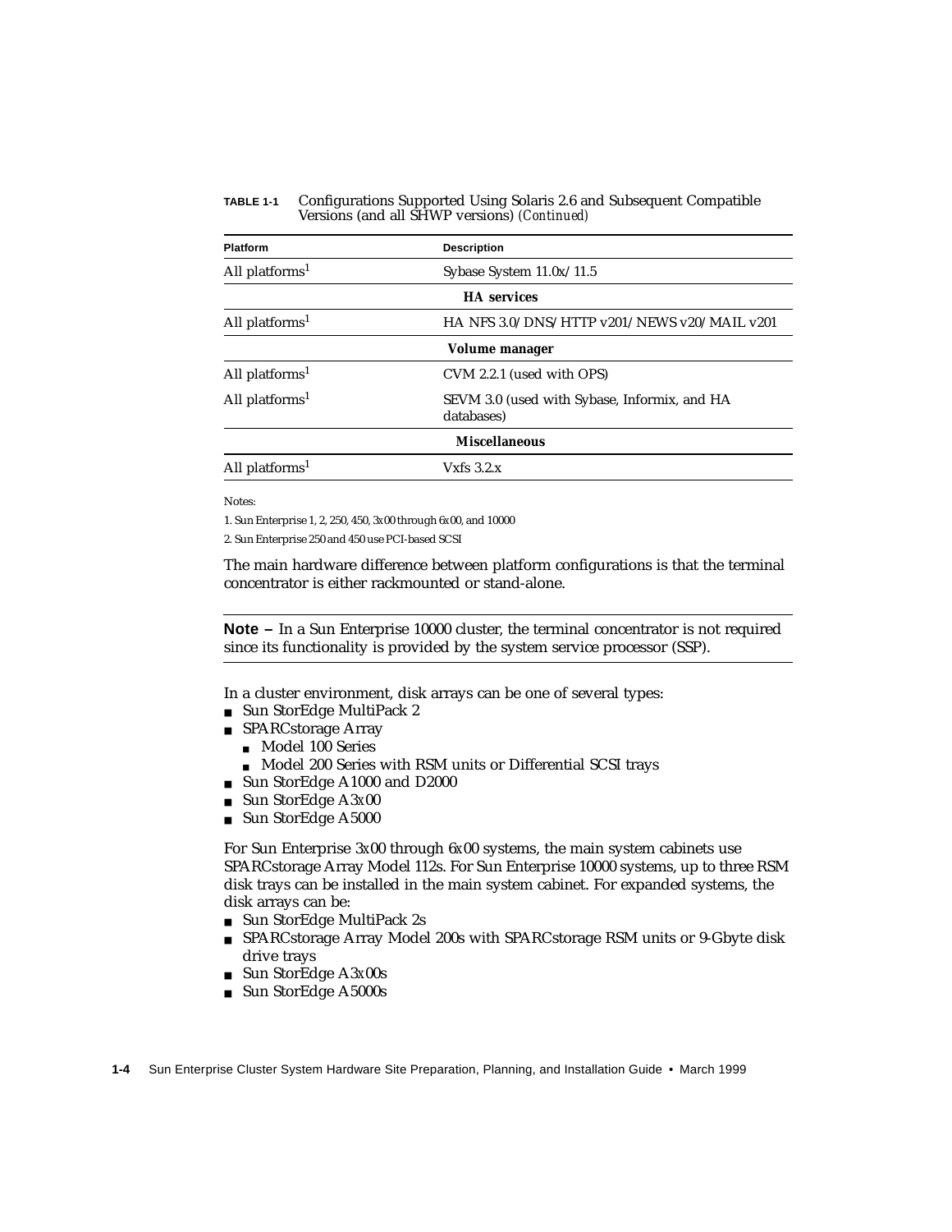**TABLE 1-1** Configurations Supported Using Solaris 2.6 and Subsequent Compatible Versions (and all SHWP versions) *(Continued)*

| Platform | Description |
|---|---|
| All platforms[1] | Sybase System 11.0*x*/11.5 |
| | **HA services** |
| All platforms[1] | HA NFS 3.0/DNS/HTTP v201/NEWS v20/MAIL v201 |
| | **Volume manager** |
| All platforms[1] | CVM 2.2.1 (used with OPS) |
| All platforms[1] | SEVM 3.0 (used with Sybase, Informix, and HA databases) |
| | **Miscellaneous** |
| All platforms[1] | Vxfs 3.2.x |

Notes:

1. Sun Enterprise 1, 2, 250, 450, 3*x*00 through 6*x*00, and 10000

2. Sun Enterprise 250 and 450 use PCI-based SCSI

The main hardware difference between platform configurations is that the terminal concentrator is either rackmounted or stand-alone.

---

**Note –** In a Sun Enterprise 10000 cluster, the terminal concentrator is not required since its functionality is provided by the system service processor (SSP).

---

In a cluster environment, disk arrays can be one of several types:

- Sun StorEdge MultiPack 2
- SPARCstorage Array
  - Model 100 Series
  - Model 200 Series with RSM units or Differential SCSI trays
- Sun StorEdge A1000 and D2000
- Sun StorEdge A3*x*00
- Sun StorEdge A5000

For Sun Enterprise 3*x*00 through 6*x*00 systems, the main system cabinets use SPARCstorage Array Model 112s. For Sun Enterprise 10000 systems, up to three RSM disk trays can be installed in the main system cabinet. For expanded systems, the disk arrays can be:

- Sun StorEdge MultiPack 2s
- SPARCstorage Array Model 200s with SPARCstorage RSM units or 9-Gbyte disk drive trays
- Sun StorEdge A3*x*00s
- Sun StorEdge A5000s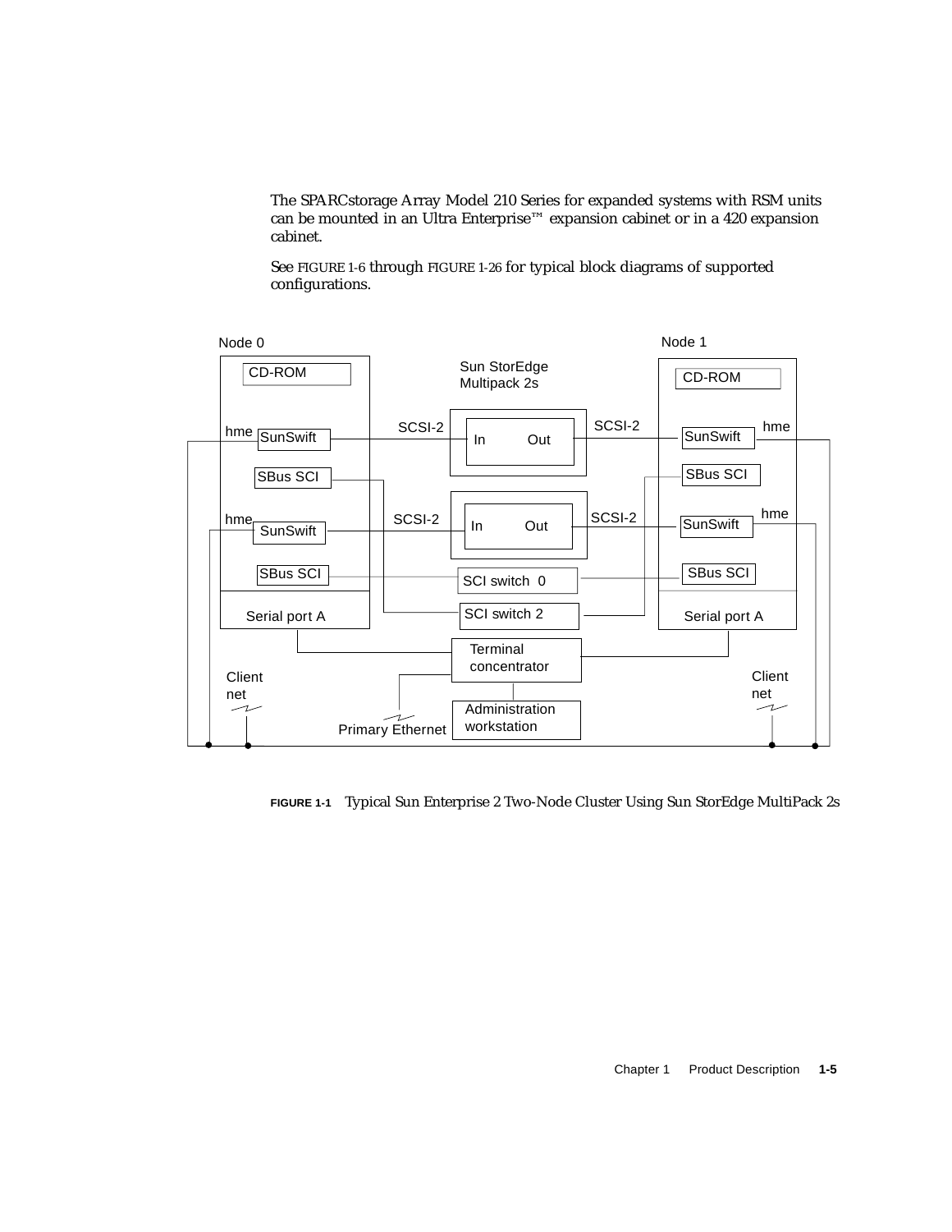The SPARCstorage Array Model 210 Series for expanded systems with RSM units can be mounted in an Ultra Enterprise™ expansion cabinet or in a 420 expansion cabinet.

See FIGURE 1-6 through FIGURE 1-26 for typical block diagrams of supported configurations.

**FIGURE 1-1** Typical Sun Enterprise 2 Two-Node Cluster Using Sun StorEdge MultiPack 2s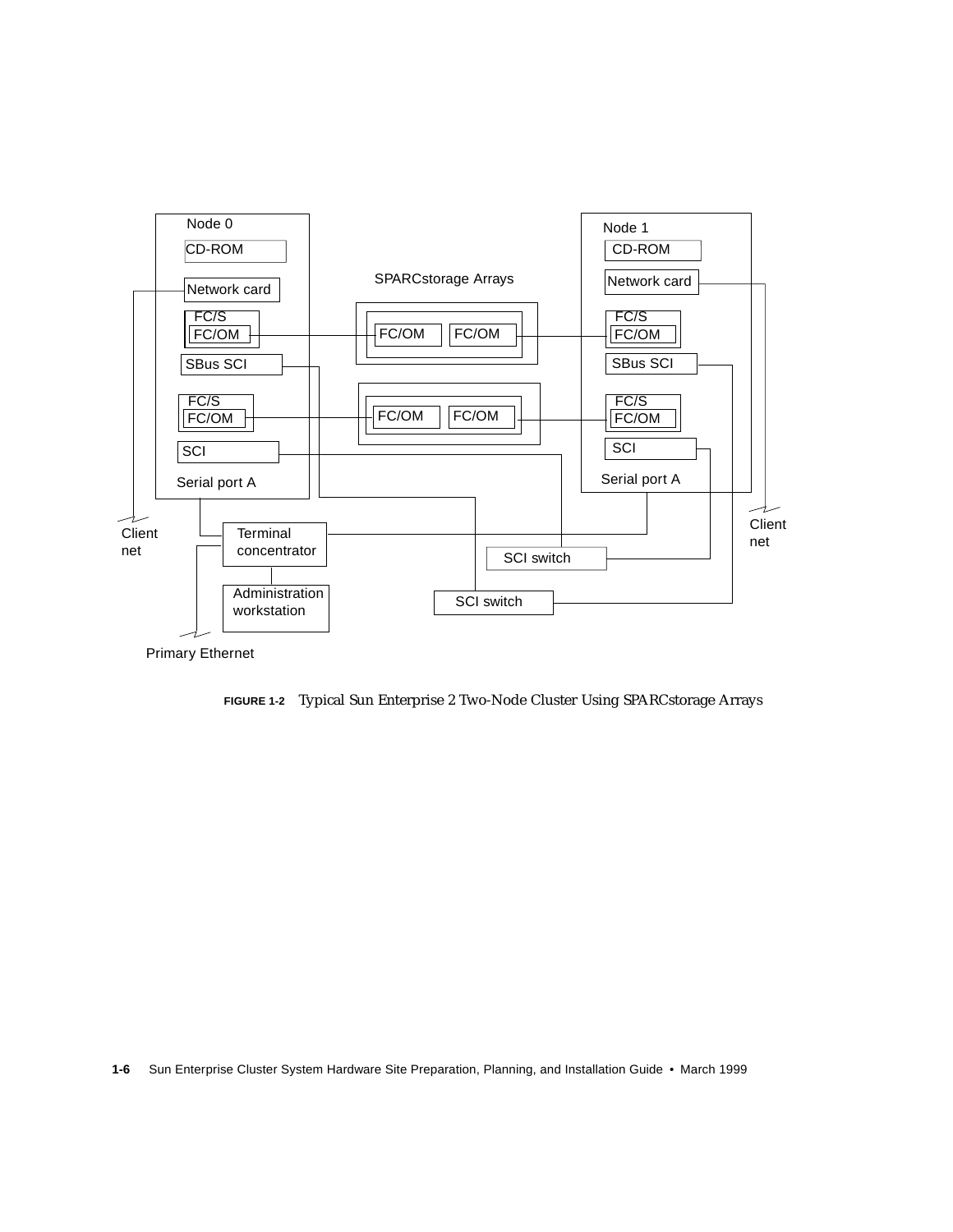**FIGURE 1-2** Typical Sun Enterprise 2 Two-Node Cluster Using SPARCstorage Arrays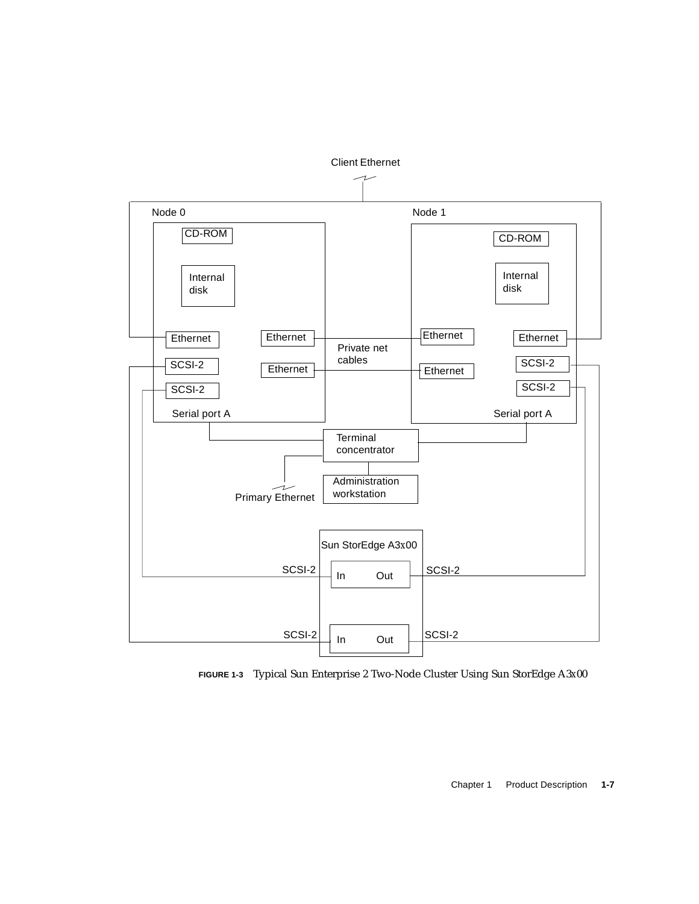**FIGURE 1-3** Typical Sun Enterprise 2 Two-Node Cluster Using Sun StorEdge A3*x*00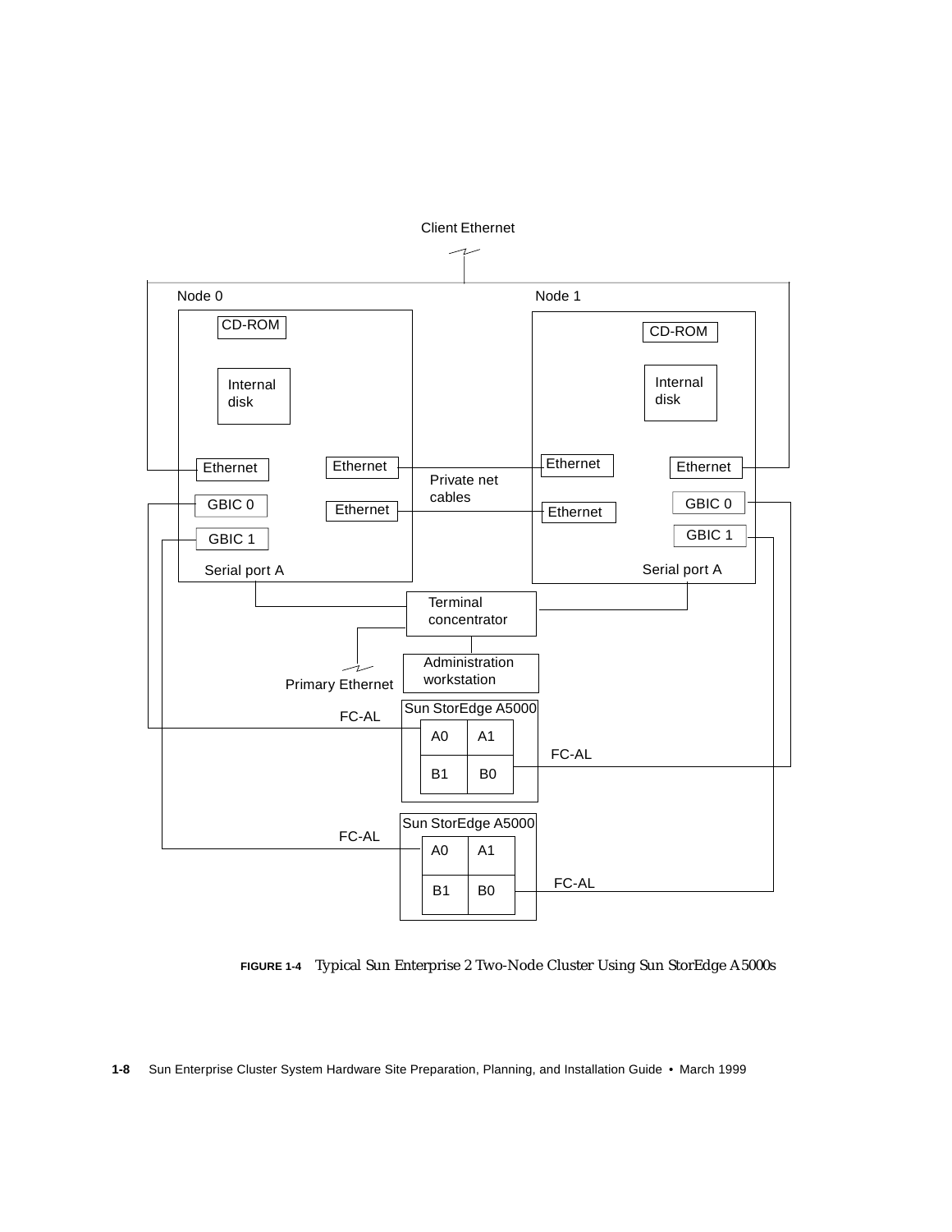Client Ethernet

Node 0

CD-ROM

Internal disk

Ethernet

Ethernet

GBIC 0

Ethernet

GBIC 1

Serial port A

Node 1

CD-ROM

Internal disk

Ethernet

Ethernet

Private net cables

Ethernet

GBIC 0

Ethernet

GBIC 1

Serial port A

Terminal concentrator

Primary Ethernet

Administration workstation

FC-AL

Sun StorEdge A5000

A0 A1

B1 B0

FC-AL

Sun StorEdge A5000

FC-AL

A0 A1

B1 B0

FC-AL

**FIGURE 1-4** Typical Sun Enterprise 2 Two-Node Cluster Using Sun StorEdge A5000s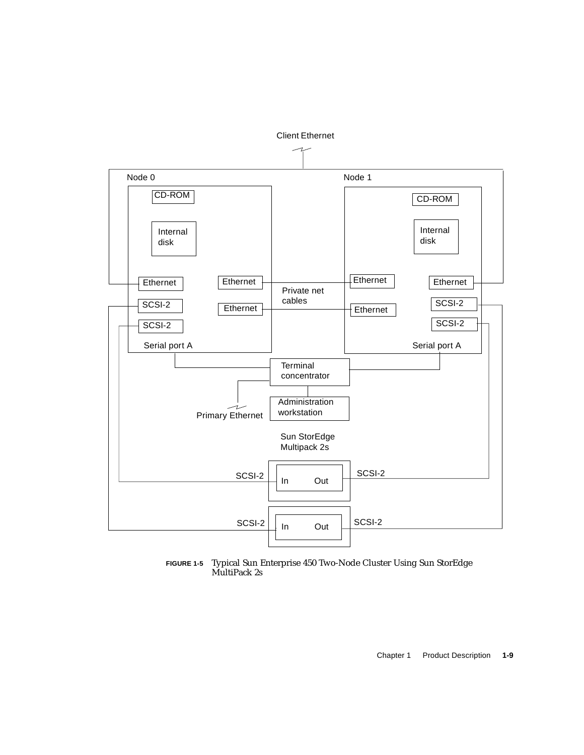**FIGURE 1-5** Typical Sun Enterprise 450 Two-Node Cluster Using Sun StorEdge MultiPack 2s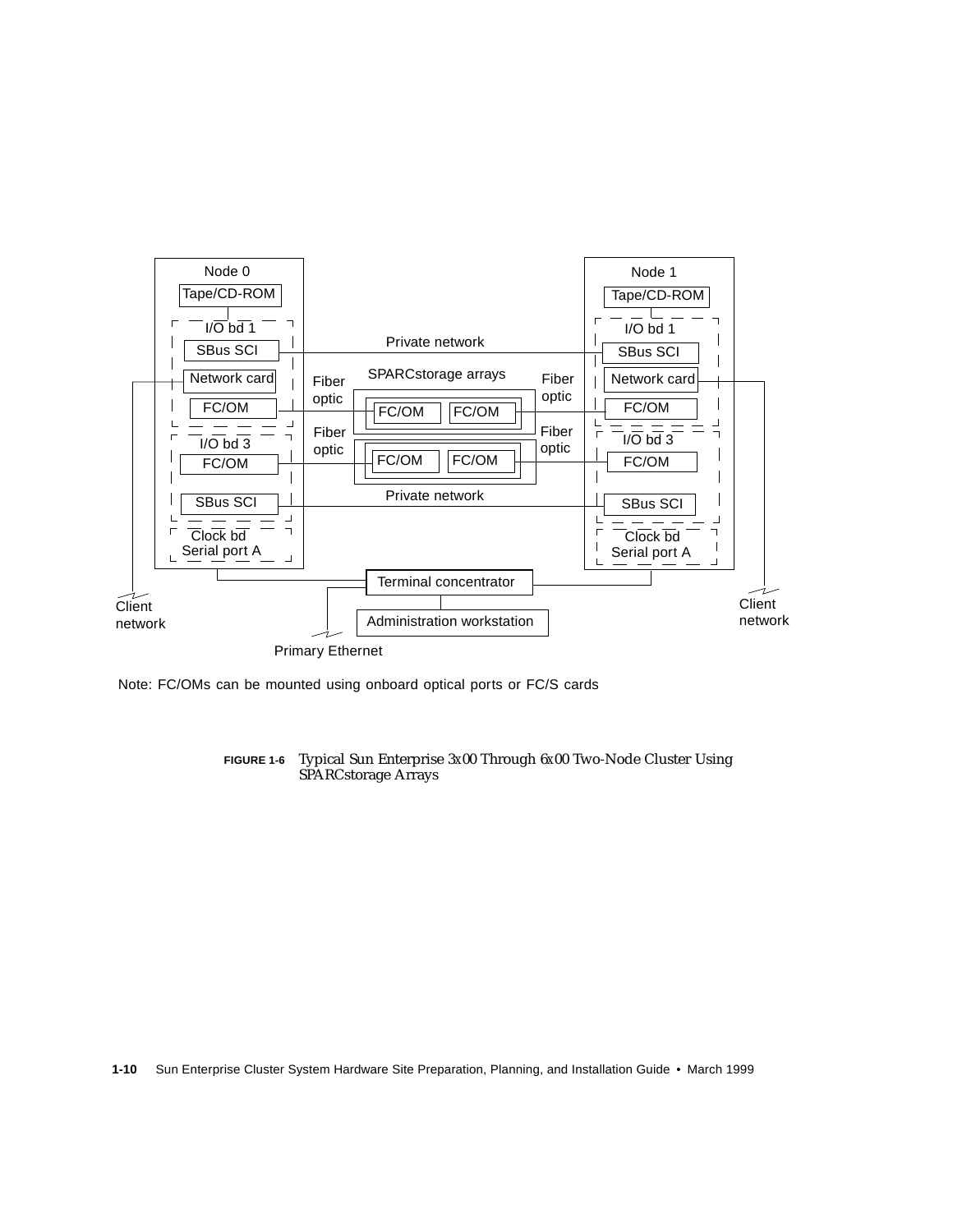Note: FC/OMs can be mounted using onboard optical ports or FC/S cards

**FIGURE 1-6** Typical Sun Enterprise 3x00 Through 6x00 Two-Node Cluster Using SPARCstorage Arrays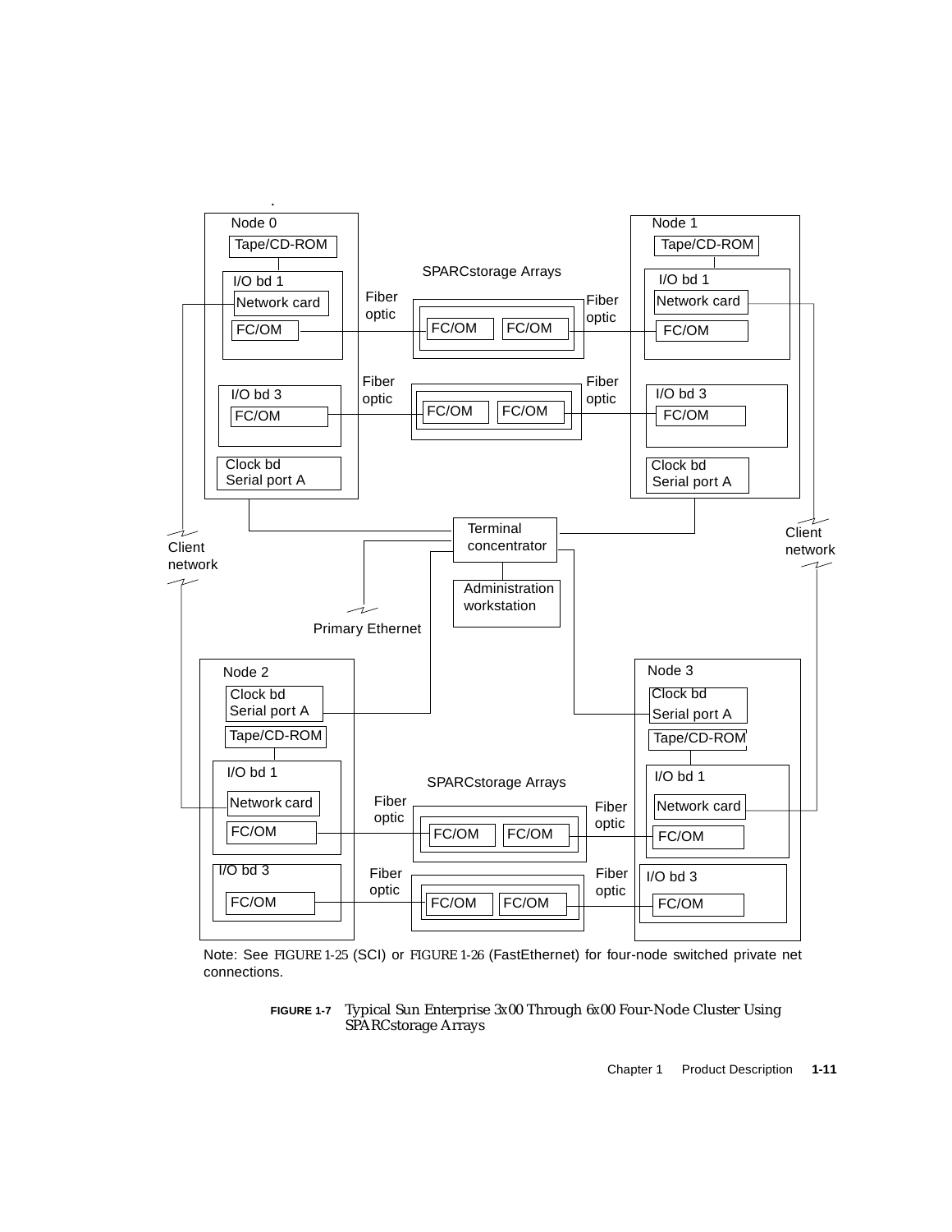Note: See FIGURE 1-25 (SCI) or FIGURE 1-26 (FastEthernet) for four-node switched private net connections.

**FIGURE 1-7** Typical Sun Enterprise 3x00 Through 6x00 Four-Node Cluster Using SPARCstorage Arrays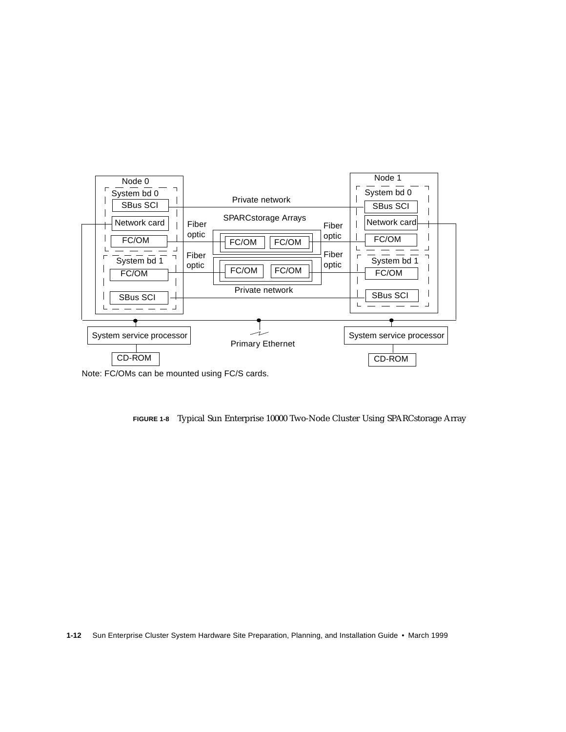Node 0

System bd 0

SBus SCI

Network card

FC/OM

System bd 1

FC/OM

SBus SCI

Private network

SPARCstorage Arrays

Fiber optic

FC/OM FC/OM

Fiber optic

FC/OM FC/OM

Private network

Node 1

System bd 0

SBus SCI

Network card

FC/OM

System bd 1

FC/OM

SBus SCI

System service processor

CD-ROM

Primary Ethernet

System service processor

CD-ROM

Note: FC/OMs can be mounted using FC/S cards.

**FIGURE 1-8** Typical Sun Enterprise 10000 Two-Node Cluster Using SPARCstorage Array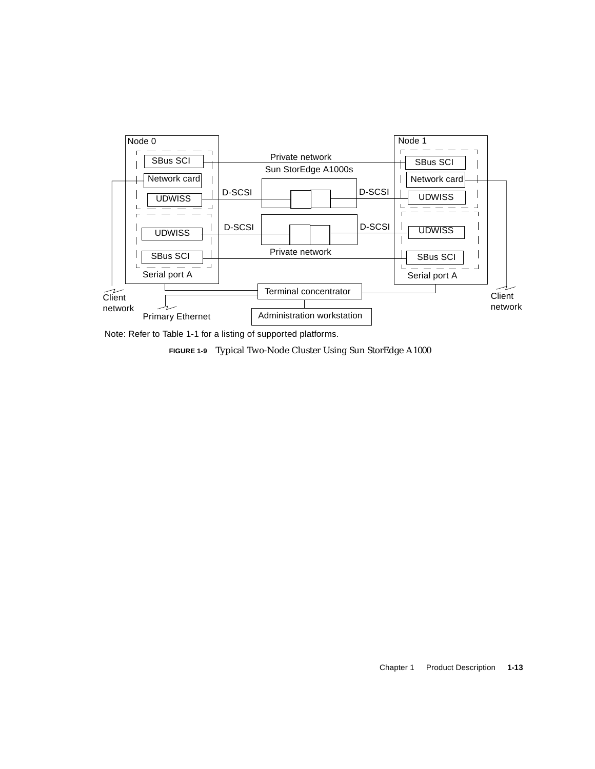Node 0

SBus SCI

Network card

UDWISS

UDWISS

SBus SCI

Serial port A

Private network

Sun StorEdge A1000s

D-SCSI

D-SCSI

D-SCSI

D-SCSI

Private network

Node 1

SBus SCI

Network card

UDWISS

UDWISS

SBus SCI

Serial port A

Terminal concentrator

Administration workstation

Client network

Client network

Primary Ethernet

Note: Refer to Table 1-1 for a listing of supported platforms.

**FIGURE 1-9** Typical Two-Node Cluster Using Sun StorEdge A1000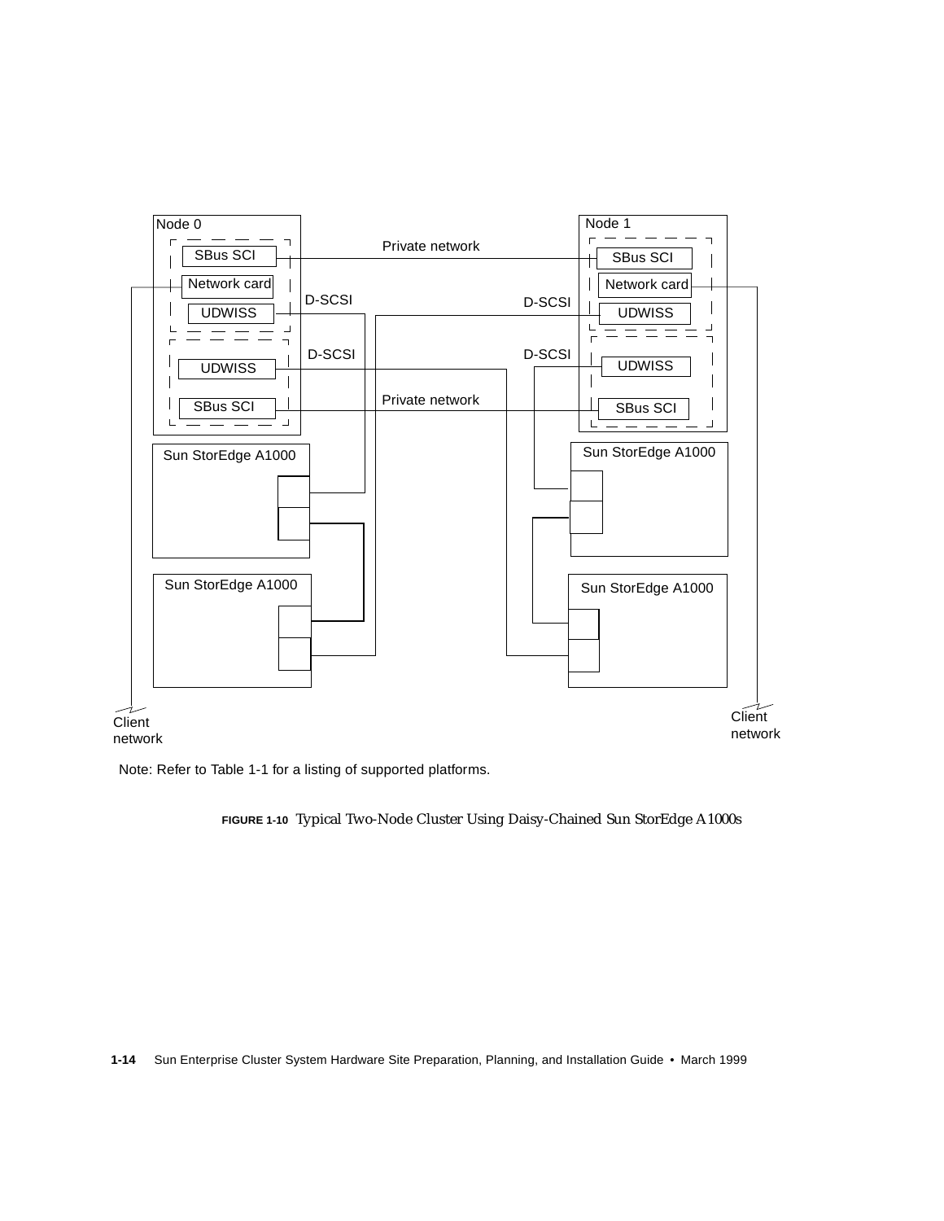Node 0

SBus SCI

Network card

UDWISS

UDWISS

SBus SCI

Node 1

SBus SCI

Network card

UDWISS

UDWISS

SBus SCI

Private network

D-SCSI

D-SCSI

D-SCSI

D-SCSI

Private network

Sun StorEdge A1000

Sun StorEdge A1000

Sun StorEdge A1000

Sun StorEdge A1000

Client network

Client network

Note: Refer to Table 1-1 for a listing of supported platforms.

**FIGURE 1-10** Typical Two-Node Cluster Using Daisy-Chained Sun StorEdge A1000s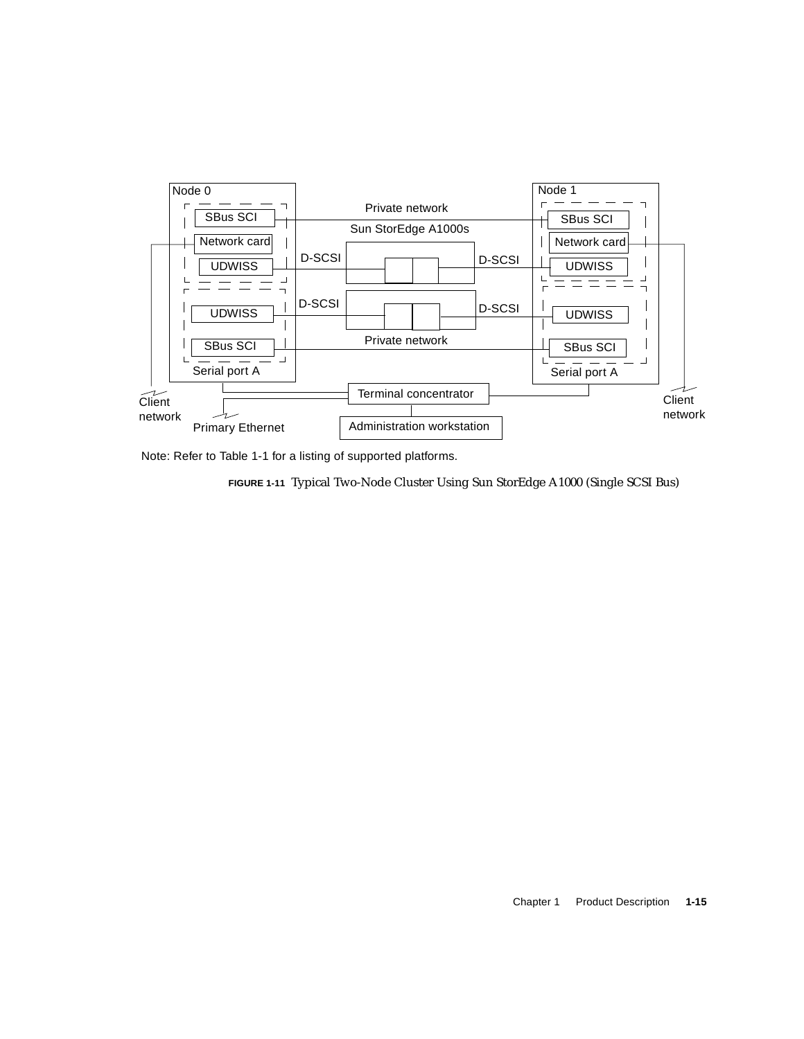Node 0

SBus SCI

Network card

UDWISS

UDWISS

SBus SCI

Serial port A

Private network

Sun StorEdge A1000s

D-SCSI

D-SCSI

D-SCSI

D-SCSI

Private network

Node 1

SBus SCI

Network card

UDWISS

UDWISS

SBus SCI

Serial port A

Terminal concentrator

Administration workstation

Client network

Primary Ethernet

Client network

Note: Refer to Table 1-1 for a listing of supported platforms.

**FIGURE 1-11** Typical Two-Node Cluster Using Sun StorEdge A1000 (Single SCSI Bus)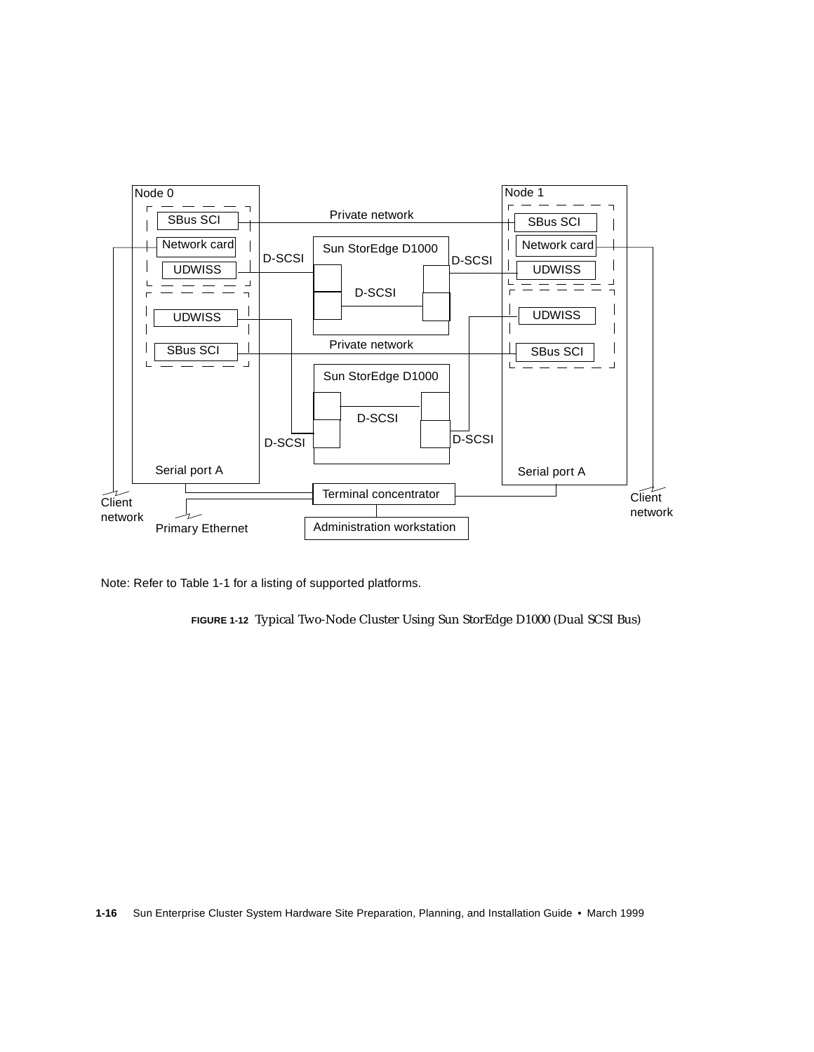Node 0

SBus SCI

Network card

UDWISS

UDWISS

SBus SCI

Serial port A

Private network

Sun StorEdge D1000

D-SCSI

D-SCSI

D-SCSI

Private network

Sun StorEdge D1000

D-SCSI

D-SCSI

D-SCSI

Node 1

SBus SCI

Network card

UDWISS

UDWISS

SBus SCI

Serial port A

Client network

Primary Ethernet

Terminal concentrator

Administration workstation

Client network

Note: Refer to Table 1-1 for a listing of supported platforms.

**FIGURE 1-12** Typical Two-Node Cluster Using Sun StorEdge D1000 (Dual SCSI Bus)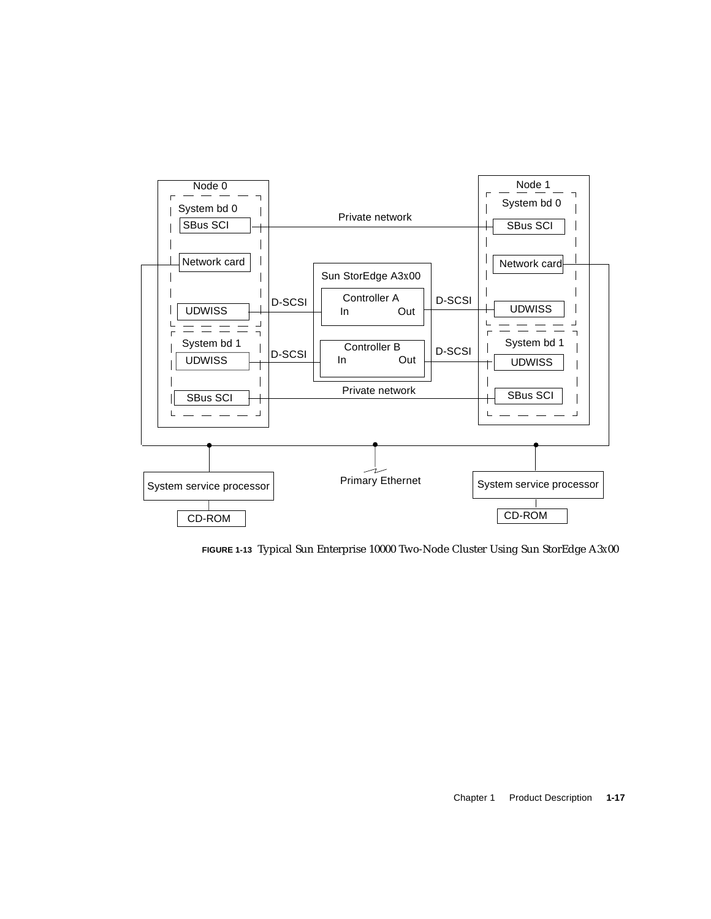**FIGURE 1-13** Typical Sun Enterprise 10000 Two-Node Cluster Using Sun StorEdge A3*x*00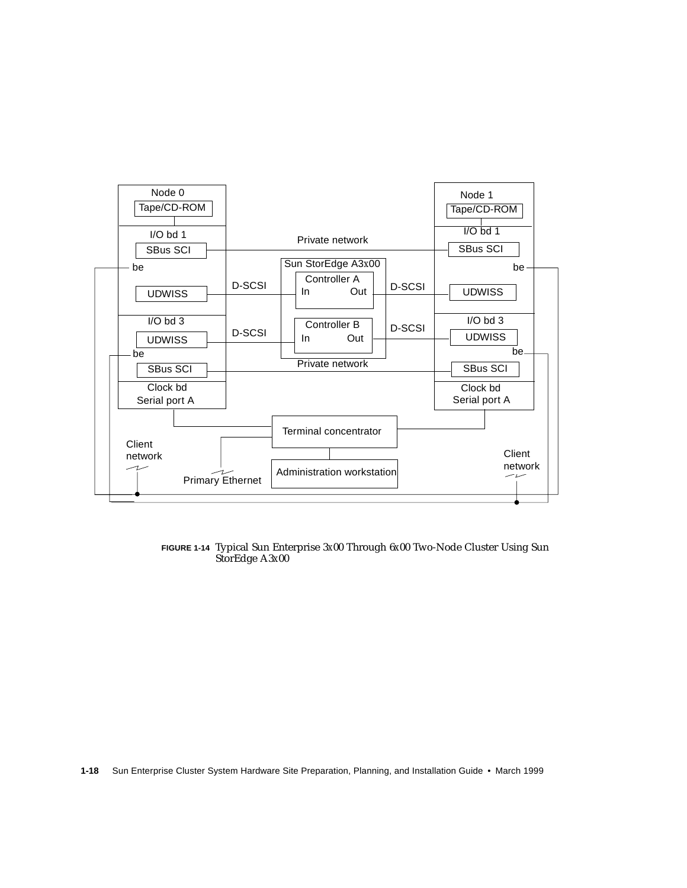**FIGURE 1-14** Typical Sun Enterprise 3*x*00 Through 6*x*00 Two-Node Cluster Using Sun StorEdge A3*x*00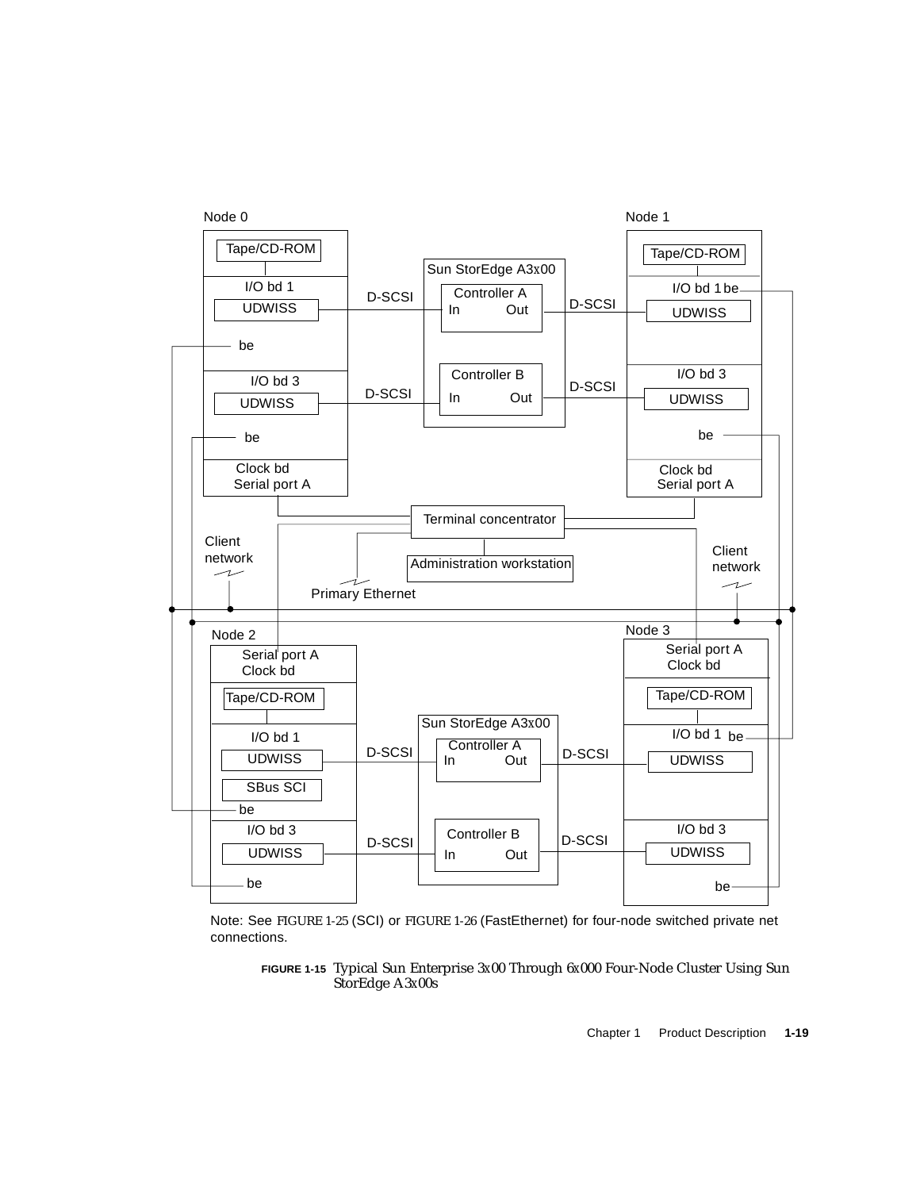Node 0

Tape/CD-ROM

I/O bd 1

UDWISS

be

I/O bd 3

UDWISS

be

Clock bd
Serial port A

Sun StorEdge A3x00

Controller A
In Out

Controller B
In Out

D-SCSI

D-SCSI

D-SCSI

D-SCSI

Node 1

Tape/CD-ROM

I/O bd 1 be

UDWISS

I/O bd 3

UDWISS

be

Clock bd
Serial port A

Terminal concentrator

Administration workstation

Client network

Client network

Primary Ethernet

Node 2

Serial port A
Clock bd

Tape/CD-ROM

I/O bd 1

UDWISS

SBus SCI

be

I/O bd 3

UDWISS

be

Sun StorEdge A3x00

Controller A
In Out

Controller B
In Out

D-SCSI

D-SCSI

D-SCSI

D-SCSI

Node 3

Serial port A
Clock bd

Tape/CD-ROM

I/O bd 1 be

UDWISS

I/O bd 3

UDWISS

be

Note: See FIGURE 1-25 (SCI) or FIGURE 1-26 (FastEthernet) for four-node switched private net connections.

**FIGURE 1-15** Typical Sun Enterprise 3x00 Through 6x000 Four-Node Cluster Using Sun StorEdge A3x00s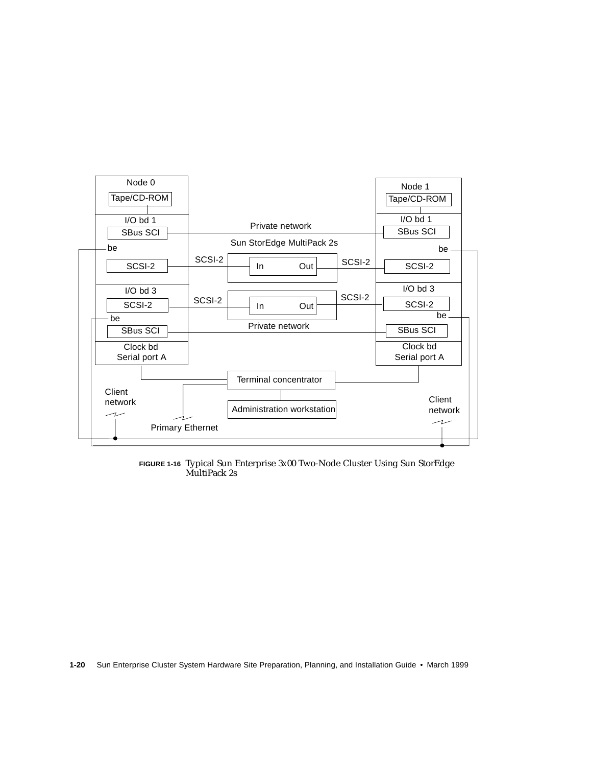Node 0

Tape/CD-ROM

I/O bd 1

SBus SCI

be

SCSI-2

I/O bd 3

SCSI-2

be

SBus SCI

Clock bd
Serial port A

Private network

Sun StorEdge MultiPack 2s

SCSI-2 In Out SCSI-2

SCSI-2 In Out SCSI-2

Private network

Node 1

Tape/CD-ROM

I/O bd 1

SBus SCI

be

SCSI-2

I/O bd 3

SCSI-2

be

SBus SCI

Clock bd
Serial port A

Terminal concentrator

Administration workstation

Client network

Primary Ethernet

Client network

**FIGURE 1-16** Typical Sun Enterprise 3x00 Two-Node Cluster Using Sun StorEdge MultiPack 2s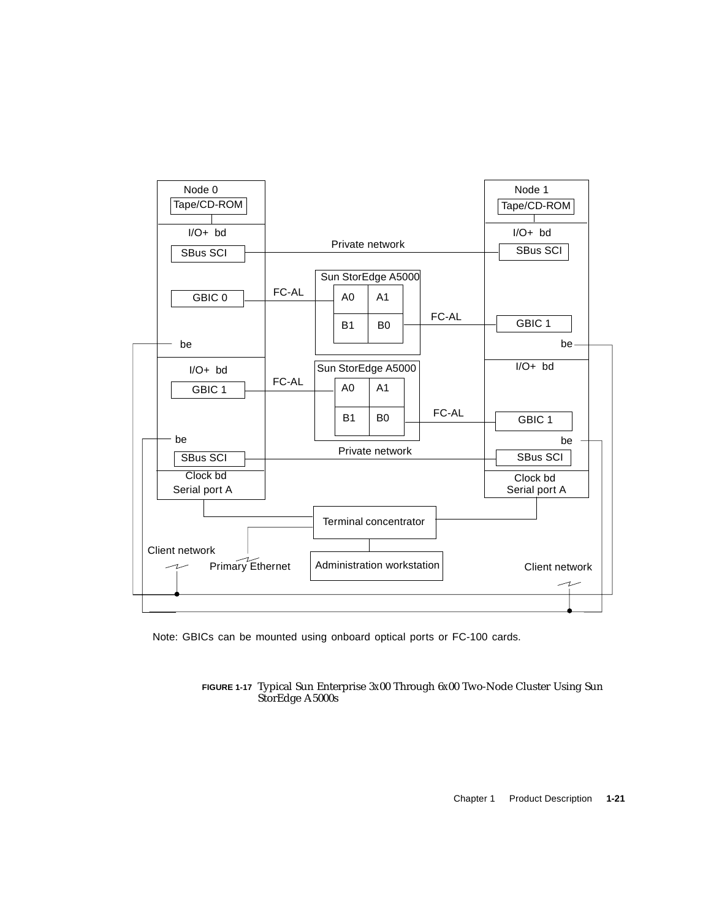Node 0

Tape/CD-ROM

I/O+ bd

SBus SCI

GBIC 0

be

I/O+ bd

GBIC 1

be

SBus SCI

Clock bd

Serial port A

Private network

Sun StorEdge A5000

FC-AL

A0 A1

B1 B0

FC-AL

Sun StorEdge A5000

FC-AL

A0 A1

B1 B0

FC-AL

Private network

Node 1

Tape/CD-ROM

I/O+ bd

SBus SCI

GBIC 1

be

I/O+ bd

GBIC 1

be

SBus SCI

Clock bd

Serial port A

Terminal concentrator

Client network

Primary Ethernet

Administration workstation

Client network

Note: GBICs can be mounted using onboard optical ports or FC-100 cards.

**FIGURE 1-17** Typical Sun Enterprise 3x00 Through 6x00 Two-Node Cluster Using Sun StorEdge A5000s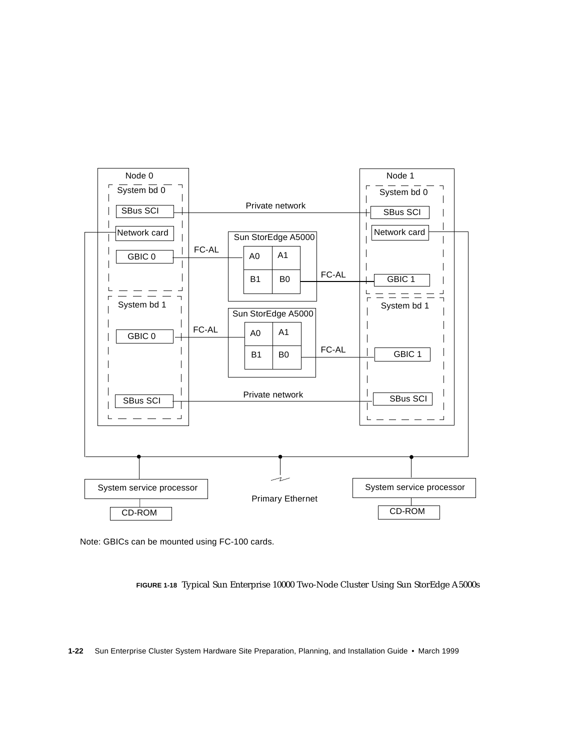Note: GBICs can be mounted using FC-100 cards.

**FIGURE 1-18** Typical Sun Enterprise 10000 Two-Node Cluster Using Sun StorEdge A5000s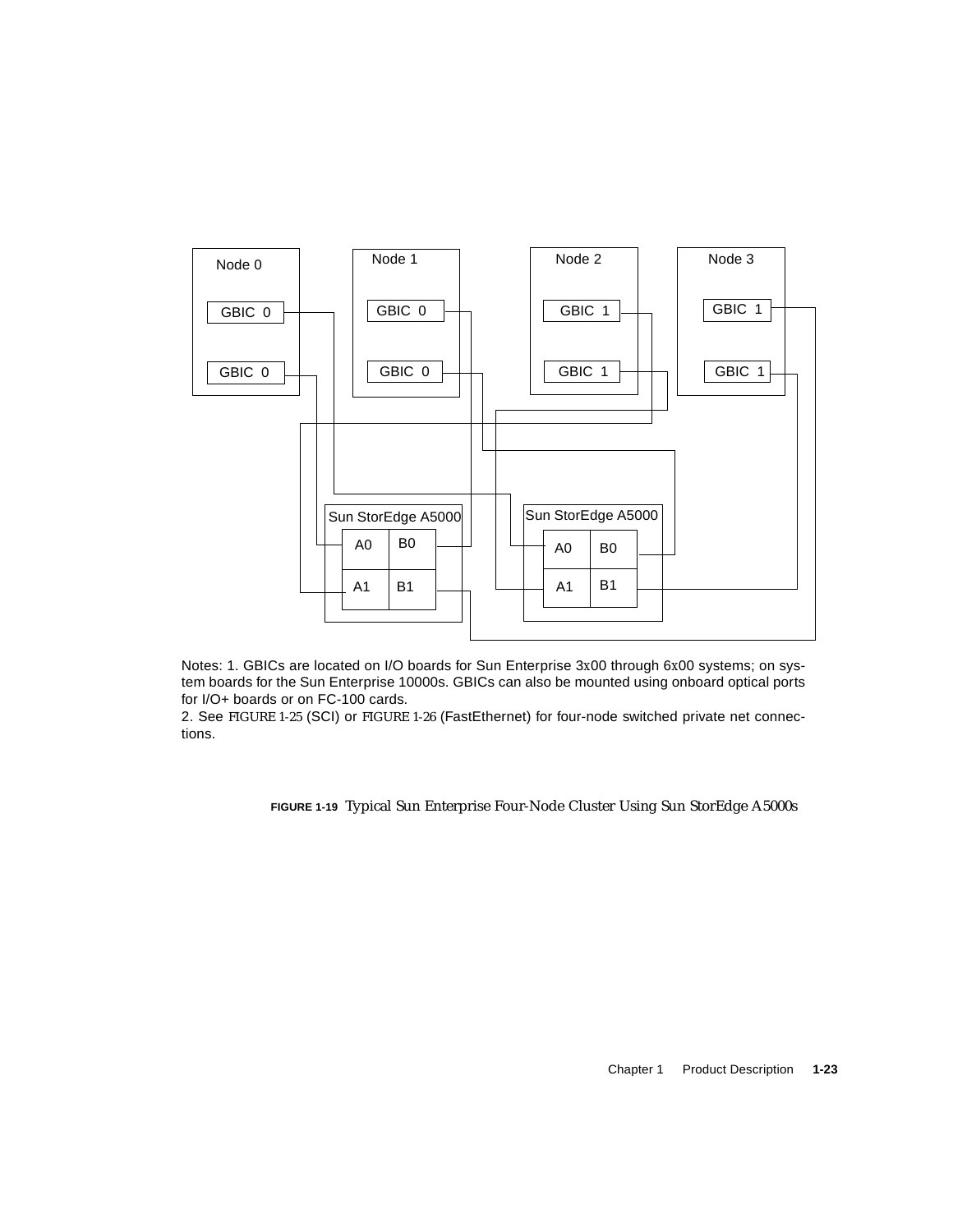Notes: 1. GBICs are located on I/O boards for Sun Enterprise 3x00 through 6x00 systems; on system boards for the Sun Enterprise 10000s. GBICs can also be mounted using onboard optical ports for I/O+ boards or on FC-100 cards.

2. See FIGURE 1-25 (SCI) or FIGURE 1-26 (FastEthernet) for four-node switched private net connections.

**FIGURE 1-19** Typical Sun Enterprise Four-Node Cluster Using Sun StorEdge A5000s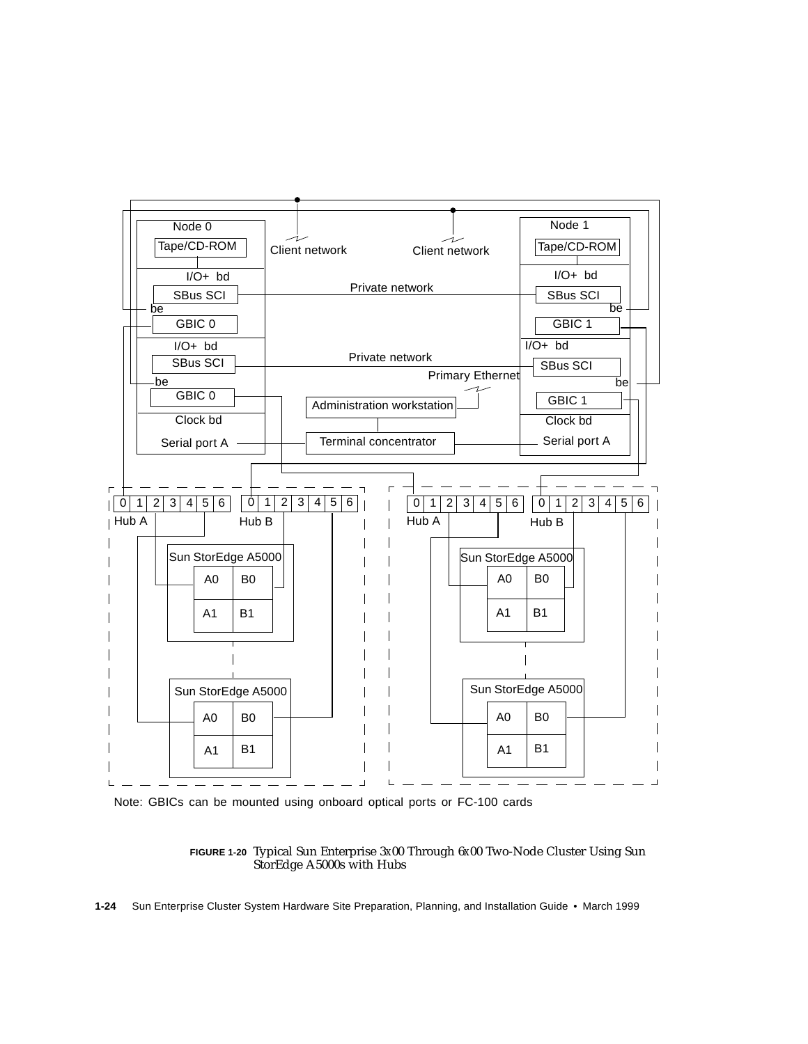Note: GBICs can be mounted using onboard optical ports or FC-100 cards

**FIGURE 1-20** Typical Sun Enterprise 3x00 Through 6x00 Two-Node Cluster Using Sun StorEdge A5000s with Hubs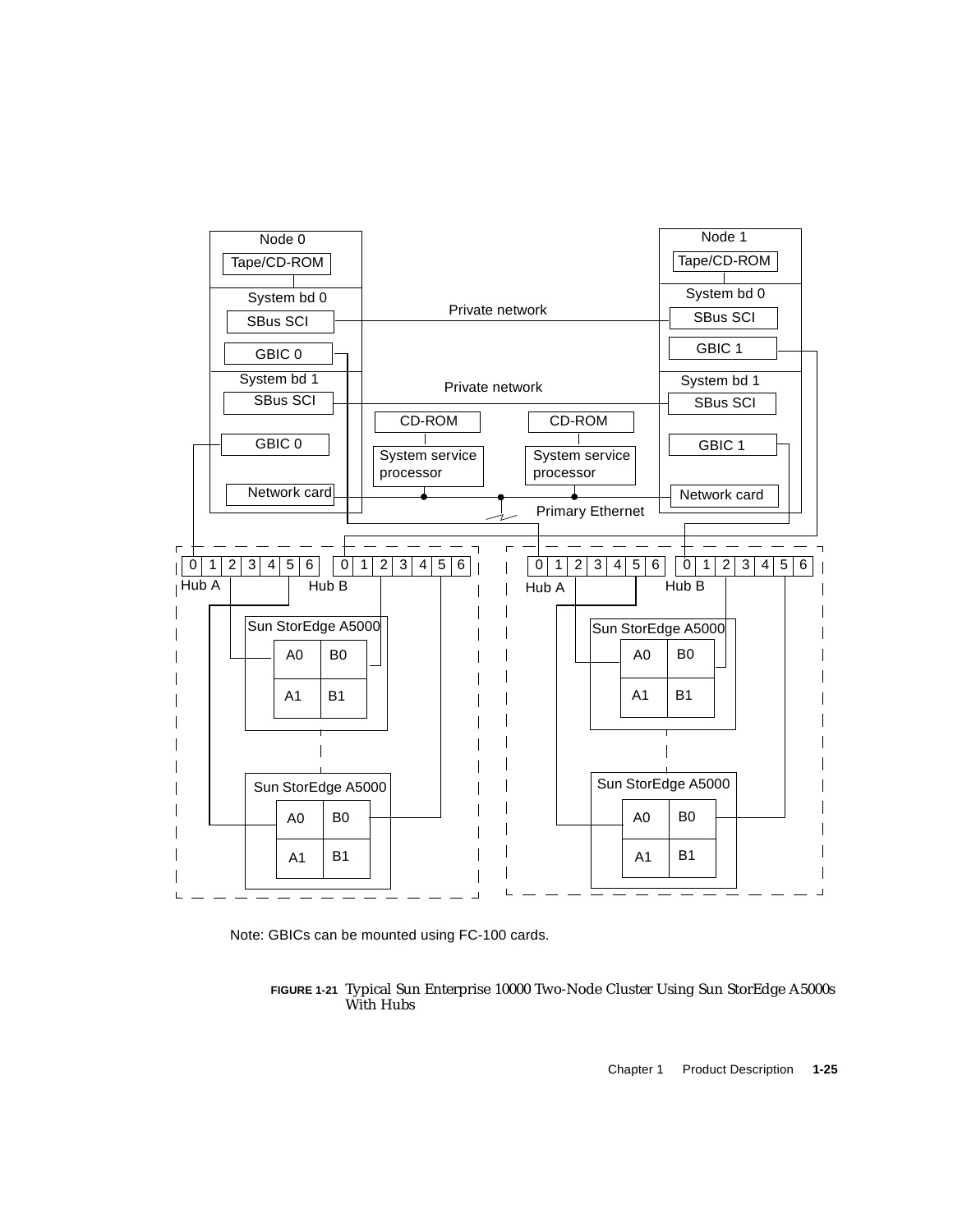Note: GBICs can be mounted using FC-100 cards.

**FIGURE 1-21** Typical Sun Enterprise 10000 Two-Node Cluster Using Sun StorEdge A5000s With Hubs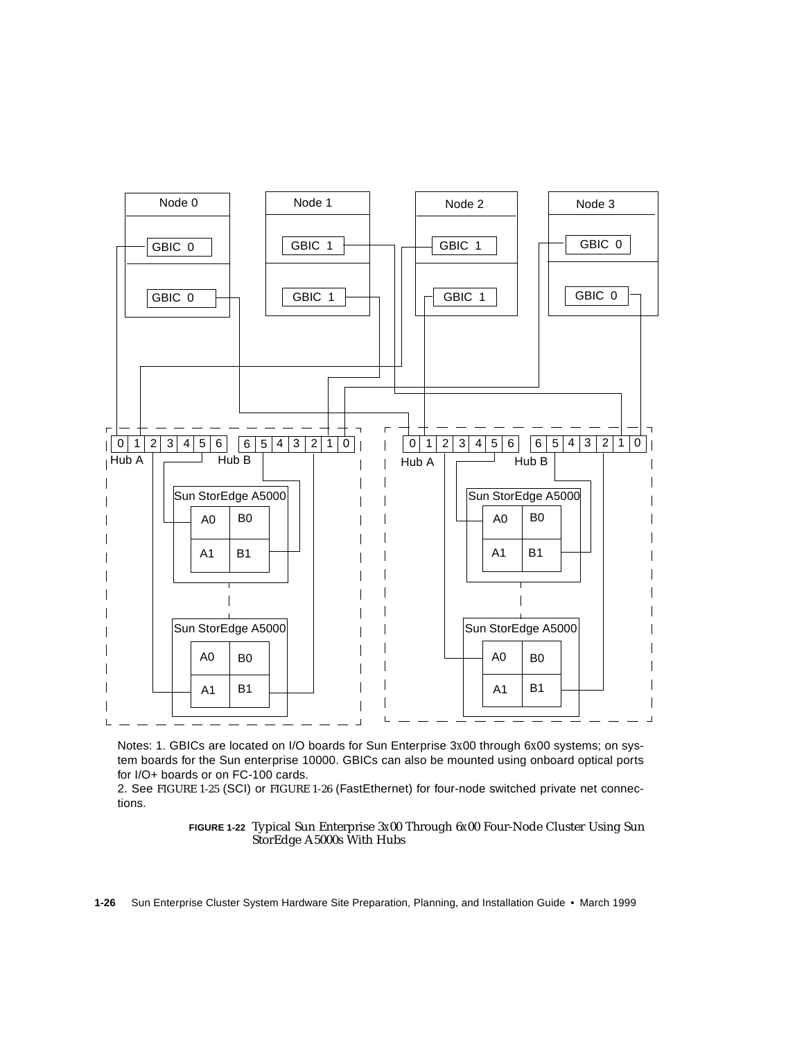Notes: 1. GBICs are located on I/O boards for Sun Enterprise 3x00 through 6x00 systems; on system boards for the Sun enterprise 10000. GBICs can also be mounted using onboard optical ports for I/O+ boards or on FC-100 cards.

2. See FIGURE 1-25 (SCI) or FIGURE 1-26 (FastEthernet) for four-node switched private net connections.

**FIGURE 1-22** Typical Sun Enterprise 3x00 Through 6x00 Four-Node Cluster Using Sun StorEdge A5000s With Hubs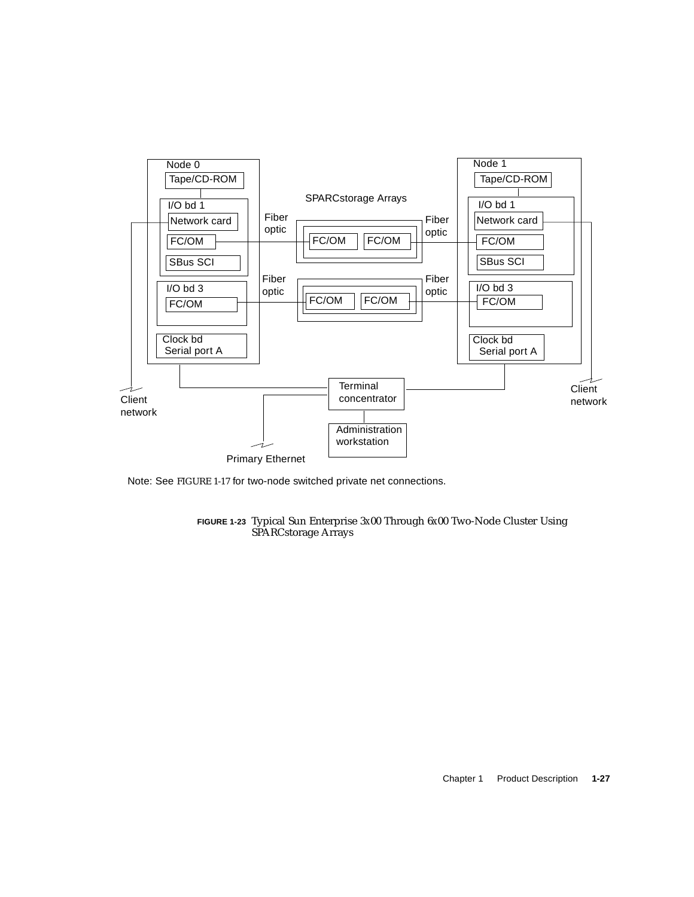Note: See FIGURE 1-17 for two-node switched private net connections.

**FIGURE 1-23** Typical Sun Enterprise 3x00 Through 6x00 Two-Node Cluster Using SPARCstorage Arrays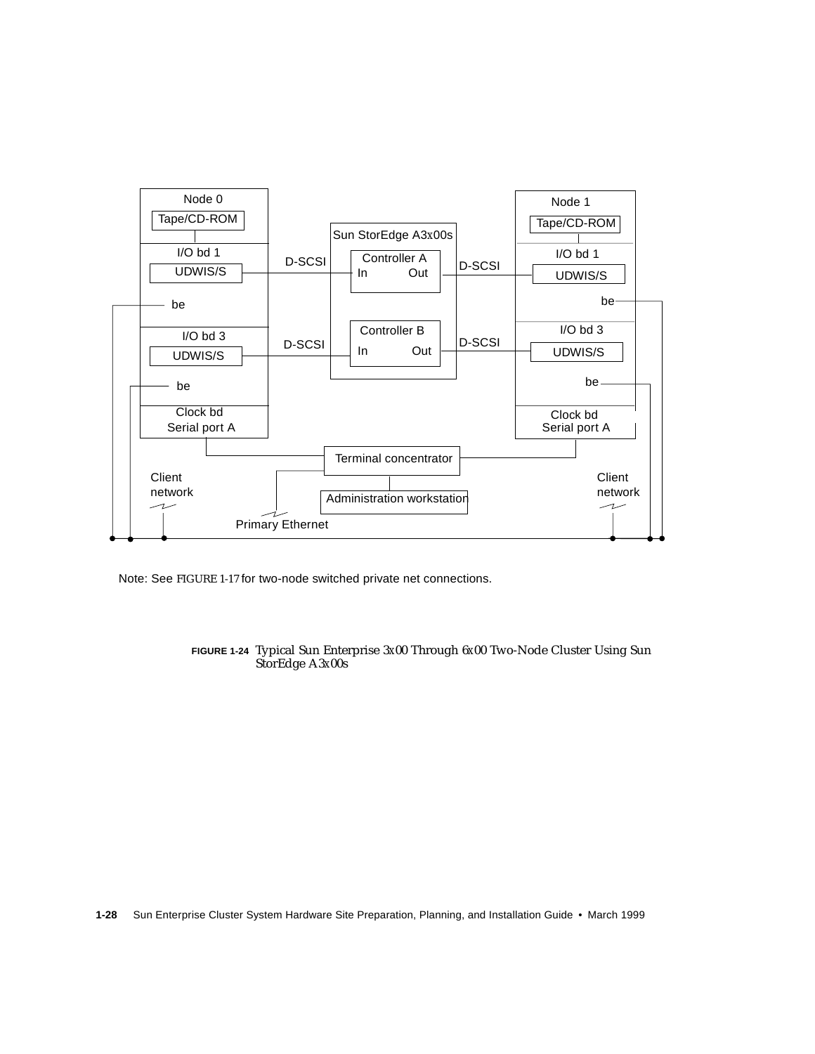Node 0

Tape/CD-ROM

I/O bd 1

UDWIS/S

be

I/O bd 3

UDWIS/S

be

Clock bd
Serial port A

Sun StorEdge A3x00s

Controller A
In Out

Controller B
In Out

D-SCSI

D-SCSI

D-SCSI

D-SCSI

Node 1

Tape/CD-ROM

I/O bd 1

UDWIS/S

be

I/O bd 3

UDWIS/S

be

Clock bd
Serial port A

Terminal concentrator

Administration workstation

Client network

Client network

Primary Ethernet

Note: See FIGURE 1-17 for two-node switched private net connections.

**FIGURE 1-24** Typical Sun Enterprise 3x00 Through 6x00 Two-Node Cluster Using Sun StorEdge A3x00s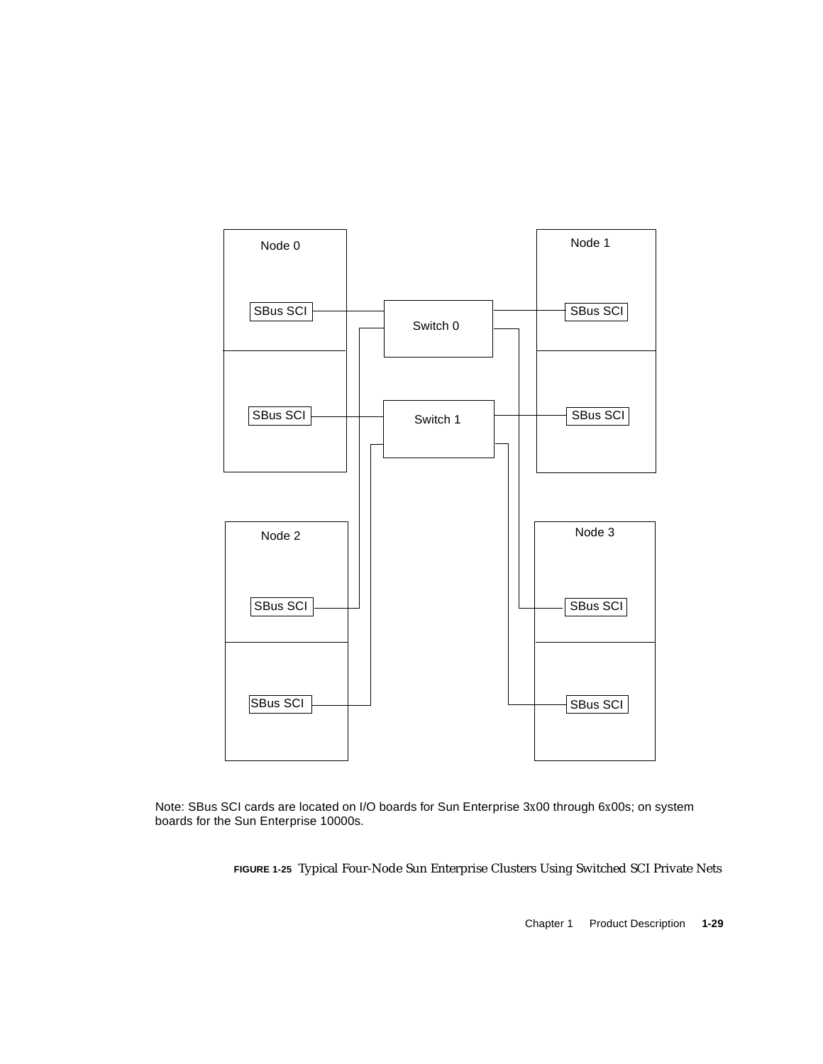Node 0

SBus SCI

SBus SCI

Switch 0

Switch 1

Node 1

SBus SCI

SBus SCI

Node 2

SBus SCI

SBus SCI

Node 3

SBus SCI

SBus SCI

Note: SBus SCI cards are located on I/O boards for Sun Enterprise 3x00 through 6x00s; on system boards for the Sun Enterprise 10000s.

**FIGURE 1-25** Typical Four-Node Sun Enterprise Clusters Using Switched SCI Private Nets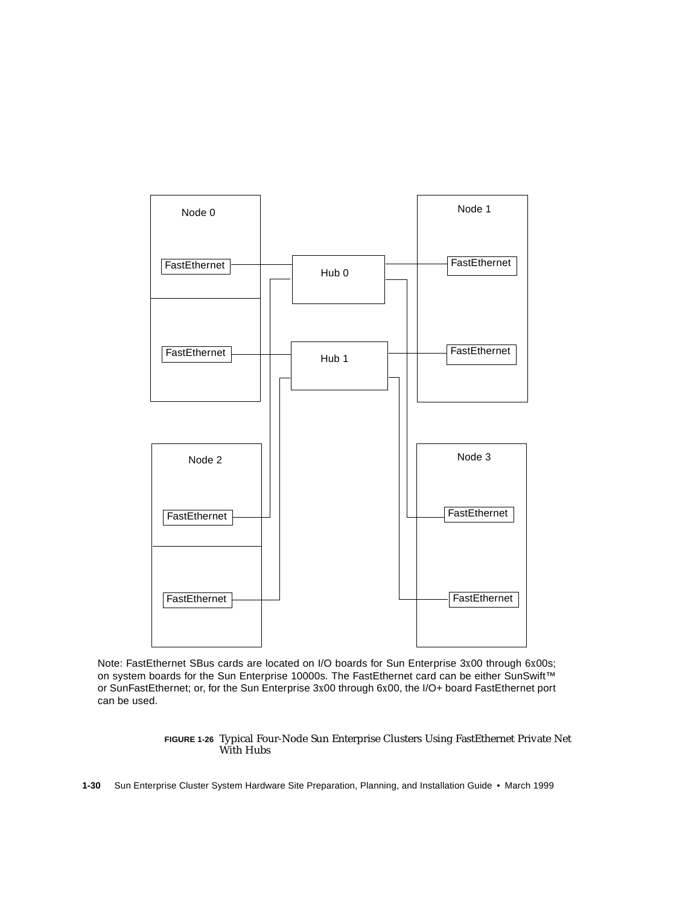Node 0

FastEthernet

FastEthernet

Hub 0

Hub 1

Node 1

FastEthernet

FastEthernet

Node 2

FastEthernet

FastEthernet

Node 3

FastEthernet

FastEthernet

Note: FastEthernet SBus cards are located on I/O boards for Sun Enterprise 3x00 through 6x00s; on system boards for the Sun Enterprise 10000s. The FastEthernet card can be either SunSwift™ or SunFastEthernet; or, for the Sun Enterprise 3x00 through 6x00, the I/O+ board FastEthernet port can be used.

**FIGURE 1-26** Typical Four-Node Sun Enterprise Clusters Using FastEthernet Private Net With Hubs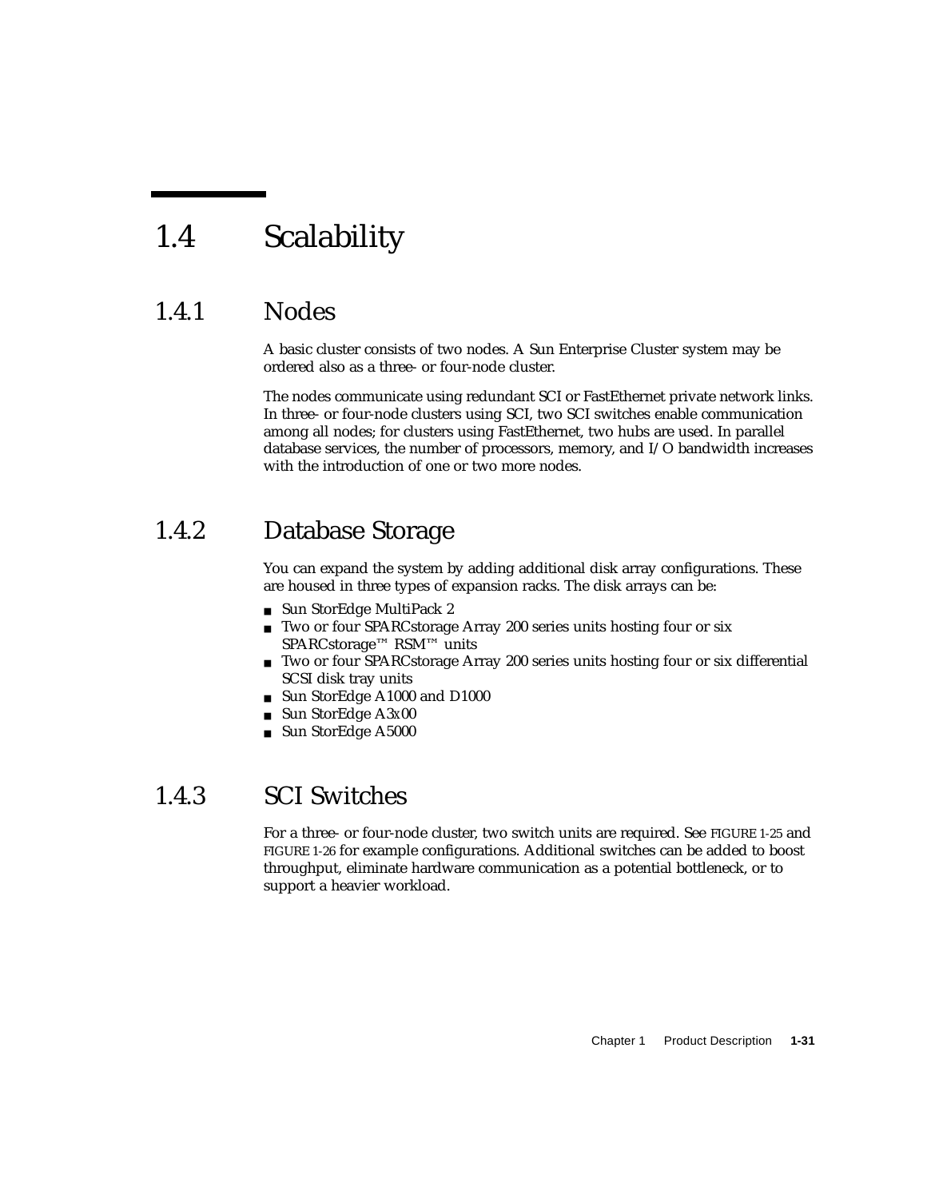# 1.4 Scalability

## 1.4.1 Nodes

A basic cluster consists of two nodes. A Sun Enterprise Cluster system may be ordered also as a three- or four-node cluster.

The nodes communicate using redundant SCI or FastEthernet private network links. In three- or four-node clusters using SCI, two SCI switches enable communication among all nodes; for clusters using FastEthernet, two hubs are used. In parallel database services, the number of processors, memory, and I/O bandwidth increases with the introduction of one or two more nodes.

## 1.4.2 Database Storage

You can expand the system by adding additional disk array configurations. These are housed in three types of expansion racks. The disk arrays can be:

- Sun StorEdge MultiPack 2
- Two or four SPARCstorage Array 200 series units hosting four or six SPARCstorage™ RSM™ units
- Two or four SPARCstorage Array 200 series units hosting four or six differential SCSI disk tray units
- Sun StorEdge A1000 and D1000
- Sun StorEdge A3*x*00
- Sun StorEdge A5000

## 1.4.3 SCI Switches

For a three- or four-node cluster, two switch units are required. See FIGURE 1-25 and FIGURE 1-26 for example configurations. Additional switches can be added to boost throughput, eliminate hardware communication as a potential bottleneck, or to support a heavier workload.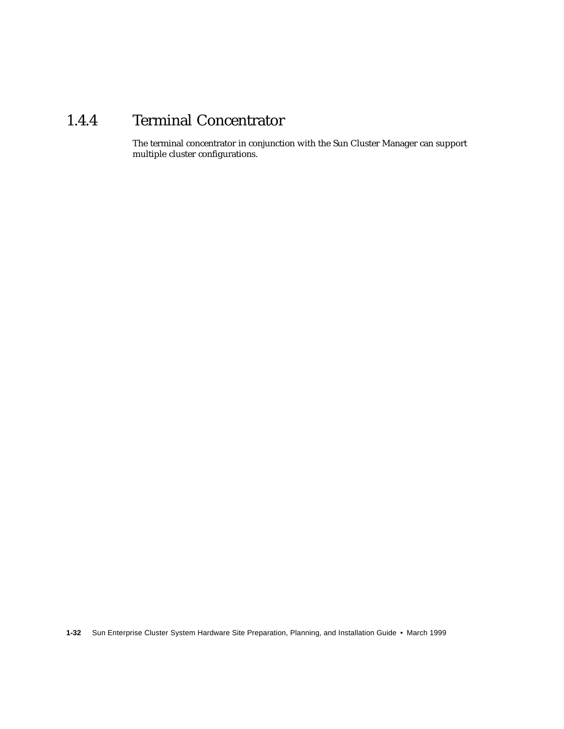### 1.4.4 Terminal Concentrator

The terminal concentrator in conjunction with the Sun Cluster Manager can support multiple cluster configurations.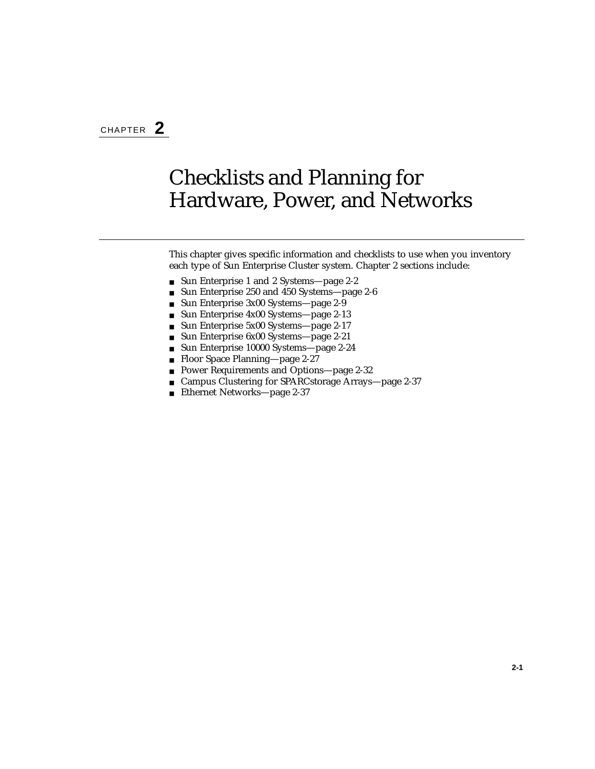# CHAPTER 2

# Checklists and Planning for Hardware, Power, and Networks

This chapter gives specific information and checklists to use when you inventory each type of Sun Enterprise Cluster system. Chapter 2 sections include:

- Sun Enterprise 1 and 2 Systems—page 2-2
- Sun Enterprise 250 and 450 Systems—page 2-6
- Sun Enterprise 3x00 Systems—page 2-9
- Sun Enterprise 4x00 Systems—page 2-13
- Sun Enterprise 5x00 Systems—page 2-17
- Sun Enterprise 6x00 Systems—page 2-21
- Sun Enterprise 10000 Systems—page 2-24
- Floor Space Planning—page 2-27
- Power Requirements and Options—page 2-32
- Campus Clustering for SPARCstorage Arrays—page 2-37
- Ethernet Networks—page 2-37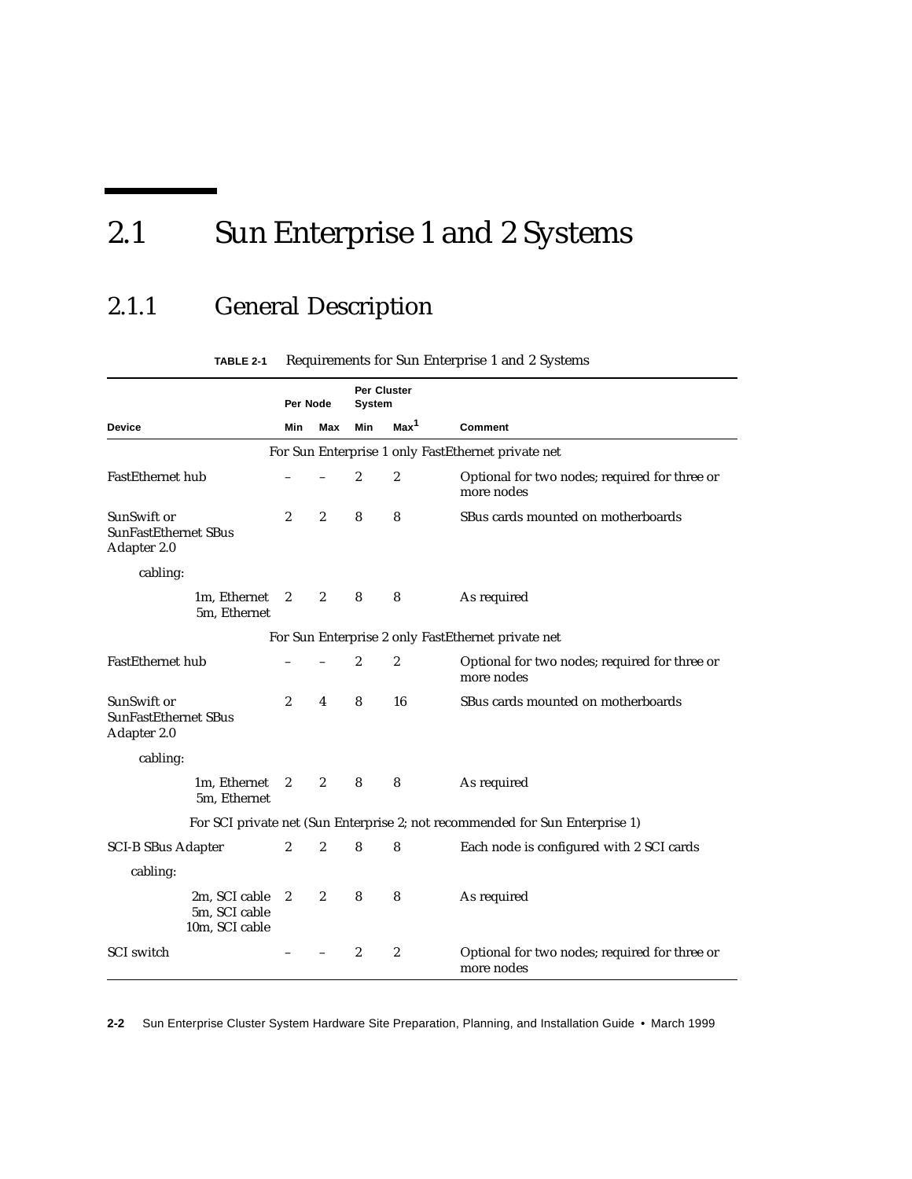# 2.1 Sun Enterprise 1 and 2 Systems

## 2.1.1 General Description

**TABLE 2-1** Requirements for Sun Enterprise 1 and 2 Systems

| | Per Node | | Per Cluster System | | |
|---|---|---|---|---|---|
| **Device** | **Min** | **Max** | **Min** | **Max**[1] | **Comment** |
| *For Sun Enterprise 1 only FastEthernet private net* | | | | | |
| FastEthernet hub | – | – | 2 | 2 | Optional for two nodes; required for three or more nodes |
| SunSwift or SunFastEthernet SBus Adapter 2.0 | 2 | 2 | 8 | 8 | SBus cards mounted on motherboards |
| cabling: | | | | | |
| 1m, Ethernet 5m, Ethernet | 2 | 2 | 8 | 8 | As required |
| *For Sun Enterprise 2 only FastEthernet private net* | | | | | |
| FastEthernet hub | – | – | 2 | 2 | Optional for two nodes; required for three or more nodes |
| SunSwift or SunFastEthernet SBus Adapter 2.0 | 2 | 4 | 8 | 16 | SBus cards mounted on motherboards |
| cabling: | | | | | |
| 1m, Ethernet 5m, Ethernet | 2 | 2 | 8 | 8 | As required |
| *For SCI private net (Sun Enterprise 2; not recommended for Sun Enterprise 1)* | | | | | |
| SCI-B SBus Adapter | 2 | 2 | 8 | 8 | Each node is configured with 2 SCI cards |
| cabling: | | | | | |
| 2m, SCI cable 5m, SCI cable 10m, SCI cable | 2 | 2 | 8 | 8 | As required |
| SCI switch | – | – | 2 | 2 | Optional for two nodes; required for three or more nodes |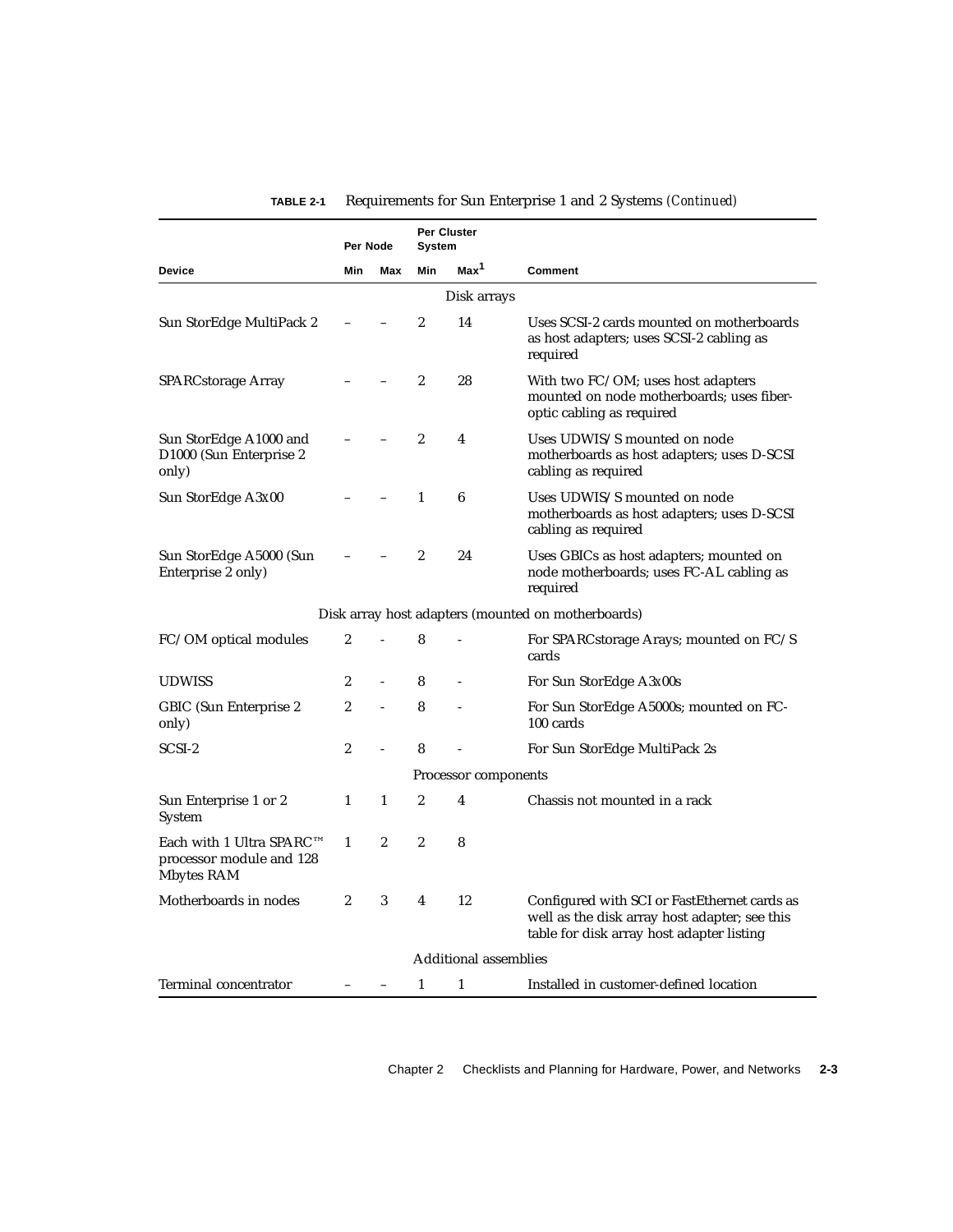**TABLE 2-1** Requirements for Sun Enterprise 1 and 2 Systems *(Continued)*

| | Per Node | | Per Cluster System | | |
|---|---|---|---|---|---|
| **Device** | **Min** | **Max** | **Min** | **Max[1]** | **Comment** |
| | | | Disk arrays | | |
| Sun StorEdge MultiPack 2 | – | – | 2 | 14 | Uses SCSI-2 cards mounted on motherboards as host adapters; uses SCSI-2 cabling as required |
| SPARCstorage Array | – | – | 2 | 28 | With two FC/OM; uses host adapters mounted on node motherboards; uses fiber-optic cabling as required |
| Sun StorEdge A1000 and D1000 (Sun Enterprise 2 only) | – | – | 2 | 4 | Uses UDWIS/S mounted on node motherboards as host adapters; uses D-SCSI cabling as required |
| Sun StorEdge A3*x*00 | – | – | 1 | 6 | Uses UDWIS/S mounted on node motherboards as host adapters; uses D-SCSI cabling as required |
| Sun StorEdge A5000 (Sun Enterprise 2 only) | – | – | 2 | 24 | Uses GBICs as host adapters; mounted on node motherboards; uses FC-AL cabling as required |
| | | | Disk array host adapters (mounted on motherboards) | | |
| FC/OM optical modules | 2 | - | 8 | - | For SPARCstorage Arays; mounted on FC/S cards |
| UDWISS | 2 | - | 8 | - | For Sun StorEdge A3*x*00s |
| GBIC (Sun Enterprise 2 only) | 2 | - | 8 | - | For Sun StorEdge A5000s; mounted on FC-100 cards |
| SCSI-2 | 2 | - | 8 | - | For Sun StorEdge MultiPack 2s |
| | | | Processor components | | |
| Sun Enterprise 1 or 2 System | 1 | 1 | 2 | 4 | Chassis not mounted in a rack |
| Each with 1 Ultra SPARC™ processor module and 128 Mbytes RAM | 1 | 2 | 2 | 8 | |
| Motherboards in nodes | 2 | 3 | 4 | 12 | Configured with SCI or FastEthernet cards as well as the disk array host adapter; see this table for disk array host adapter listing |
| | | | Additional assemblies | | |
| Terminal concentrator | – | – | 1 | 1 | Installed in customer-defined location |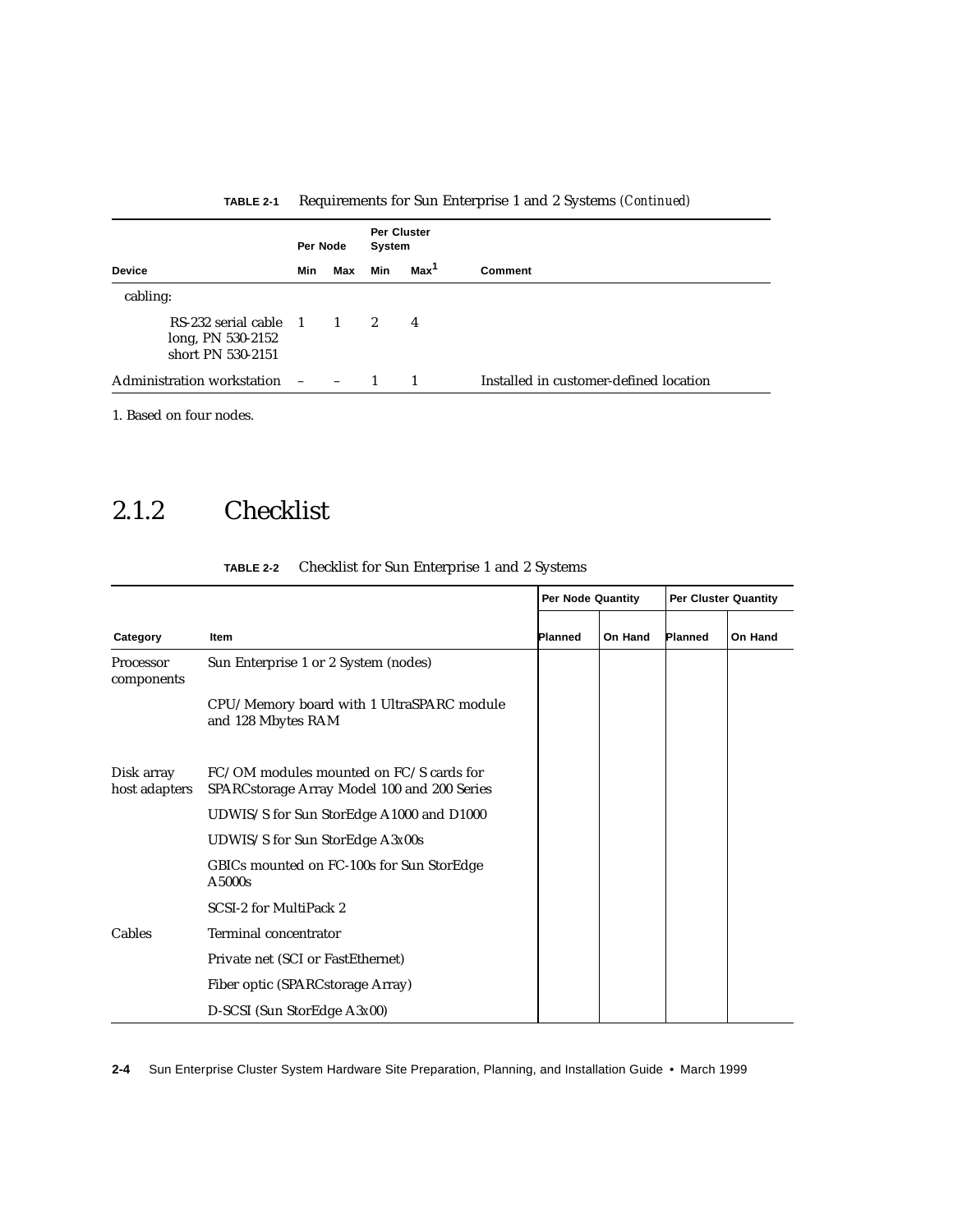**TABLE 2-1** Requirements for Sun Enterprise 1 and 2 Systems *(Continued)*

| Device | Per Node Min | Per Node Max | Per Cluster System Min | Per Cluster System Max[1] | Comment |
|---|---|---|---|---|---|
| cabling: | | | | | |
| RS-232 serial cable long, PN 530-2152 short PN 530-2151 | 1 | 1 | 2 | 4 | |
| Administration workstation | – | – | 1 | 1 | Installed in customer-defined location |

1. Based on four nodes.

## 2.1.2 Checklist

**TABLE 2-2** Checklist for Sun Enterprise 1 and 2 Systems

| Category | Item | Per Node Quantity Planned | Per Node Quantity On Hand | Per Cluster Quantity Planned | Per Cluster Quantity On Hand |
|---|---|---|---|---|---|
| Processor components | Sun Enterprise 1 or 2 System (nodes) | | | | |
| | CPU/Memory board with 1 UltraSPARC module and 128 Mbytes RAM | | | | |
| Disk array host adapters | FC/OM modules mounted on FC/S cards for SPARCstorage Array Model 100 and 200 Series | | | | |
| | UDWIS/S for Sun StorEdge A1000 and D1000 | | | | |
| | UDWIS/S for Sun StorEdge A3*x*00s | | | | |
| | GBICs mounted on FC-100s for Sun StorEdge A5000s | | | | |
| | SCSI-2 for MultiPack 2 | | | | |
| Cables | Terminal concentrator | | | | |
| | Private net (SCI or FastEthernet) | | | | |
| | Fiber optic (SPARCstorage Array) | | | | |
| | D-SCSI (Sun StorEdge A3*x*00) | | | | |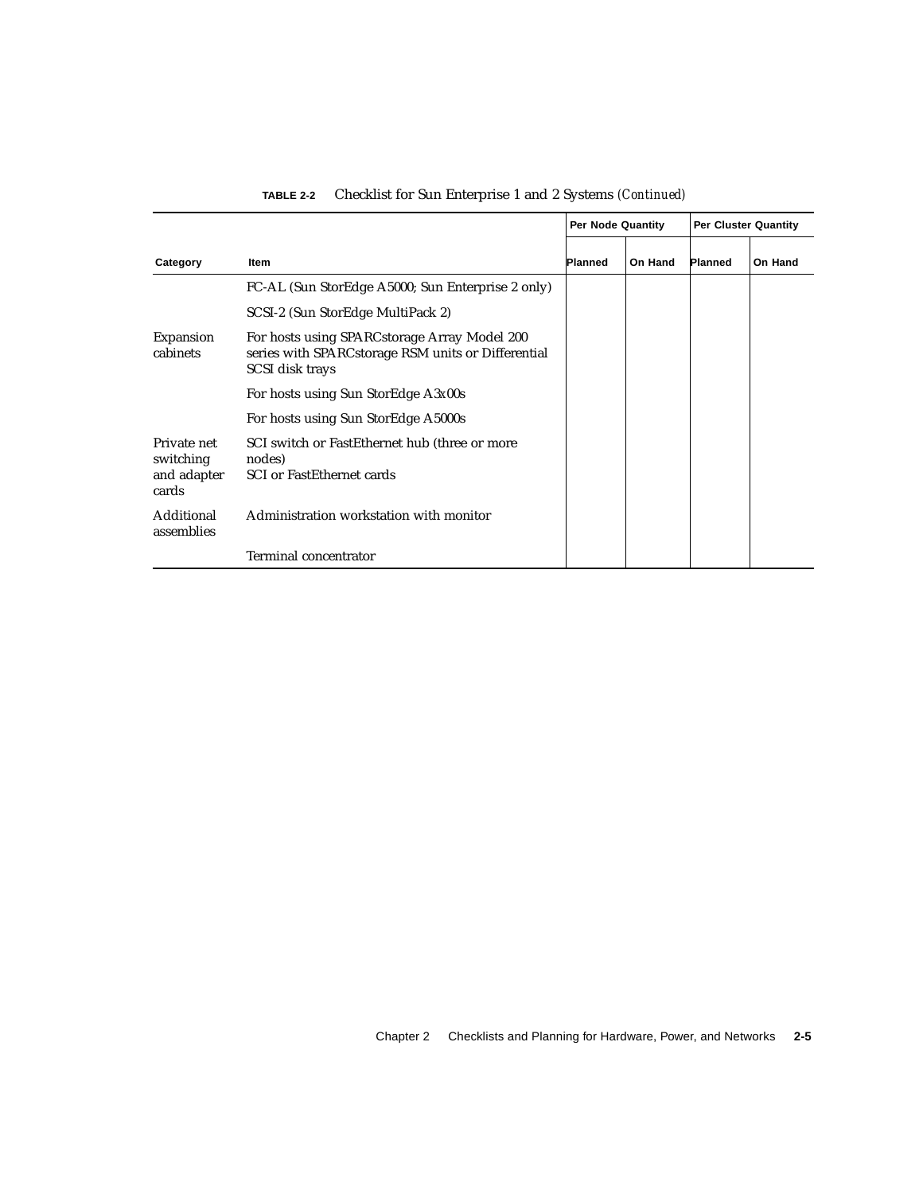**TABLE 2-2** Checklist for Sun Enterprise 1 and 2 Systems *(Continued)*

| | | Per Node Quantity | | Per Cluster Quantity | |
|---|---|---|---|---|---|
| Category | Item | Planned | On Hand | Planned | On Hand |
| | FC-AL (Sun StorEdge A5000; Sun Enterprise 2 only) | | | | |
| | SCSI-2 (Sun StorEdge MultiPack 2) | | | | |
| Expansion cabinets | For hosts using SPARCstorage Array Model 200 series with SPARCstorage RSM units or Differential SCSI disk trays | | | | |
| | For hosts using Sun StorEdge A3*x*00s | | | | |
| | For hosts using Sun StorEdge A5000s | | | | |
| Private net switching and adapter cards | SCI switch or FastEthernet hub (three or more nodes)<br>SCI or FastEthernet cards | | | | |
| Additional assemblies | Administration workstation with monitor | | | | |
| | Terminal concentrator | | | | |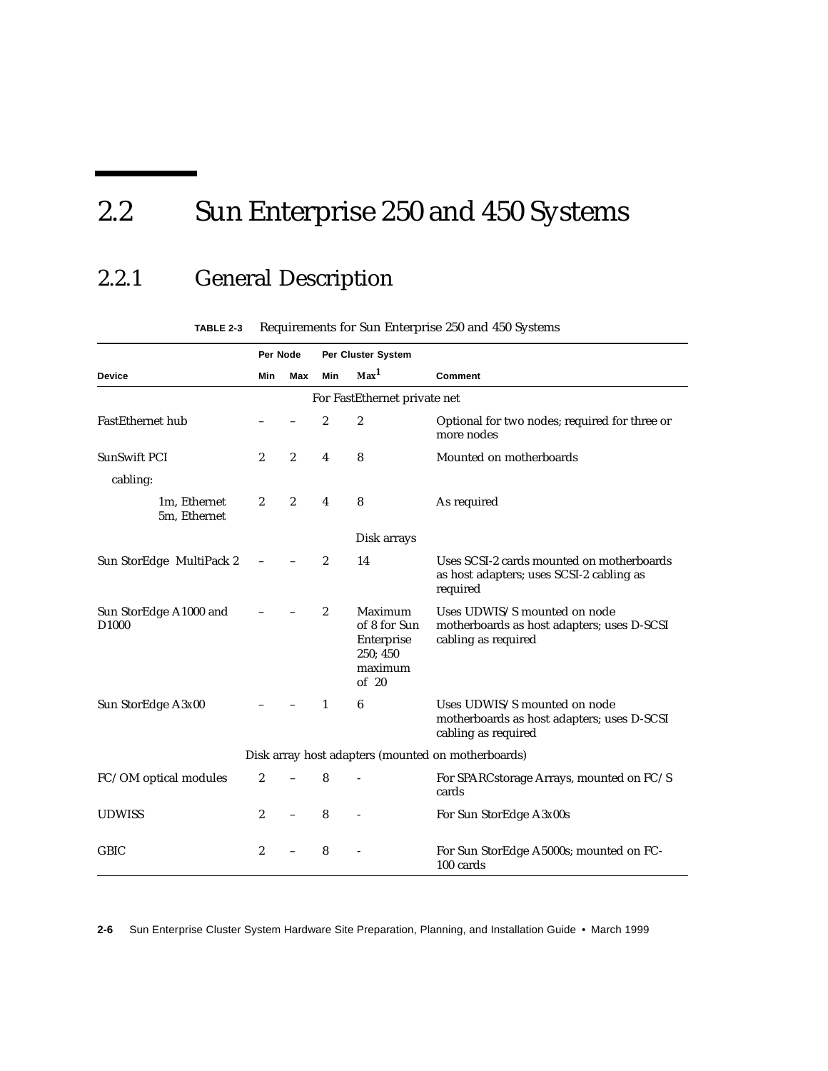## 2.2 Sun Enterprise 250 and 450 Systems

### 2.2.1 General Description

**TABLE 2-3** Requirements for Sun Enterprise 250 and 450 Systems

| | Per Node | | Per Cluster System | | |
|---|---|---|---|---|---|
| **Device** | **Min** | **Max** | **Min** | **Max**[1] | **Comment** |
| | | | For FastEthernet private net | | |
| FastEthernet hub | – | – | 2 | 2 | Optional for two nodes; required for three or more nodes |
| SunSwift PCI | 2 | 2 | 4 | 8 | Mounted on motherboards |
| cabling: | | | | | |
| 1m, Ethernet<br>5m, Ethernet | 2 | 2 | 4 | 8 | As required |
| | | | | Disk arrays | |
| Sun StorEdge MultiPack 2 | – | – | 2 | 14 | Uses SCSI-2 cards mounted on motherboards as host adapters; uses SCSI-2 cabling as required |
| Sun StorEdge A1000 and D1000 | – | – | 2 | Maximum of 8 for Sun Enterprise 250; 450 maximum of 20 | Uses UDWIS/S mounted on node motherboards as host adapters; uses D-SCSI cabling as required |
| Sun StorEdge A3x00 | – | – | 1 | 6 | Uses UDWIS/S mounted on node motherboards as host adapters; uses D-SCSI cabling as required |
| | | | Disk array host adapters (mounted on motherboards) | | |
| FC/OM optical modules | 2 | – | 8 | - | For SPARCstorage Arrays, mounted on FC/S cards |
| UDWISS | 2 | – | 8 | - | For Sun StorEdge A3x00s |
| GBIC | 2 | – | 8 | - | For Sun StorEdge A5000s; mounted on FC-100 cards |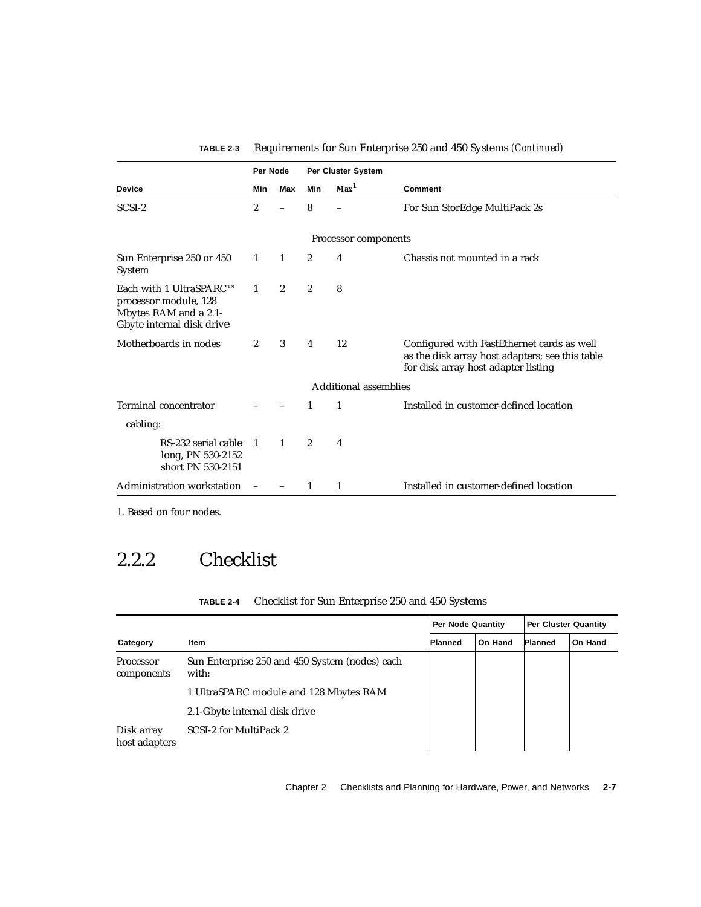**TABLE 2-3** Requirements for Sun Enterprise 250 and 450 Systems *(Continued)*

| | Per Node | | Per Cluster System | | |
|---|---|---|---|---|---|
| **Device** | **Min** | **Max** | **Min** | **Max**[1] | **Comment** |
| SCSI-2 | 2 | – | 8 | – | For Sun StorEdge MultiPack 2s |
| | | | Processor components | | |
| Sun Enterprise 250 or 450 System | 1 | 1 | 2 | 4 | Chassis not mounted in a rack |
| Each with 1 UltraSPARC™ processor module, 128 Mbytes RAM and a 2.1-Gbyte internal disk drive | 1 | 2 | 2 | 8 | |
| Motherboards in nodes | 2 | 3 | 4 | 12 | Configured with FastEthernet cards as well as the disk array host adapters; see this table for disk array host adapter listing |
| | | | Additional assemblies | | |
| Terminal concentrator | – | – | 1 | 1 | Installed in customer-defined location |
| cabling: | | | | | |
| RS-232 serial cable long, PN 530-2152 short PN 530-2151 | 1 | 1 | 2 | 4 | |
| Administration workstation | – | – | 1 | 1 | Installed in customer-defined location |

1. Based on four nodes.

## 2.2.2 Checklist

**TABLE 2-4** Checklist for Sun Enterprise 250 and 450 Systems

| | | Per Node Quantity | | Per Cluster Quantity | |
|---|---|---|---|---|---|
| **Category** | **Item** | **Planned** | **On Hand** | **Planned** | **On Hand** |
| Processor components | Sun Enterprise 250 and 450 System (nodes) each with: | | | | |
| | 1 UltraSPARC module and 128 Mbytes RAM | | | | |
| | 2.1-Gbyte internal disk drive | | | | |
| Disk array host adapters | SCSI-2 for MultiPack 2 | | | | |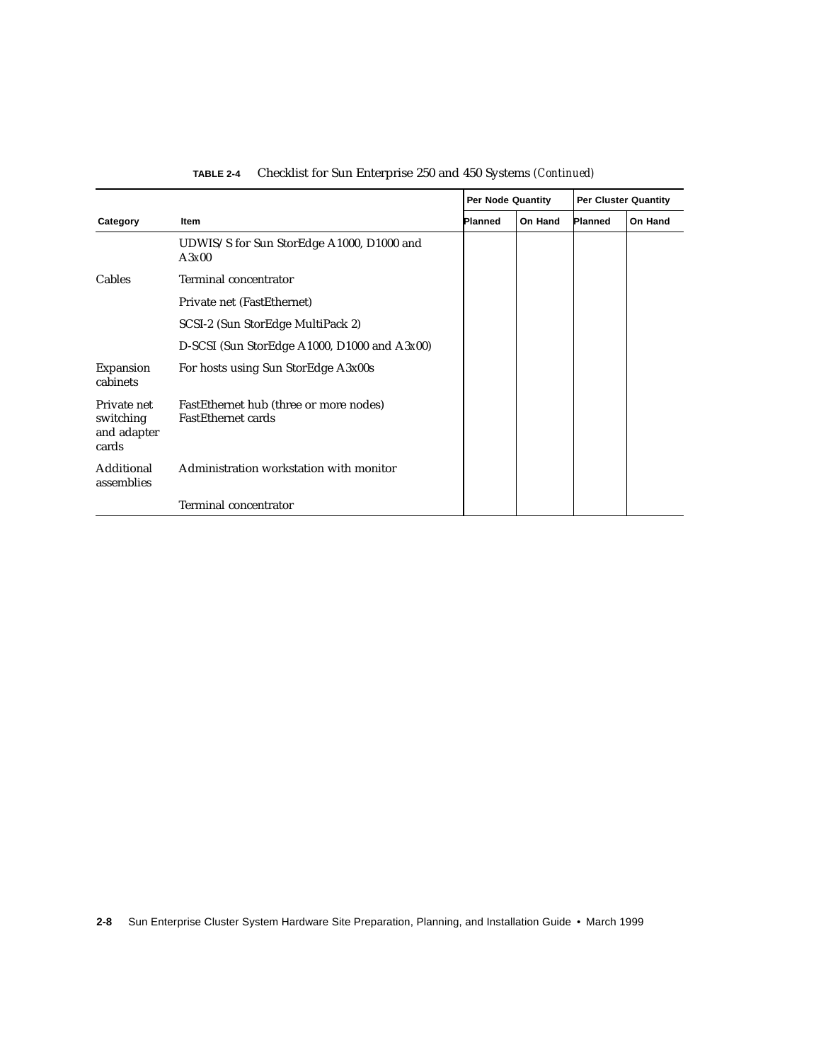**TABLE 2-4** Checklist for Sun Enterprise 250 and 450 Systems *(Continued)*

| Category | Item | Per Node Quantity | | Per Cluster Quantity | |
|---|---|---|---|---|---|
| | | Planned | On Hand | Planned | On Hand |
| | UDWIS/S for Sun StorEdge A1000, D1000 and A3*x*00 | | | | |
| Cables | Terminal concentrator | | | | |
| | Private net (FastEthernet) | | | | |
| | SCSI-2 (Sun StorEdge MultiPack 2) | | | | |
| | D-SCSI (Sun StorEdge A1000, D1000 and A3*x*00) | | | | |
| Expansion cabinets | For hosts using Sun StorEdge A3x00s | | | | |
| Private net switching and adapter cards | FastEthernet hub (three or more nodes) FastEthernet cards | | | | |
| Additional assemblies | Administration workstation with monitor | | | | |
| | Terminal concentrator | | | | |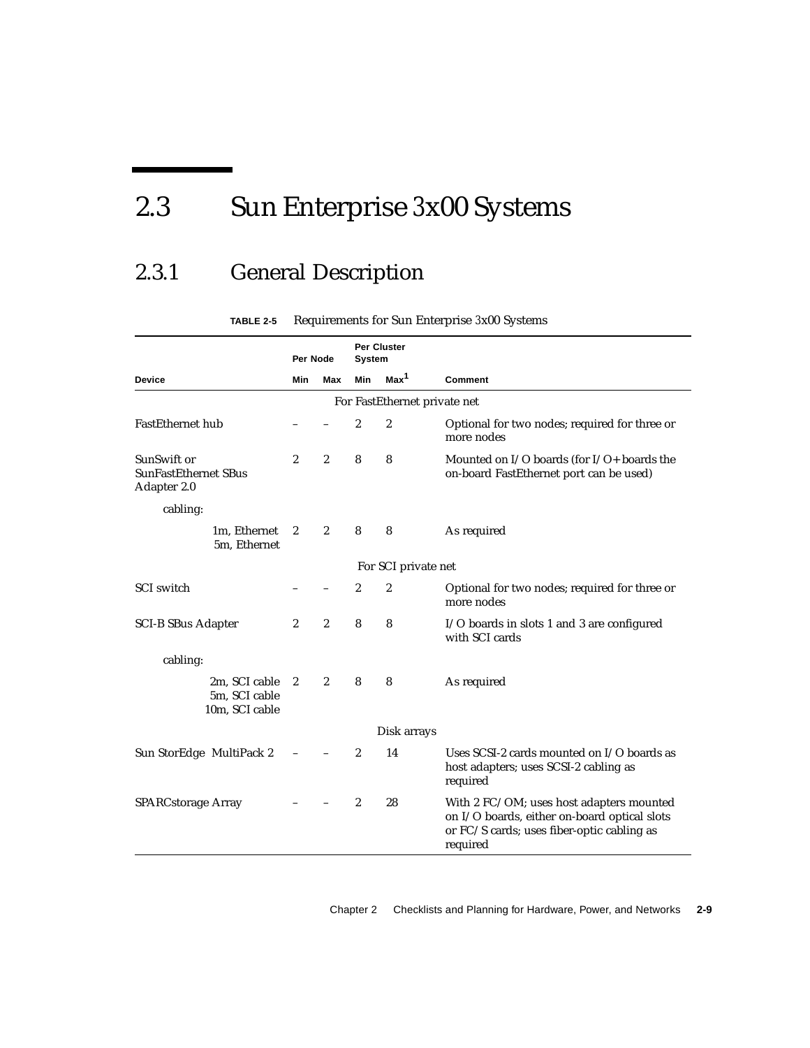# 2.3 Sun Enterprise 3x00 Systems

## 2.3.1 General Description

**TABLE 2-5** Requirements for Sun Enterprise 3x00 Systems

| | Per Node | | Per Cluster System | | |
|---|---|---|---|---|---|
| **Device** | **Min** | **Max** | **Min** | **Max**[1] | **Comment** |
| | | | For FastEthernet private net | | |
| FastEthernet hub | – | – | 2 | 2 | Optional for two nodes; required for three or more nodes |
| SunSwift or SunFastEthernet SBus Adapter 2.0 | 2 | 2 | 8 | 8 | Mounted on I/O boards (for I/O+ boards the on-board FastEthernet port can be used) |
| cabling: | | | | | |
| 1m, Ethernet<br>5m, Ethernet | 2 | 2 | 8 | 8 | As required |
| | | | For SCI private net | | |
| SCI switch | – | – | 2 | 2 | Optional for two nodes; required for three or more nodes |
| SCI-B SBus Adapter | 2 | 2 | 8 | 8 | I/O boards in slots 1 and 3 are configured with SCI cards |
| cabling: | | | | | |
| 2m, SCI cable<br>5m, SCI cable<br>10m, SCI cable | 2 | 2 | 8 | 8 | As required |
| | | | Disk arrays | | |
| Sun StorEdge MultiPack 2 | – | – | 2 | 14 | Uses SCSI-2 cards mounted on I/O boards as host adapters; uses SCSI-2 cabling as required |
| SPARCstorage Array | – | – | 2 | 28 | With 2 FC/OM; uses host adapters mounted on I/O boards, either on-board optical slots or FC/S cards; uses fiber-optic cabling as required |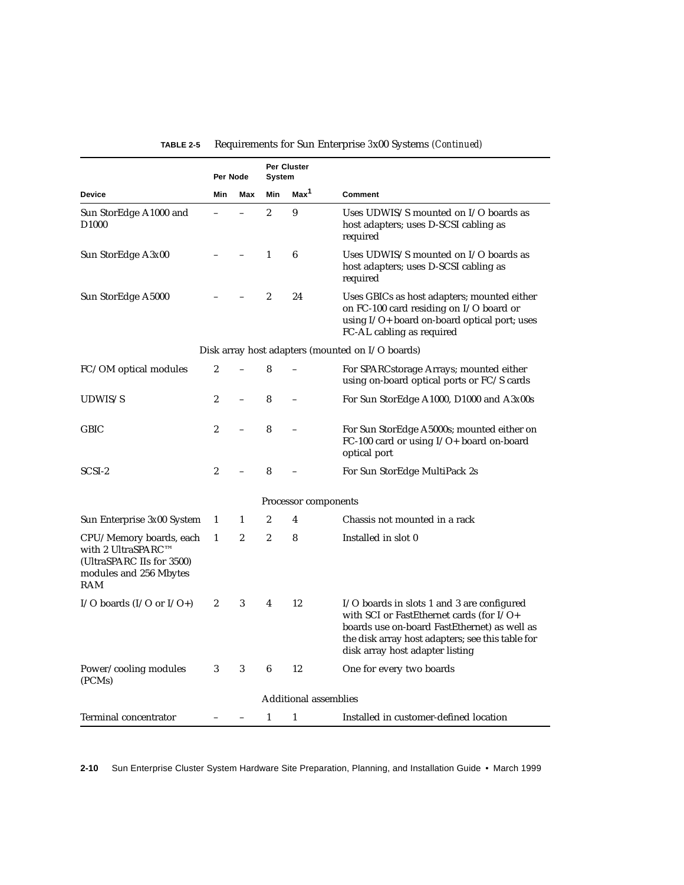**TABLE 2-5** Requirements for Sun Enterprise 3*x*00 Systems *(Continued)*

| Device | Per Node Min | Per Node Max | Per Cluster System Min | Per Cluster System Max[1] | Comment |
|---|---|---|---|---|---|
| Sun StorEdge A1000 and D1000 | – | – | 2 | 9 | Uses UDWIS/S mounted on I/O boards as host adapters; uses D-SCSI cabling as required |
| Sun StorEdge A3*x*00 | – | – | 1 | 6 | Uses UDWIS/S mounted on I/O boards as host adapters; uses D-SCSI cabling as required |
| Sun StorEdge A5000 | – | – | 2 | 24 | Uses GBICs as host adapters; mounted either on FC-100 card residing on I/O board or using I/O+ board on-board optical port; uses FC-AL cabling as required |
| | | | Disk array host adapters (mounted on I/O boards) | | |
| FC/OM optical modules | 2 | – | 8 | – | For SPARCstorage Arrays; mounted either using on-board optical ports or FC/S cards |
| UDWIS/S | 2 | – | 8 | – | For Sun StorEdge A1000, D1000 and A3*x*00s |
| GBIC | 2 | – | 8 | – | For Sun StorEdge A5000s; mounted either on FC-100 card or using I/O+ board on-board optical port |
| SCSI-2 | 2 | – | 8 | – | For Sun StorEdge MultiPack 2s |
| | | | Processor components | | |
| Sun Enterprise 3*x*00 System | 1 | 1 | 2 | 4 | Chassis not mounted in a rack |
| CPU/Memory boards, each with 2 UltraSPARC™ (UltraSPARC IIs for 3500) modules and 256 Mbytes RAM | 1 | 2 | 2 | 8 | Installed in slot 0 |
| I/O boards (I/O or I/O+) | 2 | 3 | 4 | 12 | I/O boards in slots 1 and 3 are configured with SCI or FastEthernet cards (for I/O+ boards use on-board FastEthernet) as well as the disk array host adapters; see this table for disk array host adapter listing |
| Power/cooling modules (PCMs) | 3 | 3 | 6 | 12 | One for every two boards |
| | | | Additional assemblies | | |
| Terminal concentrator | – | – | 1 | 1 | Installed in customer-defined location |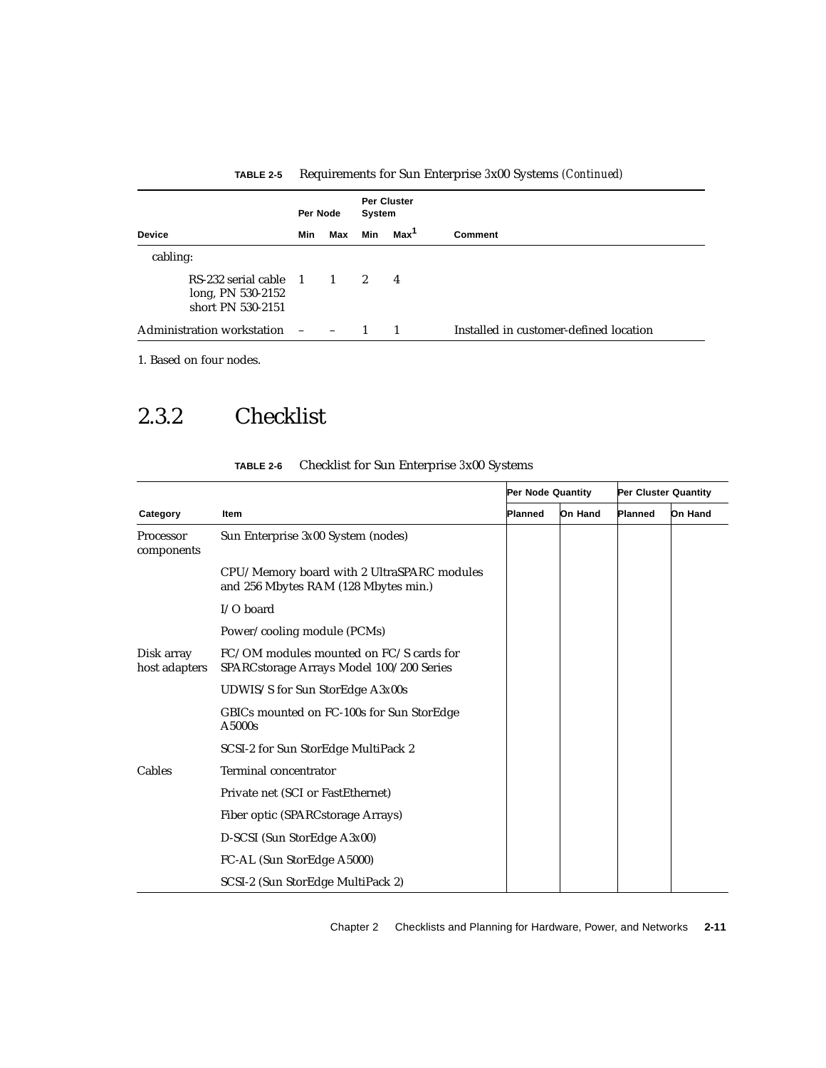**TABLE 2-5** Requirements for Sun Enterprise 3*x*00 Systems *(Continued)*

| Device | Per Node | | Per Cluster System | | Comment |
|---|---|---|---|---|---|
| | Min | Max | Min | Max[1] | |
| cabling: | | | | | |
| RS-232 serial cable long, PN 530-2152 short PN 530-2151 | 1 | 1 | 2 | 4 | |
| Administration workstation | – | – | 1 | 1 | Installed in customer-defined location |

1. Based on four nodes.

## 2.3.2 Checklist

**TABLE 2-6** Checklist for Sun Enterprise 3*x*00 Systems

| Category | Item | Per Node Quantity | | Per Cluster Quantity | |
|---|---|---|---|---|---|
| | | Planned | On Hand | Planned | On Hand |
| Processor components | Sun Enterprise 3*x*00 System (nodes) | | | | |
| | CPU/Memory board with 2 UltraSPARC modules and 256 Mbytes RAM (128 Mbytes min.) | | | | |
| | I/O board | | | | |
| | Power/cooling module (PCMs) | | | | |
| Disk array host adapters | FC/OM modules mounted on FC/S cards for SPARCstorage Arrays Model 100/200 Series | | | | |
| | UDWIS/S for Sun StorEdge A3*x*00s | | | | |
| | GBICs mounted on FC-100s for Sun StorEdge A5000s | | | | |
| | SCSI-2 for Sun StorEdge MultiPack 2 | | | | |
| Cables | Terminal concentrator | | | | |
| | Private net (SCI or FastEthernet) | | | | |
| | Fiber optic (SPARCstorage Arrays) | | | | |
| | D-SCSI (Sun StorEdge A3*x*00) | | | | |
| | FC-AL (Sun StorEdge A5000) | | | | |
| | SCSI-2 (Sun StorEdge MultiPack 2) | | | | |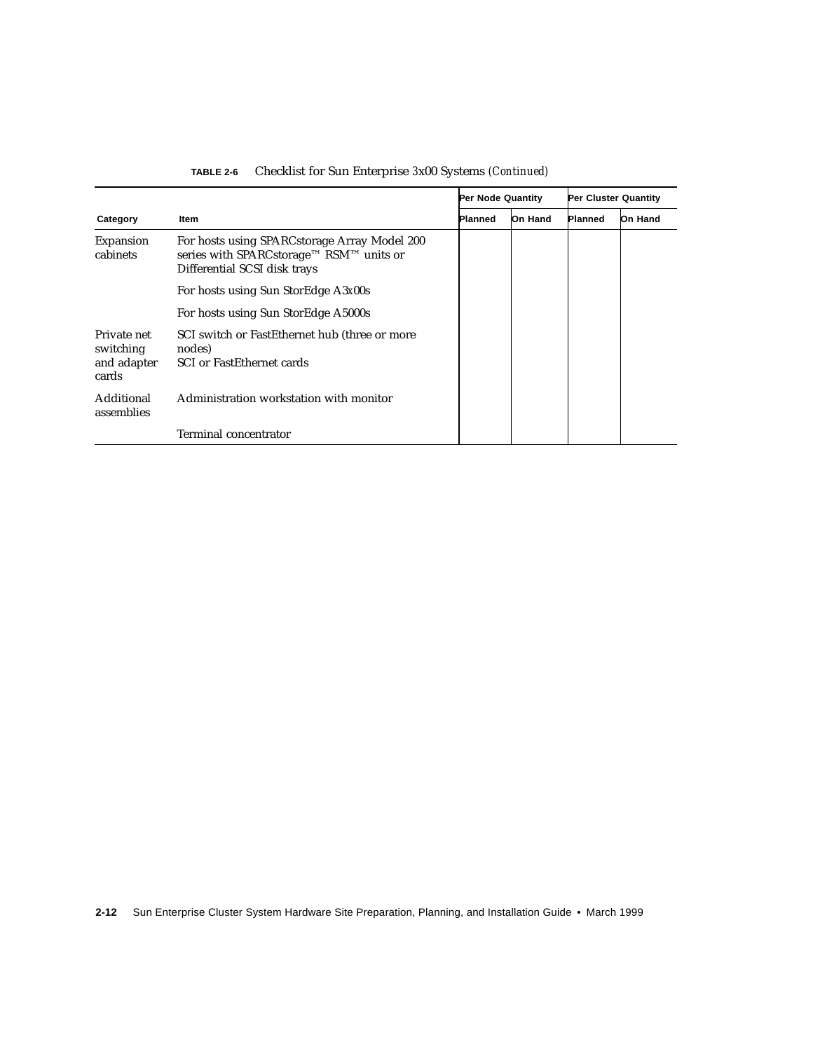**TABLE 2-6** Checklist for Sun Enterprise 3*x*00 Systems *(Continued)*

| Category | Item | Per Node Quantity | | Per Cluster Quantity | |
|---|---|---|---|---|---|
| | | Planned | On Hand | Planned | On Hand |
| Expansion cabinets | For hosts using SPARCstorage Array Model 200 series with SPARCstorage™ RSM™ units or Differential SCSI disk trays | | | | |
| | For hosts using Sun StorEdge A3*x*00s | | | | |
| | For hosts using Sun StorEdge A5000s | | | | |
| Private net switching and adapter cards | SCI switch or FastEthernet hub (three or more nodes)<br>SCI or FastEthernet cards | | | | |
| Additional assemblies | Administration workstation with monitor | | | | |
| | Terminal concentrator | | | | |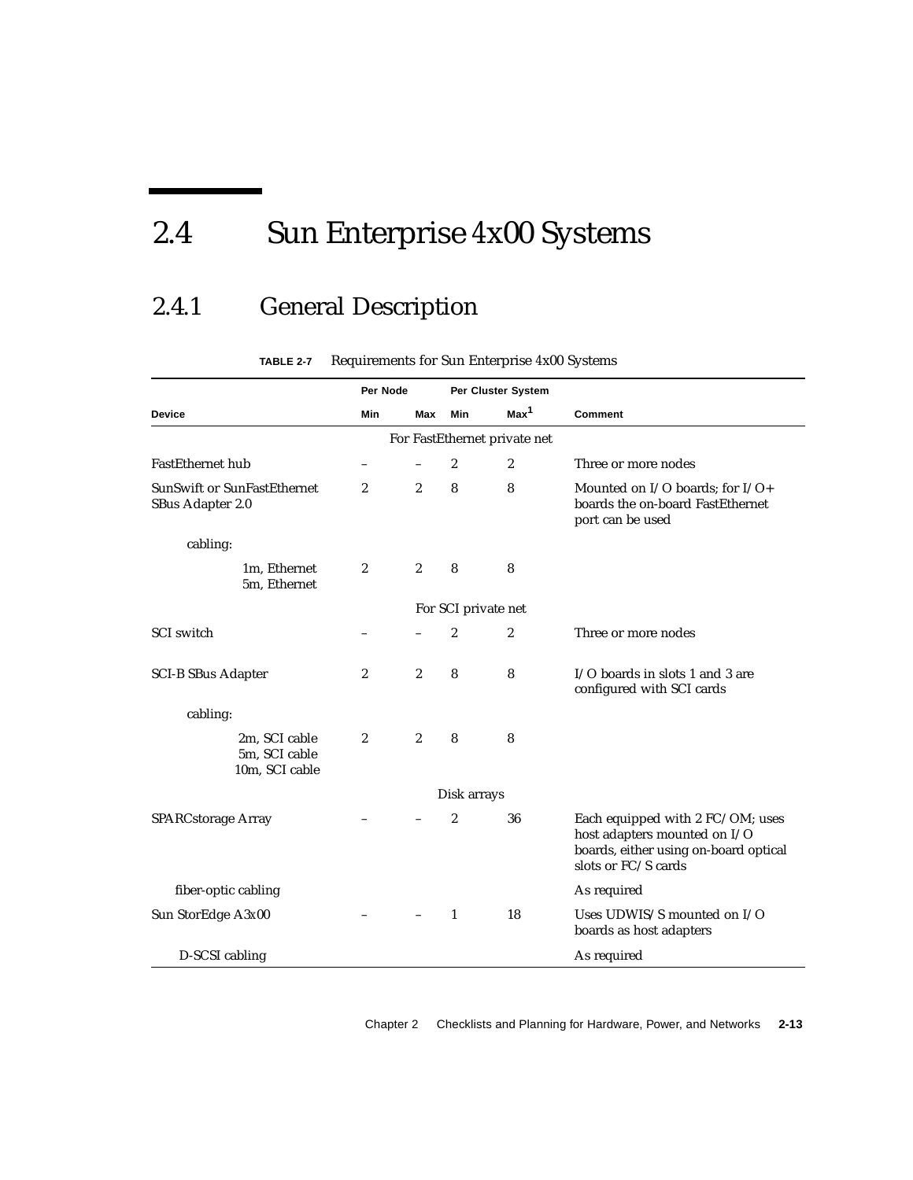## 2.4 Sun Enterprise 4x00 Systems

### 2.4.1 General Description

**TABLE 2-7** Requirements for Sun Enterprise 4x00 Systems

| | Per Node | | Per Cluster System | | |
|---|---|---|---|---|---|
| **Device** | **Min** | **Max** | **Min** | **Max**[1] | **Comment** |
| | | | For FastEthernet private net | | |
| FastEthernet hub | – | – | 2 | 2 | Three or more nodes |
| SunSwift or SunFastEthernet SBus Adapter 2.0 | 2 | 2 | 8 | 8 | Mounted on I/O boards; for I/O+ boards the on-board FastEthernet port can be used |
| cabling: | | | | | |
| 1m, Ethernet<br>5m, Ethernet | 2 | 2 | 8 | 8 | |
| | | | For SCI private net | | |
| SCI switch | – | – | 2 | 2 | Three or more nodes |
| SCI-B SBus Adapter | 2 | 2 | 8 | 8 | I/O boards in slots 1 and 3 are configured with SCI cards |
| cabling: | | | | | |
| 2m, SCI cable<br>5m, SCI cable<br>10m, SCI cable | 2 | 2 | 8 | 8 | |
| | | | Disk arrays | | |
| SPARCstorage Array | – | – | 2 | 36 | Each equipped with 2 FC/OM; uses host adapters mounted on I/O boards, either using on-board optical slots or FC/S cards |
| fiber-optic cabling | | | | | As required |
| Sun StorEdge A3x00 | – | – | 1 | 18 | Uses UDWIS/S mounted on I/O boards as host adapters |
| D-SCSI cabling | | | | | As required |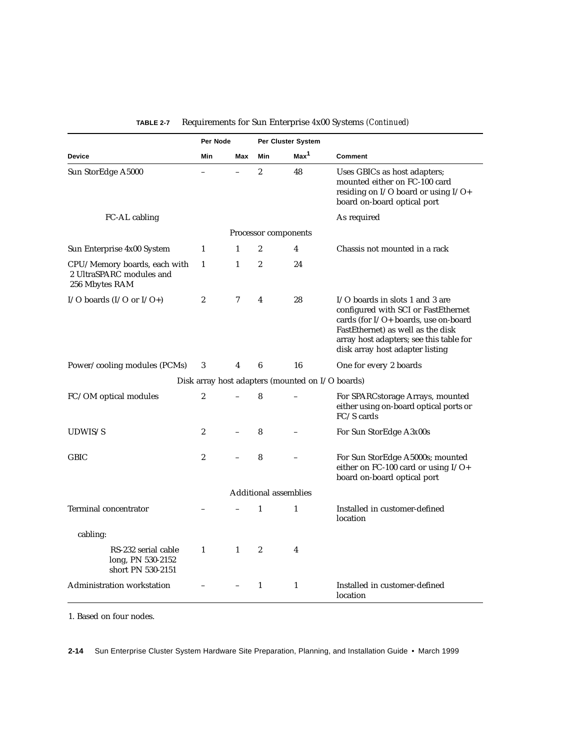**TABLE 2-7** Requirements for Sun Enterprise 4x00 Systems *(Continued)*

| | Per Node | | Per Cluster System | | |
|---|---|---|---|---|---|
| **Device** | **Min** | **Max** | **Min** | **Max**[1] | **Comment** |
| Sun StorEdge A5000 | – | – | 2 | 48 | Uses GBICs as host adapters; mounted either on FC-100 card residing on I/O board or using I/O+ board on-board optical port |
| FC-AL cabling | | | | | As required |
| | | | Processor components | | |
| Sun Enterprise 4x00 System | 1 | 1 | 2 | 4 | Chassis not mounted in a rack |
| CPU/Memory boards, each with 2 UltraSPARC modules and 256 Mbytes RAM | 1 | 1 | 2 | 24 | |
| I/O boards (I/O or I/O+) | 2 | 7 | 4 | 28 | I/O boards in slots 1 and 3 are configured with SCI or FastEthernet cards (for I/O+ boards, use on-board FastEthernet) as well as the disk array host adapters; see this table for disk array host adapter listing |
| Power/cooling modules (PCMs) | 3 | 4 | 6 | 16 | One for every 2 boards |
| | | | Disk array host adapters (mounted on I/O boards) | | |
| FC/OM optical modules | 2 | – | 8 | – | For SPARCstorage Arrays, mounted either using on-board optical ports or FC/S cards |
| UDWIS/S | 2 | – | 8 | – | For Sun StorEdge A3x00s |
| GBIC | 2 | – | 8 | – | For Sun StorEdge A5000s; mounted either on FC-100 card or using I/O+ board on-board optical port |
| | | | Additional assemblies | | |
| Terminal concentrator | – | – | 1 | 1 | Installed in customer-defined location |
| cabling: | | | | | |
| RS-232 serial cable long, PN 530-2152 short PN 530-2151 | 1 | 1 | 2 | 4 | |
| Administration workstation | – | – | 1 | 1 | Installed in customer-defined location |

1. Based on four nodes.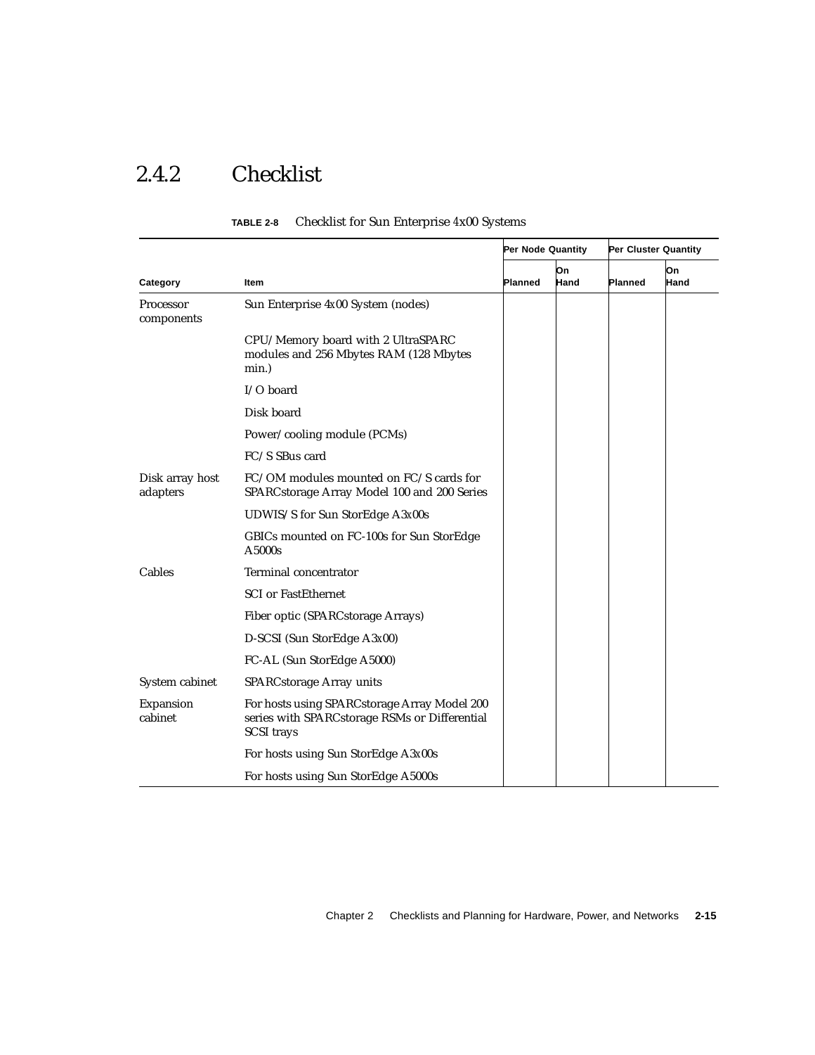## 2.4.2 Checklist

**TABLE 2-8** Checklist for Sun Enterprise 4x00 Systems

| | | Per Node Quantity | | Per Cluster Quantity | |
|---|---|---|---|---|---|
| **Category** | **Item** | **Planned** | **On Hand** | **Planned** | **On Hand** |
| Processor components | Sun Enterprise 4x00 System (nodes) | | | | |
| | CPU/Memory board with 2 UltraSPARC modules and 256 Mbytes RAM (128 Mbytes min.) | | | | |
| | I/O board | | | | |
| | Disk board | | | | |
| | Power/cooling module (PCMs) | | | | |
| | FC/S SBus card | | | | |
| Disk array host adapters | FC/OM modules mounted on FC/S cards for SPARCstorage Array Model 100 and 200 Series | | | | |
| | UDWIS/S for Sun StorEdge A3x00s | | | | |
| | GBICs mounted on FC-100s for Sun StorEdge A5000s | | | | |
| Cables | Terminal concentrator | | | | |
| | SCI or FastEthernet | | | | |
| | Fiber optic (SPARCstorage Arrays) | | | | |
| | D-SCSI (Sun StorEdge A3x00) | | | | |
| | FC-AL (Sun StorEdge A5000) | | | | |
| System cabinet | SPARCstorage Array units | | | | |
| Expansion cabinet | For hosts using SPARCstorage Array Model 200 series with SPARCstorage RSMs or Differential SCSI trays | | | | |
| | For hosts using Sun StorEdge A3x00s | | | | |
| | For hosts using Sun StorEdge A5000s | | | | |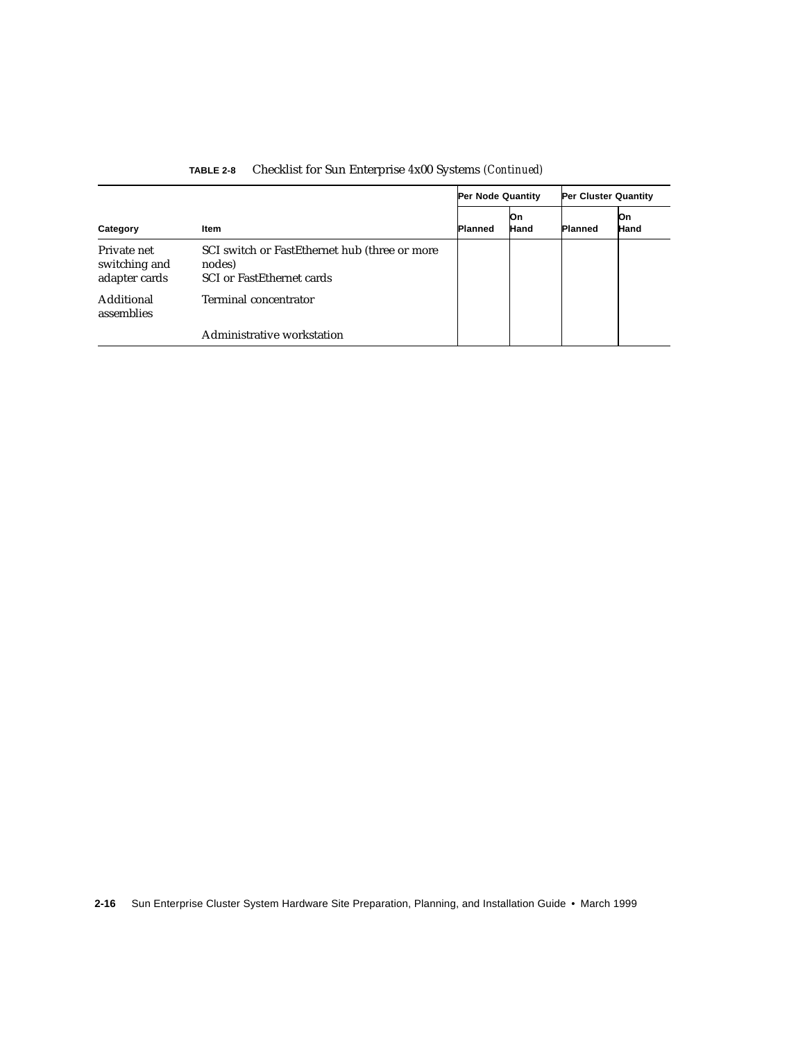**TABLE 2-8** Checklist for Sun Enterprise 4x00 Systems *(Continued)*

| Category | Item | Per Node Quantity | | Per Cluster Quantity | |
|---|---|---|---|---|---|
| | | Planned | On Hand | Planned | On Hand |
| Private net switching and adapter cards | SCI switch or FastEthernet hub (three or more nodes)<br>SCI or FastEthernet cards | | | | |
| Additional assemblies | Terminal concentrator | | | | |
| | Administrative workstation | | | | |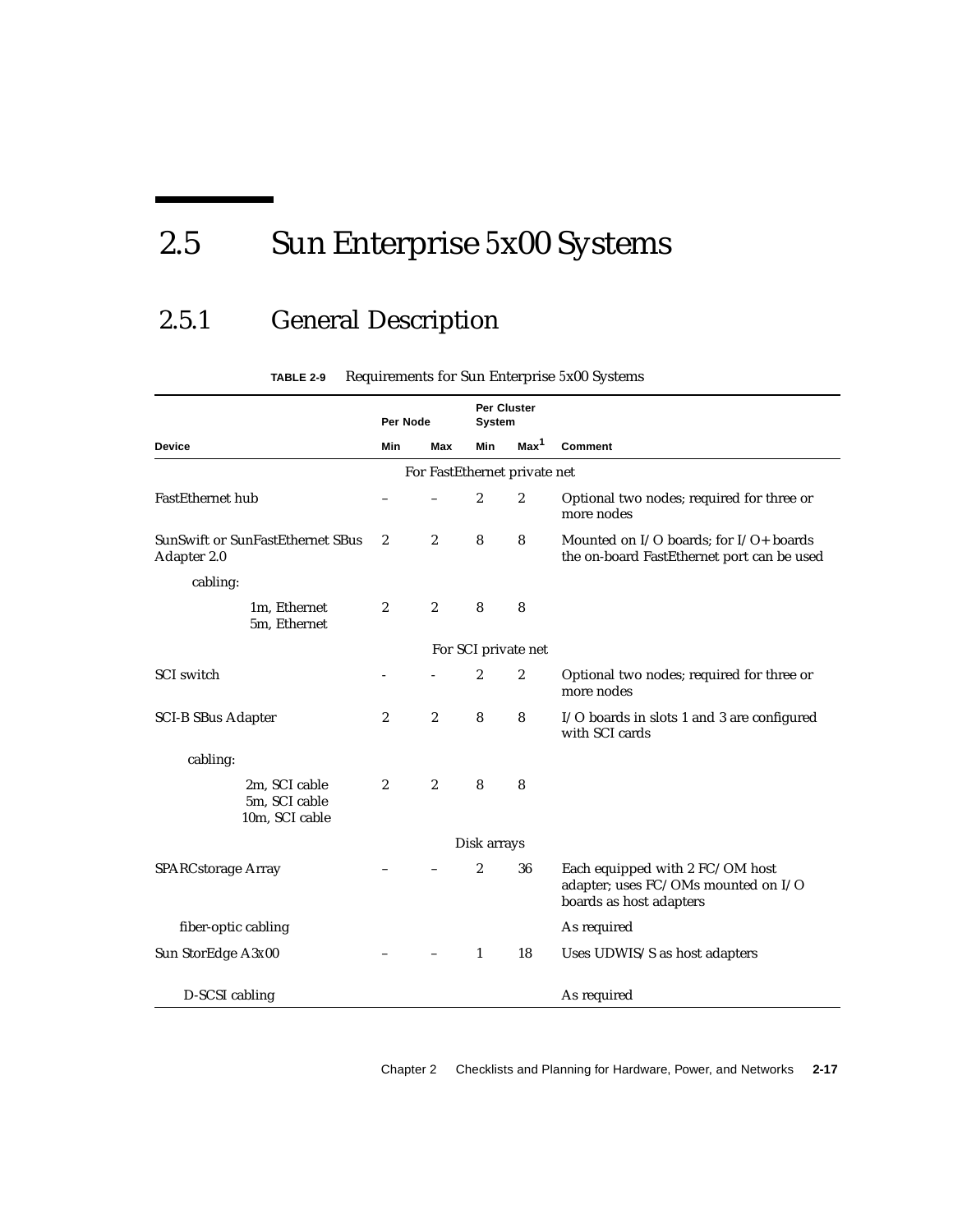## 2.5 Sun Enterprise 5x00 Systems

### 2.5.1 General Description

**TABLE 2-9** Requirements for Sun Enterprise 5x00 Systems

| Device | Per Node Min | Per Node Max | Per Cluster System Min | Per Cluster System Max[1] | Comment |
|---|---|---|---|---|---|
| For FastEthernet private net | | | | | |
| FastEthernet hub | – | – | 2 | 2 | Optional two nodes; required for three or more nodes |
| SunSwift or SunFastEthernet SBus Adapter 2.0 | 2 | 2 | 8 | 8 | Mounted on I/O boards; for I/O+ boards the on-board FastEthernet port can be used |
| cabling: | | | | | |
| 1m, Ethernet<br>5m, Ethernet | 2 | 2 | 8 | 8 | |
| For SCI private net | | | | | |
| SCI switch | - | - | 2 | 2 | Optional two nodes; required for three or more nodes |
| SCI-B SBus Adapter | 2 | 2 | 8 | 8 | I/O boards in slots 1 and 3 are configured with SCI cards |
| cabling: | | | | | |
| 2m, SCI cable<br>5m, SCI cable<br>10m, SCI cable | 2 | 2 | 8 | 8 | |
| Disk arrays | | | | | |
| SPARCstorage Array | – | – | 2 | 36 | Each equipped with 2 FC/OM host adapter; uses FC/OMs mounted on I/O boards as host adapters |
| fiber-optic cabling | | | | | As required |
| Sun StorEdge A3x00 | – | – | 1 | 18 | Uses UDWIS/S as host adapters |
| D-SCSI cabling | | | | | As required |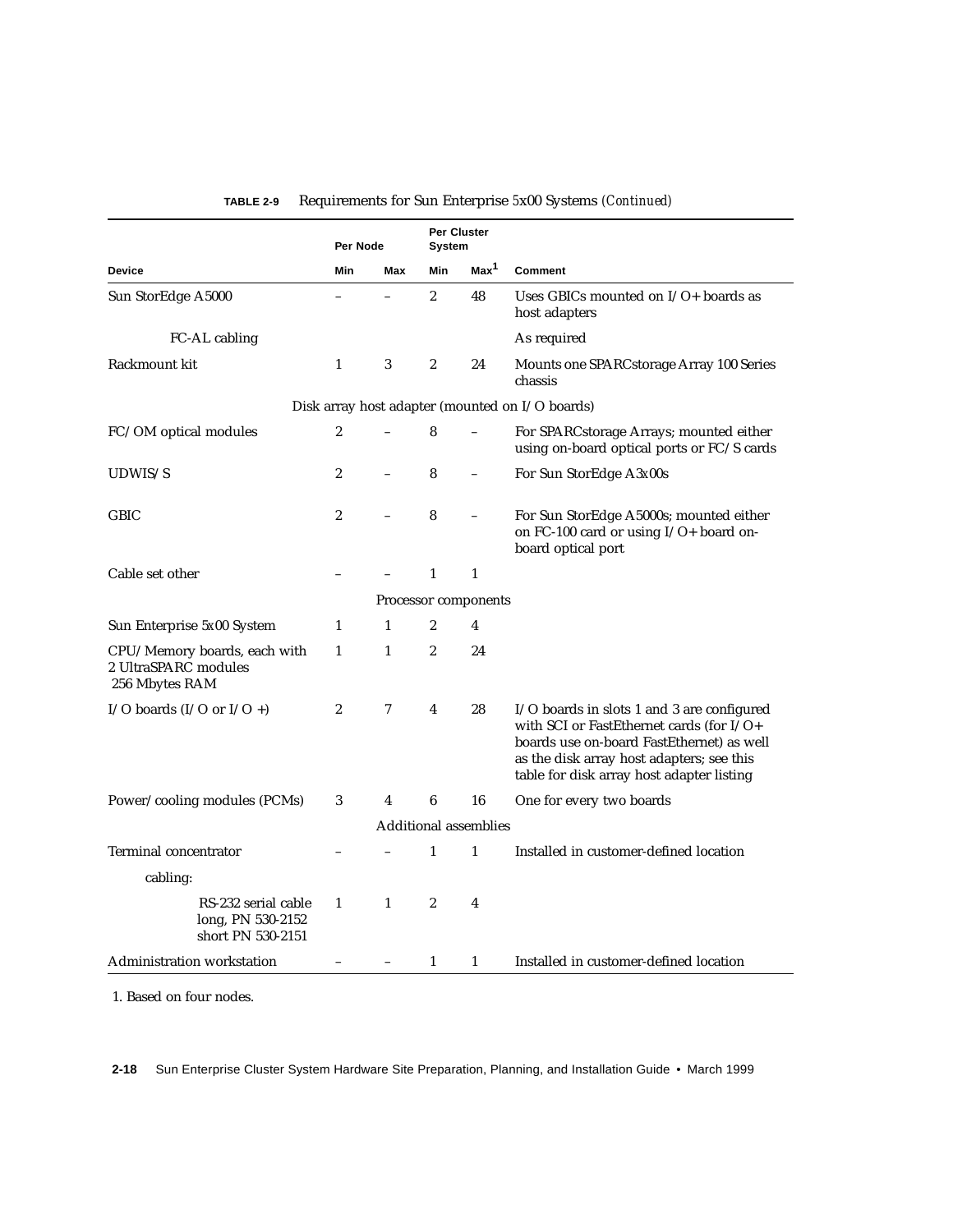**TABLE 2-9** Requirements for Sun Enterprise 5x00 Systems *(Continued)*

| | Per Node | | Per Cluster System | | |
|---|---|---|---|---|---|
| **Device** | **Min** | **Max** | **Min** | **Max[1]** | **Comment** |
| Sun StorEdge A5000 | – | – | 2 | 48 | Uses GBICs mounted on I/O+ boards as host adapters |
| FC-AL cabling | | | | | As required |
| Rackmount kit | 1 | 3 | 2 | 24 | Mounts one SPARCstorage Array 100 Series chassis |
| Disk array host adapter (mounted on I/O boards) | | | | | |
| FC/OM optical modules | 2 | – | 8 | – | For SPARCstorage Arrays; mounted either using on-board optical ports or FC/S cards |
| UDWIS/S | 2 | – | 8 | – | For Sun StorEdge A3x00s |
| GBIC | 2 | – | 8 | – | For Sun StorEdge A5000s; mounted either on FC-100 card or using I/O+ board on-board optical port |
| Cable set other | – | – | 1 | 1 | |
| Processor components | | | | | |
| Sun Enterprise 5x00 System | 1 | 1 | 2 | 4 | |
| CPU/Memory boards, each with 2 UltraSPARC modules 256 Mbytes RAM | 1 | 1 | 2 | 24 | |
| I/O boards (I/O or I/O +) | 2 | 7 | 4 | 28 | I/O boards in slots 1 and 3 are configured with SCI or FastEthernet cards (for I/O+ boards use on-board FastEthernet) as well as the disk array host adapters; see this table for disk array host adapter listing |
| Power/cooling modules (PCMs) | 3 | 4 | 6 | 16 | One for every two boards |
| Additional assemblies | | | | | |
| Terminal concentrator | – | – | 1 | 1 | Installed in customer-defined location |
| cabling: | | | | | |
| RS-232 serial cable long, PN 530-2152 short PN 530-2151 | 1 | 1 | 2 | 4 | |
| Administration workstation | – | – | 1 | 1 | Installed in customer-defined location |

1. Based on four nodes.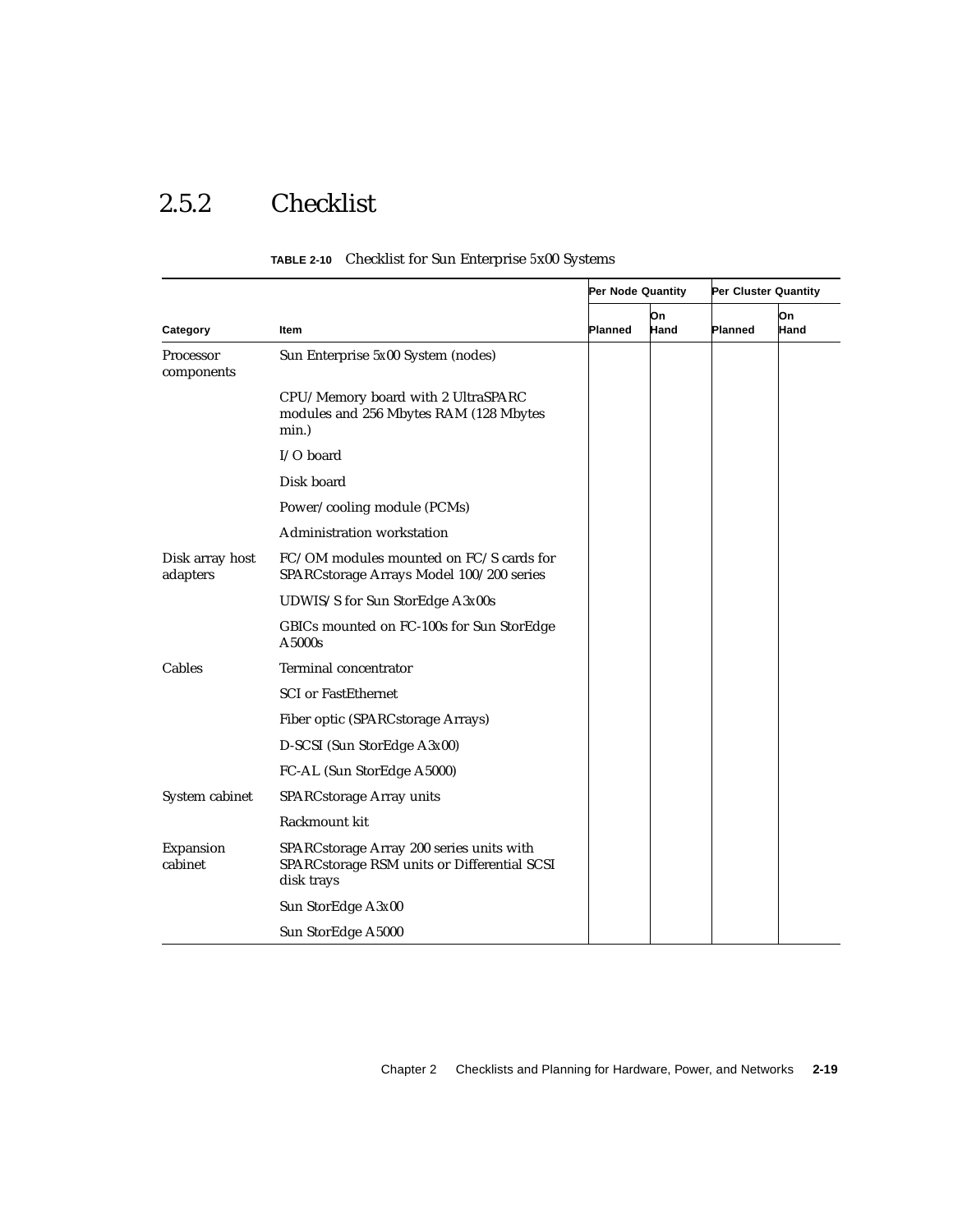## 2.5.2 Checklist

**TABLE 2-10** Checklist for Sun Enterprise 5x00 Systems

| | | Per Node Quantity | | Per Cluster Quantity | |
|---|---|---|---|---|---|
| **Category** | **Item** | **Planned** | **On Hand** | **Planned** | **On Hand** |
| Processor components | Sun Enterprise 5x00 System (nodes) | | | | |
| | CPU/Memory board with 2 UltraSPARC modules and 256 Mbytes RAM (128 Mbytes min.) | | | | |
| | I/O board | | | | |
| | Disk board | | | | |
| | Power/cooling module (PCMs) | | | | |
| | Administration workstation | | | | |
| Disk array host adapters | FC/OM modules mounted on FC/S cards for SPARCstorage Arrays Model 100/200 series | | | | |
| | UDWIS/S for Sun StorEdge A3x00s | | | | |
| | GBICs mounted on FC-100s for Sun StorEdge A5000s | | | | |
| Cables | Terminal concentrator | | | | |
| | SCI or FastEthernet | | | | |
| | Fiber optic (SPARCstorage Arrays) | | | | |
| | D-SCSI (Sun StorEdge A3x00) | | | | |
| | FC-AL (Sun StorEdge A5000) | | | | |
| System cabinet | SPARCstorage Array units | | | | |
| | Rackmount kit | | | | |
| Expansion cabinet | SPARCstorage Array 200 series units with SPARCstorage RSM units or Differential SCSI disk trays | | | | |
| | Sun StorEdge A3x00 | | | | |
| | Sun StorEdge A5000 | | | | |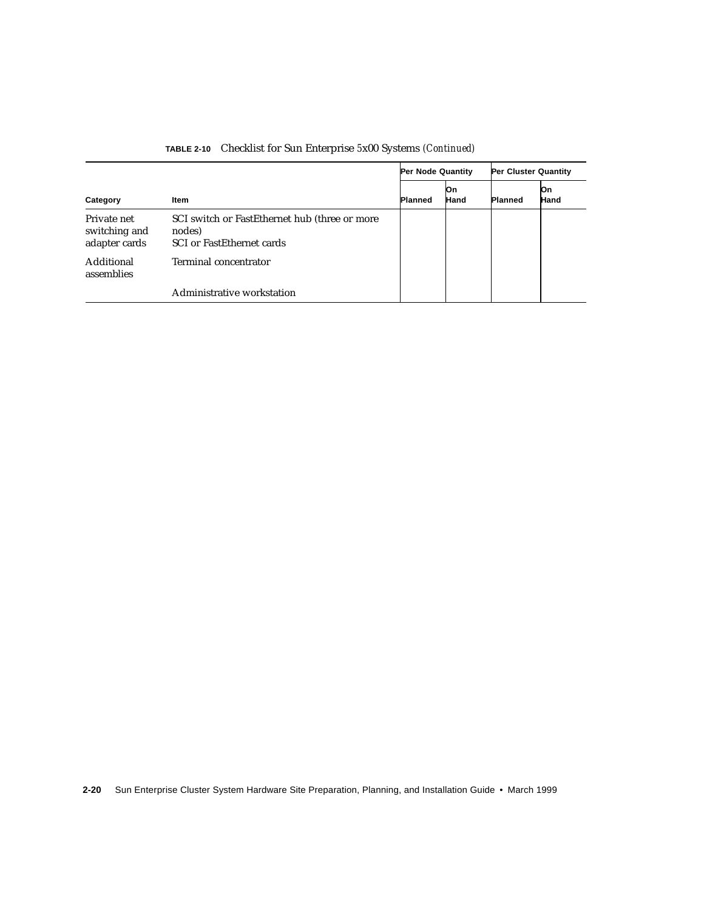**TABLE 2-10** Checklist for Sun Enterprise 5x00 Systems *(Continued)*

| Category | Item | Per Node Quantity | | Per Cluster Quantity | |
|---|---|---|---|---|---|
| | | Planned | On Hand | Planned | On Hand |
| Private net switching and adapter cards | SCI switch or FastEthernet hub (three or more nodes)<br>SCI or FastEthernet cards | | | | |
| Additional assemblies | Terminal concentrator | | | | |
| | Administrative workstation | | | | |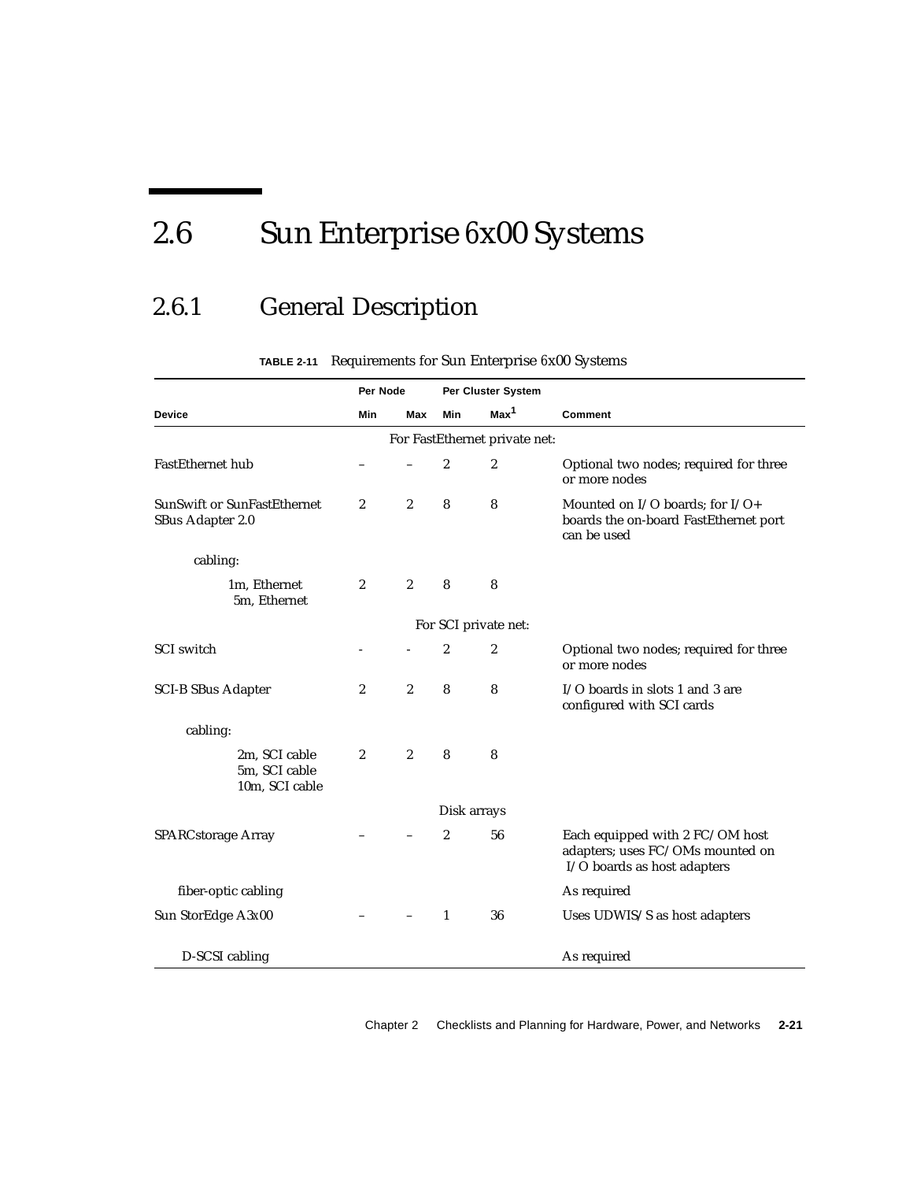## 2.6 Sun Enterprise 6x00 Systems

### 2.6.1 General Description

**TABLE 2-11** Requirements for Sun Enterprise 6x00 Systems

| | Per Node | | Per Cluster System | | |
|---|---|---|---|---|---|
| **Device** | **Min** | **Max** | **Min** | **Max**[1] | **Comment** |
| | | | For FastEthernet private net: | | |
| FastEthernet hub | – | – | 2 | 2 | Optional two nodes; required for three or more nodes |
| SunSwift or SunFastEthernet SBus Adapter 2.0 | 2 | 2 | 8 | 8 | Mounted on I/O boards; for I/O+ boards the on-board FastEthernet port can be used |
| cabling: | | | | | |
| 1m, Ethernet<br>5m, Ethernet | 2 | 2 | 8 | 8 | |
| | | | For SCI private net: | | |
| SCI switch | - | - | 2 | 2 | Optional two nodes; required for three or more nodes |
| SCI-B SBus Adapter | 2 | 2 | 8 | 8 | I/O boards in slots 1 and 3 are configured with SCI cards |
| cabling: | | | | | |
| 2m, SCI cable<br>5m, SCI cable<br>10m, SCI cable | 2 | 2 | 8 | 8 | |
| | | | Disk arrays | | |
| SPARCstorage Array | – | – | 2 | 56 | Each equipped with 2 FC/OM host adapters; uses FC/OMs mounted on I/O boards as host adapters |
| fiber-optic cabling | | | | | As required |
| Sun StorEdge A3x00 | – | – | 1 | 36 | Uses UDWIS/S as host adapters |
| D-SCSI cabling | | | | | As required |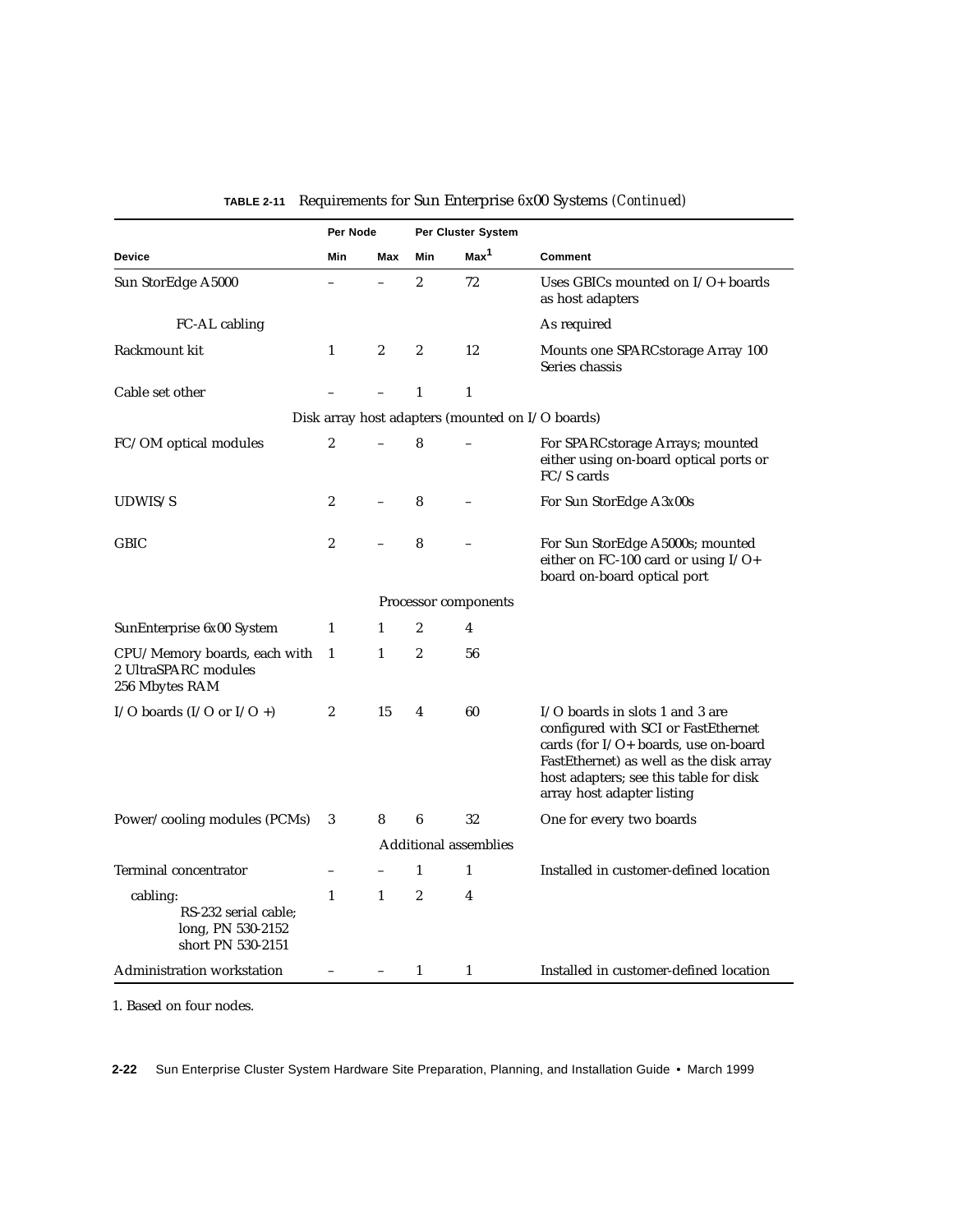**TABLE 2-11** Requirements for Sun Enterprise 6x00 Systems *(Continued)*

| | Per Node | | Per Cluster System | | |
|---|---|---|---|---|---|
| **Device** | **Min** | **Max** | **Min** | **Max**[1] | **Comment** |
| Sun StorEdge A5000 | – | – | 2 | 72 | Uses GBICs mounted on I/O+ boards as host adapters |
| FC-AL cabling | | | | | As required |
| Rackmount kit | 1 | 2 | 2 | 12 | Mounts one SPARCstorage Array 100 Series chassis |
| Cable set other | – | – | 1 | 1 | |
| | | | Disk array host adapters (mounted on I/O boards) | | |
| FC/OM optical modules | 2 | – | 8 | – | For SPARCstorage Arrays; mounted either using on-board optical ports or FC/S cards |
| UDWIS/S | 2 | – | 8 | – | For Sun StorEdge A3x00s |
| GBIC | 2 | – | 8 | – | For Sun StorEdge A5000s; mounted either on FC-100 card or using I/O+ board on-board optical port |
| | | | Processor components | | |
| SunEnterprise 6x00 System | 1 | 1 | 2 | 4 | |
| CPU/Memory boards, each with 2 UltraSPARC modules 256 Mbytes RAM | 1 | 1 | 2 | 56 | |
| I/O boards (I/O or I/O +) | 2 | 15 | 4 | 60 | I/O boards in slots 1 and 3 are configured with SCI or FastEthernet cards (for I/O+ boards, use on-board FastEthernet) as well as the disk array host adapters; see this table for disk array host adapter listing |
| Power/cooling modules (PCMs) | 3 | 8 | 6 | 32 | One for every two boards |
| | | | Additional assemblies | | |
| Terminal concentrator | – | – | 1 | 1 | Installed in customer-defined location |
| cabling: RS-232 serial cable; long, PN 530-2152 short PN 530-2151 | 1 | 1 | 2 | 4 | |
| Administration workstation | – | – | 1 | 1 | Installed in customer-defined location |

1. Based on four nodes.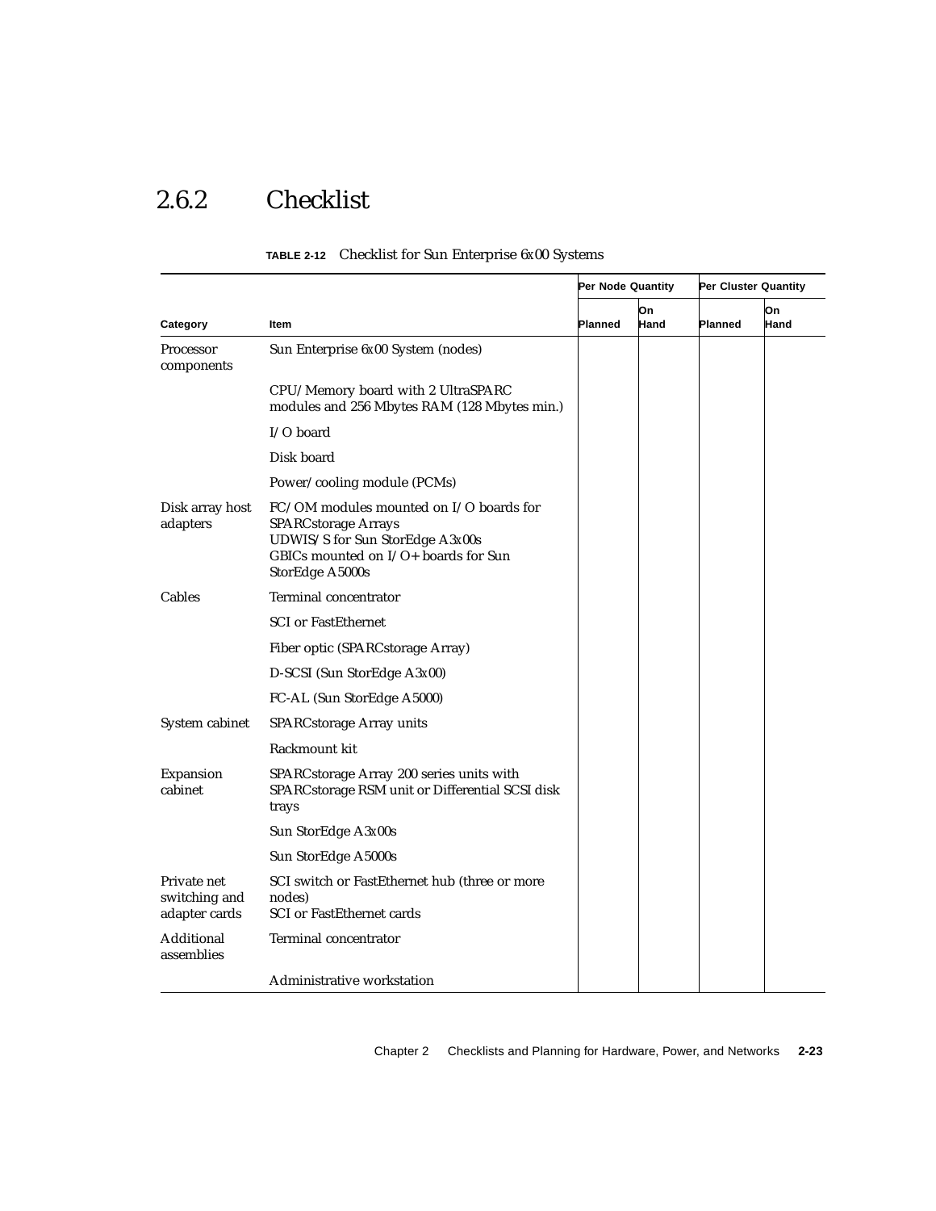## 2.6.2 Checklist

**TABLE 2-12** Checklist for Sun Enterprise 6*x*00 Systems

| | | Per Node Quantity | | Per Cluster Quantity | |
|---|---|---|---|---|---|
| **Category** | **Item** | **Planned** | **On Hand** | **Planned** | **On Hand** |
| Processor components | Sun Enterprise 6*x*00 System (nodes) | | | | |
| | CPU/Memory board with 2 UltraSPARC modules and 256 Mbytes RAM (128 Mbytes min.) | | | | |
| | I/O board | | | | |
| | Disk board | | | | |
| | Power/cooling module (PCMs) | | | | |
| Disk array host adapters | FC/OM modules mounted on I/O boards for SPARCstorage Arrays<br>UDWIS/S for Sun StorEdge A3*x*00s<br>GBICs mounted on I/O+ boards for Sun StorEdge A5000s | | | | |
| Cables | Terminal concentrator | | | | |
| | SCI or FastEthernet | | | | |
| | Fiber optic (SPARCstorage Array) | | | | |
| | D-SCSI (Sun StorEdge A3*x*00) | | | | |
| | FC-AL (Sun StorEdge A5000) | | | | |
| System cabinet | SPARCstorage Array units | | | | |
| | Rackmount kit | | | | |
| Expansion cabinet | SPARCstorage Array 200 series units with SPARCstorage RSM unit or Differential SCSI disk trays | | | | |
| | Sun StorEdge A3*x*00s | | | | |
| | Sun StorEdge A5000s | | | | |
| Private net switching and adapter cards | SCI switch or FastEthernet hub (three or more nodes)<br>SCI or FastEthernet cards | | | | |
| Additional assemblies | Terminal concentrator | | | | |
| | Administrative workstation | | | | |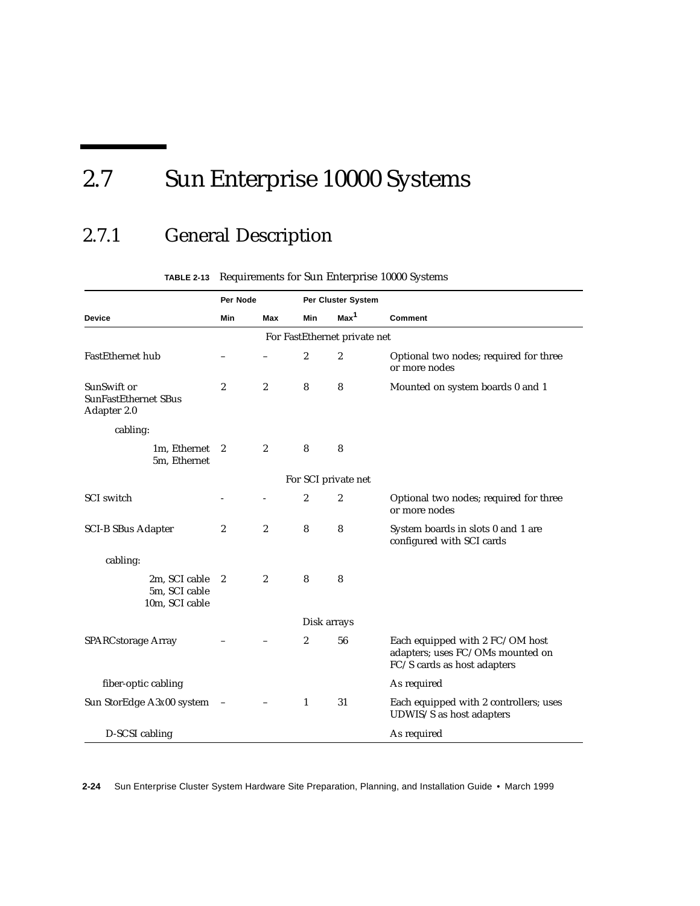# 2.7 Sun Enterprise 10000 Systems

## 2.7.1 General Description

**TABLE 2-13** Requirements for Sun Enterprise 10000 Systems

| Device | Per Node Min | Per Node Max | Per Cluster System Min | Per Cluster System Max[1] | Comment |
|---|---|---|---|---|---|
| | | | For FastEthernet private net | | |
| FastEthernet hub | – | – | 2 | 2 | Optional two nodes; required for three or more nodes |
| SunSwift or SunFastEthernet SBus Adapter 2.0 | 2 | 2 | 8 | 8 | Mounted on system boards 0 and 1 |
| cabling: | | | | | |
| 1m, Ethernet 5m, Ethernet | 2 | 2 | 8 | 8 | |
| | | | For SCI private net | | |
| SCI switch | - | - | 2 | 2 | Optional two nodes; required for three or more nodes |
| SCI-B SBus Adapter | 2 | 2 | 8 | 8 | System boards in slots 0 and 1 are configured with SCI cards |
| cabling: | | | | | |
| 2m, SCI cable 5m, SCI cable 10m, SCI cable | 2 | 2 | 8 | 8 | |
| | | | Disk arrays | | |
| SPARCstorage Array | – | – | 2 | 56 | Each equipped with 2 FC/OM host adapters; uses FC/OMs mounted on FC/S cards as host adapters |
| fiber-optic cabling | | | | | As required |
| Sun StorEdge A3x00 system | – | – | 1 | 31 | Each equipped with 2 controllers; uses UDWIS/S as host adapters |
| D-SCSI cabling | | | | | As required |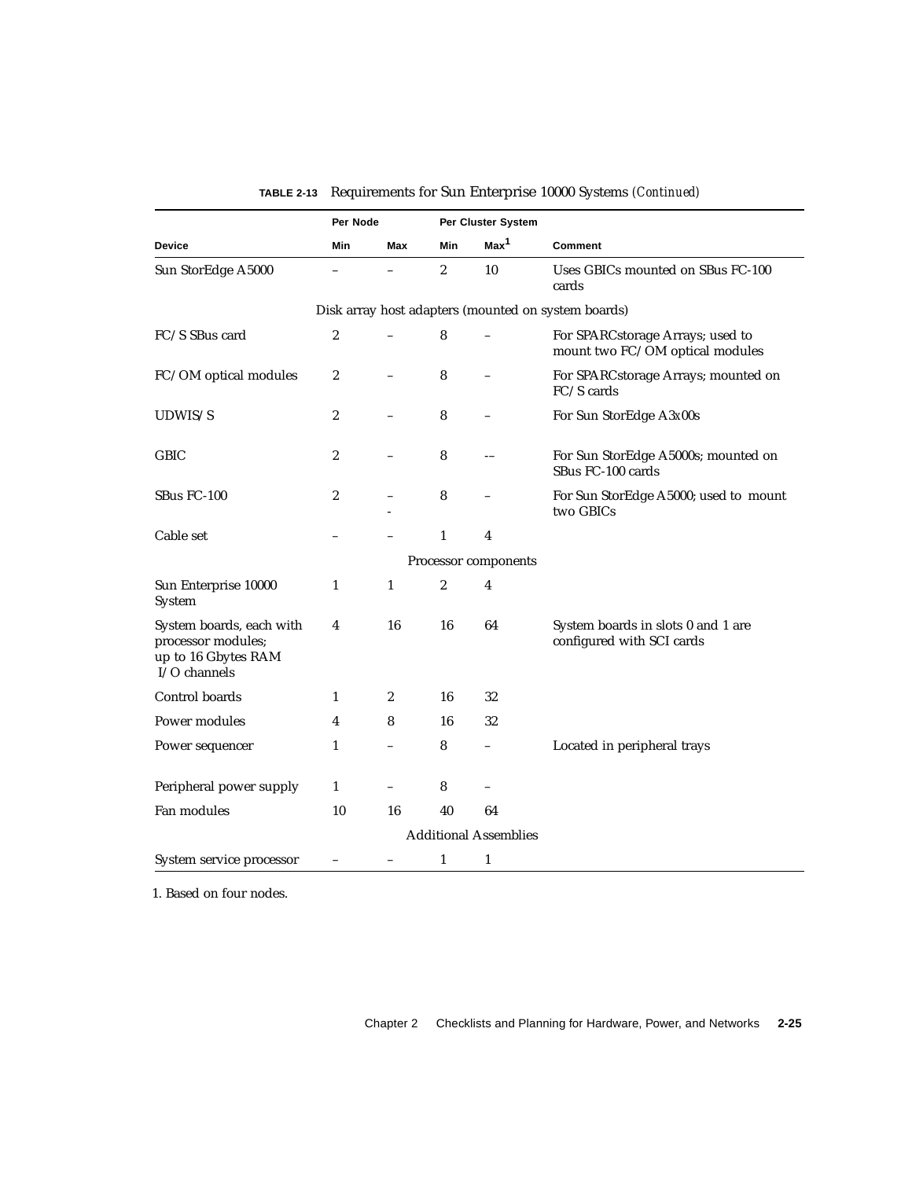**TABLE 2-13** Requirements for Sun Enterprise 10000 Systems *(Continued)*

| | Per Node | | Per Cluster System | | |
|---|---|---|---|---|---|
| **Device** | **Min** | **Max** | **Min** | **Max[1]** | **Comment** |
| Sun StorEdge A5000 | – | – | 2 | 10 | Uses GBICs mounted on SBus FC-100 cards |
| Disk array host adapters (mounted on system boards) | | | | | |
| FC/S SBus card | 2 | – | 8 | – | For SPARCstorage Arrays; used to mount two FC/OM optical modules |
| FC/OM optical modules | 2 | – | 8 | – | For SPARCstorage Arrays; mounted on FC/S cards |
| UDWIS/S | 2 | – | 8 | – | For Sun StorEdge A3*x*00s |
| GBIC | 2 | – | 8 | –- | For Sun StorEdge A5000s; mounted on SBus FC-100 cards |
| SBus FC-100 | 2 | – - | 8 | – | For Sun StorEdge A5000; used to mount two GBICs |
| Cable set | – | – | 1 | 4 | |
| Processor components | | | | | |
| Sun Enterprise 10000 System | 1 | 1 | 2 | 4 | |
| System boards, each with processor modules; up to 16 Gbytes RAM I/O channels | 4 | 16 | 16 | 64 | System boards in slots 0 and 1 are configured with SCI cards |
| Control boards | 1 | 2 | 16 | 32 | |
| Power modules | 4 | 8 | 16 | 32 | |
| Power sequencer | 1 | – | 8 | – | Located in peripheral trays |
| Peripheral power supply | 1 | – | 8 | – | |
| Fan modules | 10 | 16 | 40 | 64 | |
| Additional Assemblies | | | | | |
| System service processor | – | – | 1 | 1 | |

1. Based on four nodes.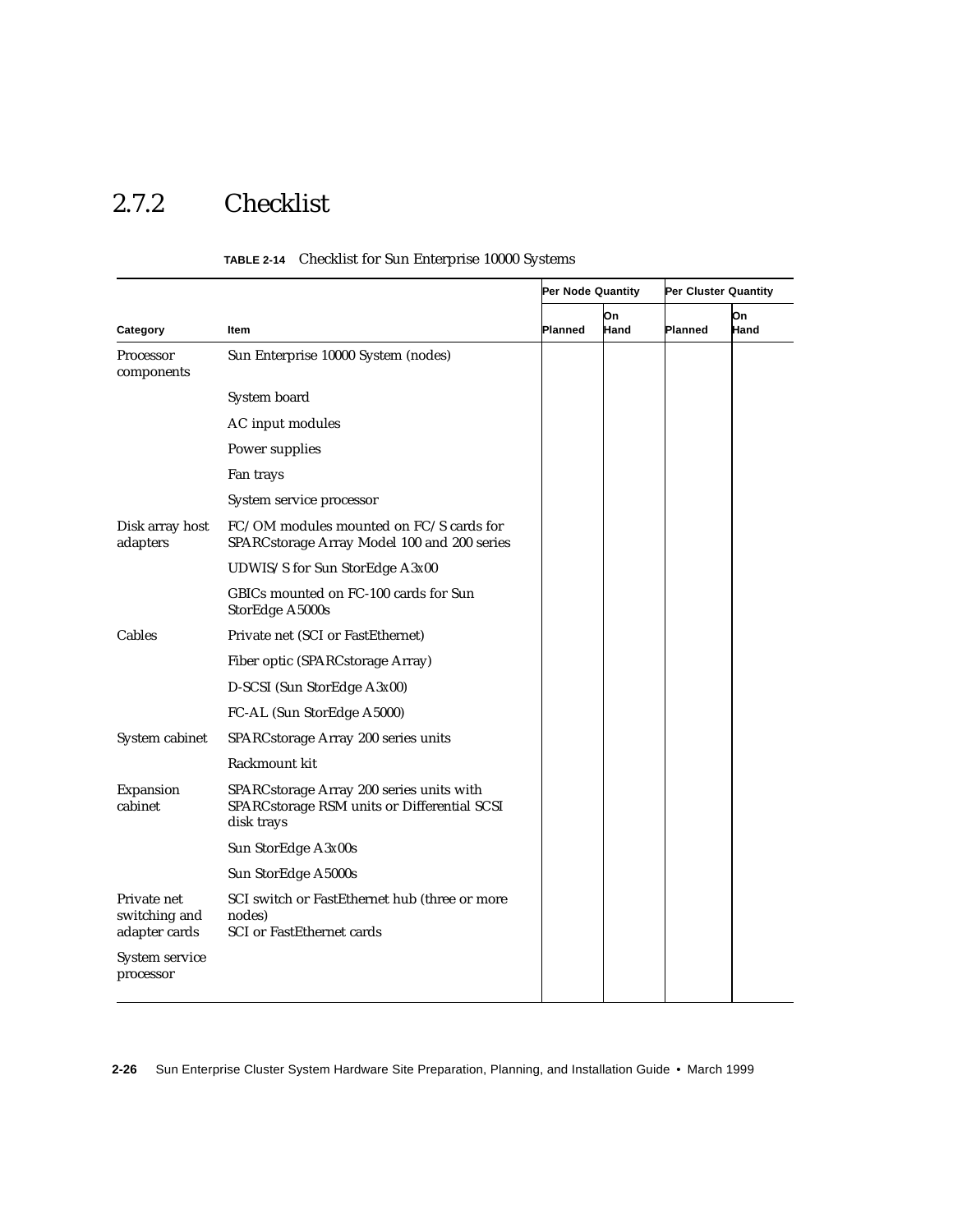### 2.7.2 Checklist

**TABLE 2-14** Checklist for Sun Enterprise 10000 Systems

| | | Per Node Quantity | | Per Cluster Quantity | |
|---|---|---|---|---|---|
| **Category** | **Item** | **Planned** | **On Hand** | **Planned** | **On Hand** |
| Processor components | Sun Enterprise 10000 System (nodes) | | | | |
| | System board | | | | |
| | AC input modules | | | | |
| | Power supplies | | | | |
| | Fan trays | | | | |
| | System service processor | | | | |
| Disk array host adapters | FC/OM modules mounted on FC/S cards for SPARCstorage Array Model 100 and 200 series | | | | |
| | UDWIS/S for Sun StorEdge A3x00 | | | | |
| | GBICs mounted on FC-100 cards for Sun StorEdge A5000s | | | | |
| Cables | Private net (SCI or FastEthernet) | | | | |
| | Fiber optic (SPARCstorage Array) | | | | |
| | D-SCSI (Sun StorEdge A3x00) | | | | |
| | FC-AL (Sun StorEdge A5000) | | | | |
| System cabinet | SPARCstorage Array 200 series units | | | | |
| | Rackmount kit | | | | |
| Expansion cabinet | SPARCstorage Array 200 series units with SPARCstorage RSM units or Differential SCSI disk trays | | | | |
| | Sun StorEdge A3x00s | | | | |
| | Sun StorEdge A5000s | | | | |
| Private net switching and adapter cards | SCI switch or FastEthernet hub (three or more nodes) SCI or FastEthernet cards | | | | |
| System service processor | | | | | |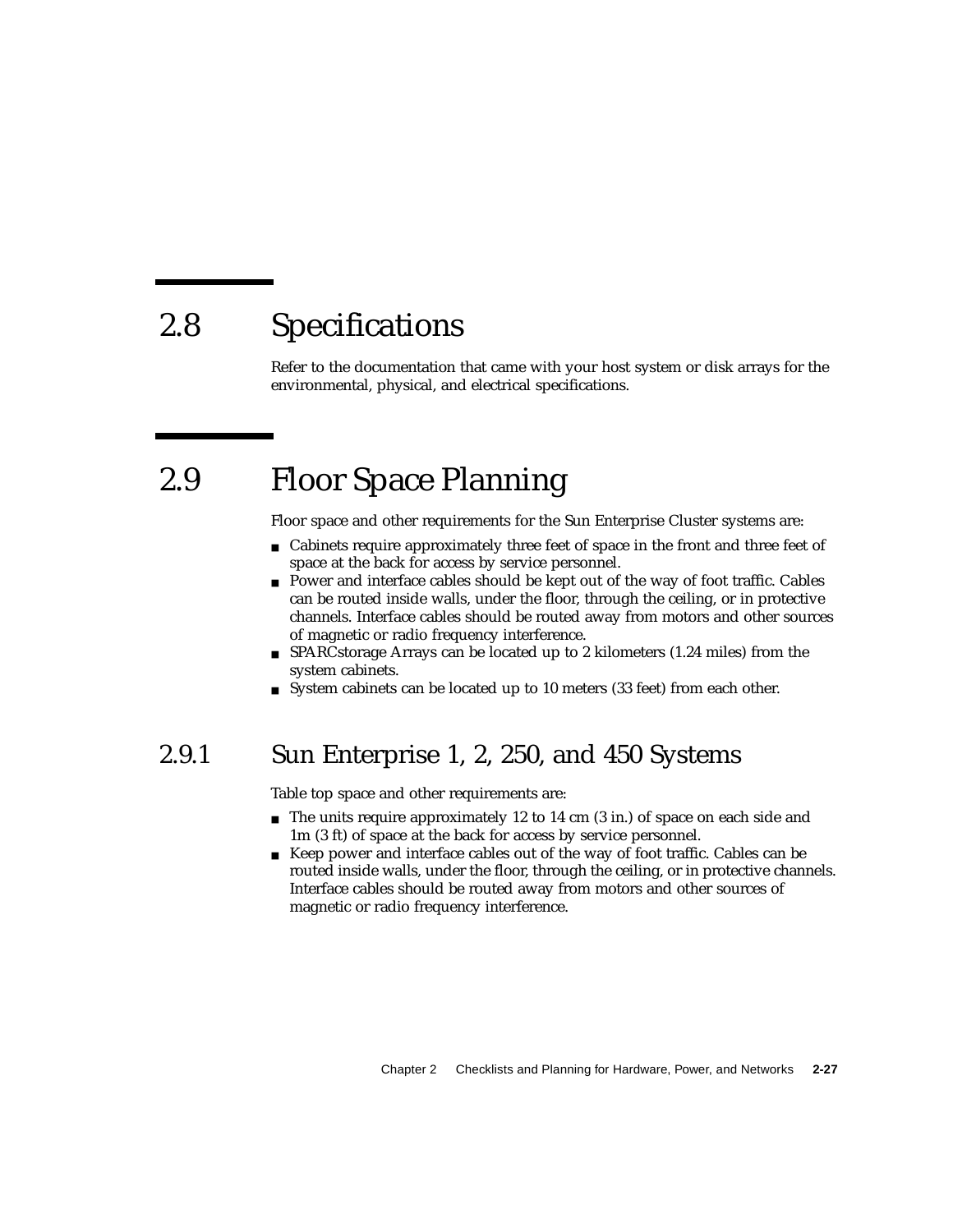## 2.8 Specifications

Refer to the documentation that came with your host system or disk arrays for the environmental, physical, and electrical specifications.

## 2.9 Floor Space Planning

Floor space and other requirements for the Sun Enterprise Cluster systems are:

- Cabinets require approximately three feet of space in the front and three feet of space at the back for access by service personnel.
- Power and interface cables should be kept out of the way of foot traffic. Cables can be routed inside walls, under the floor, through the ceiling, or in protective channels. Interface cables should be routed away from motors and other sources of magnetic or radio frequency interference.
- SPARCstorage Arrays can be located up to 2 kilometers (1.24 miles) from the system cabinets.
- System cabinets can be located up to 10 meters (33 feet) from each other.

### 2.9.1 Sun Enterprise 1, 2, 250, and 450 Systems

Table top space and other requirements are:

- The units require approximately 12 to 14 cm (3 in.) of space on each side and 1m (3 ft) of space at the back for access by service personnel.
- Keep power and interface cables out of the way of foot traffic. Cables can be routed inside walls, under the floor, through the ceiling, or in protective channels. Interface cables should be routed away from motors and other sources of magnetic or radio frequency interference.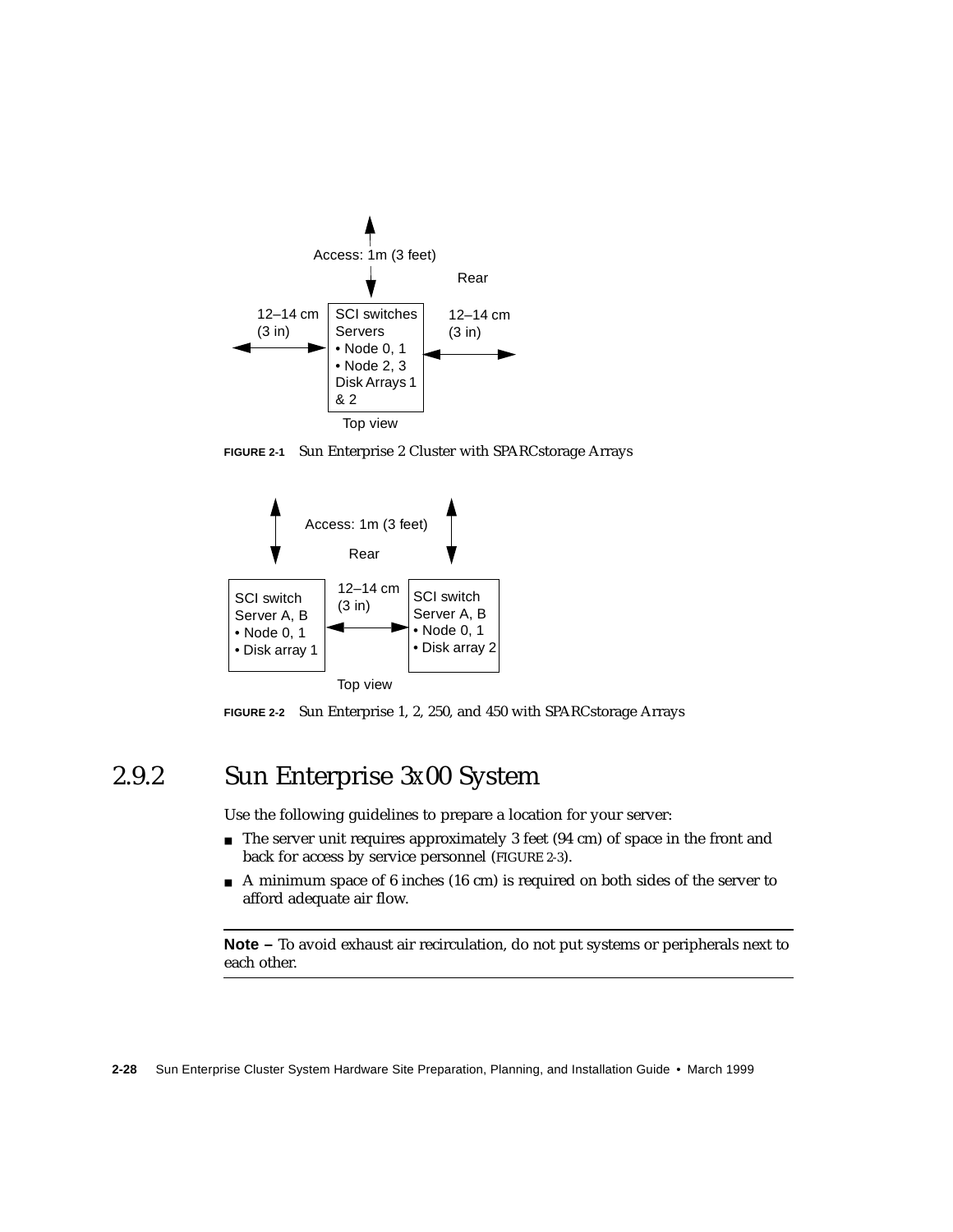Access: 1m (3 feet)

Rear

12–14 cm (3 in)

SCI switches
Servers
• Node 0, 1
• Node 2, 3
Disk Arrays 1 & 2

12–14 cm (3 in)

Top view

**FIGURE 2-1** Sun Enterprise 2 Cluster with SPARCstorage Arrays

Access: 1m (3 feet)

Rear

SCI switch
Server A, B
• Node 0, 1
• Disk array 1

12–14 cm (3 in)

SCI switch
Server A, B
• Node 0, 1
• Disk array 2

Top view

**FIGURE 2-2** Sun Enterprise 1, 2, 250, and 450 with SPARCstorage Arrays

## 2.9.2 Sun Enterprise 3x00 System

Use the following guidelines to prepare a location for your server:

- The server unit requires approximately 3 feet (94 cm) of space in the front and back for access by service personnel (FIGURE 2-3).
- A minimum space of 6 inches (16 cm) is required on both sides of the server to afford adequate air flow.

---

**Note –** To avoid exhaust air recirculation, do not put systems or peripherals next to each other.

---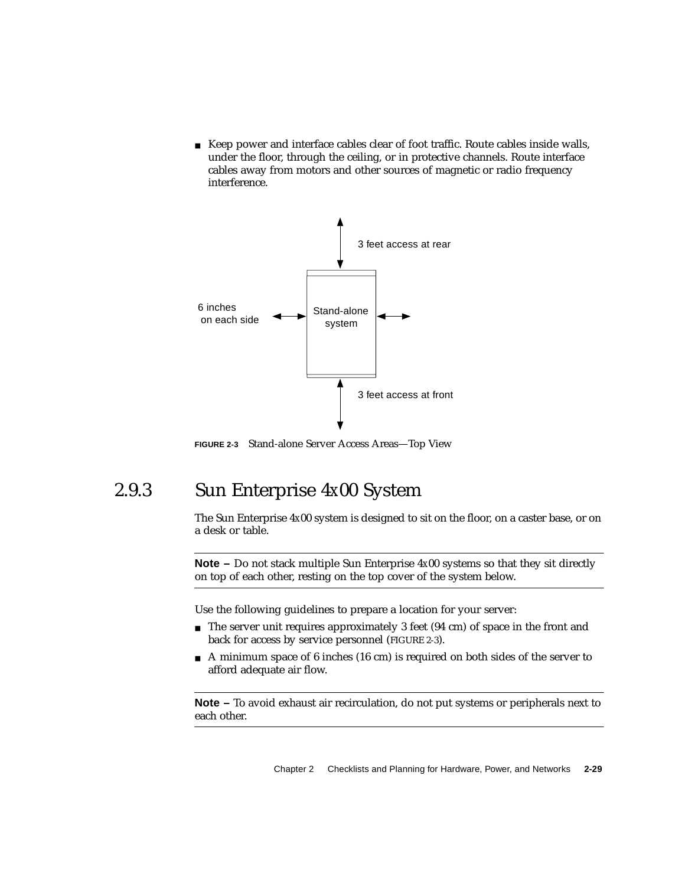- Keep power and interface cables clear of foot traffic. Route cables inside walls, under the floor, through the ceiling, or in protective channels. Route interface cables away from motors and other sources of magnetic or radio frequency interference.

3 feet access at rear

6 inches on each side

Stand-alone system

3 feet access at front

**FIGURE 2-3** Stand-alone Server Access Areas—Top View

## 2.9.3 Sun Enterprise 4*x*00 System

The Sun Enterprise 4*x*00 system is designed to sit on the floor, on a caster base, or on a desk or table.

---

**Note –** Do not stack multiple Sun Enterprise 4*x*00 systems so that they sit directly on top of each other, resting on the top cover of the system below.

---

Use the following guidelines to prepare a location for your server:

- The server unit requires approximately 3 feet (94 cm) of space in the front and back for access by service personnel (FIGURE 2-3).
- A minimum space of 6 inches (16 cm) is required on both sides of the server to afford adequate air flow.

---

**Note –** To avoid exhaust air recirculation, do not put systems or peripherals next to each other.

---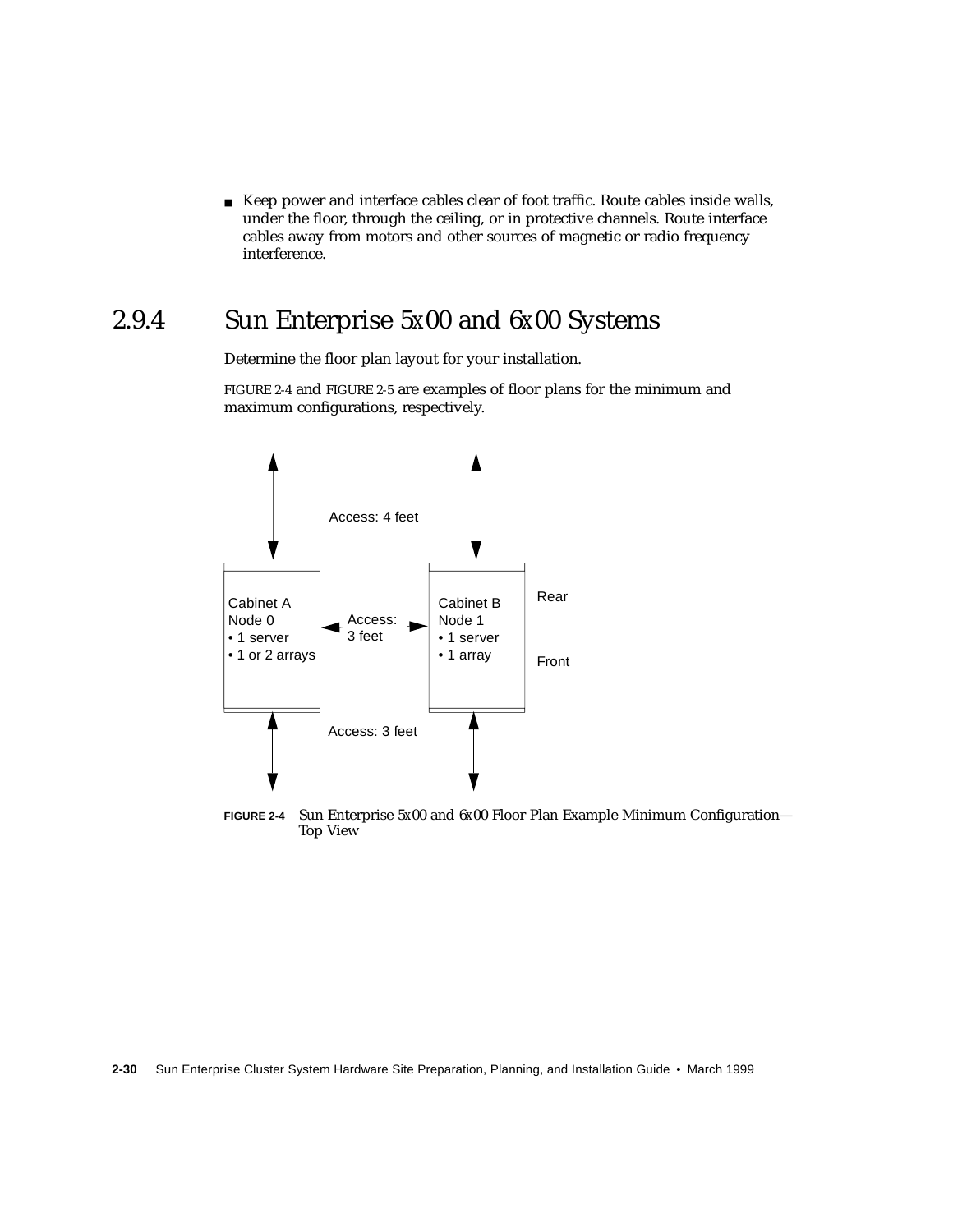- Keep power and interface cables clear of foot traffic. Route cables inside walls, under the floor, through the ceiling, or in protective channels. Route interface cables away from motors and other sources of magnetic or radio frequency interference.

### 2.9.4 Sun Enterprise 5*x*00 and 6*x*00 Systems

Determine the floor plan layout for your installation.

FIGURE 2-4 and FIGURE 2-5 are examples of floor plans for the minimum and maximum configurations, respectively.

Access: 4 feet

Cabinet A
Node 0
- 1 server
- 1 or 2 arrays

Access: 3 feet

Cabinet B
Node 1
- 1 server
- 1 array

Rear

Front

Access: 3 feet

**FIGURE 2-4** Sun Enterprise 5*x*00 and 6*x*00 Floor Plan Example Minimum Configuration—Top View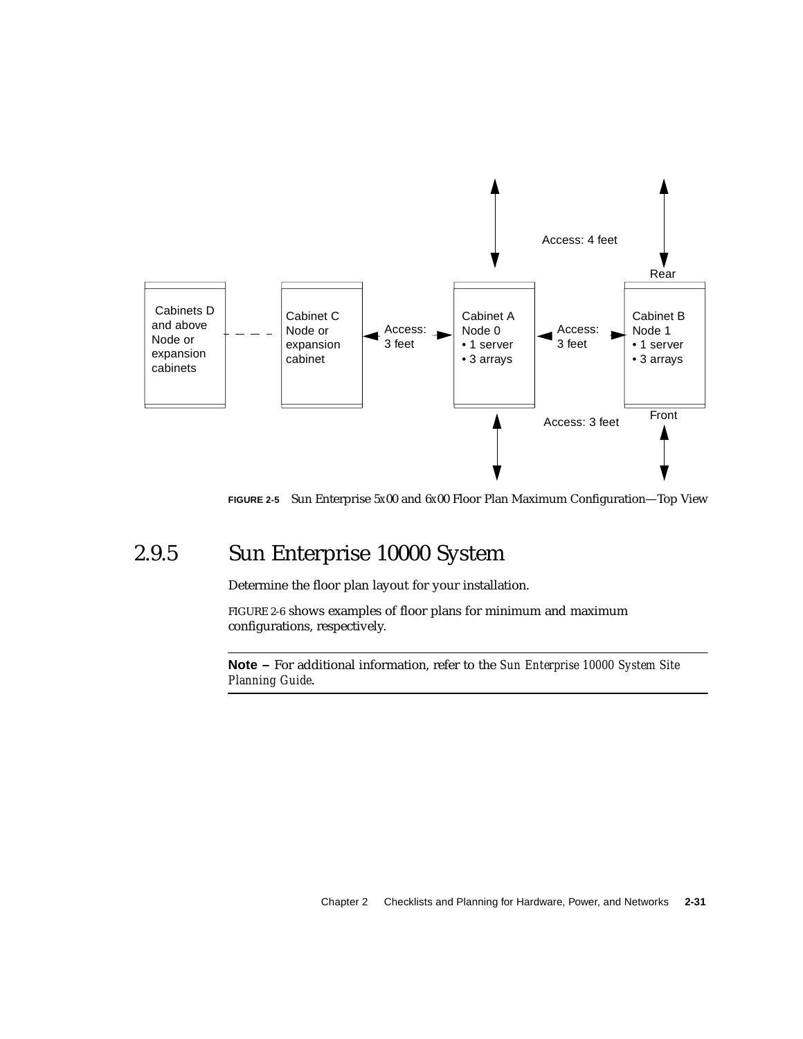FIGURE 2-5 Sun Enterprise 5*x*00 and 6*x*00 Floor Plan Maximum Configuration—Top View

## 2.9.5 Sun Enterprise 10000 System

Determine the floor plan layout for your installation.

FIGURE 2-6 shows examples of floor plans for minimum and maximum configurations, respectively.

---

**Note –** For additional information, refer to the *Sun Enterprise 10000 System Site Planning Guide*.

---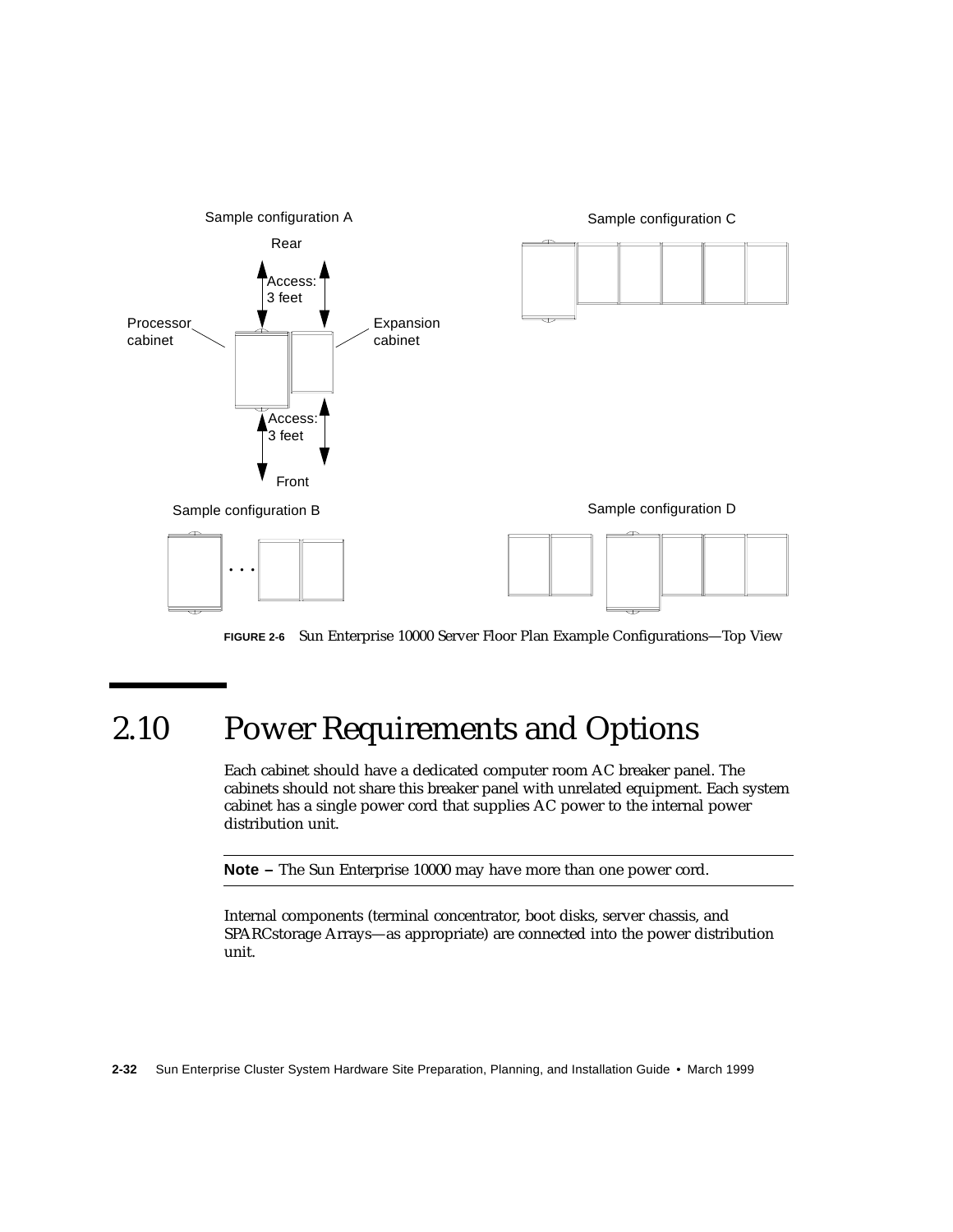FIGURE 2-6 Sun Enterprise 10000 Server Floor Plan Example Configurations—Top View

## 2.10 Power Requirements and Options

Each cabinet should have a dedicated computer room AC breaker panel. The cabinets should not share this breaker panel with unrelated equipment. Each system cabinet has a single power cord that supplies AC power to the internal power distribution unit.

---

**Note –** The Sun Enterprise 10000 may have more than one power cord.

---

Internal components (terminal concentrator, boot disks, server chassis, and SPARCstorage Arrays—as appropriate) are connected into the power distribution unit.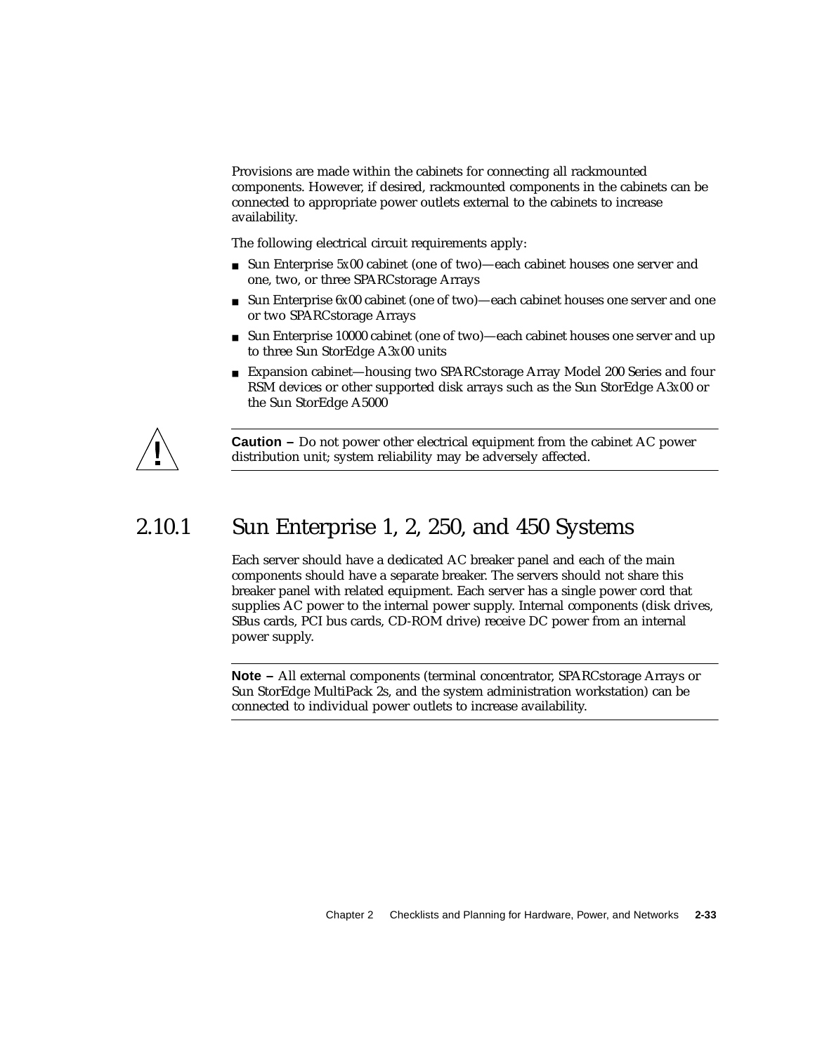Provisions are made within the cabinets for connecting all rackmounted components. However, if desired, rackmounted components in the cabinets can be connected to appropriate power outlets external to the cabinets to increase availability.

The following electrical circuit requirements apply:

- Sun Enterprise 5*x*00 cabinet (one of two)—each cabinet houses one server and one, two, or three SPARCstorage Arrays
- Sun Enterprise 6*x*00 cabinet (one of two)—each cabinet houses one server and one or two SPARCstorage Arrays
- Sun Enterprise 10000 cabinet (one of two)—each cabinet houses one server and up to three Sun StorEdge A3*x*00 units
- Expansion cabinet—housing two SPARCstorage Array Model 200 Series and four RSM devices or other supported disk arrays such as the Sun StorEdge A3*x*00 or the Sun StorEdge A5000

---

**Caution –** Do not power other electrical equipment from the cabinet AC power distribution unit; system reliability may be adversely affected.

---

## 2.10.1 Sun Enterprise 1, 2, 250, and 450 Systems

Each server should have a dedicated AC breaker panel and each of the main components should have a separate breaker. The servers should not share this breaker panel with related equipment. Each server has a single power cord that supplies AC power to the internal power supply. Internal components (disk drives, SBus cards, PCI bus cards, CD-ROM drive) receive DC power from an internal power supply.

---

**Note –** All external components (terminal concentrator, SPARCstorage Arrays or Sun StorEdge MultiPack 2s, and the system administration workstation) can be connected to individual power outlets to increase availability.

---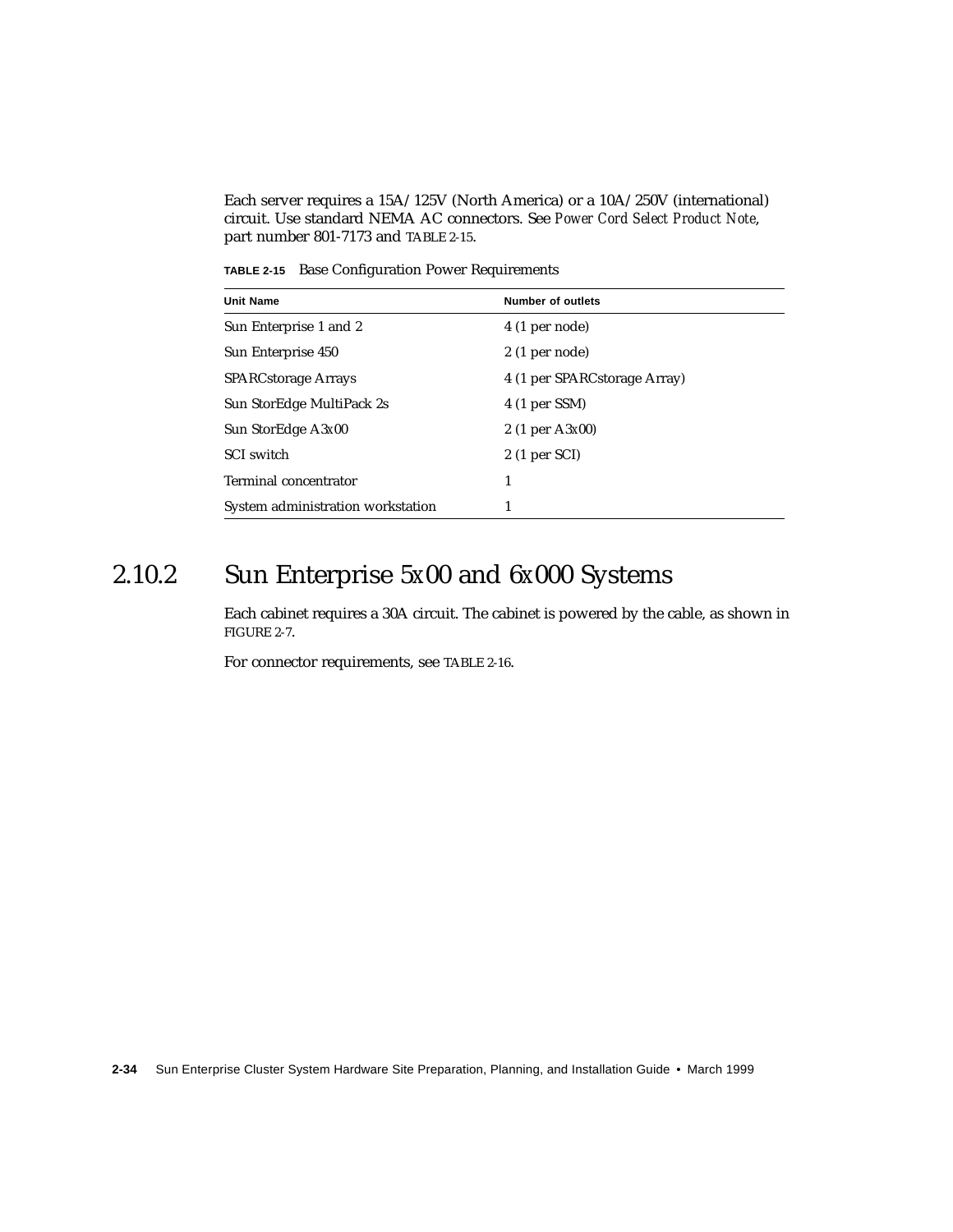Each server requires a 15A/125V (North America) or a 10A/250V (international) circuit. Use standard NEMA AC connectors. See *Power Cord Select Product Note*, part number 801-7173 and TABLE 2-15.

**TABLE 2-15** Base Configuration Power Requirements

| Unit Name | Number of outlets |
|---|---|
| Sun Enterprise 1 and 2 | 4 (1 per node) |
| Sun Enterprise 450 | 2 (1 per node) |
| SPARCstorage Arrays | 4 (1 per SPARCstorage Array) |
| Sun StorEdge MultiPack 2s | 4 (1 per SSM) |
| Sun StorEdge A3*x*00 | 2 (1 per A3*x*00) |
| SCI switch | 2 (1 per SCI) |
| Terminal concentrator | 1 |
| System administration workstation | 1 |

## 2.10.2 Sun Enterprise 5*x*00 and 6*x*000 Systems

Each cabinet requires a 30A circuit. The cabinet is powered by the cable, as shown in FIGURE 2-7.

For connector requirements, see TABLE 2-16.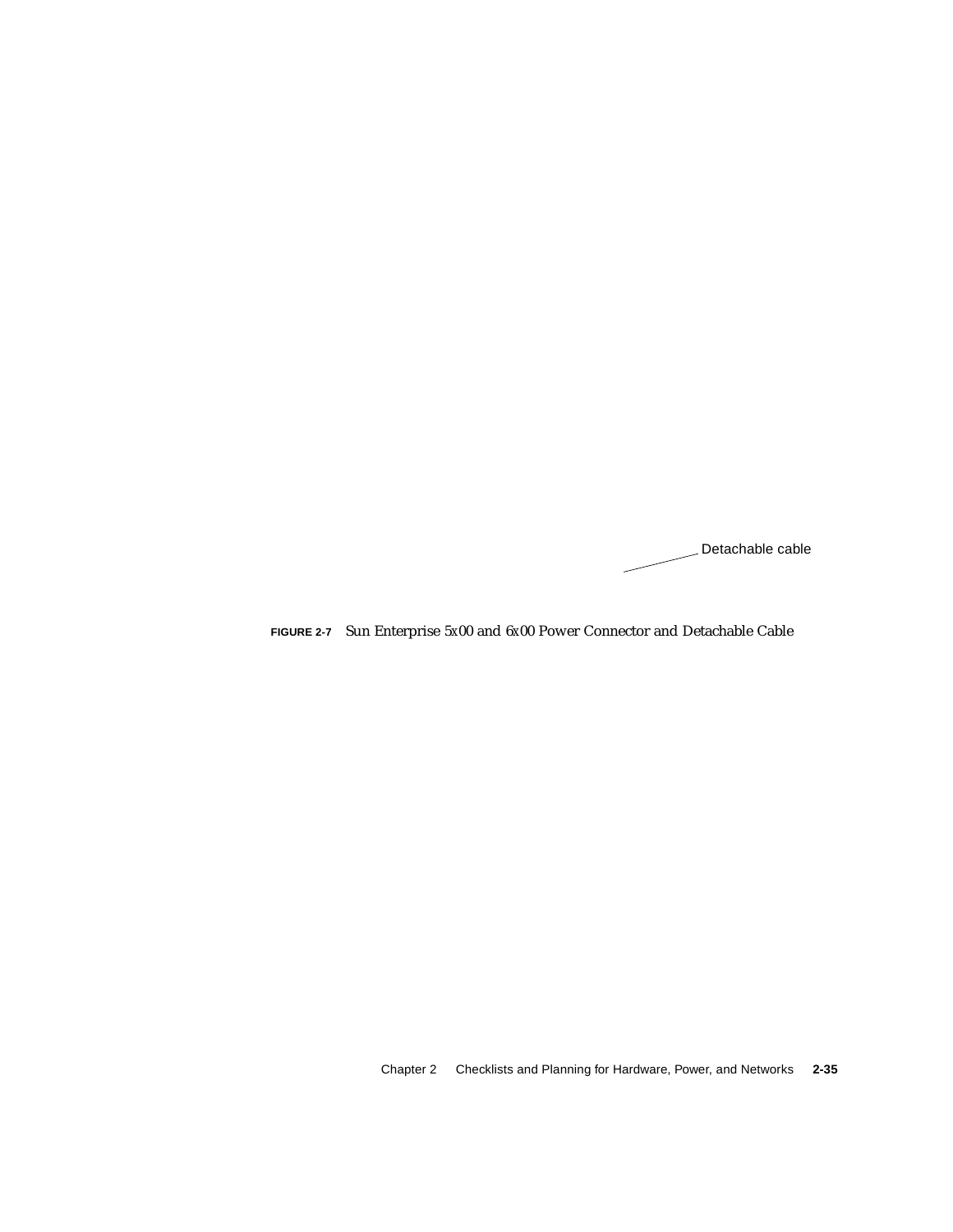Detachable cable

**FIGURE 2-7** Sun Enterprise 5x00 and 6x00 Power Connector and Detachable Cable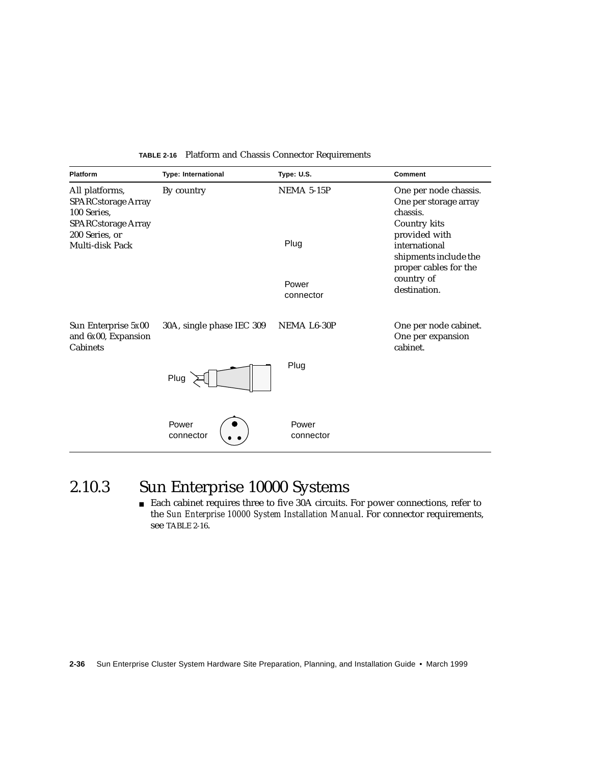**TABLE 2-16** Platform and Chassis Connector Requirements

| Platform | Type: International | Type: U.S. | Comment |
|---|---|---|---|
| All platforms, SPARCstorage Array 100 Series, SPARCstorage Array 200 Series, or Multi-disk Pack | By country | NEMA 5-15P<br><br>Plug<br><br>Power connector | One per node chassis. One per storage array chassis. Country kits provided with international shipments include the proper cables for the country of destination. |
| Sun Enterprise 5x00 and 6x00, Expansion Cabinets | 30A, single phase IEC 309<br><br>Plug<br><br>Power connector | NEMA L6-30P<br><br>Plug<br><br>Power connector | One per node cabinet. One per expansion cabinet. |

## 2.10.3 Sun Enterprise 10000 Systems

- Each cabinet requires three to five 30A circuits. For power connections, refer to the *Sun Enterprise 10000 System Installation Manual*. For connector requirements, see TABLE 2-16.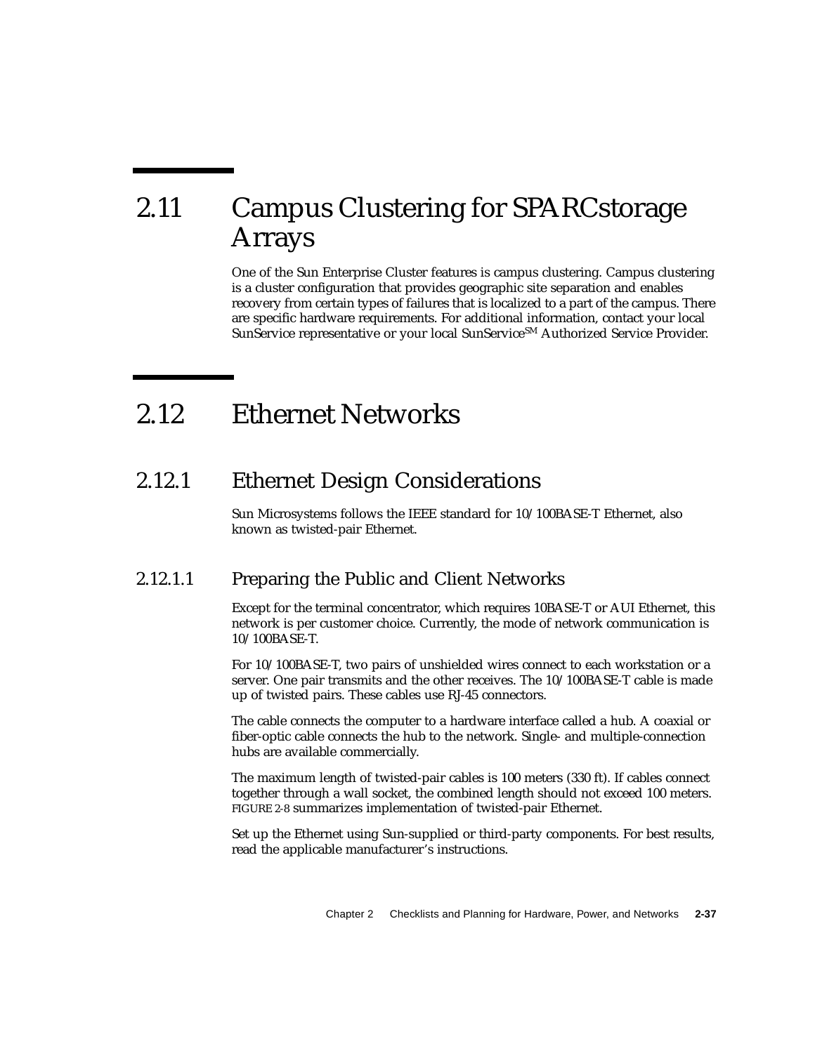## 2.11 Campus Clustering for SPARCstorage Arrays

One of the Sun Enterprise Cluster features is campus clustering. Campus clustering is a cluster configuration that provides geographic site separation and enables recovery from certain types of failures that is localized to a part of the campus. There are specific hardware requirements. For additional information, contact your local SunService representative or your local SunService[SM] Authorized Service Provider.

## 2.12 Ethernet Networks

### 2.12.1 Ethernet Design Considerations

Sun Microsystems follows the IEEE standard for 10/100BASE-T Ethernet, also known as twisted-pair Ethernet.

#### 2.12.1.1 Preparing the Public and Client Networks

Except for the terminal concentrator, which requires 10BASE-T or AUI Ethernet, this network is per customer choice. Currently, the mode of network communication is 10/100BASE-T.

For 10/100BASE-T, two pairs of unshielded wires connect to each workstation or a server. One pair transmits and the other receives. The 10/100BASE-T cable is made up of twisted pairs. These cables use RJ-45 connectors.

The cable connects the computer to a hardware interface called a hub. A coaxial or fiber-optic cable connects the hub to the network. Single- and multiple-connection hubs are available commercially.

The maximum length of twisted-pair cables is 100 meters (330 ft). If cables connect together through a wall socket, the combined length should not exceed 100 meters. FIGURE 2-8 summarizes implementation of twisted-pair Ethernet.

Set up the Ethernet using Sun-supplied or third-party components. For best results, read the applicable manufacturer's instructions.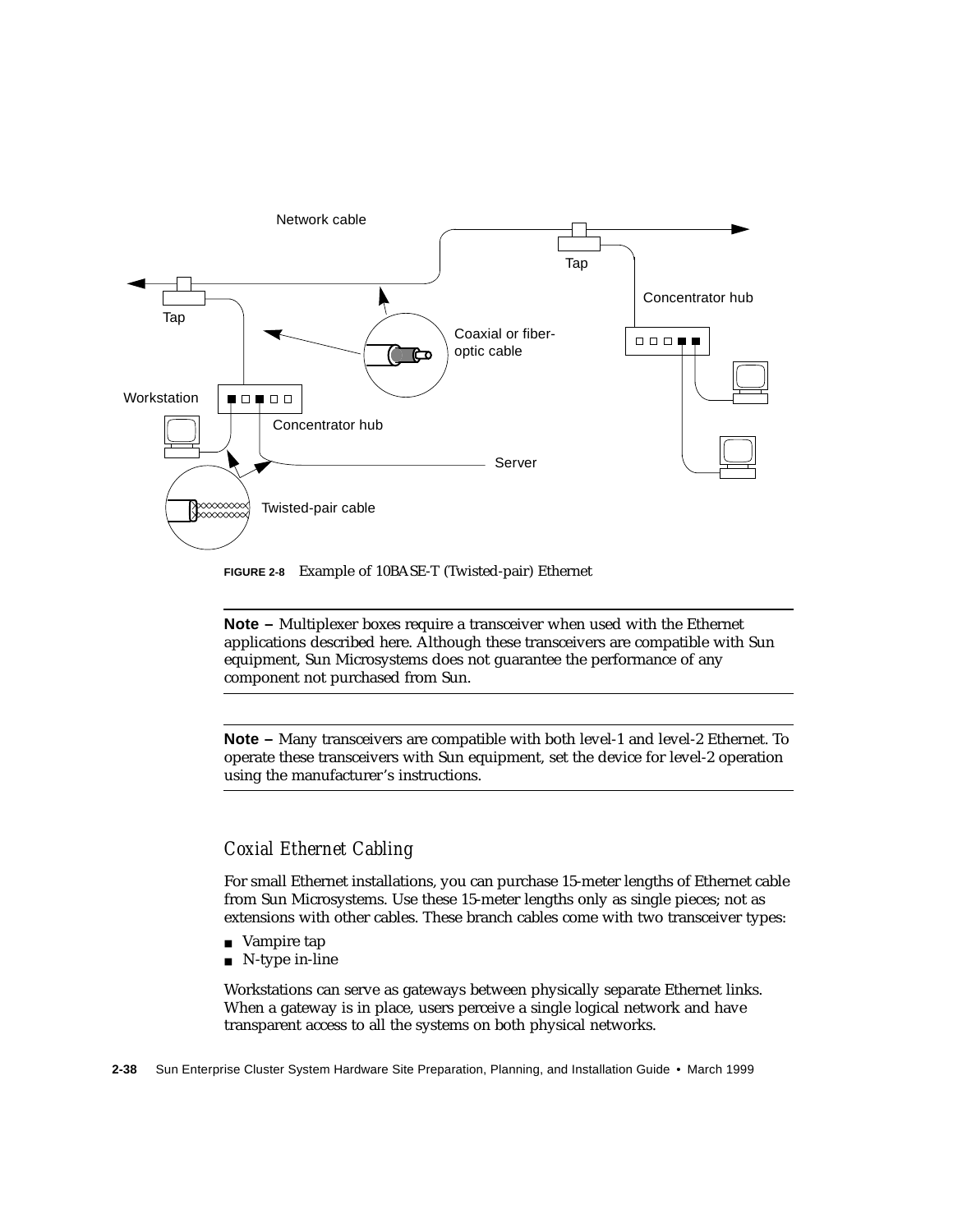**FIGURE 2-8** Example of 10BASE-T (Twisted-pair) Ethernet

---

**Note –** Multiplexer boxes require a transceiver when used with the Ethernet applications described here. Although these transceivers are compatible with Sun equipment, Sun Microsystems does not guarantee the performance of any component not purchased from Sun.

---

**Note –** Many transceivers are compatible with both level-1 and level-2 Ethernet. To operate these transceivers with Sun equipment, set the device for level-2 operation using the manufacturer's instructions.

---

### *Coxial Ethernet Cabling*

For small Ethernet installations, you can purchase 15-meter lengths of Ethernet cable from Sun Microsystems. Use these 15-meter lengths only as single pieces; not as extensions with other cables. These branch cables come with two transceiver types:

- Vampire tap
- N-type in-line

Workstations can serve as gateways between physically separate Ethernet links. When a gateway is in place, users perceive a single logical network and have transparent access to all the systems on both physical networks.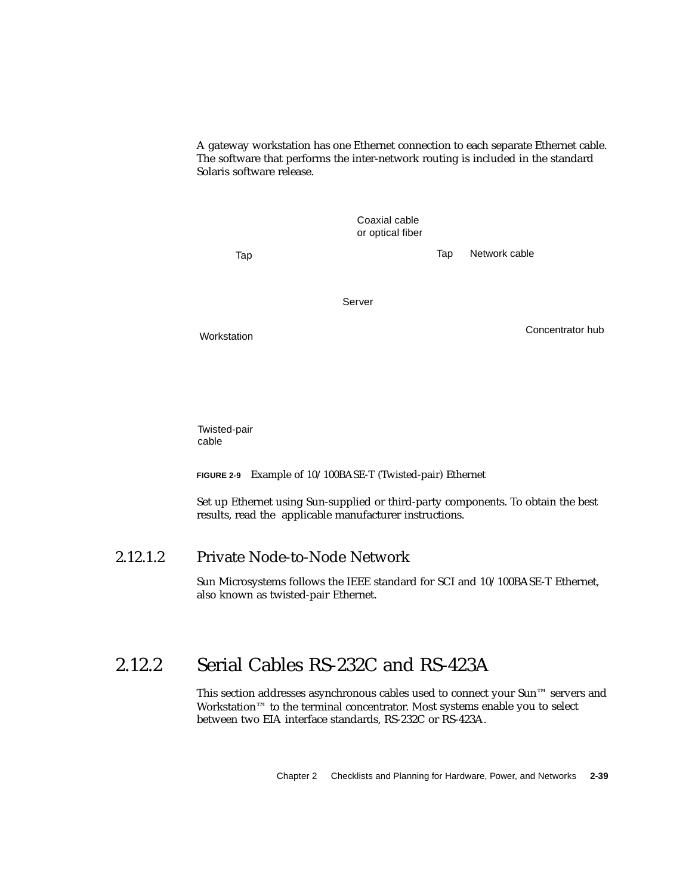A gateway workstation has one Ethernet connection to each separate Ethernet cable. The software that performs the inter-network routing is included in the standard Solaris software release.

Coaxial cable or optical fiber

Tap

Tap

Network cable

Server

Workstation

Concentrator hub

Twisted-pair cable

**FIGURE 2-9** Example of 10/100BASE-T (Twisted-pair) Ethernet

Set up Ethernet using Sun-supplied or third-party components. To obtain the best results, read the applicable manufacturer instructions.

#### 2.12.1.2 Private Node-to-Node Network

Sun Microsystems follows the IEEE standard for SCI and 10/100BASE-T Ethernet, also known as twisted-pair Ethernet.

### 2.12.2 Serial Cables RS-232C and RS-423A

This section addresses asynchronous cables used to connect your Sun™ servers and Workstation™ to the terminal concentrator. Most systems enable you to select between two EIA interface standards, RS-232C or RS-423A.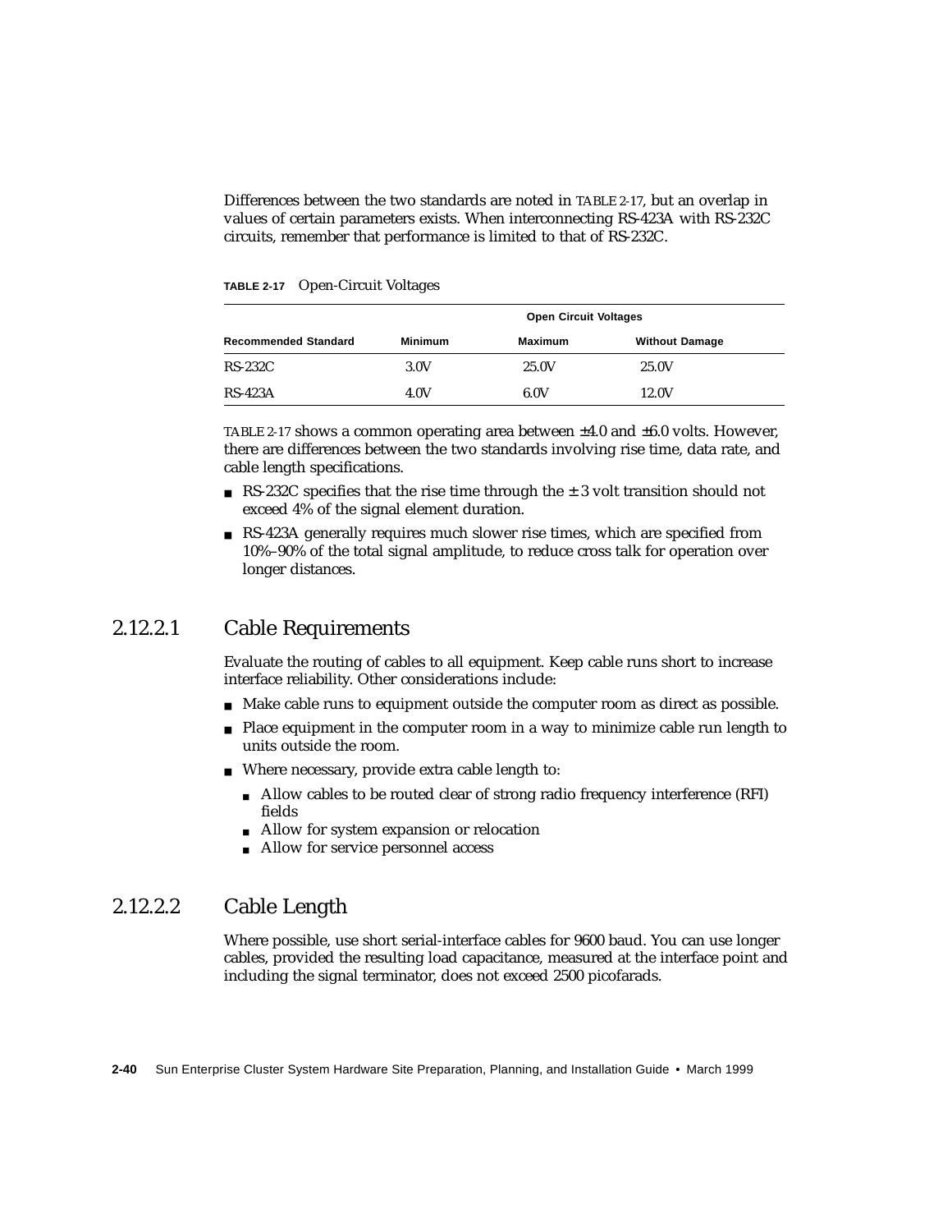Differences between the two standards are noted in TABLE 2-17, but an overlap in values of certain parameters exists. When interconnecting RS-423A with RS-232C circuits, remember that performance is limited to that of RS-232C.

**TABLE 2-17** Open-Circuit Voltages

| | Open Circuit Voltages | | |
|---|---|---|---|
| **Recommended Standard** | **Minimum** | **Maximum** | **Without Damage** |
| RS-232C | 3.0V | 25.0V | 25.0V |
| RS-423A | 4.0V | 6.0V | 12.0V |

TABLE 2-17 shows a common operating area between ±4.0 and ±6.0 volts. However, there are differences between the two standards involving rise time, data rate, and cable length specifications.

- RS-232C specifies that the rise time through the ± 3 volt transition should not exceed 4% of the signal element duration.
- RS-423A generally requires much slower rise times, which are specified from 10%–90% of the total signal amplitude, to reduce cross talk for operation over longer distances.

### 2.12.2.1 Cable Requirements

Evaluate the routing of cables to all equipment. Keep cable runs short to increase interface reliability. Other considerations include:

- Make cable runs to equipment outside the computer room as direct as possible.
- Place equipment in the computer room in a way to minimize cable run length to units outside the room.
- Where necessary, provide extra cable length to:
  - Allow cables to be routed clear of strong radio frequency interference (RFI) fields
  - Allow for system expansion or relocation
  - Allow for service personnel access

### 2.12.2.2 Cable Length

Where possible, use short serial-interface cables for 9600 baud. You can use longer cables, provided the resulting load capacitance, measured at the interface point and including the signal terminator, does not exceed 2500 picofarads.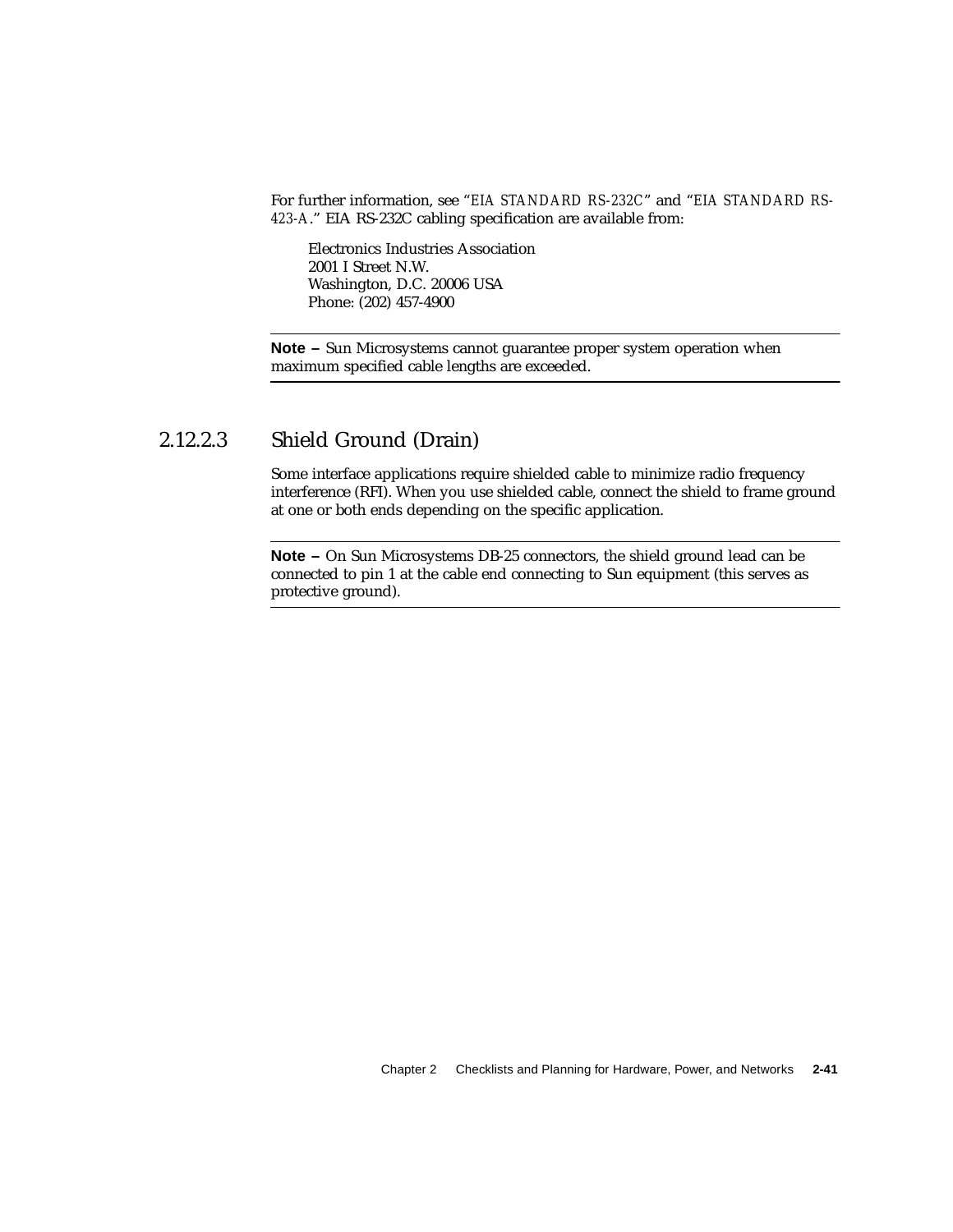For further information, see "*EIA STANDARD RS-232C*" and "*EIA STANDARD RS-423-A*." EIA RS-232C cabling specification are available from:

Electronics Industries Association
2001 I Street N.W.
Washington, D.C. 20006 USA
Phone: (202) 457-4900

---

**Note –** Sun Microsystems cannot guarantee proper system operation when maximum specified cable lengths are exceeded.

---

### 2.12.2.3 Shield Ground (Drain)

Some interface applications require shielded cable to minimize radio frequency interference (RFI). When you use shielded cable, connect the shield to frame ground at one or both ends depending on the specific application.

---

**Note –** On Sun Microsystems DB-25 connectors, the shield ground lead can be connected to pin 1 at the cable end connecting to Sun equipment (this serves as protective ground).

---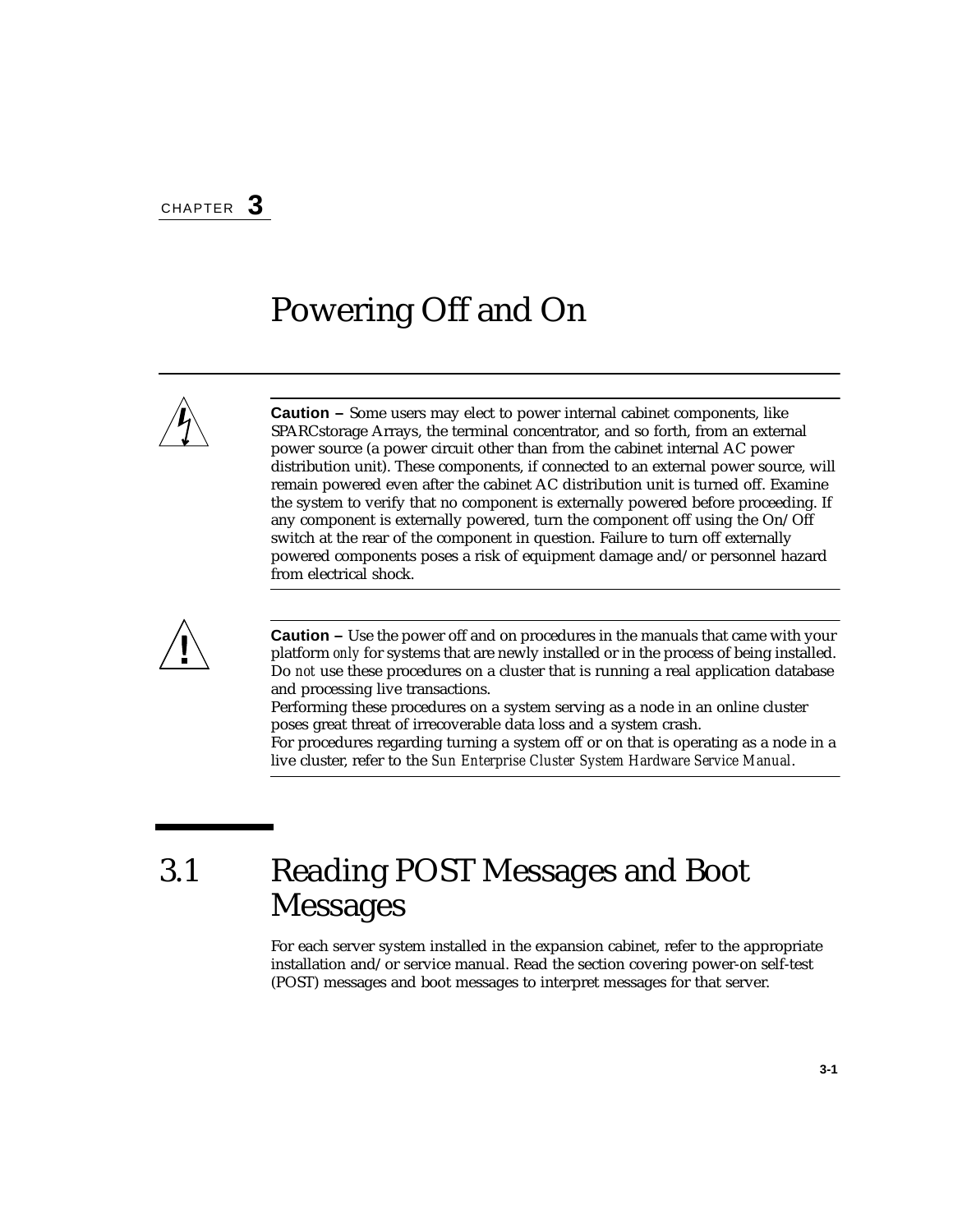# CHAPTER 3

# Powering Off and On

---

**Caution –** Some users may elect to power internal cabinet components, like SPARCstorage Arrays, the terminal concentrator, and so forth, from an external power source (a power circuit other than from the cabinet internal AC power distribution unit). These components, if connected to an external power source, will remain powered even after the cabinet AC distribution unit is turned off. Examine the system to verify that no component is externally powered before proceeding. If any component is externally powered, turn the component off using the On/Off switch at the rear of the component in question. Failure to turn off externally powered components poses a risk of equipment damage and/or personnel hazard from electrical shock.

---

**Caution –** Use the power off and on procedures in the manuals that came with your platform *only* for systems that are newly installed or in the process of being installed. Do *not* use these procedures on a cluster that is running a real application database and processing live transactions.
Performing these procedures on a system serving as a node in an online cluster poses great threat of irrecoverable data loss and a system crash.
For procedures regarding turning a system off or on that is operating as a node in a live cluster, refer to the *Sun Enterprise Cluster System Hardware Service Manual*.

---

## 3.1 Reading POST Messages and Boot Messages

For each server system installed in the expansion cabinet, refer to the appropriate installation and/or service manual. Read the section covering power-on self-test (POST) messages and boot messages to interpret messages for that server.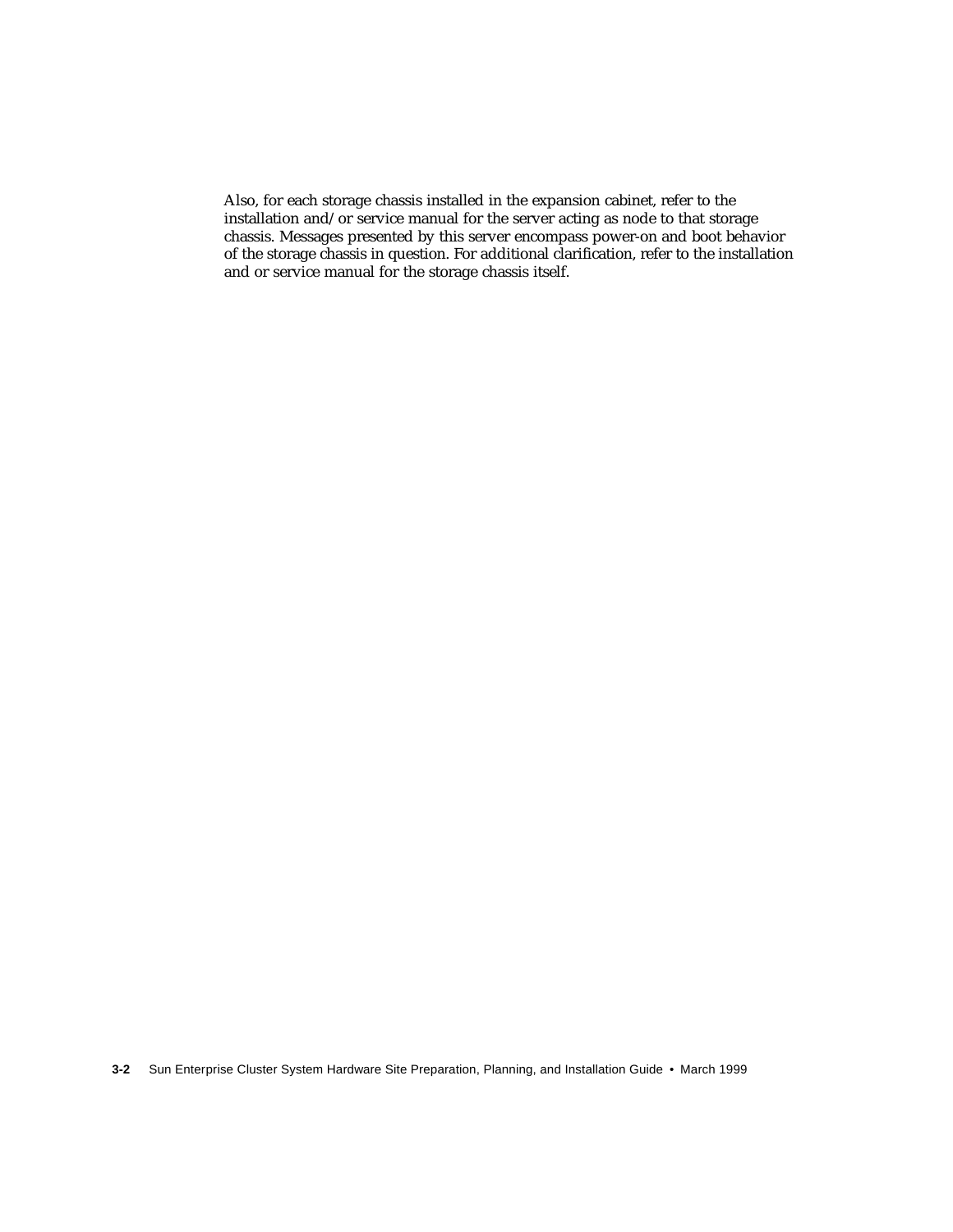Also, for each storage chassis installed in the expansion cabinet, refer to the installation and/or service manual for the server acting as node to that storage chassis. Messages presented by this server encompass power-on and boot behavior of the storage chassis in question. For additional clarification, refer to the installation and or service manual for the storage chassis itself.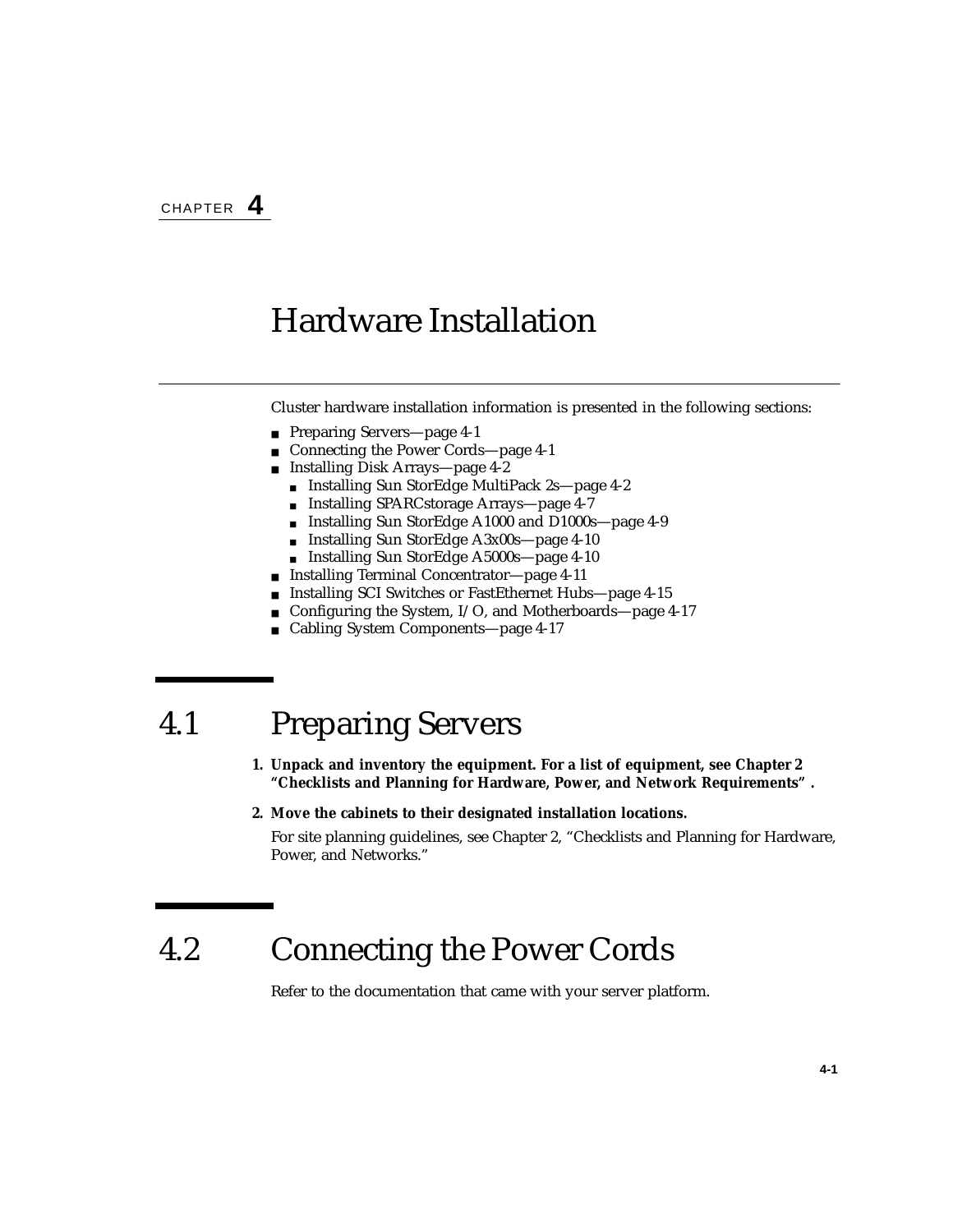CHAPTER **4**

# Hardware Installation

Cluster hardware installation information is presented in the following sections:

- Preparing Servers—page 4-1
- Connecting the Power Cords—page 4-1
- Installing Disk Arrays—page 4-2
  - Installing Sun StorEdge MultiPack 2s—page 4-2
  - Installing SPARCstorage Arrays—page 4-7
  - Installing Sun StorEdge A1000 and D1000s—page 4-9
  - Installing Sun StorEdge A3x00s—page 4-10
  - Installing Sun StorEdge A5000s—page 4-10
- Installing Terminal Concentrator—page 4-11
- Installing SCI Switches or FastEthernet Hubs—page 4-15
- Configuring the System, I/O, and Motherboards—page 4-17
- Cabling System Components—page 4-17

## 4.1 Preparing Servers

1. **Unpack and inventory the equipment. For a list of equipment, see Chapter 2 "Checklists and Planning for Hardware, Power, and Network Requirements" .**
2. **Move the cabinets to their designated installation locations.**

   For site planning guidelines, see Chapter 2, "Checklists and Planning for Hardware, Power, and Networks."

## 4.2 Connecting the Power Cords

Refer to the documentation that came with your server platform.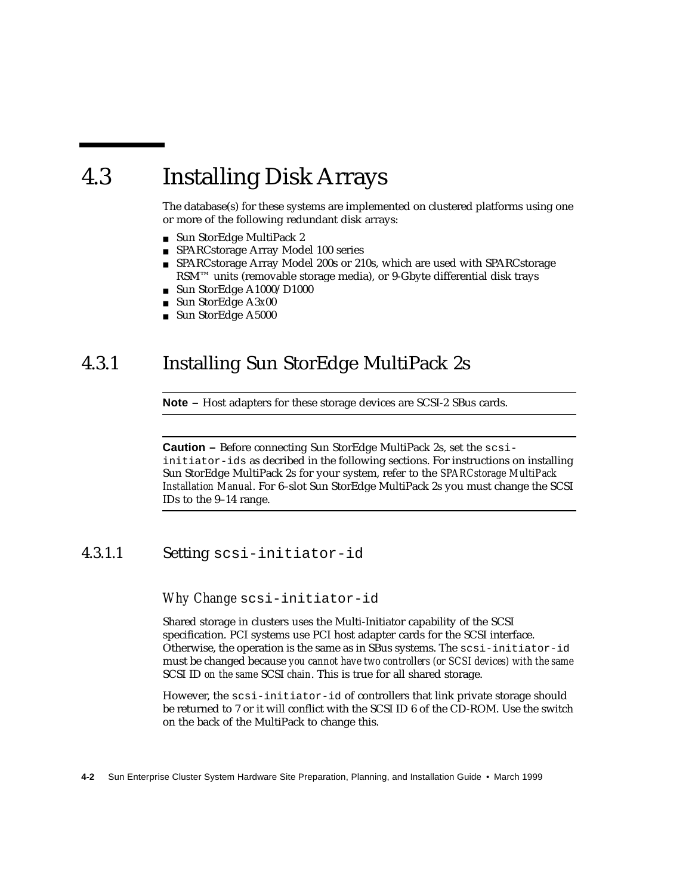# 4.3 Installing Disk Arrays

The database(s) for these systems are implemented on clustered platforms using one or more of the following redundant disk arrays:

- Sun StorEdge MultiPack 2
- SPARCstorage Array Model 100 series
- SPARCstorage Array Model 200s or 210s, which are used with SPARCstorage RSM™ units (removable storage media), or 9-Gbyte differential disk trays
- Sun StorEdge A1000/D1000
- Sun StorEdge A3*x*00
- Sun StorEdge A5000

## 4.3.1 Installing Sun StorEdge MultiPack 2s

---

**Note –** Host adapters for these storage devices are SCSI-2 SBus cards.

---

---

**Caution –** Before connecting Sun StorEdge MultiPack 2s, set the `scsi-initiator-ids` as decribed in the following sections. For instructions on installing Sun StorEdge MultiPack 2s for your system, refer to the *SPARCstorage MultiPack Installation Manual*. For 6–slot Sun StorEdge MultiPack 2s you must change the SCSI IDs to the 9–14 range.

---

### 4.3.1.1 Setting `scsi-initiator-id`

#### *Why Change* `scsi-initiator-id`

Shared storage in clusters uses the Multi-Initiator capability of the SCSI specification. PCI systems use PCI host adapter cards for the SCSI interface. Otherwise, the operation is the same as in SBus systems. The `scsi-initiator-id` must be changed because *you cannot have two controllers (or SCSI devices) with the same* SCSI ID *on the same* SCSI *chain*. This is true for all shared storage.

However, the `scsi-initiator-id` of controllers that link private storage should be returned to 7 or it will conflict with the SCSI ID 6 of the CD-ROM. Use the switch on the back of the MultiPack to change this.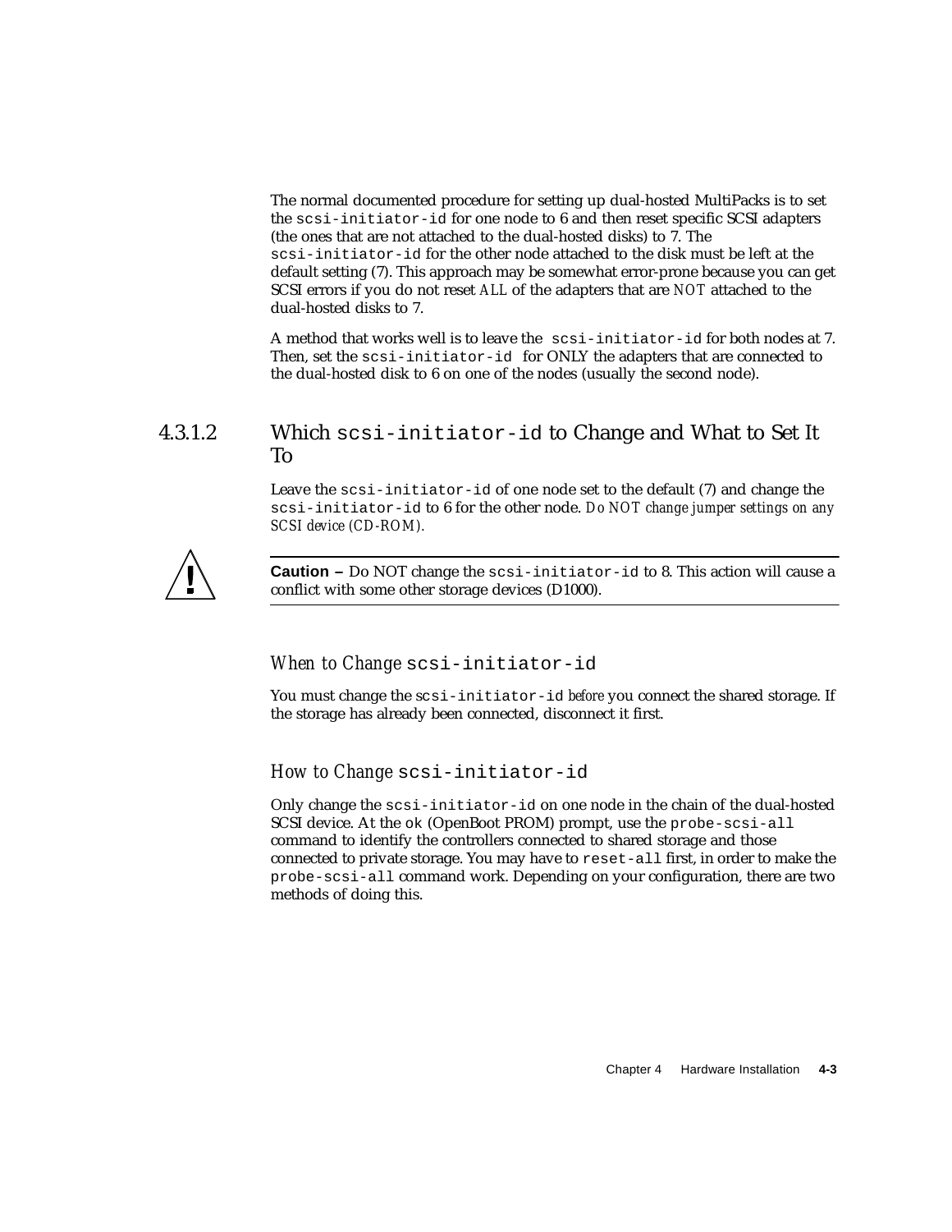The normal documented procedure for setting up dual-hosted MultiPacks is to set the `scsi-initiator-id` for one node to 6 and then reset specific SCSI adapters (the ones that are not attached to the dual-hosted disks) to 7. The `scsi-initiator-id` for the other node attached to the disk must be left at the default setting (7). This approach may be somewhat error-prone because you can get SCSI errors if you do not reset *ALL* of the adapters that are *NOT* attached to the dual-hosted disks to 7.

A method that works well is to leave the `scsi-initiator-id` for both nodes at 7. Then, set the `scsi-initiator-id` for ONLY the adapters that are connected to the dual-hosted disk to 6 on one of the nodes (usually the second node).

#### 4.3.1.2 Which `scsi-initiator-id` to Change and What to Set It To

Leave the `scsi-initiator-id` of one node set to the default (7) and change the `scsi-initiator-id` to 6 for the other node. *Do NOT change jumper settings on any SCSI device (CD-ROM).*

> **Caution –** Do NOT change the `scsi-initiator-id` to 8. This action will cause a conflict with some other storage devices (D1000).

##### *When to Change* `scsi-initiator-id`

You must change the `scsi-initiator-id` *before* you connect the shared storage. If the storage has already been connected, disconnect it first.

##### *How to Change* `scsi-initiator-id`

Only change the `scsi-initiator-id` on one node in the chain of the dual-hosted SCSI device. At the `ok` (OpenBoot PROM) prompt, use the `probe-scsi-all` command to identify the controllers connected to shared storage and those connected to private storage. You may have to `reset-all` first, in order to make the `probe-scsi-all` command work. Depending on your configuration, there are two methods of doing this.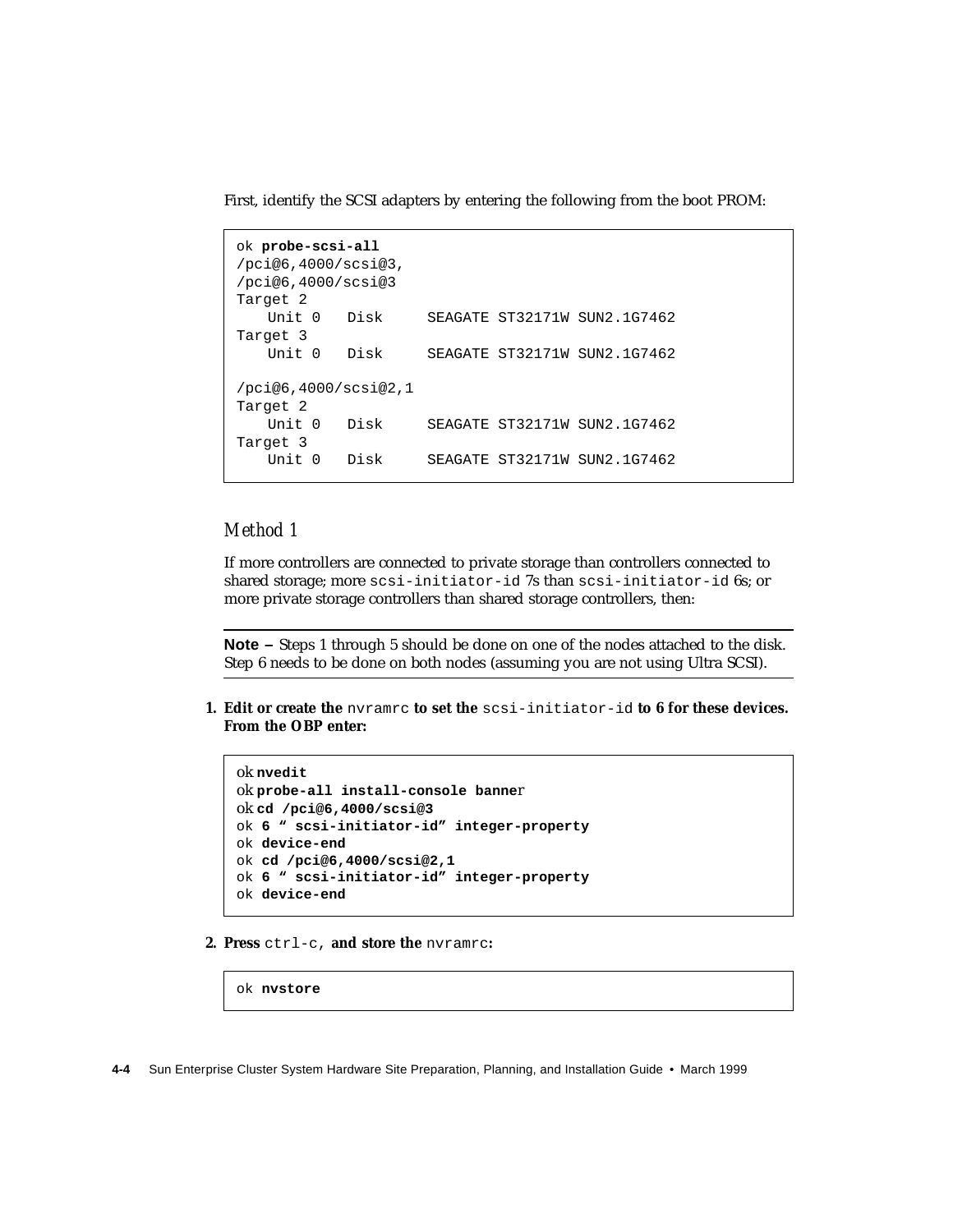First, identify the SCSI adapters by entering the following from the boot PROM:

```
ok probe-scsi-all
/pci@6,4000/scsi@3,
/pci@6,4000/scsi@3
Target 2
   Unit 0   Disk     SEAGATE ST32171W SUN2.1G7462
Target 3
   Unit 0   Disk     SEAGATE ST32171W SUN2.1G7462

/pci@6,4000/scsi@2,1
Target 2
   Unit 0   Disk     SEAGATE ST32171W SUN2.1G7462
Target 3
   Unit 0   Disk     SEAGATE ST32171W SUN2.1G7462
```

### *Method 1*

If more controllers are connected to private storage than controllers connected to shared storage; more `scsi-initiator-id` 7s than `scsi-initiator-id` 6s; or more private storage controllers than shared storage controllers, then:

---

**Note –** Steps 1 through 5 should be done on one of the nodes attached to the disk. Step 6 needs to be done on both nodes (assuming you are not using Ultra SCSI).

---

1. **Edit or create the `nvramrc` to set the `scsi-initiator-id` to 6 for these devices. From the OBP enter:**

```
ok nvedit
ok probe-all install-console banner
ok cd /pci@6,4000/scsi@3
ok 6 " scsi-initiator-id" integer-property
ok device-end
ok cd /pci@6,4000/scsi@2,1
ok 6 " scsi-initiator-id" integer-property
ok device-end
```

2. **Press `ctrl-c`, and store the `nvramrc`:**

```
ok nvstore
```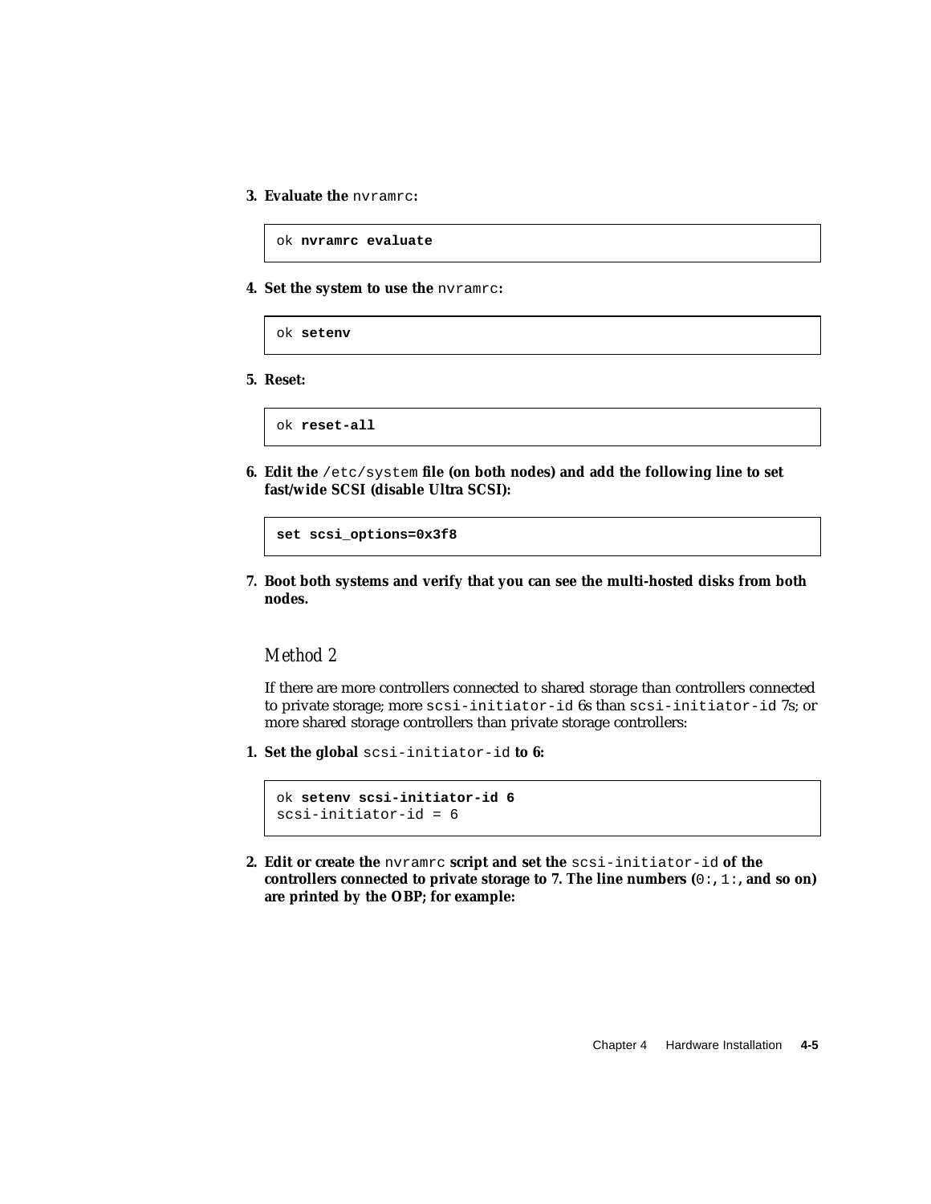3. **Evaluate the** `nvramrc`**:**

```
ok nvramrc evaluate
```

4. **Set the system to use the** `nvramrc`**:**

```
ok setenv
```

5. **Reset:**

```
ok reset-all
```

6. **Edit the** `/etc/system` **file (on both nodes) and add the following line to set fast/wide SCSI (disable Ultra SCSI):**

```
set scsi_options=0x3f8
```

7. **Boot both systems and verify that you can see the multi-hosted disks from both nodes.**

### *Method 2*

If there are more controllers connected to shared storage than controllers connected to private storage; more `scsi-initiator-id` 6s than `scsi-initiator-id` 7s; or more shared storage controllers than private storage controllers:

1. **Set the global** `scsi-initiator-id` **to 6:**

```
ok setenv scsi-initiator-id 6
scsi-initiator-id = 6
```

2. **Edit or create the** `nvramrc` **script and set the** `scsi-initiator-id` **of the controllers connected to private storage to 7. The line numbers (**`0:`**,** `1:`**, and so on) are printed by the OBP; for example:**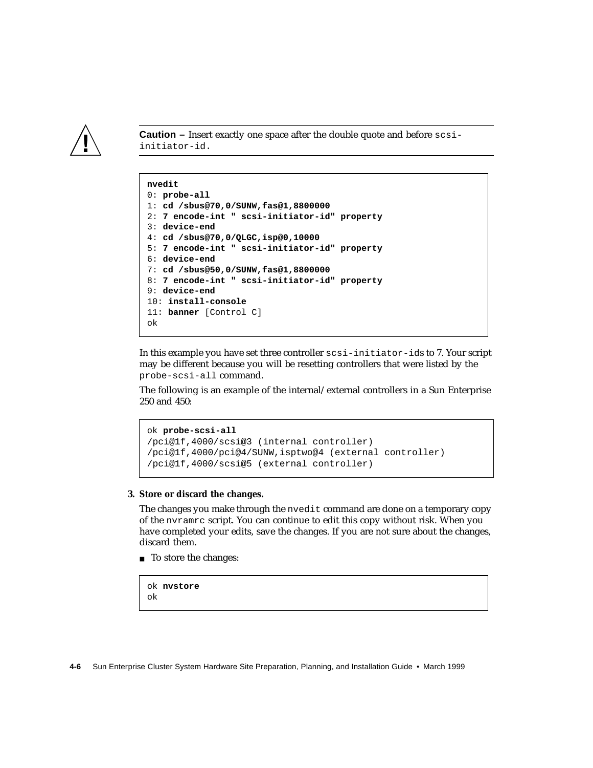**Caution –** Insert exactly one space after the double quote and before `scsi-initiator-id`.

```
nvedit
0: probe-all
1: cd /sbus@70,0/SUNW,fas@1,8800000
2: 7 encode-int " scsi-initiator-id" property
3: device-end
4: cd /sbus@70,0/QLGC,isp@0,10000
5: 7 encode-int " scsi-initiator-id" property
6: device-end
7: cd /sbus@50,0/SUNW,fas@1,8800000
8: 7 encode-int " scsi-initiator-id" property
9: device-end
10: install-console
11: banner [Control C]
ok
```

In this example you have set three controller `scsi-initiator-ids` to 7. Your script may be different because you will be resetting controllers that were listed by the `probe-scsi-all` command.

The following is an example of the internal/external controllers in a Sun Enterprise 250 and 450:

```
ok probe-scsi-all
/pci@1f,4000/scsi@3 (internal controller)
/pci@1f,4000/pci@4/SUNW,isptwo@4 (external controller)
/pci@1f,4000/scsi@5 (external controller)
```

**3. Store or discard the changes.**

The changes you make through the `nvedit` command are done on a temporary copy of the `nvramrc` script. You can continue to edit this copy without risk. When you have completed your edits, save the changes. If you are not sure about the changes, discard them.

- To store the changes:

```
ok nvstore
ok
```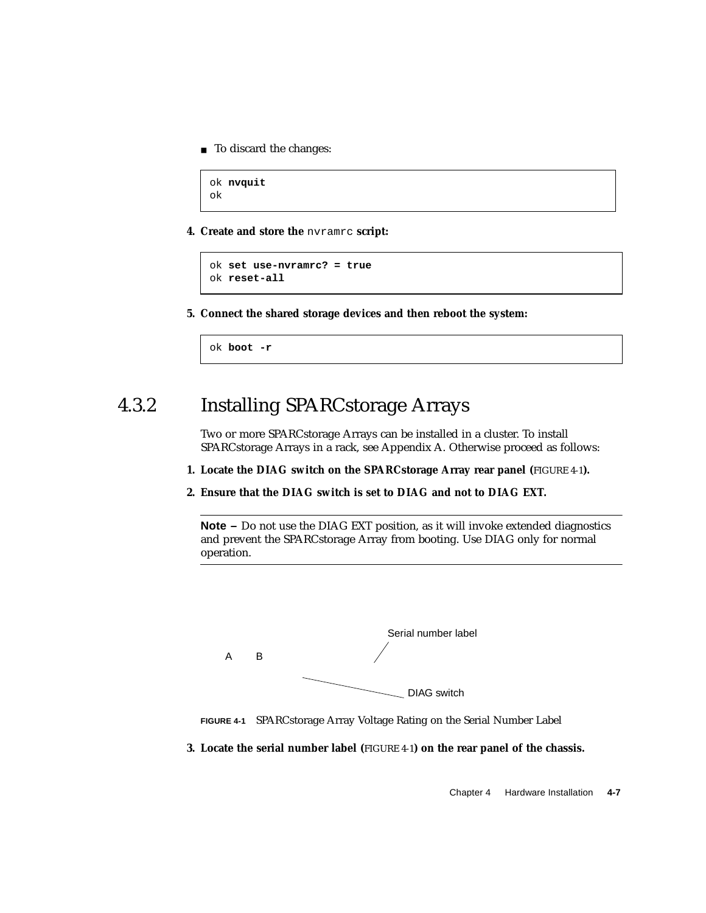- To discard the changes:

```
ok nvquit
ok
```

4. **Create and store the** `nvramrc` **script:**

```
ok set use-nvramrc? = true
ok reset-all
```

5. **Connect the shared storage devices and then reboot the system:**

```
ok boot -r
```

## 4.3.2 Installing SPARCstorage Arrays

Two or more SPARCstorage Arrays can be installed in a cluster. To install SPARCstorage Arrays in a rack, see Appendix A. Otherwise proceed as follows:

1. **Locate the DIAG switch on the SPARCstorage Array rear panel (**FIGURE 4-1**).**

2. **Ensure that the DIAG switch is set to DIAG and not to DIAG EXT.**

---

**Note –** Do not use the DIAG EXT position, as it will invoke extended diagnostics and prevent the SPARCstorage Array from booting. Use DIAG only for normal operation.

---

Serial number label

A B

DIAG switch

**FIGURE 4-1** SPARCstorage Array Voltage Rating on the Serial Number Label

3. **Locate the serial number label (**FIGURE 4-1**) on the rear panel of the chassis.**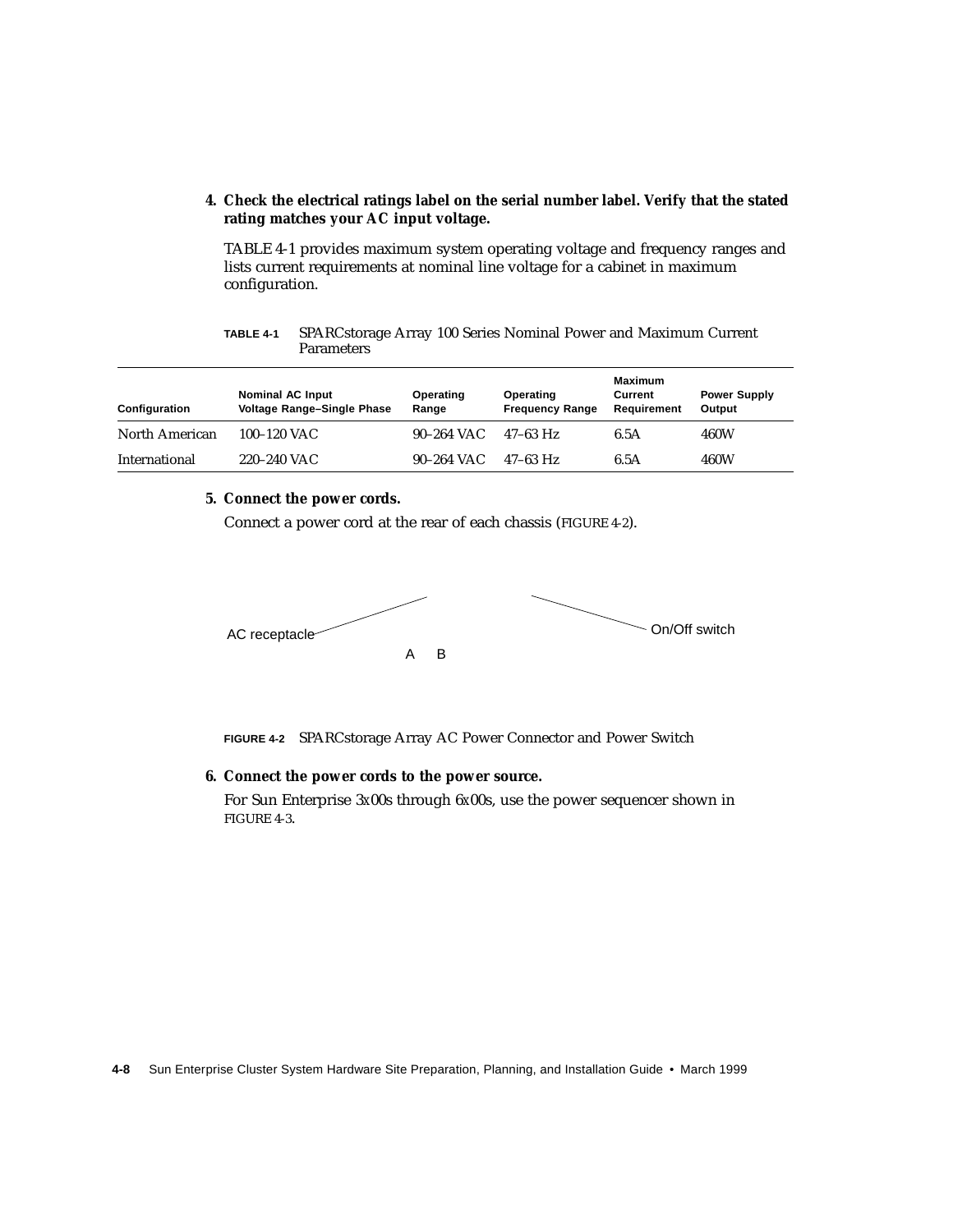4. **Check the electrical ratings label on the serial number label. Verify that the stated rating matches your AC input voltage.**

   TABLE 4-1 provides maximum system operating voltage and frequency ranges and lists current requirements at nominal line voltage for a cabinet in maximum configuration.

**TABLE 4-1** SPARCstorage Array 100 Series Nominal Power and Maximum Current Parameters

| Configuration | Nominal AC Input Voltage Range–Single Phase | Operating Range | Operating Frequency Range | Maximum Current Requirement | Power Supply Output |
|---|---|---|---|---|---|
| North American | 100–120 VAC | 90–264 VAC | 47–63 Hz | 6.5A | 460W |
| International | 220–240 VAC | 90–264 VAC | 47–63 Hz | 6.5A | 460W |

5. **Connect the power cords.**

   Connect a power cord at the rear of each chassis (FIGURE 4-2).

AC receptacle

On/Off switch

A B

**FIGURE 4-2** SPARCstorage Array AC Power Connector and Power Switch

6. **Connect the power cords to the power source.**

   For Sun Enterprise 3*x*00s through 6*x*00s, use the power sequencer shown in FIGURE 4-3.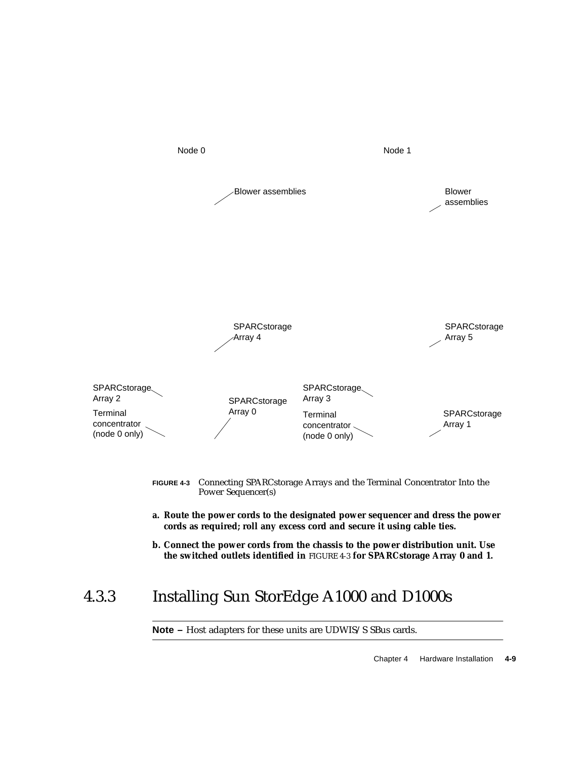Node 0

Node 1

Blower assemblies

Blower assemblies

SPARCstorage Array 4

SPARCstorage Array 5

SPARCstorage Array 2

Terminal concentrator (node 0 only)

SPARCstorage Array 0

SPARCstorage Array 3

Terminal concentrator (node 0 only)

SPARCstorage Array 1

**FIGURE 4-3** Connecting SPARCstorage Arrays and the Terminal Concentrator Into the Power Sequencer(s)

a. **Route the power cords to the designated power sequencer and dress the power cords as required; roll any excess cord and secure it using cable ties.**

b. **Connect the power cords from the chassis to the power distribution unit. Use the switched outlets identified in** FIGURE 4-3 **for SPARCstorage Array 0 and 1.**

## 4.3.3 Installing Sun StorEdge A1000 and D1000s

---

**Note –** Host adapters for these units are UDWIS/S SBus cards.

---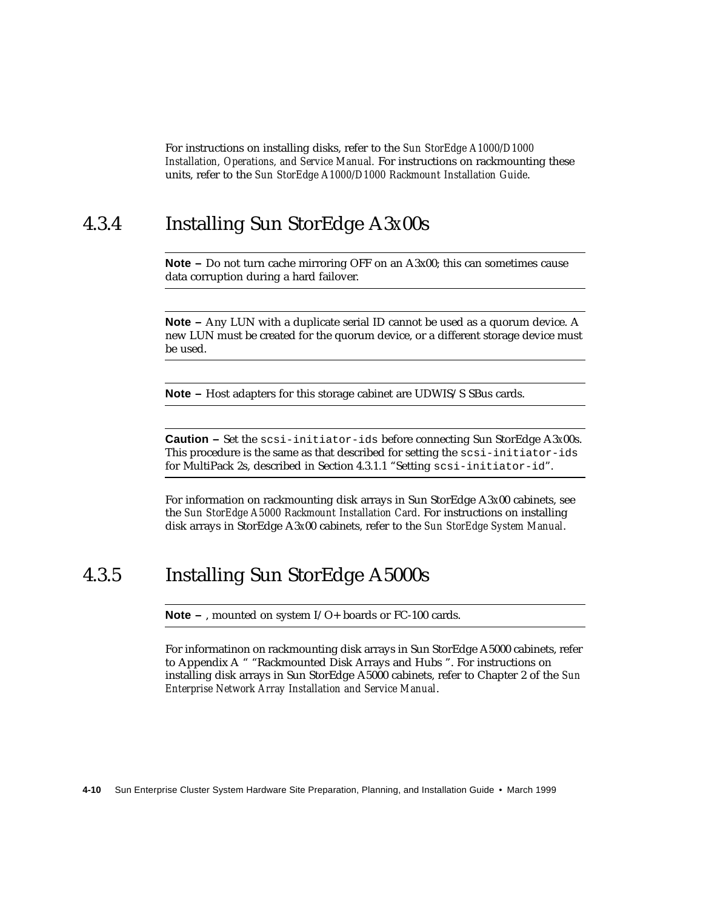For instructions on installing disks, refer to the *Sun StorEdge A1000/D1000 Installation, Operations, and Service Manual.* For instructions on rackmounting these units, refer to the *Sun StorEdge A1000/D1000 Rackmount Installation Guide*.

### 4.3.4 Installing Sun StorEdge A3*x*00s

---

**Note –** Do not turn cache mirroring OFF on an A3x00; this can sometimes cause data corruption during a hard failover.

---

---

**Note –** Any LUN with a duplicate serial ID cannot be used as a quorum device. A new LUN must be created for the quorum device, or a different storage device must be used.

---

---

**Note –** Host adapters for this storage cabinet are UDWIS/S SBus cards.

---

---

**Caution –** Set the `scsi-initiator-ids` before connecting Sun StorEdge A3*x*00s. This procedure is the same as that described for setting the `scsi-initiator-ids` for MultiPack 2s, described in Section 4.3.1.1 "Setting `scsi-initiator-id`".

---

For information on rackmounting disk arrays in Sun StorEdge A3*x*00 cabinets, see the *Sun StorEdge A5000 Rackmount Installation Card*. For instructions on installing disk arrays in StorEdge A3*x*00 cabinets, refer to the *Sun StorEdge System Manual*.

### 4.3.5 Installing Sun StorEdge A5000s

---

**Note –** , mounted on system I/O+ boards or FC-100 cards.

---

For informatinon on rackmounting disk arrays in Sun StorEdge A5000 cabinets, refer to Appendix A " "Rackmounted Disk Arrays and Hubs ". For instructions on installing disk arrays in Sun StorEdge A5000 cabinets, refer to Chapter 2 of the *Sun Enterprise Network Array Installation and Service Manual*.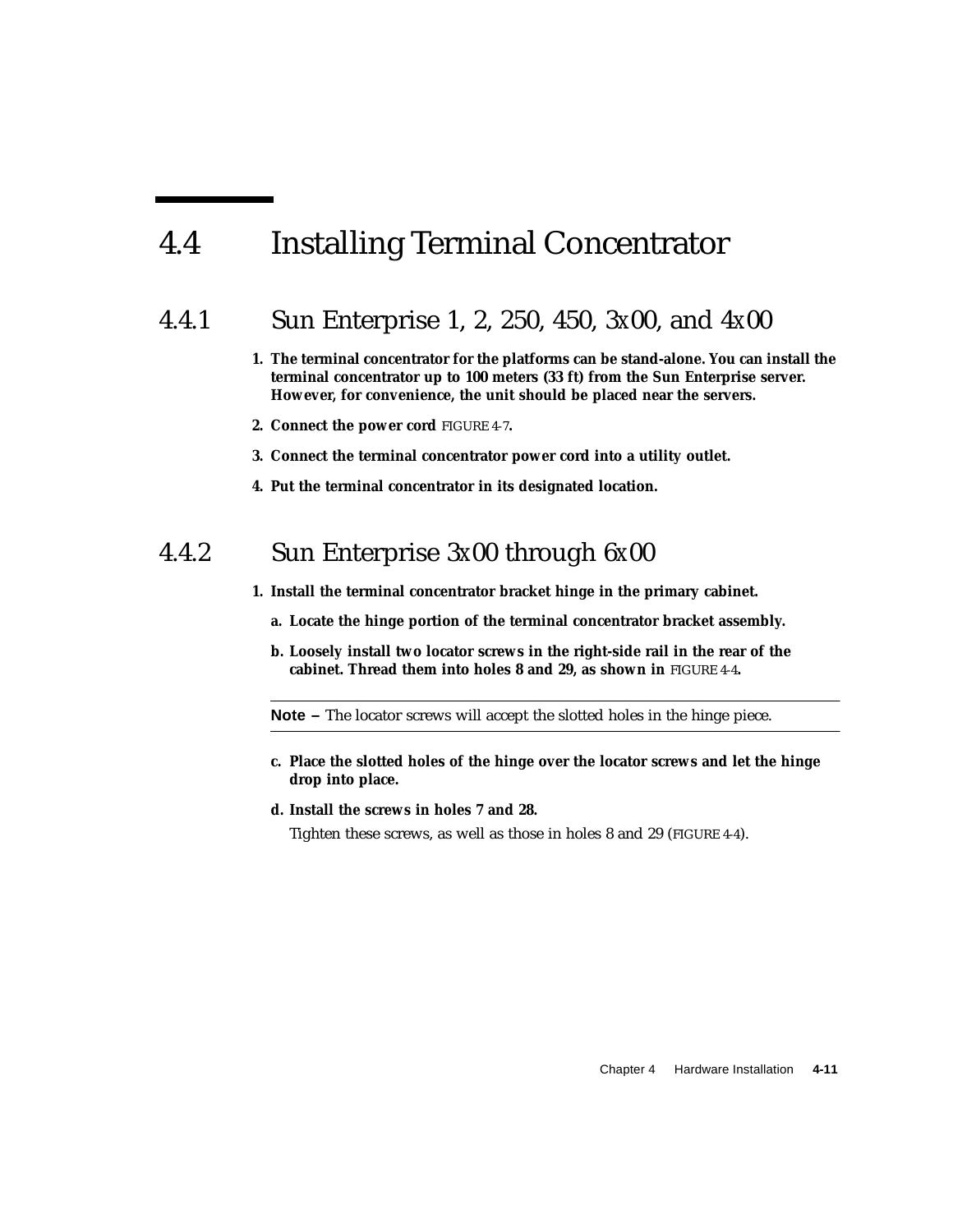## 4.4 Installing Terminal Concentrator

### 4.4.1 Sun Enterprise 1, 2, 250, 450, 3x00, and 4x00

1. **The terminal concentrator for the platforms can be stand-alone. You can install the terminal concentrator up to 100 meters (33 ft) from the Sun Enterprise server. However, for convenience, the unit should be placed near the servers.**
2. **Connect the power cord** FIGURE 4-7**.**
3. **Connect the terminal concentrator power cord into a utility outlet.**
4. **Put the terminal concentrator in its designated location.**

### 4.4.2 Sun Enterprise 3x00 through 6x00

1. **Install the terminal concentrator bracket hinge in the primary cabinet.**
   a. **Locate the hinge portion of the terminal concentrator bracket assembly.**
   b. **Loosely install two locator screws in the right-side rail in the rear of the cabinet. Thread them into holes 8 and 29, as shown in** FIGURE 4-4**.**

---

**Note –** The locator screws will accept the slotted holes in the hinge piece.

---

   c. **Place the slotted holes of the hinge over the locator screws and let the hinge drop into place.**
   d. **Install the screws in holes 7 and 28.**

      Tighten these screws, as well as those in holes 8 and 29 (FIGURE 4-4).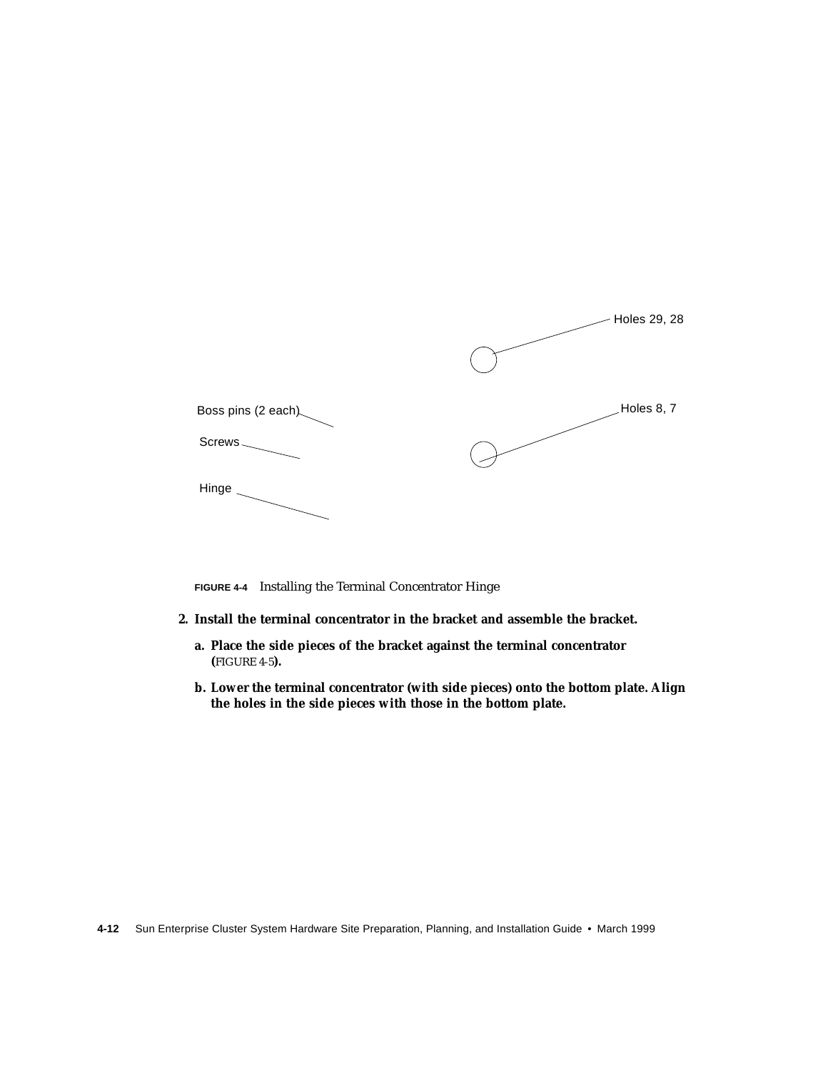Holes 29, 28

Boss pins (2 each)

Holes 8, 7

Screws

Hinge

**FIGURE 4-4** Installing the Terminal Concentrator Hinge

2. **Install the terminal concentrator in the bracket and assemble the bracket.**

   a. **Place the side pieces of the bracket against the terminal concentrator (**FIGURE 4-5**).**

   b. **Lower the terminal concentrator (with side pieces) onto the bottom plate. Align the holes in the side pieces with those in the bottom plate.**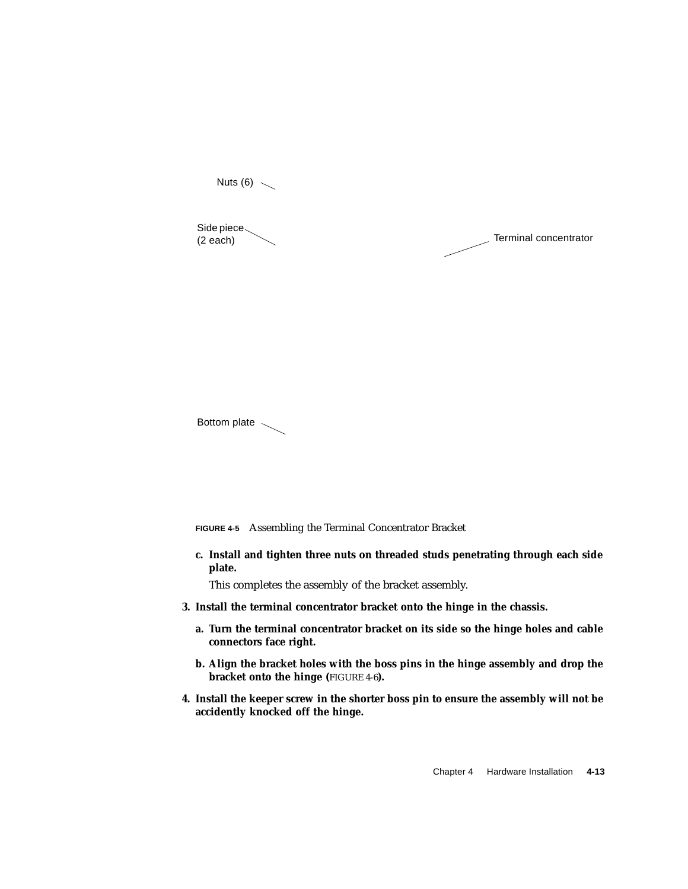Nuts (6)

Side piece (2 each)

Terminal concentrator

Bottom plate

**FIGURE 4-5** Assembling the Terminal Concentrator Bracket

c. **Install and tighten three nuts on threaded studs penetrating through each side plate.**

   This completes the assembly of the bracket assembly.

3. **Install the terminal concentrator bracket onto the hinge in the chassis.**

   a. **Turn the terminal concentrator bracket on its side so the hinge holes and cable connectors face right.**

   b. **Align the bracket holes with the boss pins in the hinge assembly and drop the bracket onto the hinge (**FIGURE 4-6**).**

4. **Install the keeper screw in the shorter boss pin to ensure the assembly will not be accidently knocked off the hinge.**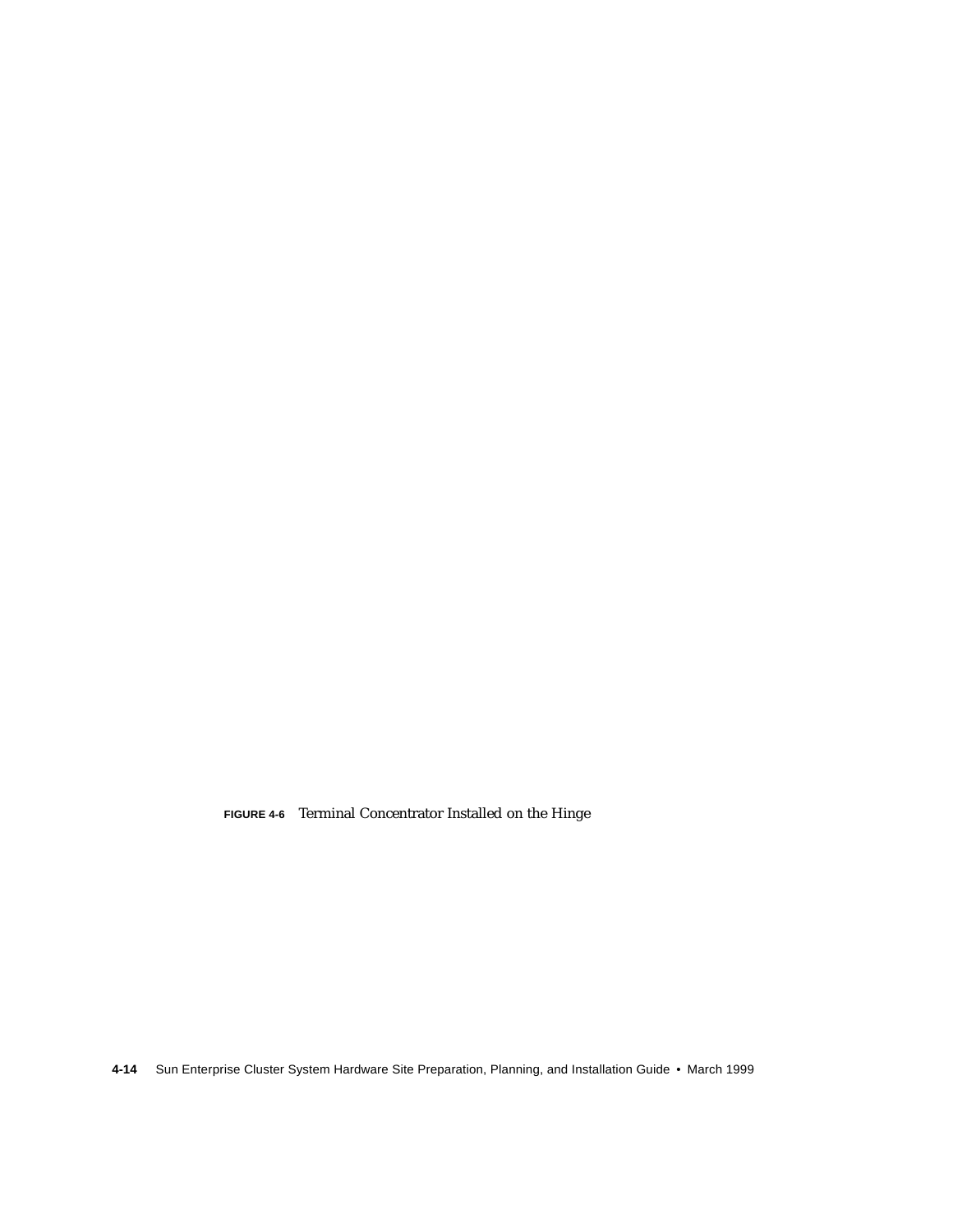**FIGURE 4-6** Terminal Concentrator Installed on the Hinge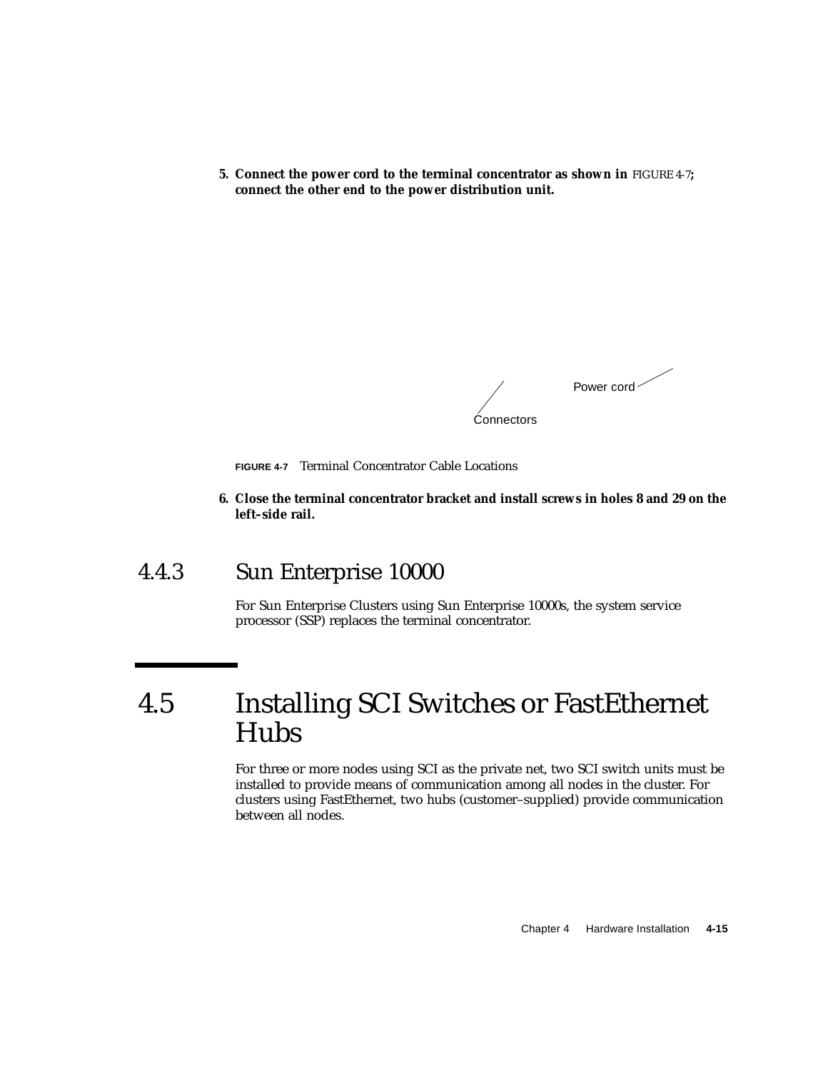5. **Connect the power cord to the terminal concentrator as shown in** FIGURE 4-7**; connect the other end to the power distribution unit.**

Power cord

Connectors

**FIGURE 4-7** Terminal Concentrator Cable Locations

6. **Close the terminal concentrator bracket and install screws in holes 8 and 29 on the left–side rail.**

### 4.4.3 Sun Enterprise 10000

For Sun Enterprise Clusters using Sun Enterprise 10000s, the system service processor (SSP) replaces the terminal concentrator.

## 4.5 Installing SCI Switches or FastEthernet Hubs

For three or more nodes using SCI as the private net, two SCI switch units must be installed to provide means of communication among all nodes in the cluster. For clusters using FastEthernet, two hubs (customer–supplied) provide communication between all nodes.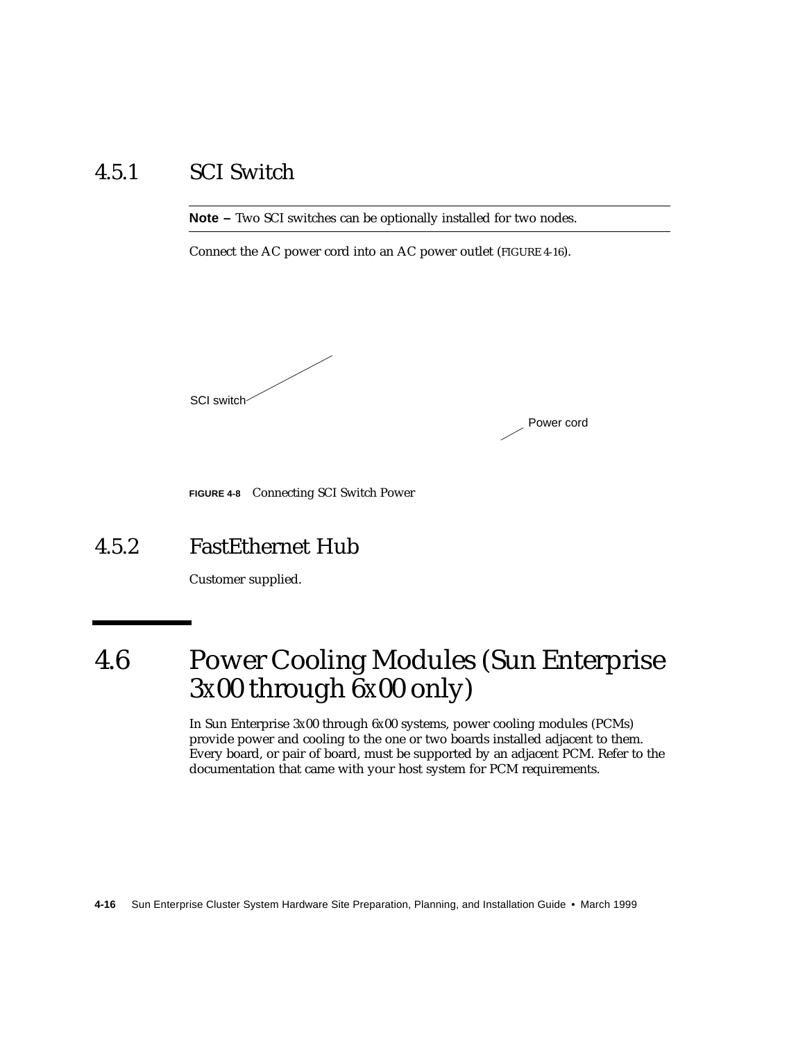### 4.5.1 SCI Switch

---

**Note –** Two SCI switches can be optionally installed for two nodes.

---

Connect the AC power cord into an AC power outlet (FIGURE 4-16).

SCI switch

Power cord

**FIGURE 4-8** Connecting SCI Switch Power

### 4.5.2 FastEthernet Hub

Customer supplied.

## 4.6 Power Cooling Modules (Sun Enterprise 3x00 through 6x00 only)

In Sun Enterprise 3x00 through 6x00 systems, power cooling modules (PCMs) provide power and cooling to the one or two boards installed adjacent to them. Every board, or pair of board, must be supported by an adjacent PCM. Refer to the documentation that came with your host system for PCM requirements.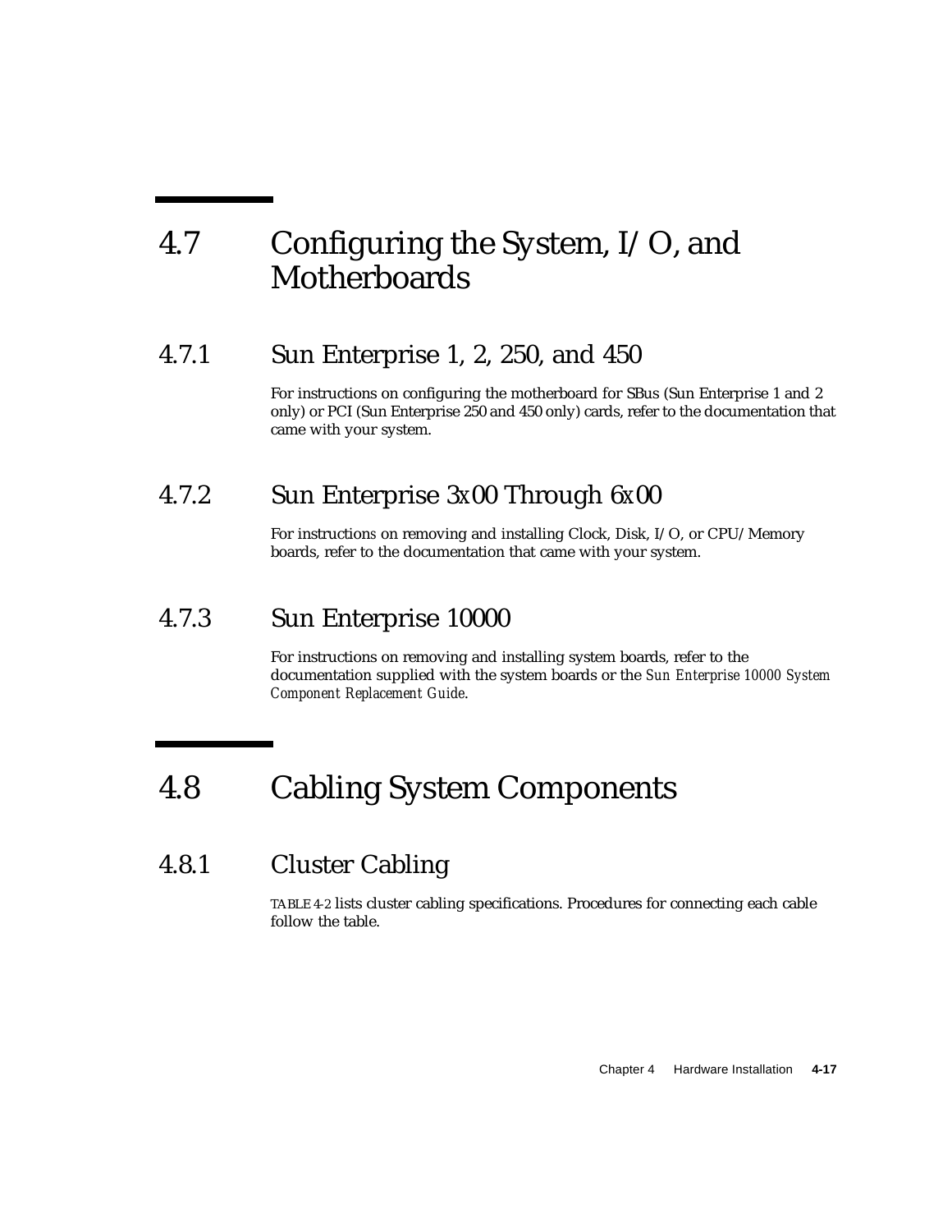# 4.7 Configuring the System, I/O, and Motherboards

## 4.7.1 Sun Enterprise 1, 2, 250, and 450

For instructions on configuring the motherboard for SBus (Sun Enterprise 1 and 2 only) or PCI (Sun Enterprise 250 and 450 only) cards, refer to the documentation that came with your system.

## 4.7.2 Sun Enterprise 3x00 Through 6x00

For instructions on removing and installing Clock, Disk, I/O, or CPU/Memory boards, refer to the documentation that came with your system.

## 4.7.3 Sun Enterprise 10000

For instructions on removing and installing system boards, refer to the documentation supplied with the system boards or the *Sun Enterprise 10000 System Component Replacement Guide*.

# 4.8 Cabling System Components

## 4.8.1 Cluster Cabling

TABLE 4-2 lists cluster cabling specifications. Procedures for connecting each cable follow the table.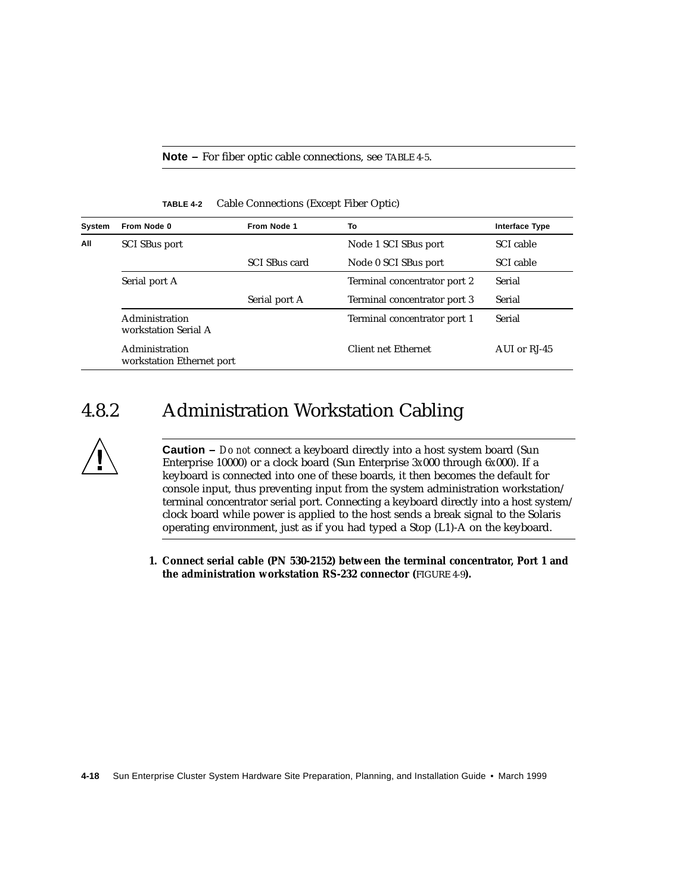**Note –** For fiber optic cable connections, see TABLE 4-5.

**TABLE 4-2** Cable Connections (Except Fiber Optic)

| System | From Node 0 | From Node 1 | To | Interface Type |
|---|---|---|---|---|
| All | SCI SBus port | | Node 1 SCI SBus port | SCI cable |
| | | SCI SBus card | Node 0 SCI SBus port | SCI cable |
| | Serial port A | | Terminal concentrator port 2 | Serial |
| | | Serial port A | Terminal concentrator port 3 | Serial |
| | Administration workstation Serial A | | Terminal concentrator port 1 | Serial |
| | Administration workstation Ethernet port | | Client net Ethernet | AUI or RJ-45 |

## 4.8.2 Administration Workstation Cabling

**Caution –** *Do not* connect a keyboard directly into a host system board (Sun Enterprise 10000) or a clock board (Sun Enterprise 3*x*000 through 6*x*000). If a keyboard is connected into one of these boards, it then becomes the default for console input, thus preventing input from the system administration workstation/terminal concentrator serial port. Connecting a keyboard directly into a host system/clock board while power is applied to the host sends a break signal to the Solaris operating environment, just as if you had typed a Stop (L1)-A on the keyboard.

1. **Connect serial cable (PN 530-2152) between the terminal concentrator, Port 1 and the administration workstation RS-232 connector (**FIGURE 4-9**).**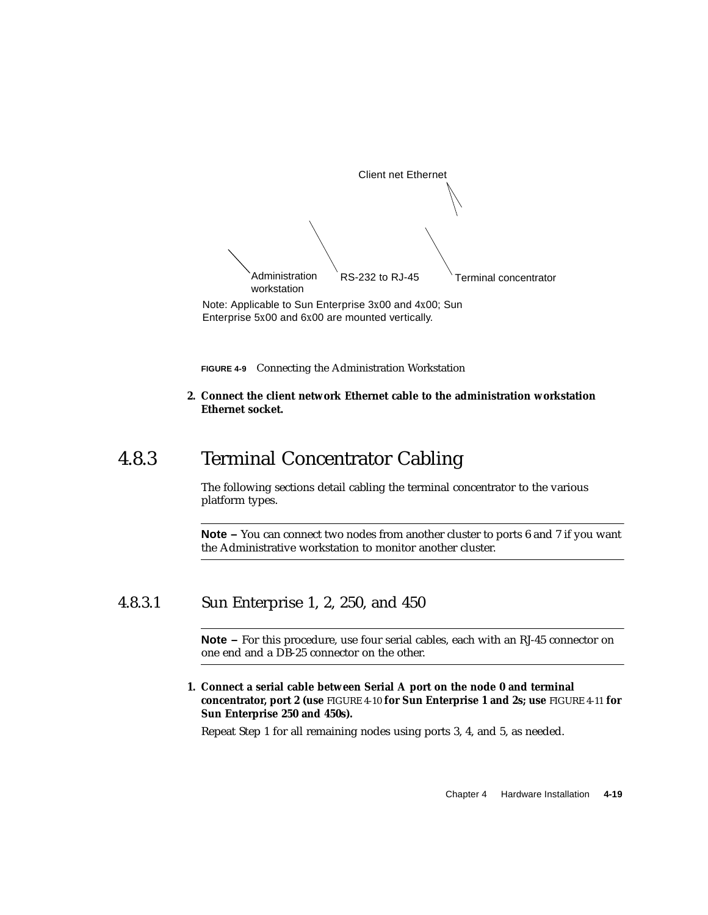Client net Ethernet

Administration workstation

RS-232 to RJ-45

Terminal concentrator

Note: Applicable to Sun Enterprise 3x00 and 4x00; Sun Enterprise 5x00 and 6x00 are mounted vertically.

**FIGURE 4-9** Connecting the Administration Workstation

2. **Connect the client network Ethernet cable to the administration workstation Ethernet socket.**

## 4.8.3 Terminal Concentrator Cabling

The following sections detail cabling the terminal concentrator to the various platform types.

---

**Note –** You can connect two nodes from another cluster to ports 6 and 7 if you want the Administrative workstation to monitor another cluster.

---

### 4.8.3.1 Sun Enterprise 1, 2, 250, and 450

---

**Note –** For this procedure, use four serial cables, each with an RJ-45 connector on one end and a DB-25 connector on the other.

---

1. **Connect a serial cable between Serial A port on the node 0 and terminal concentrator, port 2 (use** FIGURE 4-10 **for Sun Enterprise 1 and 2s; use** FIGURE 4-11 **for Sun Enterprise 250 and 450s).**

   Repeat Step 1 for all remaining nodes using ports 3, 4, and 5, as needed.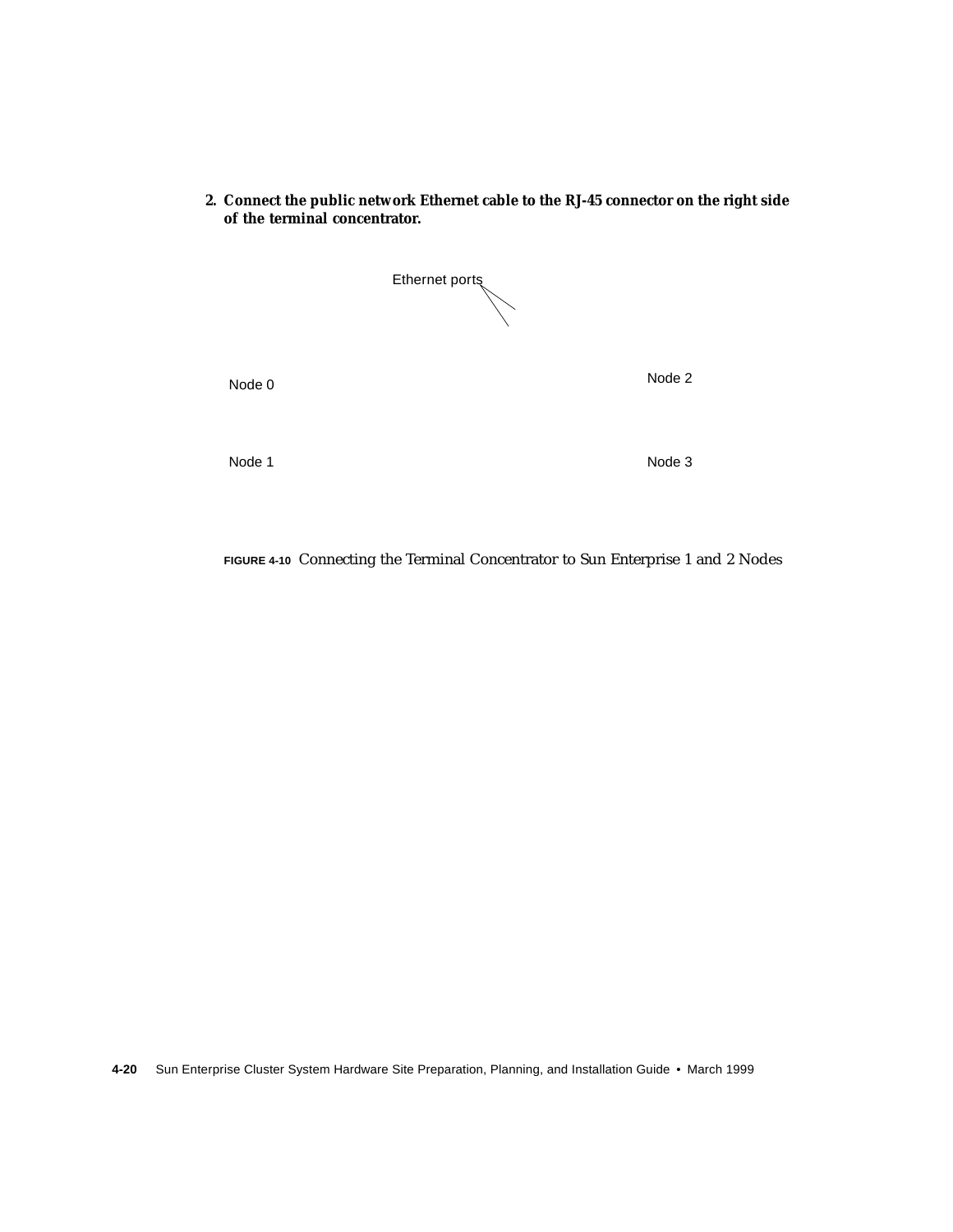2. **Connect the public network Ethernet cable to the RJ-45 connector on the right side of the terminal concentrator.**

Ethernet ports

Node 0

Node 2

Node 1

Node 3

**FIGURE 4-10** Connecting the Terminal Concentrator to Sun Enterprise 1 and 2 Nodes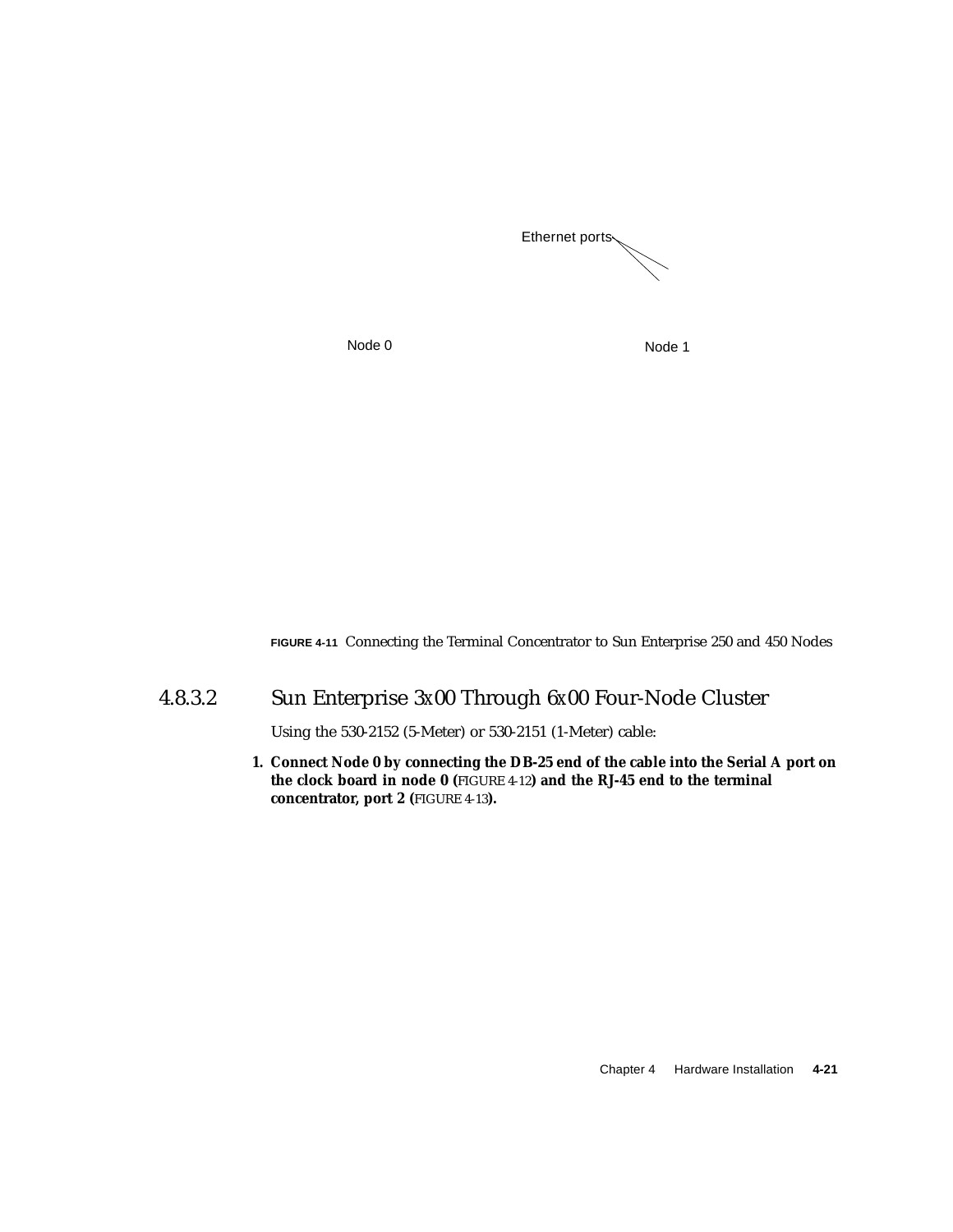Ethernet ports

Node 0

Node 1

**FIGURE 4-11** Connecting the Terminal Concentrator to Sun Enterprise 250 and 450 Nodes

### 4.8.3.2 Sun Enterprise 3*x*00 Through 6*x*00 Four-Node Cluster

Using the 530-2152 (5-Meter) or 530-2151 (1-Meter) cable:

1. **Connect Node 0 by connecting the DB-25 end of the cable into the Serial A port on the clock board in node 0 (**FIGURE 4-12**) and the RJ-45 end to the terminal concentrator, port 2 (**FIGURE 4-13**).**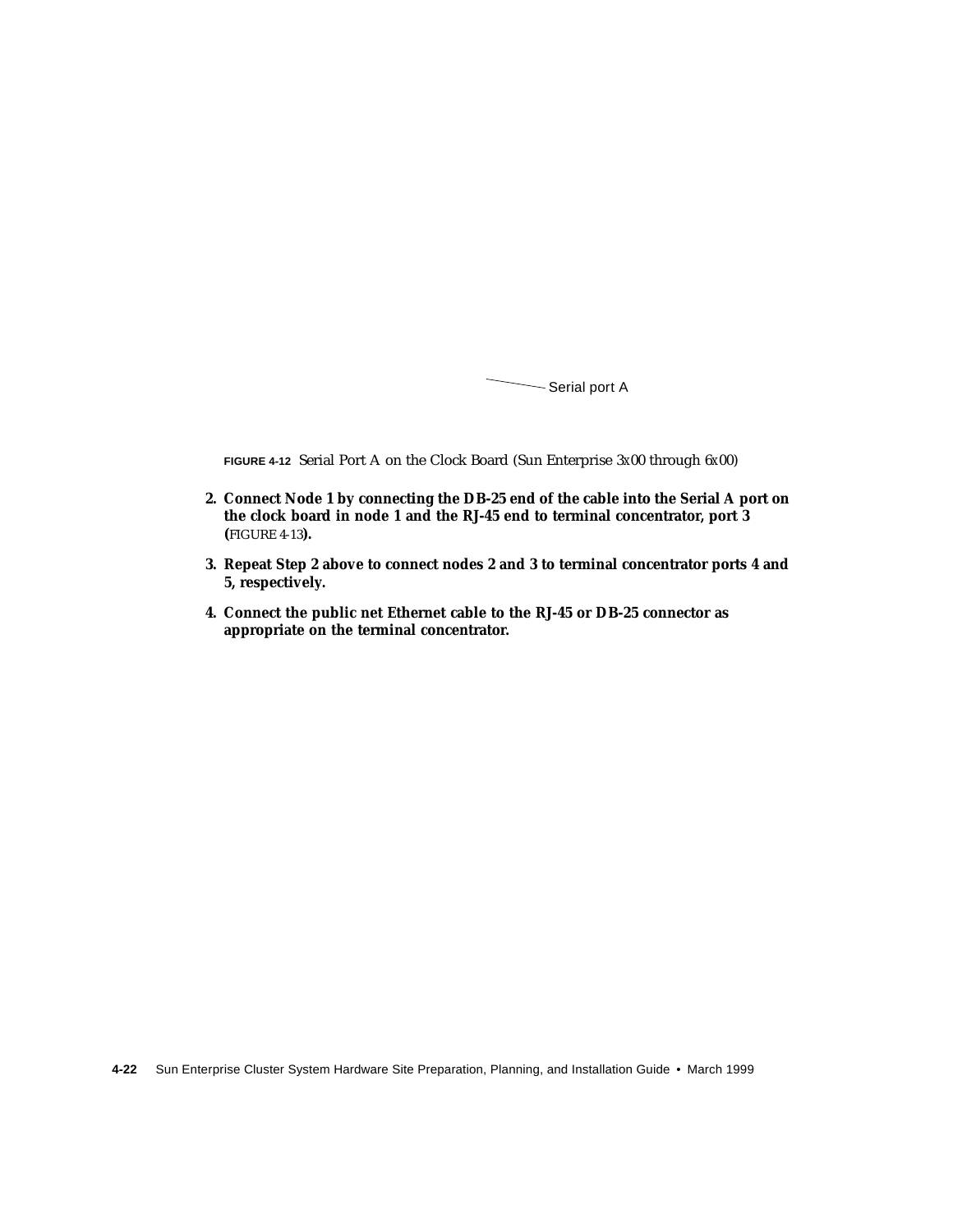Serial port A

**FIGURE 4-12** Serial Port A on the Clock Board (Sun Enterprise 3x00 through 6x00)

2. **Connect Node 1 by connecting the DB-25 end of the cable into the Serial A port on the clock board in node 1 and the RJ-45 end to terminal concentrator, port 3 (**FIGURE 4-13**).**

3. **Repeat Step 2 above to connect nodes 2 and 3 to terminal concentrator ports 4 and 5, respectively.**

4. **Connect the public net Ethernet cable to the RJ-45 or DB-25 connector as appropriate on the terminal concentrator.**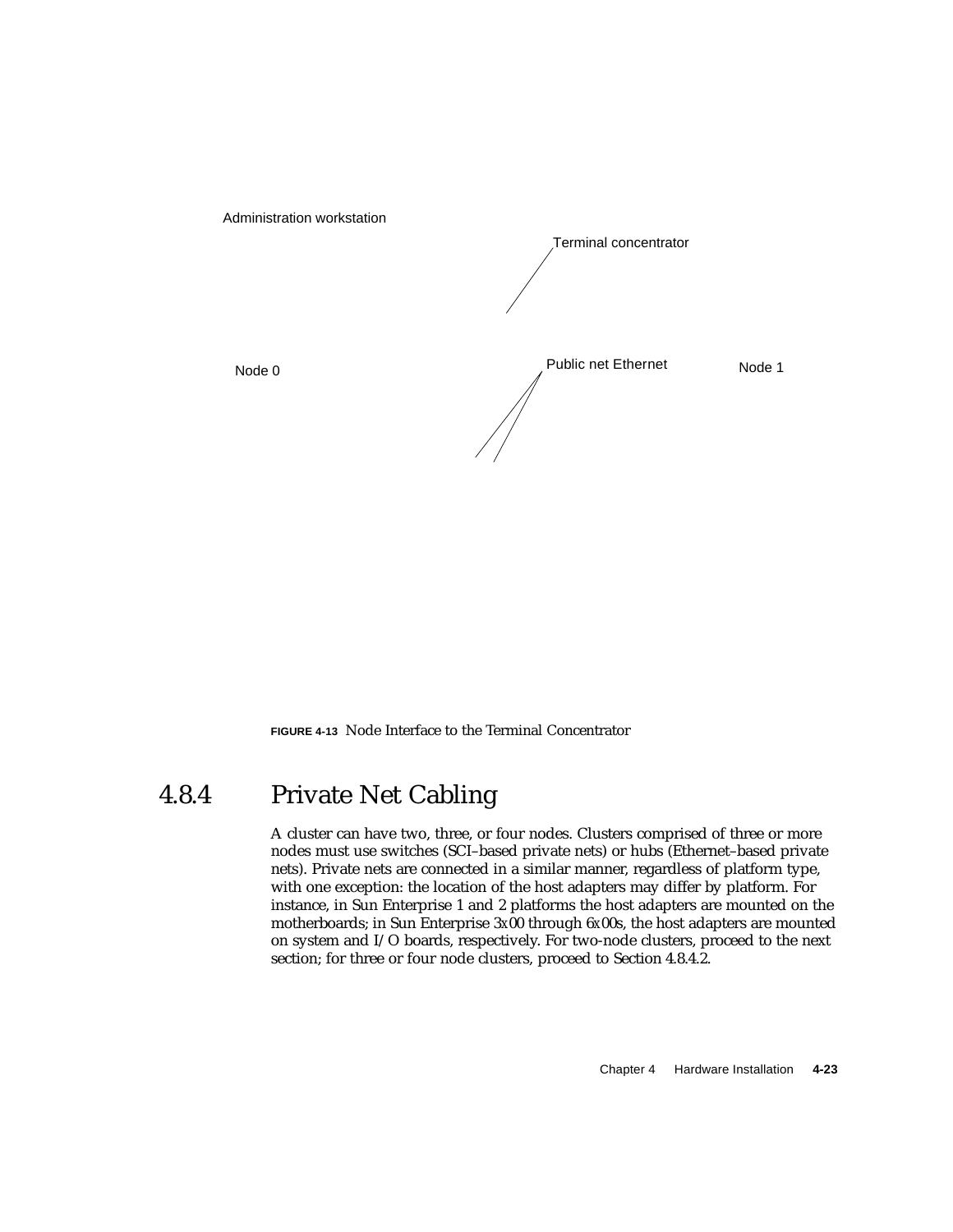Administration workstation

Terminal concentrator

Node 0

Public net Ethernet

Node 1

**FIGURE 4-13** Node Interface to the Terminal Concentrator

## 4.8.4 Private Net Cabling

A cluster can have two, three, or four nodes. Clusters comprised of three or more nodes must use switches (SCI–based private nets) or hubs (Ethernet–based private nets). Private nets are connected in a similar manner, regardless of platform type, with one exception: the location of the host adapters may differ by platform. For instance, in Sun Enterprise 1 and 2 platforms the host adapters are mounted on the motherboards; in Sun Enterprise 3*x*00 through 6*x*00s, the host adapters are mounted on system and I/O boards, respectively. For two-node clusters, proceed to the next section; for three or four node clusters, proceed to Section 4.8.4.2.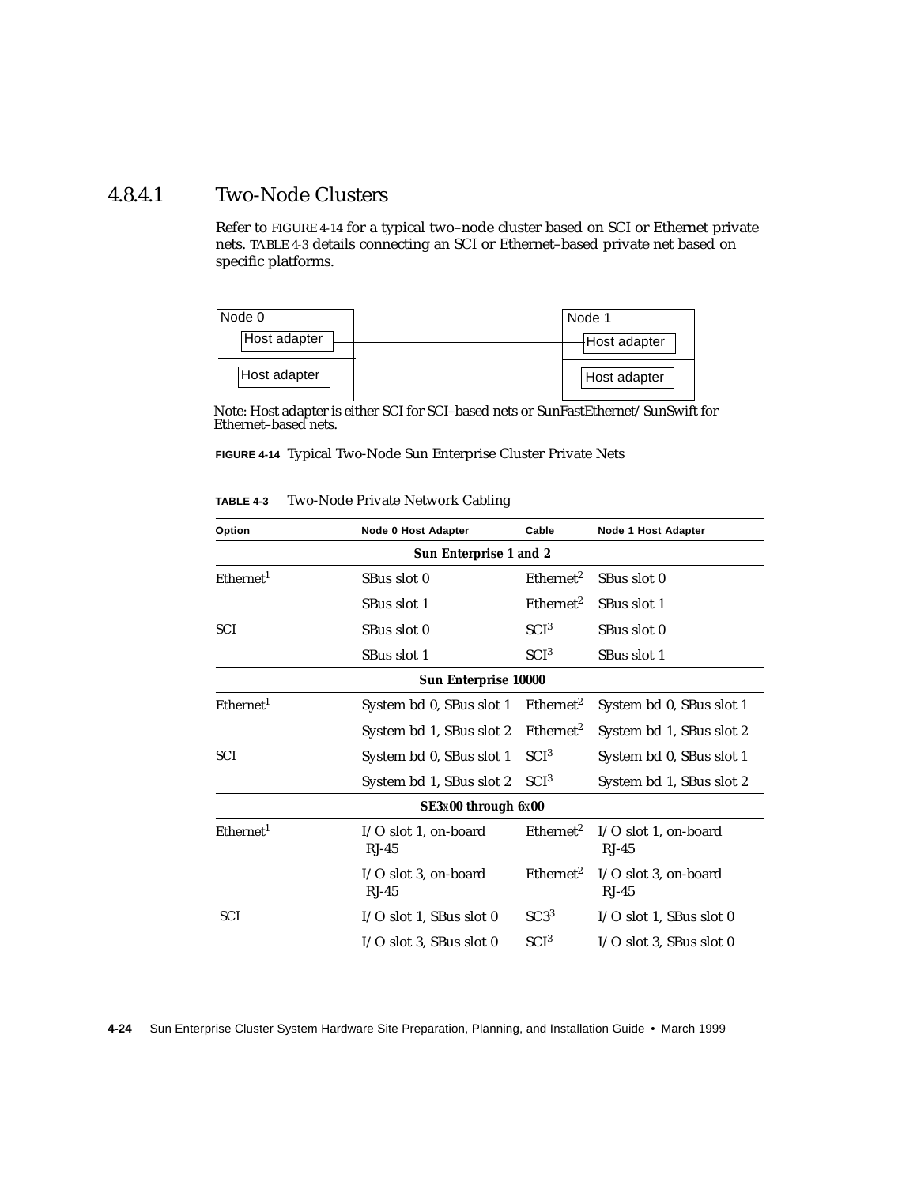### 4.8.4.1 Two-Node Clusters

Refer to FIGURE 4-14 for a typical two–node cluster based on SCI or Ethernet private nets. TABLE 4-3 details connecting an SCI or Ethernet–based private net based on specific platforms.

Node 0 — Host adapter ——— Host adapter — Node 1

Node 0 — Host adapter ——— Host adapter — Node 1

Note: Host adapter is either SCI for SCI–based nets or SunFastEthernet/SunSwift for Ethernet–based nets.

**FIGURE 4-14** Typical Two-Node Sun Enterprise Cluster Private Nets

**TABLE 4-3** Two-Node Private Network Cabling

| Option | Node 0 Host Adapter | Cable | Node 1 Host Adapter |
|---|---|---|---|
| | **Sun Enterprise 1 and 2** | | |
| Ethernet[1] | SBus slot 0 | Ethernet[2] | SBus slot 0 |
| | SBus slot 1 | Ethernet[2] | SBus slot 1 |
| SCI | SBus slot 0 | SCI[3] | SBus slot 0 |
| | SBus slot 1 | SCI[3] | SBus slot 1 |
| | **Sun Enterprise 10000** | | |
| Ethernet[1] | System bd 0, SBus slot 1 | Ethernet[2] | System bd 0, SBus slot 1 |
| | System bd 1, SBus slot 2 | Ethernet[2] | System bd 1, SBus slot 2 |
| SCI | System bd 0, SBus slot 1 | SCI[3] | System bd 0, SBus slot 1 |
| | System bd 1, SBus slot 2 | SCI[3] | System bd 1, SBus slot 2 |
| | **SE3*x*00 through 6*x*00** | | |
| Ethernet[1] | I/O slot 1, on-board RJ-45 | Ethernet[2] | I/O slot 1, on-board RJ-45 |
| | I/O slot 3, on-board RJ-45 | Ethernet[2] | I/O slot 3, on-board RJ-45 |
| SCI | I/O slot 1, SBus slot 0 | SC3[3] | I/O slot 1, SBus slot 0 |
| | I/O slot 3, SBus slot 0 | SCI[3] | I/O slot 3, SBus slot 0 |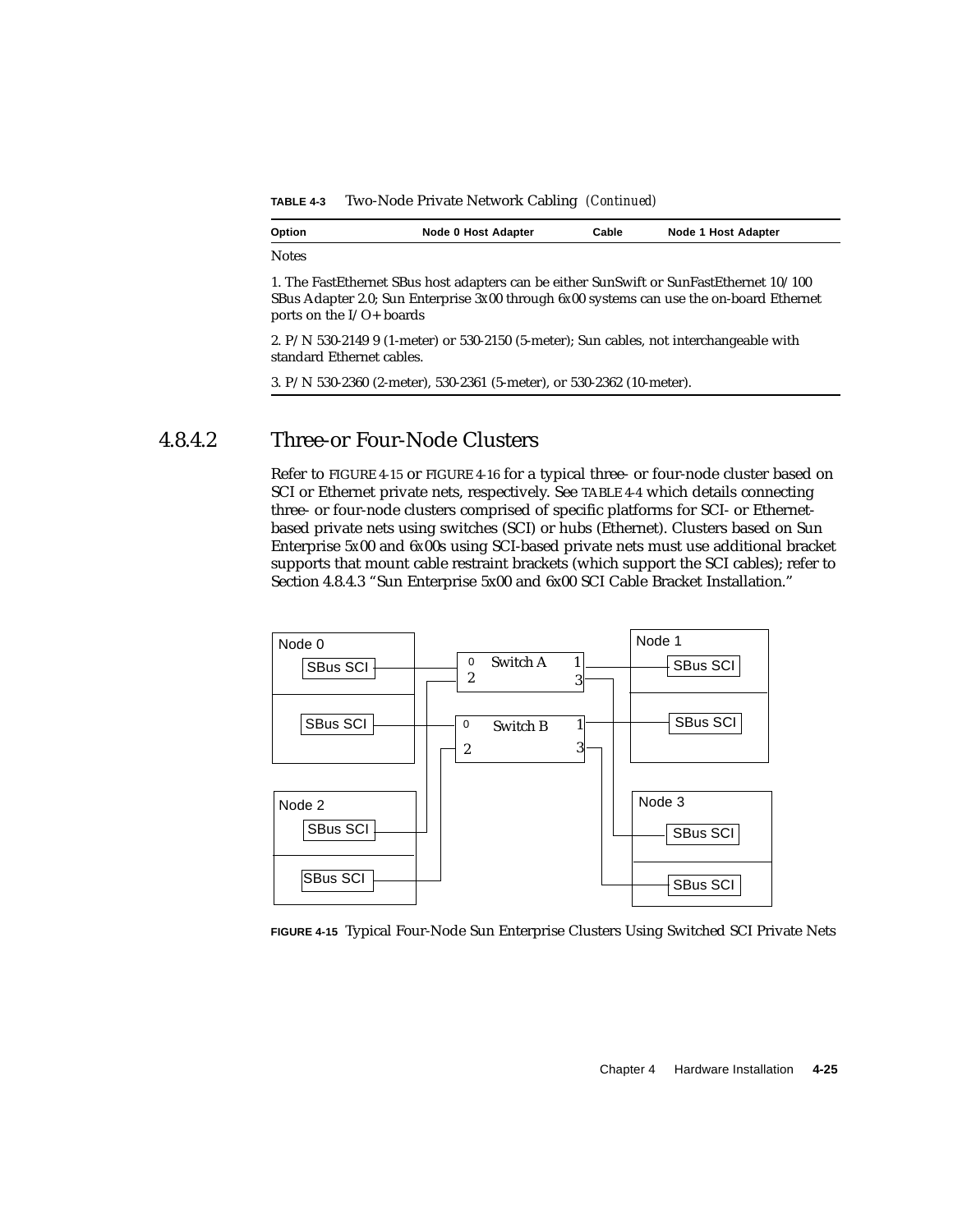**TABLE 4-3** Two-Node Private Network Cabling *(Continued)*

| Option | Node 0 Host Adapter | Cable | Node 1 Host Adapter |
|---|---|---|---|

Notes

1. The FastEthernet SBus host adapters can be either SunSwift or SunFastEthernet 10/100 SBus Adapter 2.0; Sun Enterprise 3*x*00 through 6*x*00 systems can use the on-board Ethernet ports on the I/O+ boards

2. P/N 530-2149 9 (1-meter) or 530-2150 (5-meter); Sun cables, not interchangeable with standard Ethernet cables.

3. P/N 530-2360 (2-meter), 530-2361 (5-meter), or 530-2362 (10-meter).

### 4.8.4.2 Three-or Four-Node Clusters

Refer to FIGURE 4-15 or FIGURE 4-16 for a typical three- or four-node cluster based on SCI or Ethernet private nets, respectively. See TABLE 4-4 which details connecting three- or four-node clusters comprised of specific platforms for SCI- or Ethernet-based private nets using switches (SCI) or hubs (Ethernet). Clusters based on Sun Enterprise 5*x*00 and 6*x*00s using SCI-based private nets must use additional bracket supports that mount cable restraint brackets (which support the SCI cables); refer to Section 4.8.4.3 "Sun Enterprise 5x00 and 6x00 SCI Cable Bracket Installation."

Node 0: SBus SCI, SBus SCI — Switch A (ports 0, 1, 2, 3) — Node 1: SBus SCI, SBus SCI — Switch B (ports 0, 1, 2, 3) — Node 2: SBus SCI, SBus SCI — Node 3: SBus SCI, SBus SCI

**FIGURE 4-15** Typical Four-Node Sun Enterprise Clusters Using Switched SCI Private Nets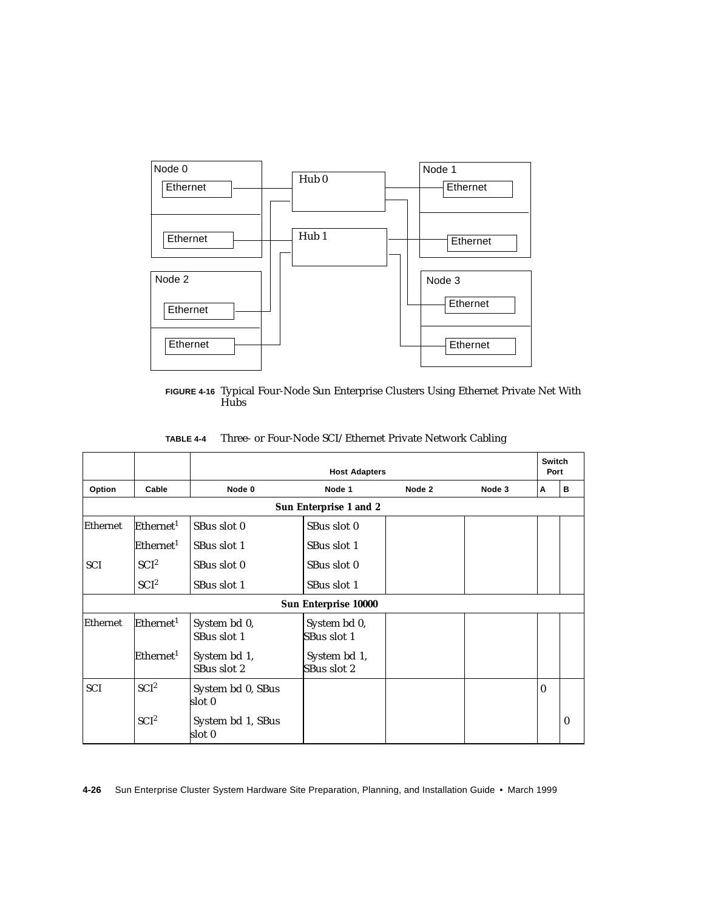**FIGURE 4-16** Typical Four-Node Sun Enterprise Clusters Using Ethernet Private Net With Hubs

**TABLE 4-4** Three- or Four-Node SCI/Ethernet Private Network Cabling

| | | Host Adapters | | | | Switch Port | |
|---|---|---|---|---|---|---|---|
| **Option** | **Cable** | **Node 0** | **Node 1** | **Node 2** | **Node 3** | **A** | **B** |
| | | | **Sun Enterprise 1 and 2** | | | | |
| Ethernet | Ethernet[1] | SBus slot 0 | SBus slot 0 | | | | |
| | Ethernet[1] | SBus slot 1 | SBus slot 1 | | | | |
| SCI | SCI[2] | SBus slot 0 | SBus slot 0 | | | | |
| | SCI[2] | SBus slot 1 | SBus slot 1 | | | | |
| | | | **Sun Enterprise 10000** | | | | |
| Ethernet | Ethernet[1] | System bd 0, SBus slot 1 | System bd 0, SBus slot 1 | | | | |
| | Ethernet[1] | System bd 1, SBus slot 2 | System bd 1, SBus slot 2 | | | | |
| SCI | SCI[2] | System bd 0, SBus slot 0 | | | | 0 | |
| | SCI[2] | System bd 1, SBus slot 0 | | | | | 0 |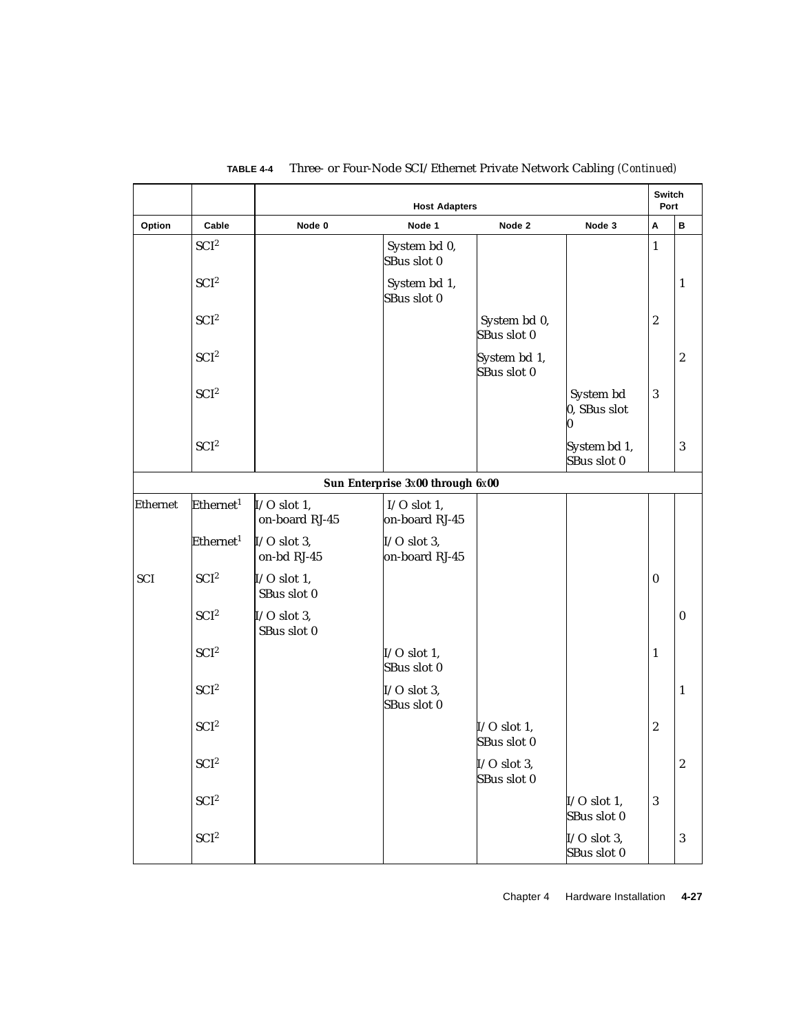**TABLE 4-4** Three- or Four-Node SCI/Ethernet Private Network Cabling *(Continued)*

| | | Host Adapters | | | | Switch Port | |
|---|---|---|---|---|---|---|---|
| **Option** | **Cable** | **Node 0** | **Node 1** | **Node 2** | **Node 3** | **A** | **B** |
| | SCI[2] | | System bd 0, SBus slot 0 | | | 1 | |
| | SCI[2] | | System bd 1, SBus slot 0 | | | | 1 |
| | SCI[2] | | | System bd 0, SBus slot 0 | | 2 | |
| | SCI[2] | | | System bd 1, SBus slot 0 | | | 2 |
| | SCI[2] | | | | System bd 0, SBus slot 0 | 3 | |
| | SCI[2] | | | | System bd 1, SBus slot 0 | | 3 |
| | | ***Sun Enterprise 3x00 through 6x00*** | | | | | |
| Ethernet | Ethernet[1] | I/O slot 1, on-board RJ-45 | I/O slot 1, on-board RJ-45 | | | | |
| | Ethernet[1] | I/O slot 3, on-bd RJ-45 | I/O slot 3, on-board RJ-45 | | | | |
| SCI | SCI[2] | I/O slot 1, SBus slot 0 | | | | 0 | |
| | SCI[2] | I/O slot 3, SBus slot 0 | | | | | 0 |
| | SCI[2] | | I/O slot 1, SBus slot 0 | | | 1 | |
| | SCI[2] | | I/O slot 3, SBus slot 0 | | | | 1 |
| | SCI[2] | | | I/O slot 1, SBus slot 0 | | 2 | |
| | SCI[2] | | | I/O slot 3, SBus slot 0 | | | 2 |
| | SCI[2] | | | | I/O slot 1, SBus slot 0 | 3 | |
| | SCI[2] | | | | I/O slot 3, SBus slot 0 | | 3 |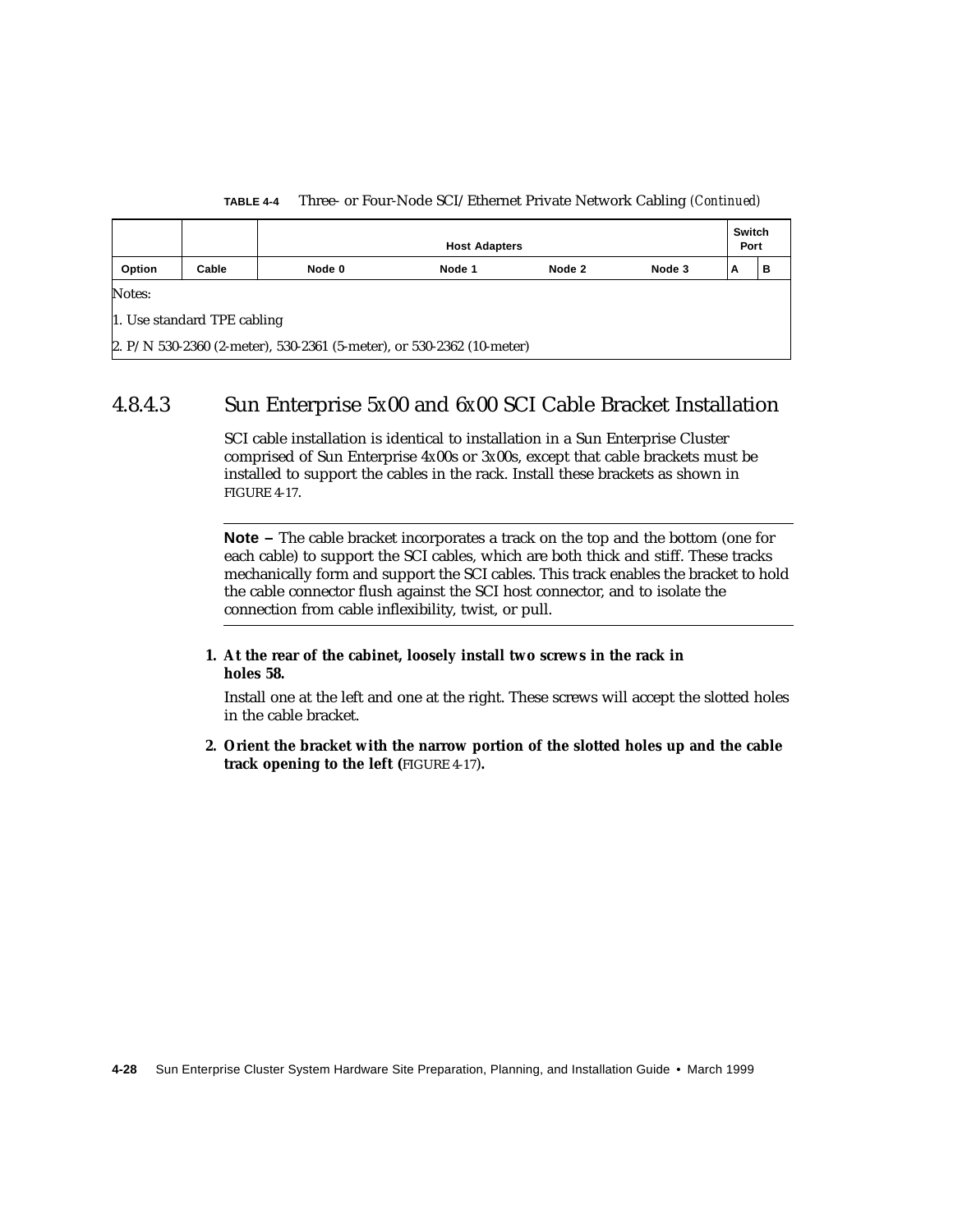**TABLE 4-4** Three- or Four-Node SCI/Ethernet Private Network Cabling *(Continued)*

| | | Host Adapters | | | | Switch Port | |
|---|---|---|---|---|---|---|---|
| **Option** | **Cable** | **Node 0** | **Node 1** | **Node 2** | **Node 3** | **A** | **B** |
| *Notes:* | | | | | | | |
| 1. Use standard TPE cabling | | | | | | | |
| 2. P/N 530-2360 (2-meter), 530-2361 (5-meter), or 530-2362 (10-meter) | | | | | | | |

### 4.8.4.3 Sun Enterprise 5*x*00 and 6*x*00 SCI Cable Bracket Installation

SCI cable installation is identical to installation in a Sun Enterprise Cluster comprised of Sun Enterprise 4*x*00s or 3*x*00s, except that cable brackets must be installed to support the cables in the rack. Install these brackets as shown in FIGURE 4-17.

---

**Note –** The cable bracket incorporates a track on the top and the bottom (one for each cable) to support the SCI cables, which are both thick and stiff. These tracks mechanically form and support the SCI cables. This track enables the bracket to hold the cable connector flush against the SCI host connector, and to isolate the connection from cable inflexibility, twist, or pull.

---

1. **At the rear of the cabinet, loosely install two screws in the rack in holes 58.**

   Install one at the left and one at the right. These screws will accept the slotted holes in the cable bracket.

2. **Orient the bracket with the narrow portion of the slotted holes up and the cable track opening to the left (**FIGURE 4-17**).**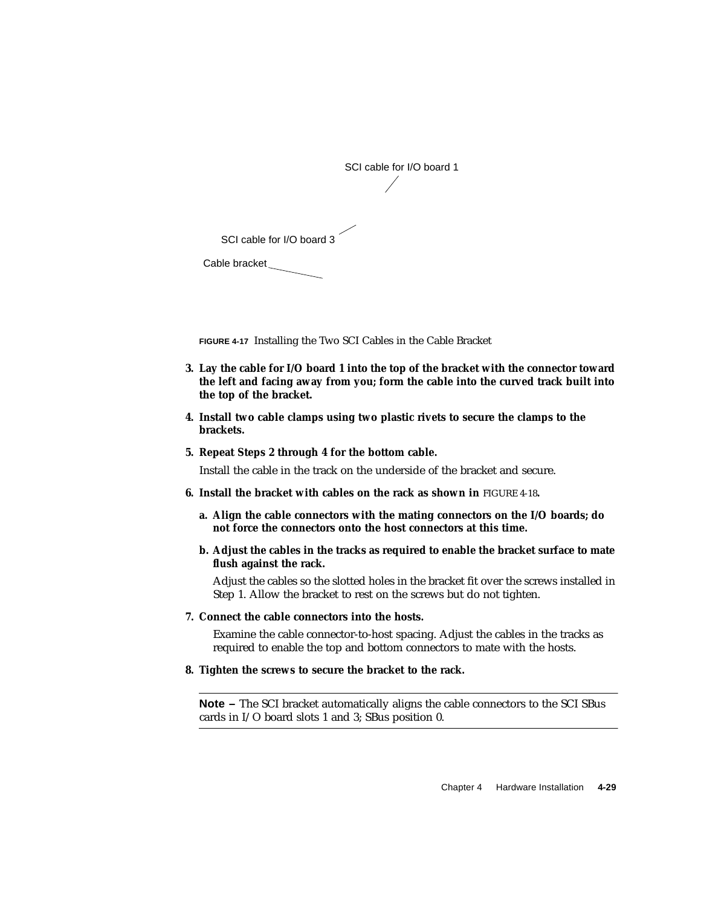SCI cable for I/O board 1

SCI cable for I/O board 3

Cable bracket

**FIGURE 4-17** Installing the Two SCI Cables in the Cable Bracket

3. **Lay the cable for I/O board 1 into the top of the bracket with the connector toward the left and facing away from you; form the cable into the curved track built into the top of the bracket.**

4. **Install two cable clamps using two plastic rivets to secure the clamps to the brackets.**

5. **Repeat Steps 2 through 4 for the bottom cable.**

   Install the cable in the track on the underside of the bracket and secure.

6. **Install the bracket with cables on the rack as shown in** FIGURE 4-18**.**

   a. **Align the cable connectors with the mating connectors on the I/O boards; do not force the connectors onto the host connectors at this time.**

   b. **Adjust the cables in the tracks as required to enable the bracket surface to mate flush against the rack.**

   Adjust the cables so the slotted holes in the bracket fit over the screws installed in Step 1. Allow the bracket to rest on the screws but do not tighten.

7. **Connect the cable connectors into the hosts.**

   Examine the cable connector-to-host spacing. Adjust the cables in the tracks as required to enable the top and bottom connectors to mate with the hosts.

8. **Tighten the screws to secure the bracket to the rack.**

---

**Note –** The SCI bracket automatically aligns the cable connectors to the SCI SBus cards in I/O board slots 1 and 3; SBus position 0.

---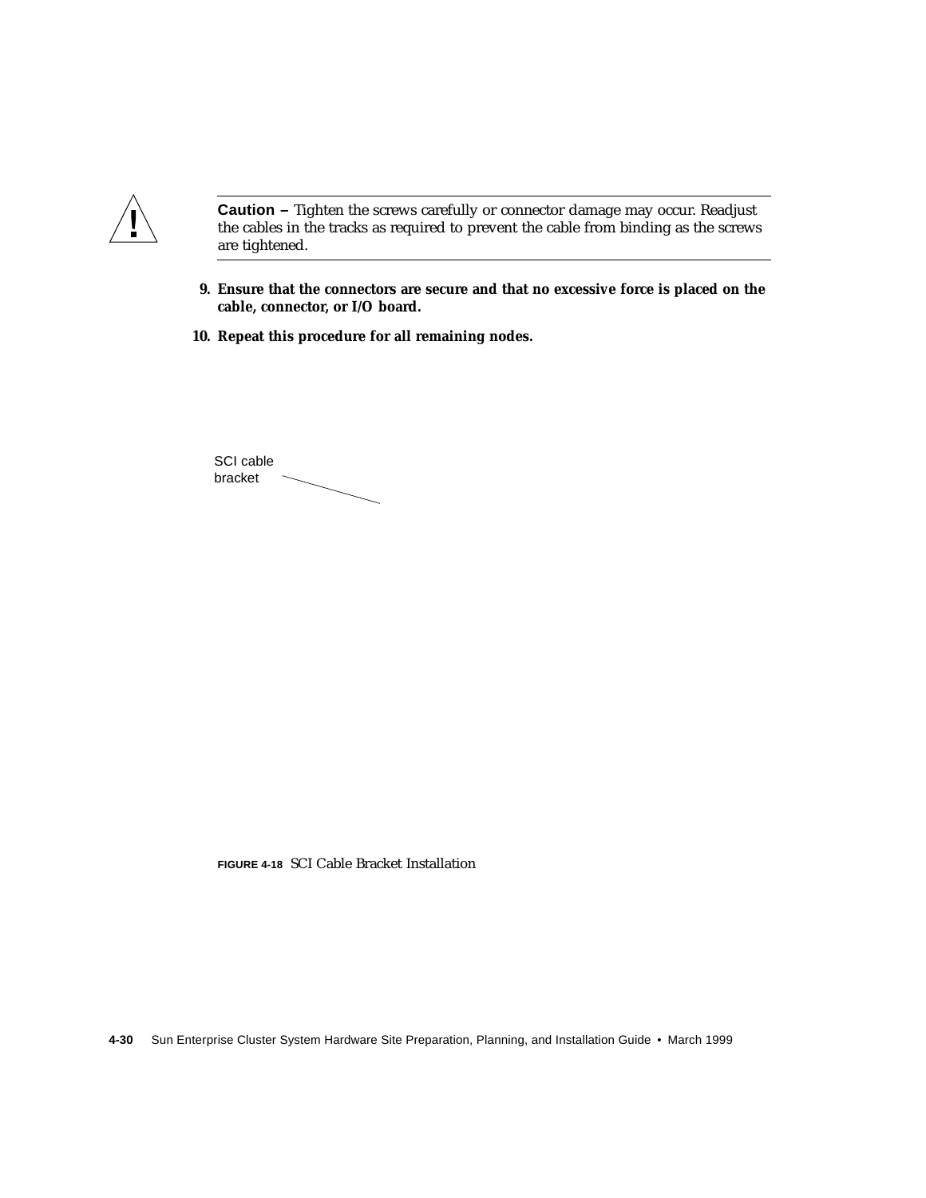**Caution –** Tighten the screws carefully or connector damage may occur. Readjust the cables in the tracks as required to prevent the cable from binding as the screws are tightened.

9. **Ensure that the connectors are secure and that no excessive force is placed on the cable, connector, or I/O board.**

10. **Repeat this procedure for all remaining nodes.**

SCI cable bracket

**FIGURE 4-18** SCI Cable Bracket Installation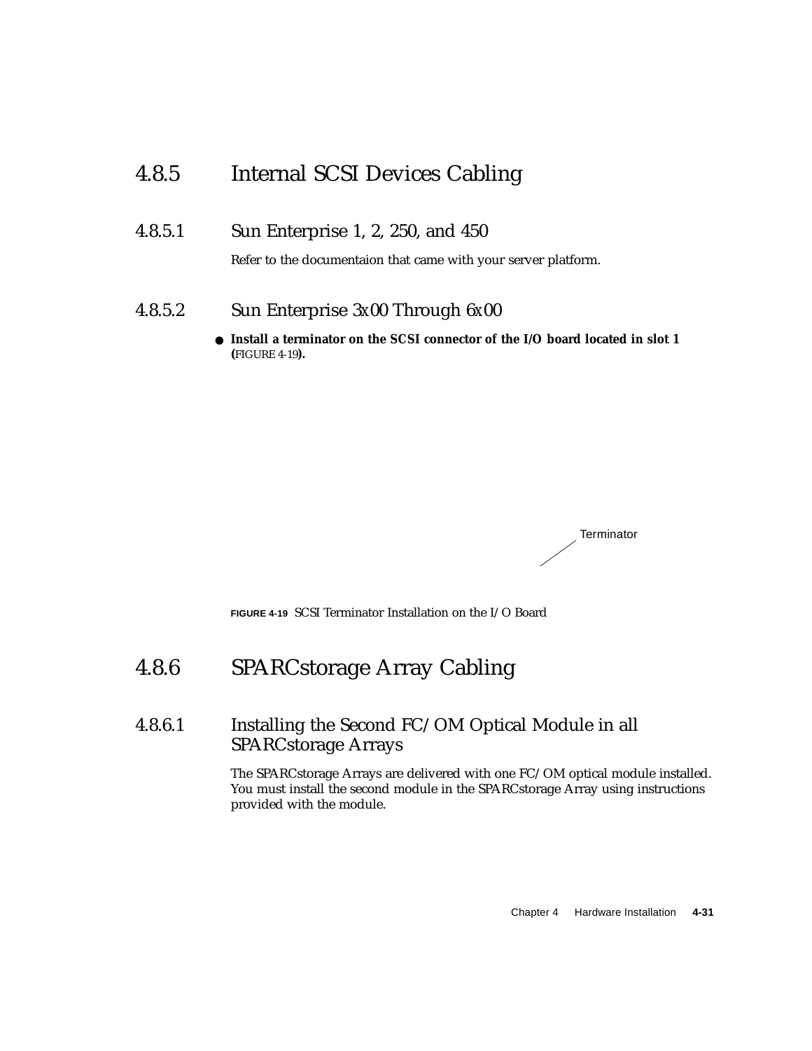### 4.8.5 Internal SCSI Devices Cabling

#### 4.8.5.1 Sun Enterprise 1, 2, 250, and 450

Refer to the documentaion that came with your server platform.

#### 4.8.5.2 Sun Enterprise 3x00 Through 6x00

● **Install a terminator on the SCSI connector of the I/O board located in slot 1 (**FIGURE 4-19**).**

Terminator

**FIGURE 4-19** SCSI Terminator Installation on the I/O Board

### 4.8.6 SPARCstorage Array Cabling

#### 4.8.6.1 Installing the Second FC/OM Optical Module in all SPARCstorage Arrays

The SPARCstorage Arrays are delivered with one FC/OM optical module installed. You must install the second module in the SPARCstorage Array using instructions provided with the module.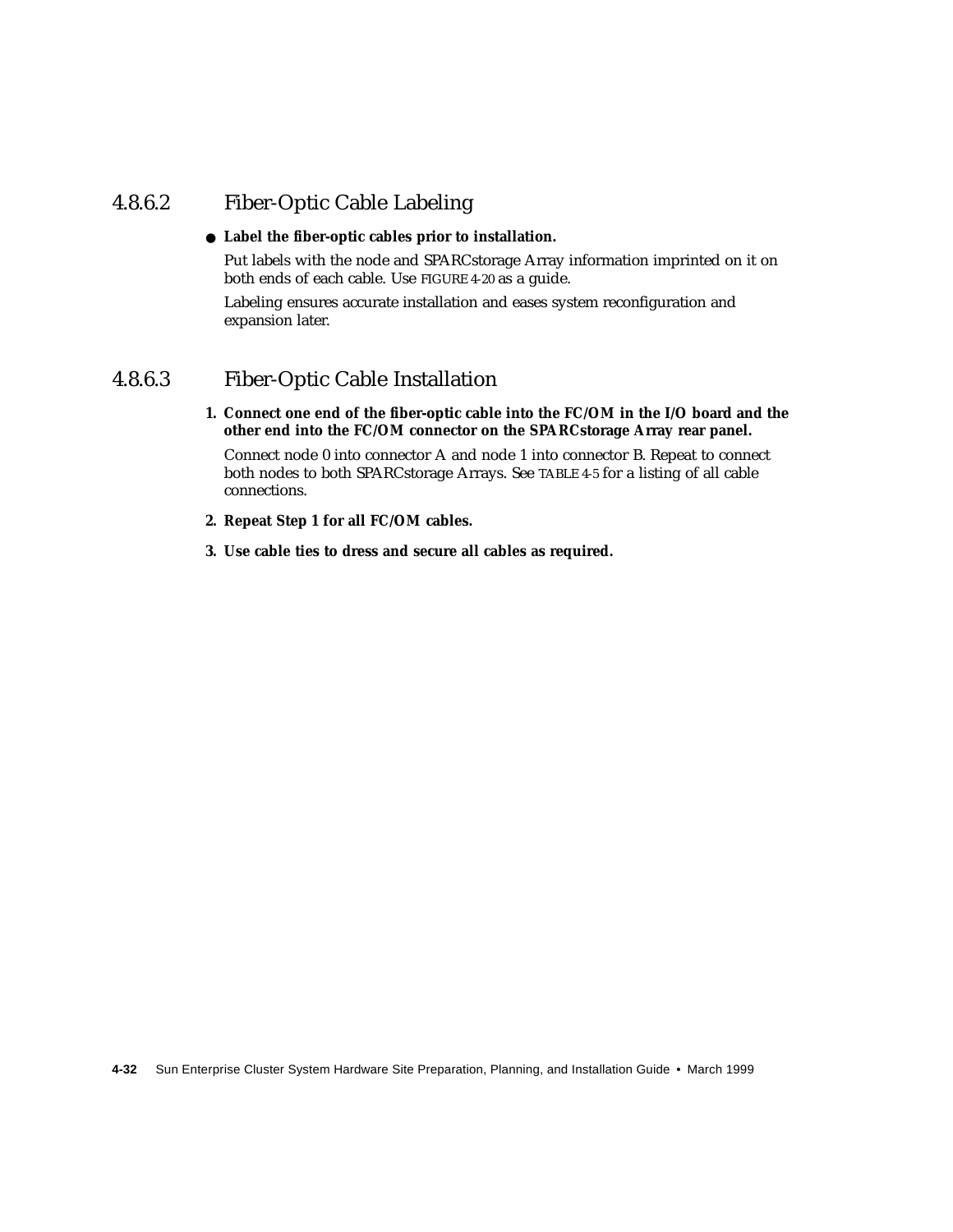#### 4.8.6.2 Fiber-Optic Cable Labeling

- **Label the fiber-optic cables prior to installation.**

  Put labels with the node and SPARCstorage Array information imprinted on it on both ends of each cable. Use FIGURE 4-20 as a guide.

  Labeling ensures accurate installation and eases system reconfiguration and expansion later.

#### 4.8.6.3 Fiber-Optic Cable Installation

1. **Connect one end of the fiber-optic cable into the FC/OM in the I/O board and the other end into the FC/OM connector on the SPARCstorage Array rear panel.**

   Connect node 0 into connector A and node 1 into connector B. Repeat to connect both nodes to both SPARCstorage Arrays. See TABLE 4-5 for a listing of all cable connections.

2. **Repeat Step 1 for all FC/OM cables.**

3. **Use cable ties to dress and secure all cables as required.**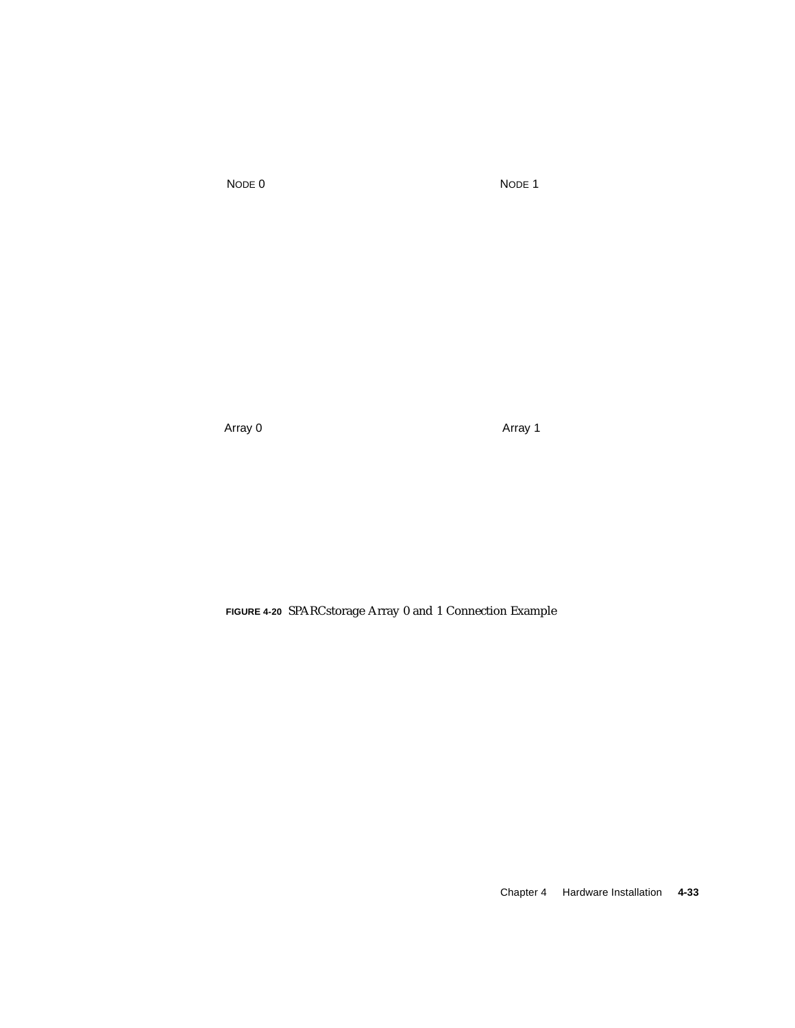NODE 0

NODE 1

Array 0

Array 1

**FIGURE 4-20** SPARCstorage Array 0 and 1 Connection Example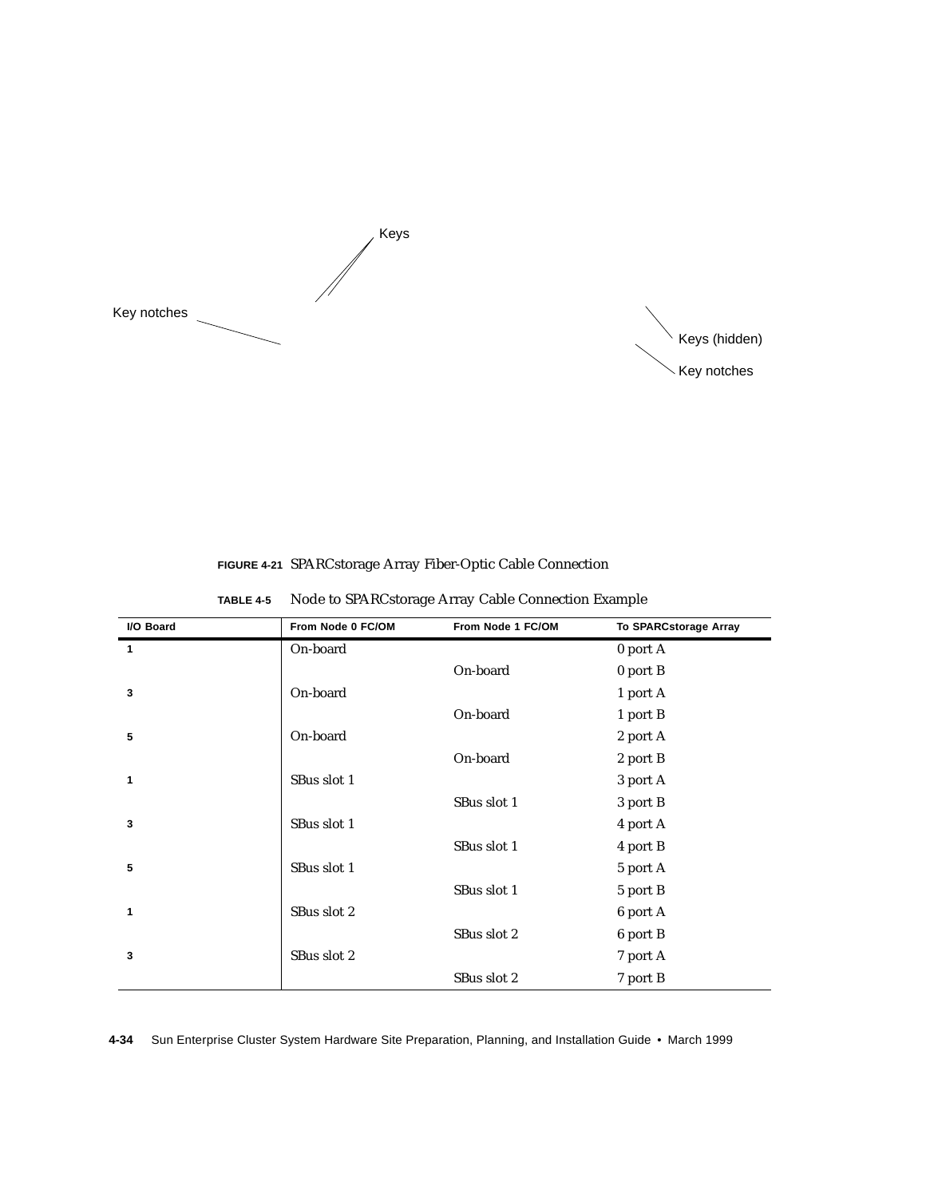Keys

Key notches

Keys (hidden)

Key notches

**FIGURE 4-21** SPARCstorage Array Fiber-Optic Cable Connection

**TABLE 4-5** Node to SPARCstorage Array Cable Connection Example

| I/O Board | From Node 0 FC/OM | From Node 1 FC/OM | To SPARCstorage Array |
|---|---|---|---|
| 1 | On-board | | 0 port A |
| | | On-board | 0 port B |
| 3 | On-board | | 1 port A |
| | | On-board | 1 port B |
| 5 | On-board | | 2 port A |
| | | On-board | 2 port B |
| 1 | SBus slot 1 | | 3 port A |
| | | SBus slot 1 | 3 port B |
| 3 | SBus slot 1 | | 4 port A |
| | | SBus slot 1 | 4 port B |
| 5 | SBus slot 1 | | 5 port A |
| | | SBus slot 1 | 5 port B |
| 1 | SBus slot 2 | | 6 port A |
| | | SBus slot 2 | 6 port B |
| 3 | SBus slot 2 | | 7 port A |
| | | SBus slot 2 | 7 port B |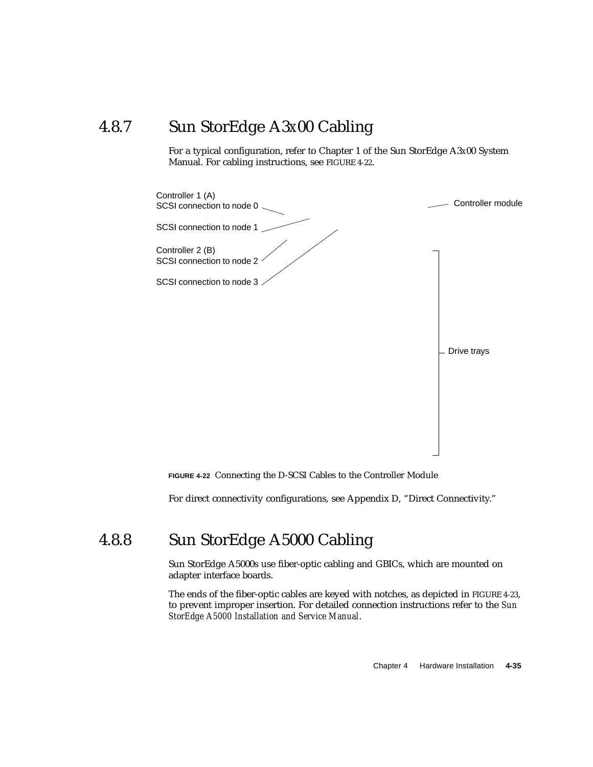## 4.8.7 Sun StorEdge A3*x*00 Cabling

For a typical configuration, refer to Chapter 1 of the Sun StorEdge A3*x*00 System Manual. For cabling instructions, see FIGURE 4-22.

Controller 1 (A)
SCSI connection to node 0

SCSI connection to node 1

Controller 2 (B)
SCSI connection to node 2

SCSI connection to node 3

Controller module

Drive trays

**FIGURE 4-22** Connecting the D-SCSI Cables to the Controller Module

For direct connectivity configurations, see Appendix D, "Direct Connectivity."

## 4.8.8 Sun StorEdge A5000 Cabling

Sun StorEdge A5000s use fiber-optic cabling and GBICs, which are mounted on adapter interface boards.

The ends of the fiber-optic cables are keyed with notches, as depicted in FIGURE 4-23, to prevent improper insertion. For detailed connection instructions refer to the *Sun StorEdge A5000 Installation and Service Manual*.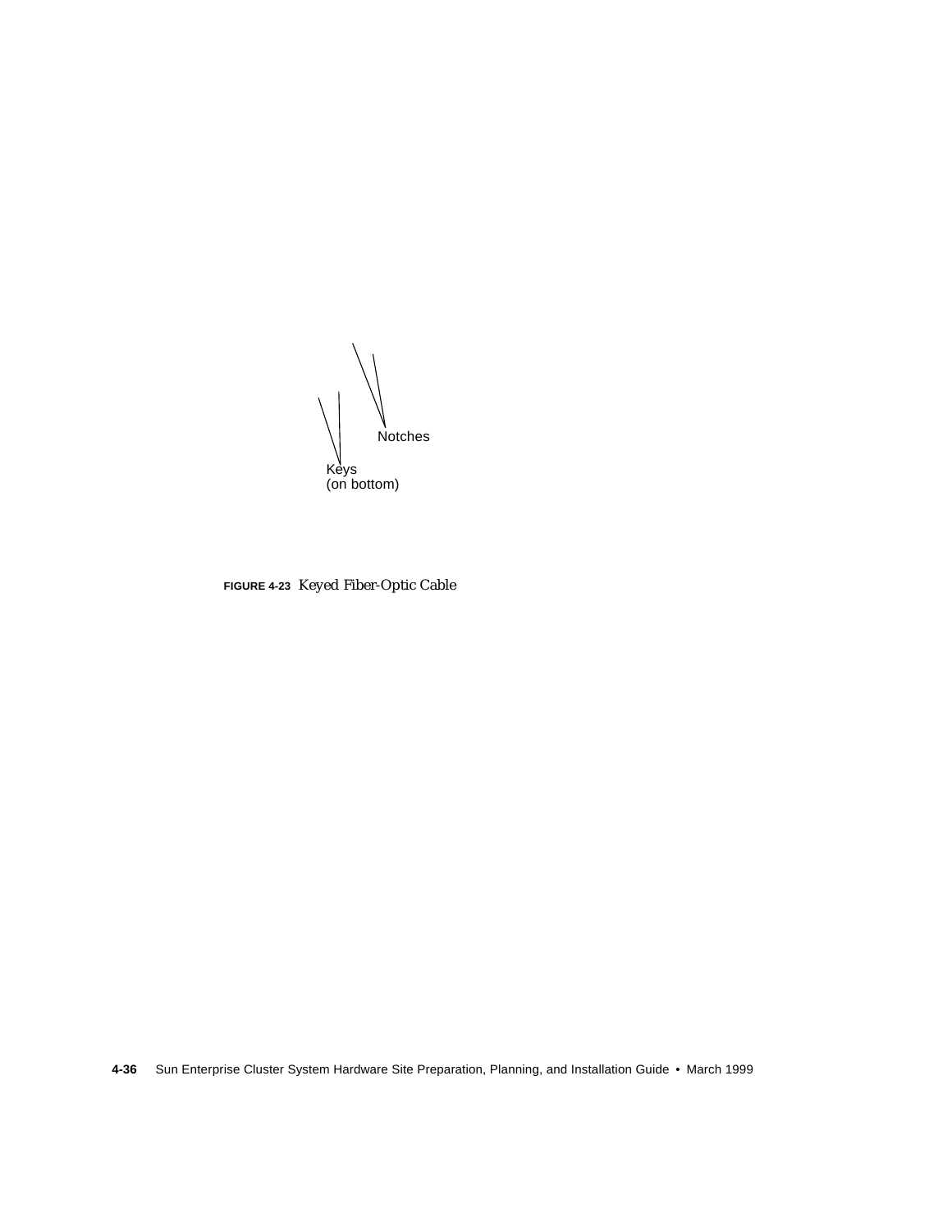Notches

Keys
(on bottom)

**FIGURE 4-23** Keyed Fiber-Optic Cable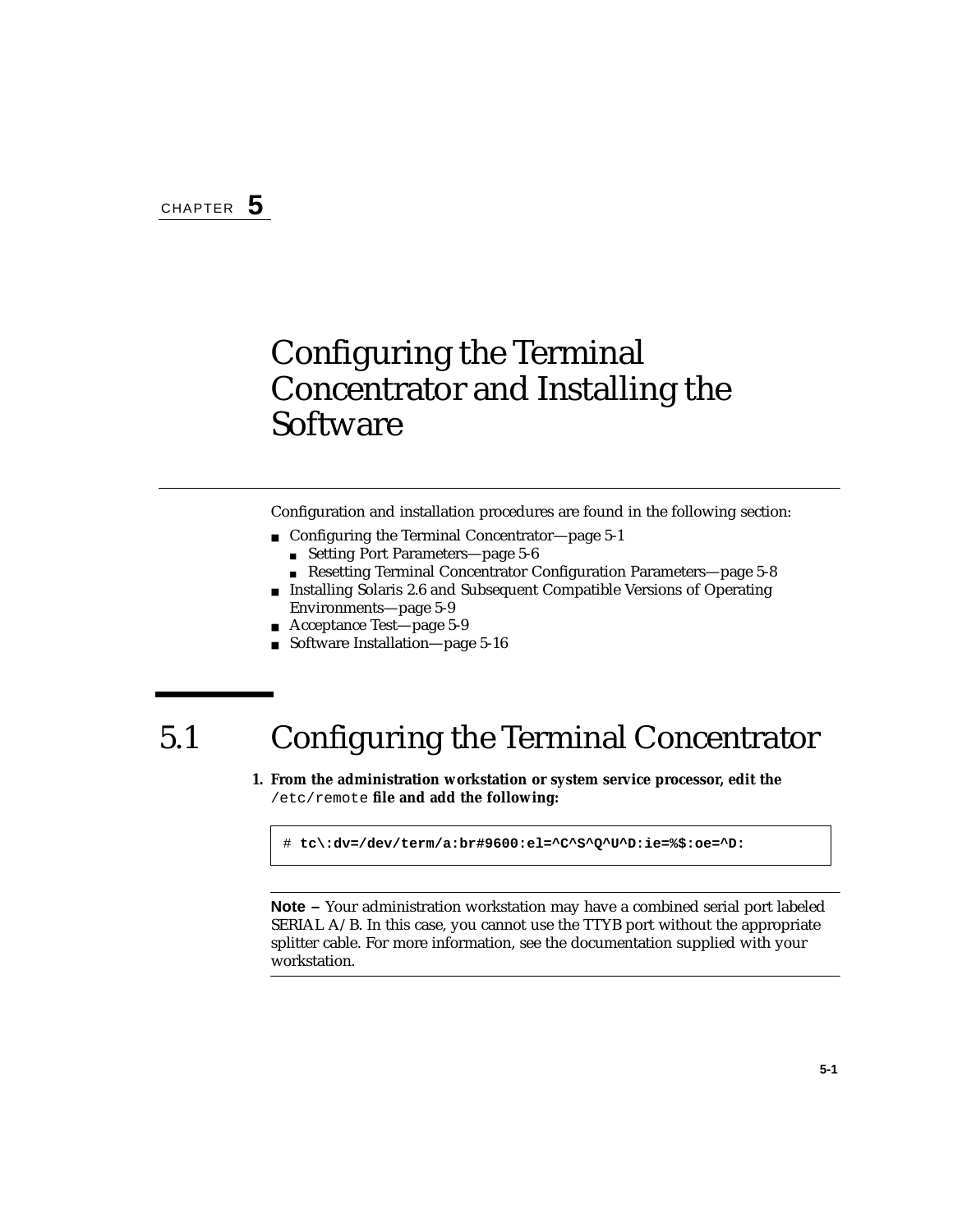CHAPTER **5**

# Configuring the Terminal Concentrator and Installing the Software

Configuration and installation procedures are found in the following section:

- Configuring the Terminal Concentrator—page 5-1
  - Setting Port Parameters—page 5-6
  - Resetting Terminal Concentrator Configuration Parameters—page 5-8
- Installing Solaris 2.6 and Subsequent Compatible Versions of Operating Environments—page 5-9
- Acceptance Test—page 5-9
- Software Installation—page 5-16

## 5.1 Configuring the Terminal Concentrator

1. **From the administration workstation or system service processor, edit the** `/etc/remote` **file and add the following:**

```
# tc\:dv=/dev/term/a:br#9600:el=^C^S^Q^U^D:ie=%$:oe=^D:
```

---

**Note –** Your administration workstation may have a combined serial port labeled SERIAL A/B. In this case, you cannot use the TTYB port without the appropriate splitter cable. For more information, see the documentation supplied with your workstation.

---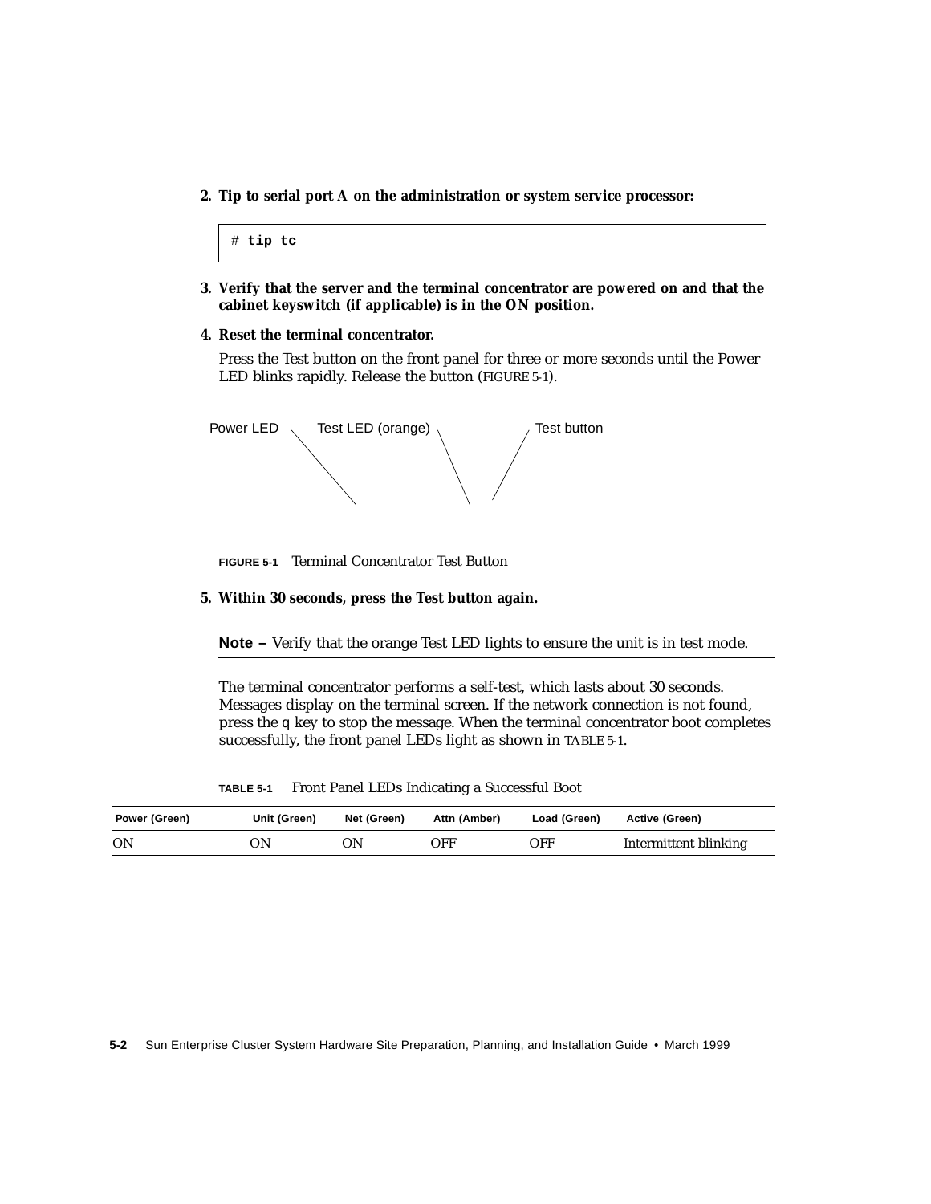**2. Tip to serial port A on the administration or system service processor:**

```
# tip tc
```

**3. Verify that the server and the terminal concentrator are powered on and that the cabinet keyswitch (if applicable) is in the ON position.**

**4. Reset the terminal concentrator.**

Press the Test button on the front panel for three or more seconds until the Power LED blinks rapidly. Release the button (FIGURE 5-1).

Power LED    Test LED (orange)    Test button

**FIGURE 5-1** Terminal Concentrator Test Button

**5. Within 30 seconds, press the Test button again.**

---

**Note –** Verify that the orange Test LED lights to ensure the unit is in test mode.

---

The terminal concentrator performs a self-test, which lasts about 30 seconds. Messages display on the terminal screen. If the network connection is not found, press the q key to stop the message. When the terminal concentrator boot completes successfully, the front panel LEDs light as shown in TABLE 5-1.

**TABLE 5-1** Front Panel LEDs Indicating a Successful Boot

| Power (Green) | Unit (Green) | Net (Green) | Attn (Amber) | Load (Green) | Active (Green) |
|---|---|---|---|---|---|
| ON | ON | ON | OFF | OFF | Intermittent blinking |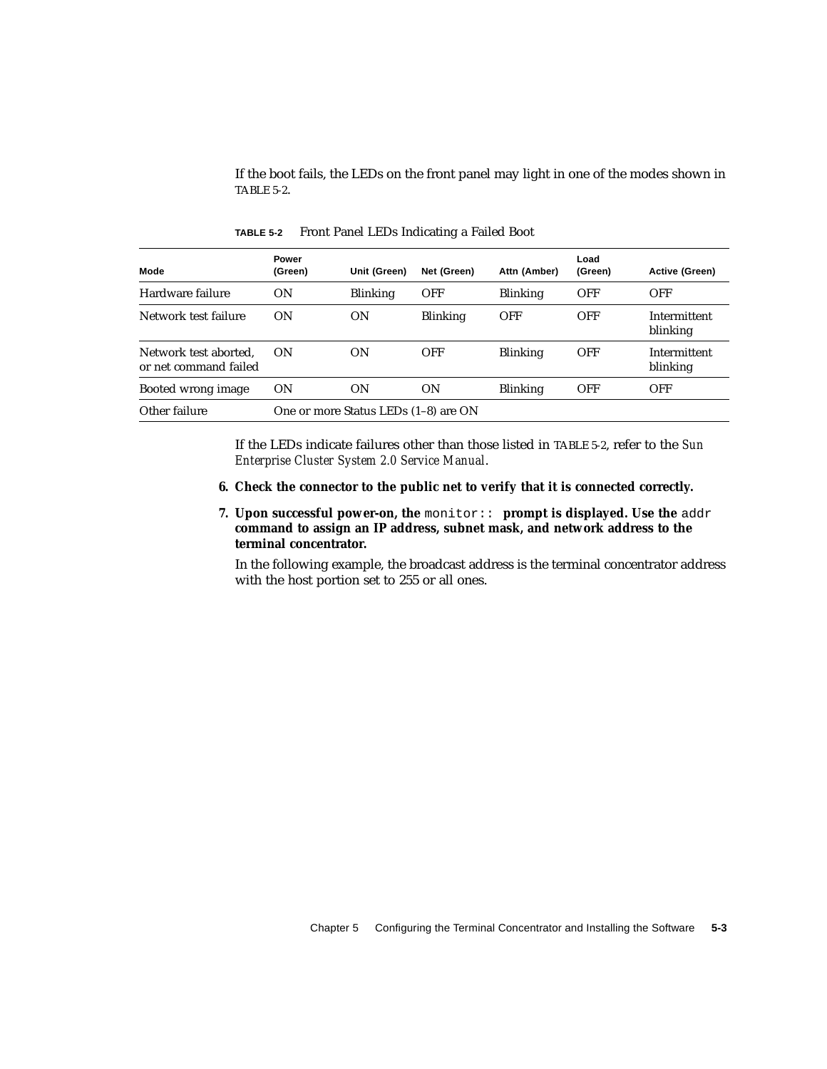If the boot fails, the LEDs on the front panel may light in one of the modes shown in TABLE 5-2.

**TABLE 5-2** Front Panel LEDs Indicating a Failed Boot

| Mode | Power (Green) | Unit (Green) | Net (Green) | Attn (Amber) | Load (Green) | Active (Green) |
|---|---|---|---|---|---|---|
| Hardware failure | ON | Blinking | OFF | Blinking | OFF | OFF |
| Network test failure | ON | ON | Blinking | OFF | OFF | Intermittent blinking |
| Network test aborted, or net command failed | ON | ON | OFF | Blinking | OFF | Intermittent blinking |
| Booted wrong image | ON | ON | ON | Blinking | OFF | OFF |
| Other failure | One or more Status LEDs (1–8) are ON | | | | | |

If the LEDs indicate failures other than those listed in TABLE 5-2, refer to the *Sun Enterprise Cluster System 2.0 Service Manual*.

6. **Check the connector to the public net to verify that it is connected correctly.**

7. **Upon successful power-on, the** `monitor::` **prompt is displayed. Use the** `addr` **command to assign an IP address, subnet mask, and network address to the terminal concentrator.**

   In the following example, the broadcast address is the terminal concentrator address with the host portion set to 255 or all ones.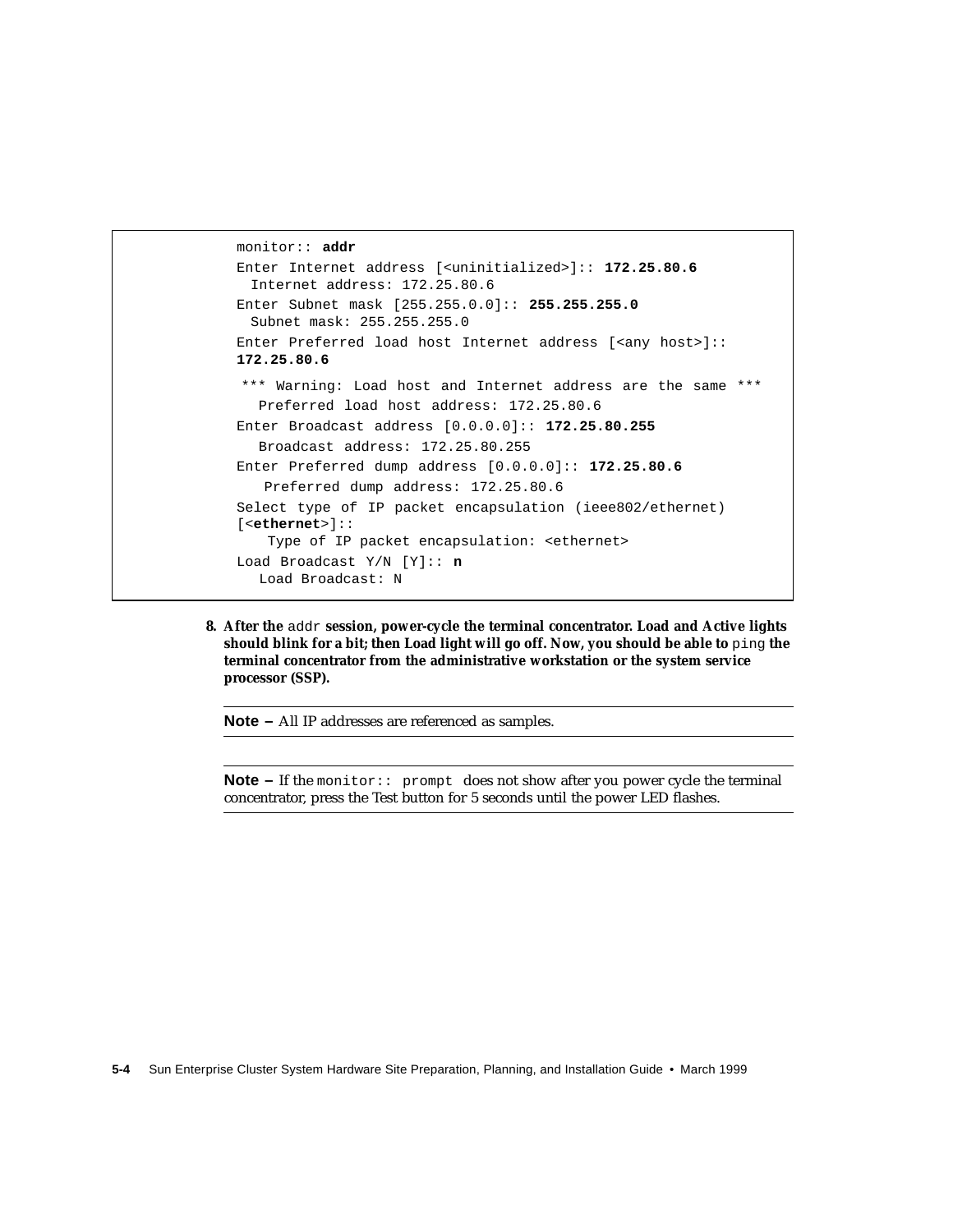```
monitor:: addr
Enter Internet address [<uninitialized>]:: 172.25.80.6
  Internet address: 172.25.80.6
Enter Subnet mask [255.255.0.0]:: 255.255.255.0
  Subnet mask: 255.255.255.0
Enter Preferred load host Internet address [<any host>]::
172.25.80.6
 *** Warning: Load host and Internet address are the same ***
   Preferred load host address: 172.25.80.6
Enter Broadcast address [0.0.0.0]:: 172.25.80.255
   Broadcast address: 172.25.80.255
Enter Preferred dump address [0.0.0.0]:: 172.25.80.6
    Preferred dump address: 172.25.80.6
Select type of IP packet encapsulation (ieee802/ethernet)
[<ethernet>]::
    Type of IP packet encapsulation: <ethernet>
Load Broadcast Y/N [Y]:: n
   Load Broadcast: N
```

8. **After the `addr` session, power-cycle the terminal concentrator. Load and Active lights should blink for a bit; then Load light will go off. Now, you should be able to `ping` the terminal concentrator from the administrative workstation or the system service processor (SSP).**

---

**Note –** All IP addresses are referenced as samples.

---

**Note –** If the `monitor:: prompt` does not show after you power cycle the terminal concentrator, press the Test button for 5 seconds until the power LED flashes.

---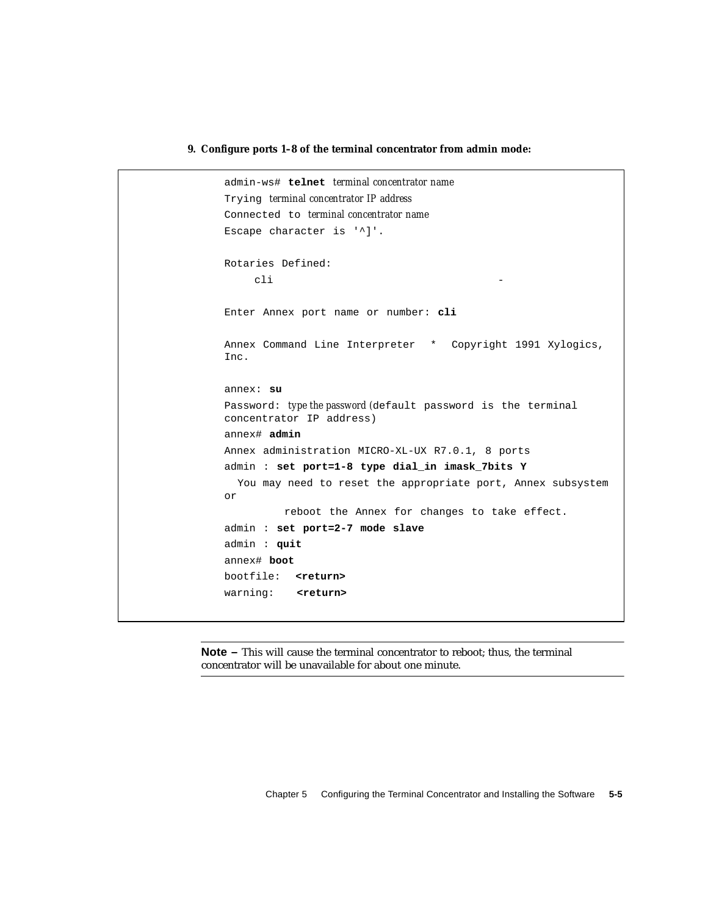**9. Configure ports 1–8 of the terminal concentrator from admin mode:**

```
admin-ws# telnet terminal concentrator name
Trying terminal concentrator IP address
Connected to terminal concentrator name
Escape character is '^]'.

Rotaries Defined:
     cli                                    -

Enter Annex port name or number: cli

Annex Command Line Interpreter  *  Copyright 1991 Xylogics,
Inc.

annex: su
Password: type the password (default password is the terminal
concentrator IP address)
annex# admin
Annex administration MICRO-XL-UX R7.0.1, 8 ports
admin : set port=1-8 type dial_in imask_7bits Y
  You may need to reset the appropriate port, Annex subsystem
or
          reboot the Annex for changes to take effect.
admin : set port=2-7 mode slave
admin : quit
annex# boot
bootfile:  <return>
warning:   <return>
```

---

**Note –** This will cause the terminal concentrator to reboot; thus, the terminal concentrator will be unavailable for about one minute.

---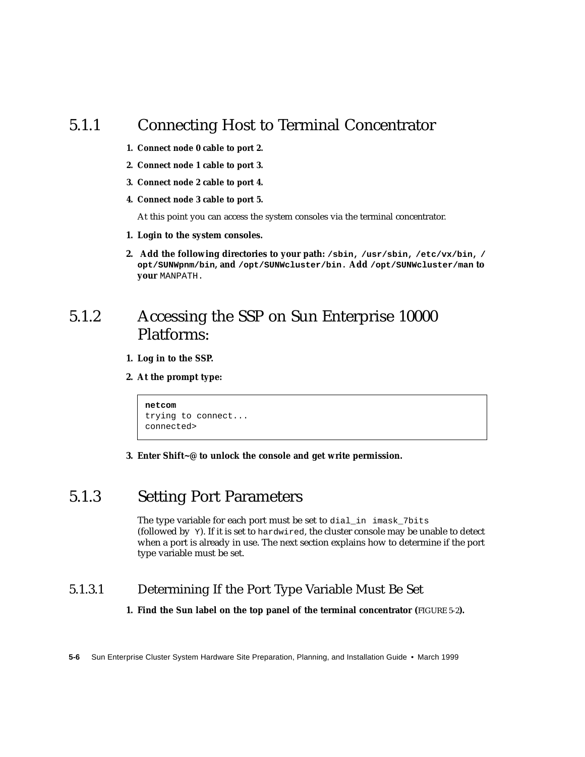### 5.1.1 Connecting Host to Terminal Concentrator

1. **Connect node 0 cable to port 2.**
2. **Connect node 1 cable to port 3.**
3. **Connect node 2 cable to port 4.**
4. **Connect node 3 cable to port 5.**

   At this point you can access the system consoles via the terminal concentrator.

1. **Login to the system consoles.**
2. **Add the following directories to your path: `/sbin`, `/usr/sbin`, `/etc/vx/bin`, `/opt/SUNWpnm/bin`, and `/opt/SUNWcluster/bin`. Add `/opt/SUNWcluster/man` to your** `MANPATH`.

### 5.1.2 Accessing the SSP on Sun Enterprise 10000 Platforms:

1. **Log in to the SSP.**
2. **At the prompt type:**

```
netcom
trying to connect...
connected>
```

3. **Enter Shift~@ to unlock the console and get write permission.**

### 5.1.3 Setting Port Parameters

The type variable for each port must be set to `dial_in imask_7bits` (followed by `Y`). If it is set to `hardwired`, the cluster console may be unable to detect when a port is already in use. The next section explains how to determine if the port type variable must be set.

#### 5.1.3.1 Determining If the Port Type Variable Must Be Set

1. **Find the Sun label on the top panel of the terminal concentrator (**FIGURE 5-2**).**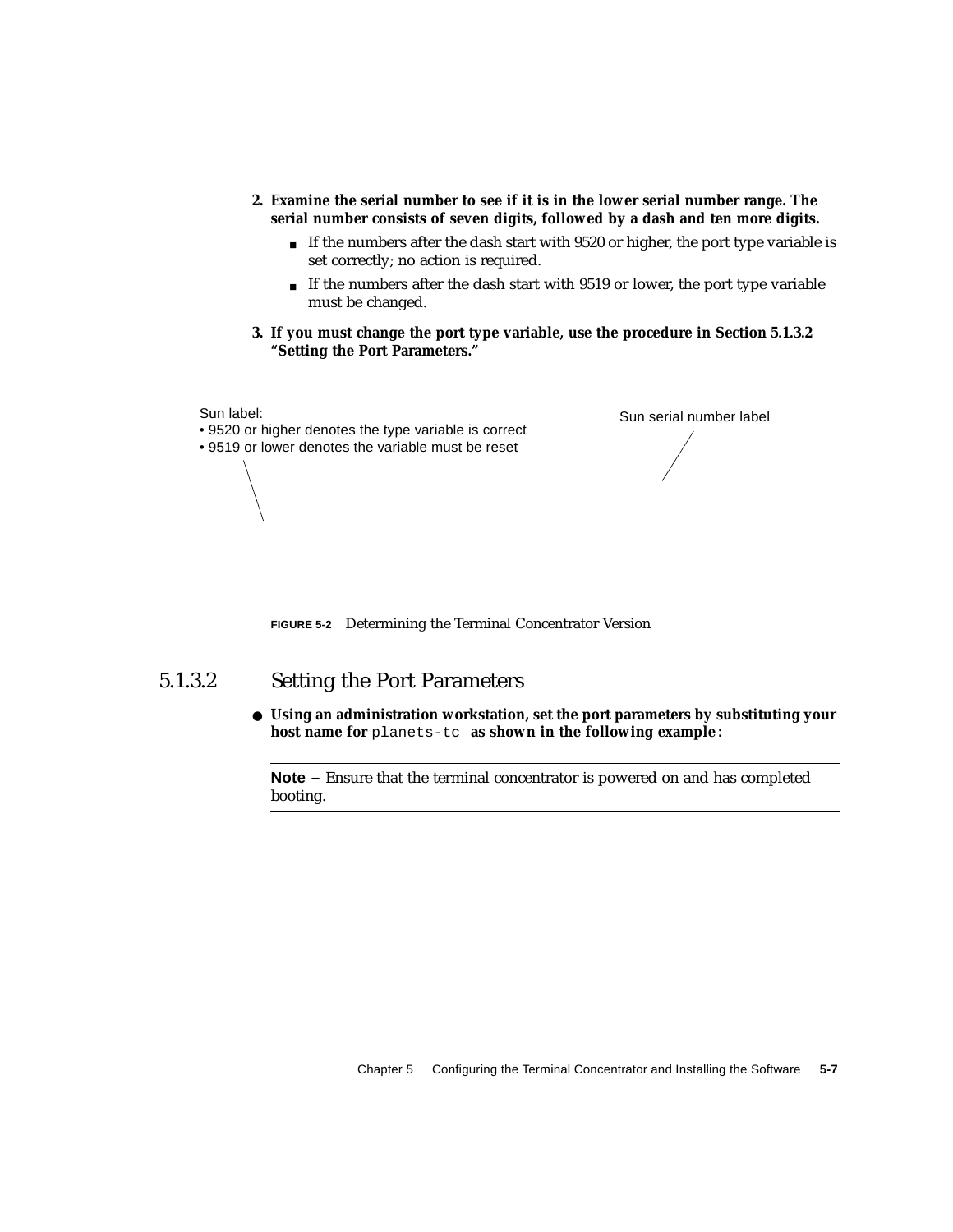2. **Examine the serial number to see if it is in the lower serial number range. The serial number consists of seven digits, followed by a dash and ten more digits.**
   - If the numbers after the dash start with 9520 or higher, the port type variable is set correctly; no action is required.
   - If the numbers after the dash start with 9519 or lower, the port type variable must be changed.
3. **If you must change the port type variable, use the procedure in Section 5.1.3.2 "Setting the Port Parameters."**

Sun label:
• 9520 or higher denotes the type variable is correct
• 9519 or lower denotes the variable must be reset

Sun serial number label

**FIGURE 5-2** Determining the Terminal Concentrator Version

### 5.1.3.2 Setting the Port Parameters

- **Using an administration workstation, set the port parameters by substituting your host name for** `planets-tc` **as shown in the following example:**

---

**Note –** Ensure that the terminal concentrator is powered on and has completed booting.

---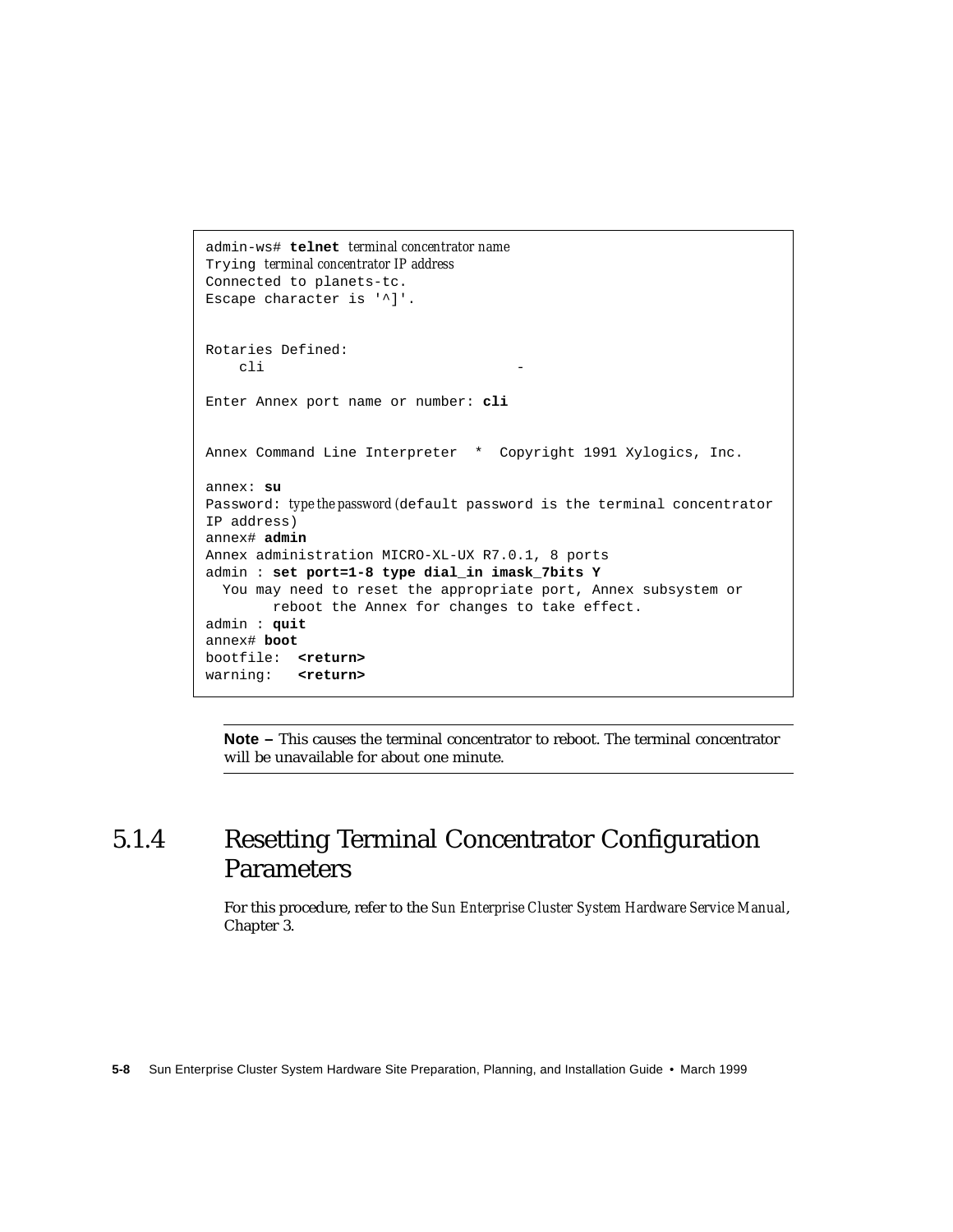```
admin-ws# telnet terminal concentrator name
Trying terminal concentrator IP address
Connected to planets-tc.
Escape character is '^]'.


Rotaries Defined:
    cli                              -

Enter Annex port name or number: cli


Annex Command Line Interpreter  *  Copyright 1991 Xylogics, Inc.

annex: su
Password: type the password (default password is the terminal concentrator
IP address)
annex# admin
Annex administration MICRO-XL-UX R7.0.1, 8 ports
admin : set port=1-8 type dial_in imask_7bits Y
  You may need to reset the appropriate port, Annex subsystem or
        reboot the Annex for changes to take effect.
admin : quit
annex# boot
bootfile:  <return>
warning:   <return>
```

**Note –** This causes the terminal concentrator to reboot. The terminal concentrator will be unavailable for about one minute.

## 5.1.4 Resetting Terminal Concentrator Configuration Parameters

For this procedure, refer to the *Sun Enterprise Cluster System Hardware Service Manual*, Chapter 3.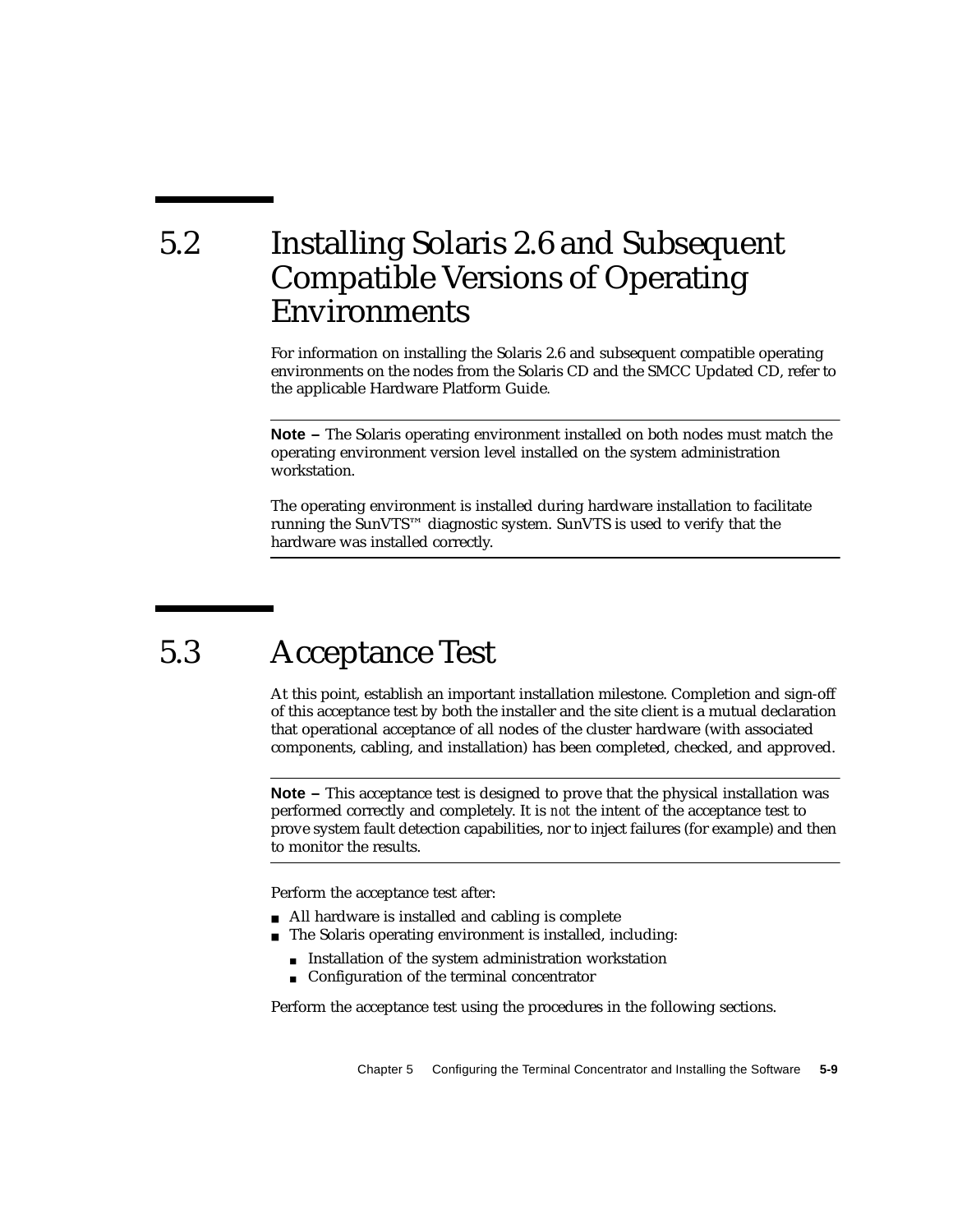## 5.2 Installing Solaris 2.6 and Subsequent Compatible Versions of Operating Environments

For information on installing the Solaris 2.6 and subsequent compatible operating environments on the nodes from the Solaris CD and the SMCC Updated CD, refer to the applicable Hardware Platform Guide.

---

**Note –** The Solaris operating environment installed on both nodes must match the operating environment version level installed on the system administration workstation.

The operating environment is installed during hardware installation to facilitate running the SunVTS™ diagnostic system. SunVTS is used to verify that the hardware was installed correctly.

---

## 5.3 Acceptance Test

At this point, establish an important installation milestone. Completion and sign-off of this acceptance test by both the installer and the site client is a mutual declaration that operational acceptance of all nodes of the cluster hardware (with associated components, cabling, and installation) has been completed, checked, and approved.

---

**Note –** This acceptance test is designed to prove that the physical installation was performed correctly and completely. It is *not* the intent of the acceptance test to prove system fault detection capabilities, nor to inject failures (for example) and then to monitor the results.

---

Perform the acceptance test after:

- All hardware is installed and cabling is complete
- The Solaris operating environment is installed, including:
  - Installation of the system administration workstation
  - Configuration of the terminal concentrator

Perform the acceptance test using the procedures in the following sections.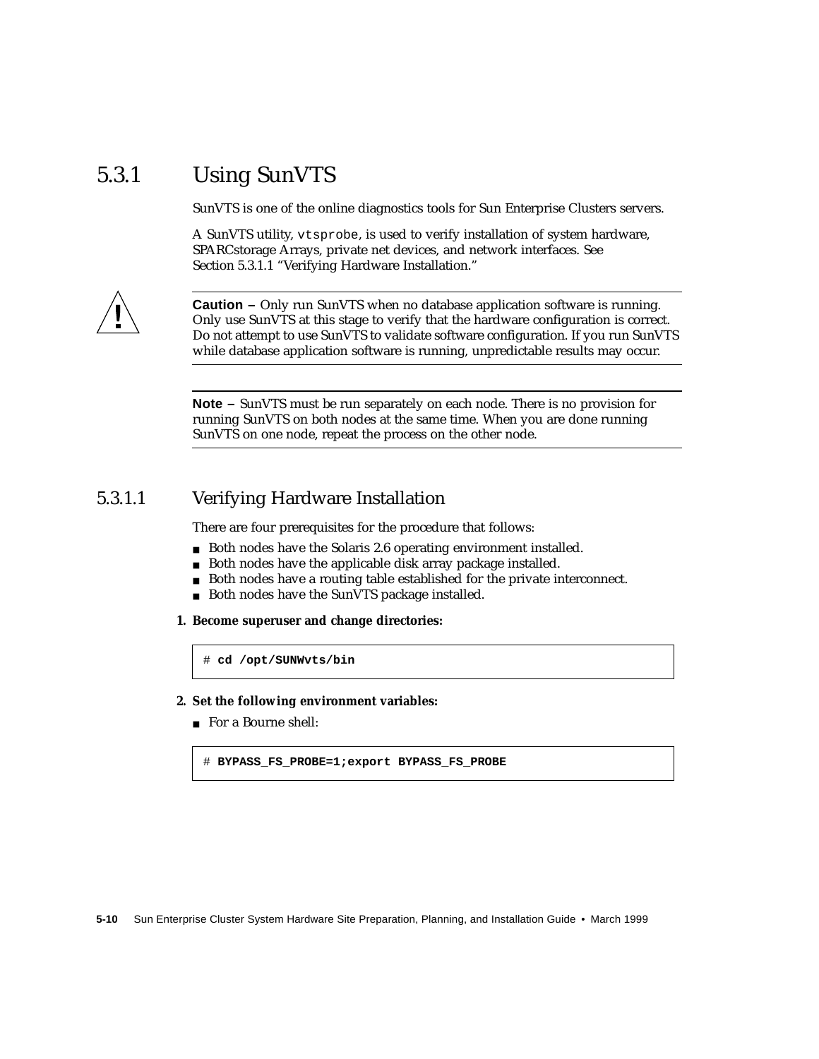## 5.3.1 Using SunVTS

SunVTS is one of the online diagnostics tools for Sun Enterprise Clusters servers.

A SunVTS utility, `vtsprobe`, is used to verify installation of system hardware, SPARCstorage Arrays, private net devices, and network interfaces. See Section 5.3.1.1 "Verifying Hardware Installation."

**Caution –** Only run SunVTS when no database application software is running. Only use SunVTS at this stage to verify that the hardware configuration is correct. Do not attempt to use SunVTS to validate software configuration. If you run SunVTS while database application software is running, unpredictable results may occur.

---

**Note –** SunVTS must be run separately on each node. There is no provision for running SunVTS on both nodes at the same time. When you are done running SunVTS on one node, repeat the process on the other node.

---

### 5.3.1.1 Verifying Hardware Installation

There are four prerequisites for the procedure that follows:

- Both nodes have the Solaris 2.6 operating environment installed.
- Both nodes have the applicable disk array package installed.
- Both nodes have a routing table established for the private interconnect.
- Both nodes have the SunVTS package installed.

**1. Become superuser and change directories:**

```
# cd /opt/SUNWvts/bin
```

**2. Set the following environment variables:**

- For a Bourne shell:

```
# BYPASS_FS_PROBE=1;export BYPASS_FS_PROBE
```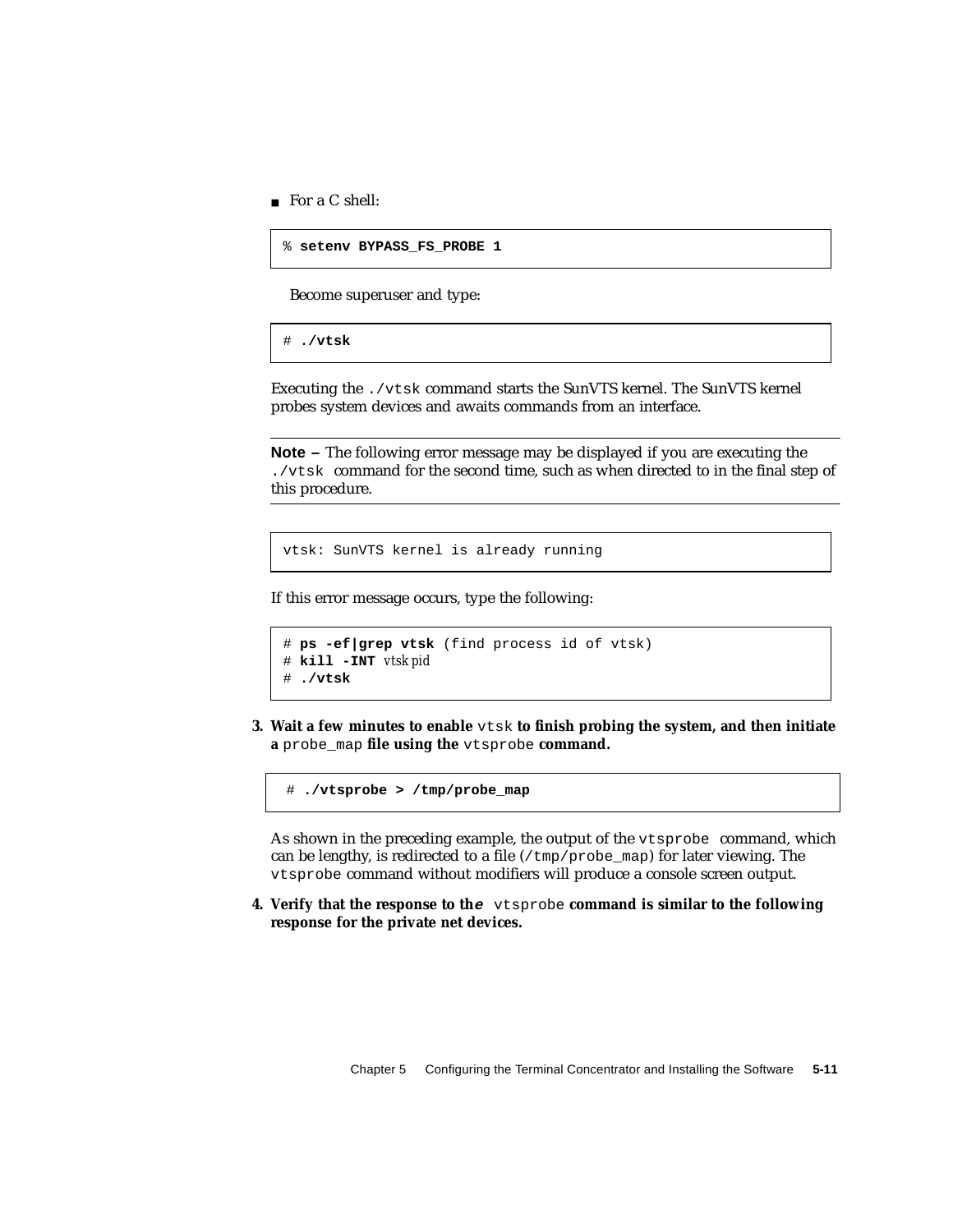- For a C shell:

```
% setenv BYPASS_FS_PROBE 1
```

Become superuser and type:

```
# ./vtsk
```

Executing the `./vtsk` command starts the SunVTS kernel. The SunVTS kernel probes system devices and awaits commands from an interface.

---

**Note –** The following error message may be displayed if you are executing the `./vtsk` command for the second time, such as when directed to in the final step of this procedure.

---

```
vtsk: SunVTS kernel is already running
```

If this error message occurs, type the following:

```
# ps -ef|grep vtsk (find process id of vtsk)
# kill -INT vtsk pid
# ./vtsk
```

3. **Wait a few minutes to enable `vtsk` to finish probing the system, and then initiate a `probe_map` file using the `vtsprobe` command.**

```
# ./vtsprobe > /tmp/probe_map
```

As shown in the preceding example, the output of the `vtsprobe` command, which can be lengthy, is redirected to a file (`/tmp/probe_map`) for later viewing. The `vtsprobe` command without modifiers will produce a console screen output.

4. **Verify that the response to the `vtsprobe` command is similar to the following response for the private net devices.**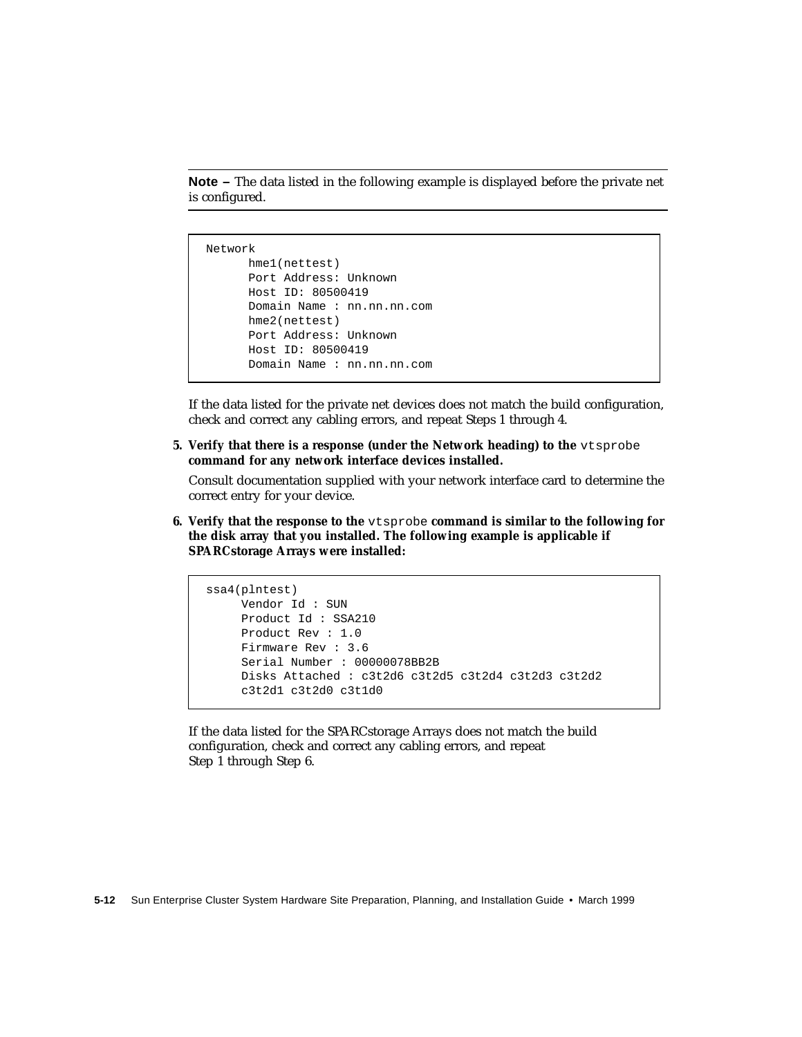---

**Note –** The data listed in the following example is displayed before the private net is configured.

---

```
Network
      hme1(nettest)
      Port Address: Unknown
      Host ID: 80500419
      Domain Name : nn.nn.nn.com
      hme2(nettest)
      Port Address: Unknown
      Host ID: 80500419
      Domain Name : nn.nn.nn.com
```

If the data listed for the private net devices does not match the build configuration, check and correct any cabling errors, and repeat Steps 1 through 4.

5. **Verify that there is a response (under the Network heading) to the** `vtsprobe` **command for any network interface devices installed.**

   Consult documentation supplied with your network interface card to determine the correct entry for your device.

6. **Verify that the response to the** `vtsprobe` **command is similar to the following for the disk array that you installed. The following example is applicable if SPARCstorage Arrays were installed:**

```
ssa4(plntest)
     Vendor Id : SUN
     Product Id : SSA210
     Product Rev : 1.0
     Firmware Rev : 3.6
     Serial Number : 00000078BB2B
     Disks Attached : c3t2d6 c3t2d5 c3t2d4 c3t2d3 c3t2d2
     c3t2d1 c3t2d0 c3t1d0
```

If the data listed for the SPARCstorage Arrays does not match the build configuration, check and correct any cabling errors, and repeat Step 1 through Step 6.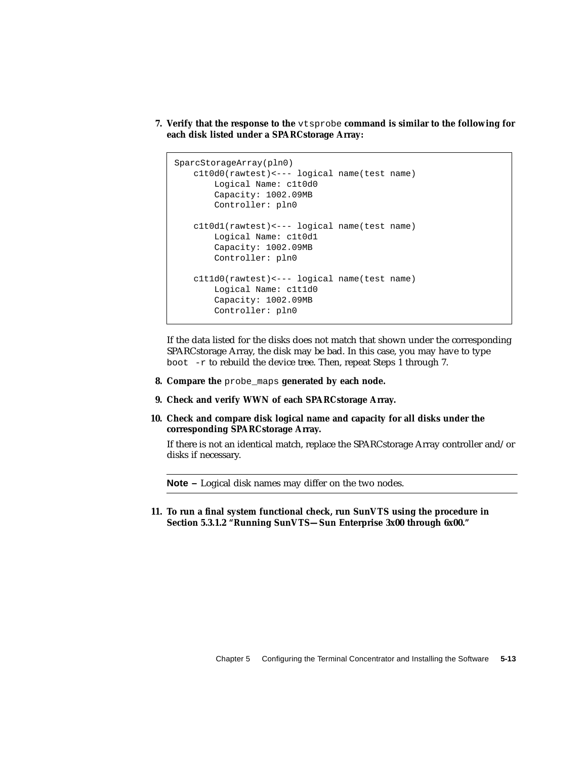7. **Verify that the response to the `vtsprobe` command is similar to the following for each disk listed under a SPARCstorage Array:**

```
SparcStorageArray(pln0)
    c1t0d0(rawtest)<--- logical name(test name)
        Logical Name: c1t0d0
        Capacity: 1002.09MB
        Controller: pln0

    c1t0d1(rawtest)<--- logical name(test name)
        Logical Name: c1t0d1
        Capacity: 1002.09MB
        Controller: pln0

    c1t1d0(rawtest)<--- logical name(test name)
        Logical Name: c1t1d0
        Capacity: 1002.09MB
        Controller: pln0
```

If the data listed for the disks does not match that shown under the corresponding SPARCstorage Array, the disk may be bad. In this case, you may have to type `boot -r` to rebuild the device tree. Then, repeat Steps 1 through 7.

8. **Compare the `probe_maps` generated by each node.**

9. **Check and verify WWN of each SPARCstorage Array.**

10. **Check and compare disk logical name and capacity for all disks under the corresponding SPARCstorage Array.**

    If there is not an identical match, replace the SPARCstorage Array controller and/or disks if necessary.

---

**Note –** Logical disk names may differ on the two nodes.

---

11. **To run a final system functional check, run SunVTS using the procedure in Section 5.3.1.2 "Running SunVTS—Sun Enterprise 3x00 through 6x00."**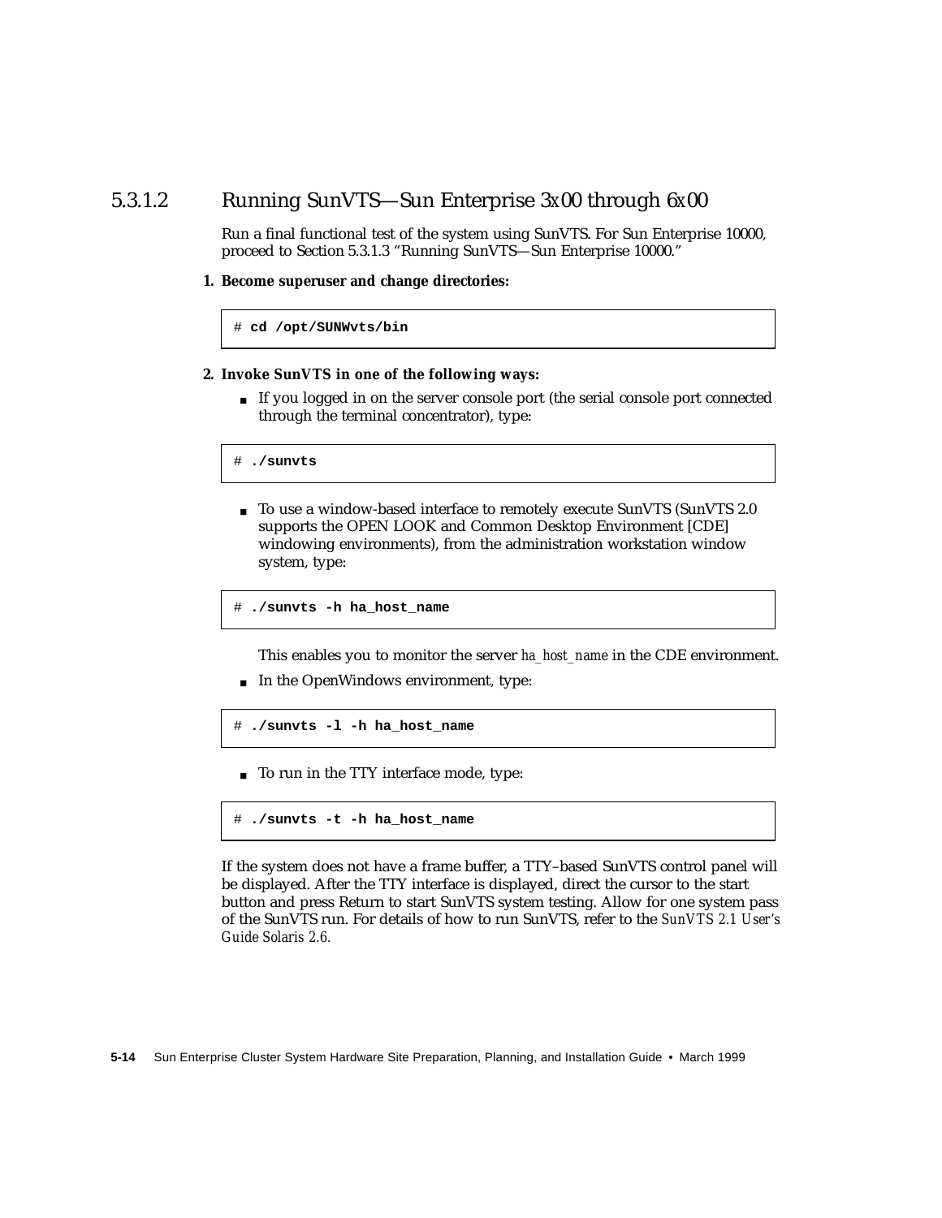### 5.3.1.2 Running SunVTS—Sun Enterprise 3x00 through 6x00

Run a final functional test of the system using SunVTS. For Sun Enterprise 10000, proceed to Section 5.3.1.3 "Running SunVTS—Sun Enterprise 10000."

**1. Become superuser and change directories:**

```
# cd /opt/SUNWvts/bin
```

**2. Invoke SunVTS in one of the following ways:**

- If you logged in on the server console port (the serial console port connected through the terminal concentrator), type:

```
# ./sunvts
```

- To use a window-based interface to remotely execute SunVTS (SunVTS 2.0 supports the OPEN LOOK and Common Desktop Environment [CDE] windowing environments), from the administration workstation window system, type:

```
# ./sunvts -h ha_host_name
```

  This enables you to monitor the server *ha_host_name* in the CDE environment.

- In the OpenWindows environment, type:

```
# ./sunvts -l -h ha_host_name
```

- To run in the TTY interface mode, type:

```
# ./sunvts -t -h ha_host_name
```

If the system does not have a frame buffer, a TTY–based SunVTS control panel will be displayed. After the TTY interface is displayed, direct the cursor to the start button and press Return to start SunVTS system testing. Allow for one system pass of the SunVTS run. For details of how to run SunVTS, refer to the *SunVTS 2.1 User's Guide Solaris 2.6*.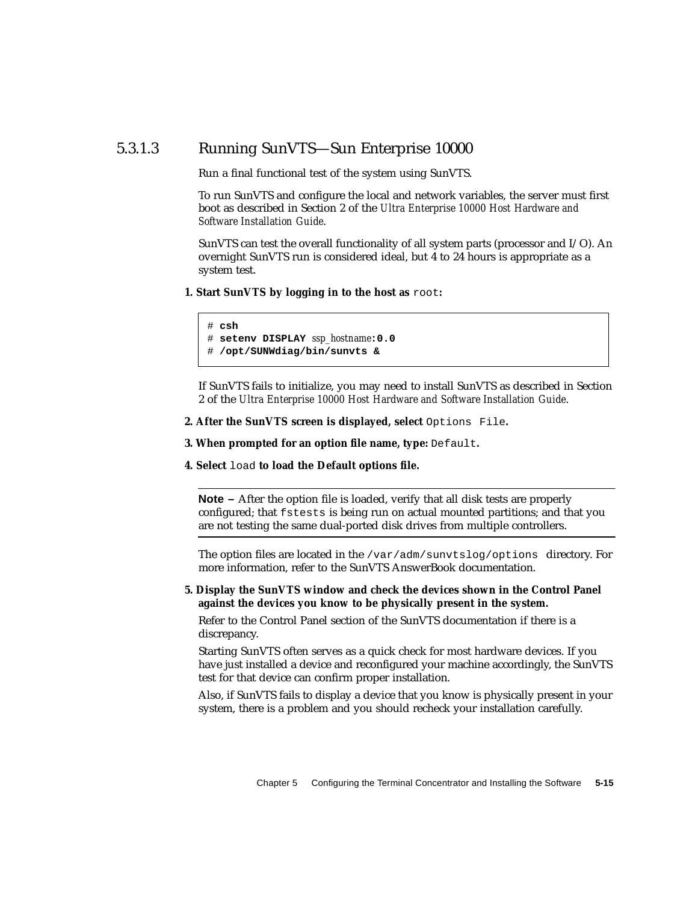### 5.3.1.3 Running SunVTS—Sun Enterprise 10000

Run a final functional test of the system using SunVTS.

To run SunVTS and configure the local and network variables, the server must first boot as described in Section 2 of the *Ultra Enterprise 10000 Host Hardware and Software Installation Guide*.

SunVTS can test the overall functionality of all system parts (processor and I/O). An overnight SunVTS run is considered ideal, but 4 to 24 hours is appropriate as a system test.

**1. Start SunVTS by logging in to the host as** `root`**:**

```
# csh
# setenv DISPLAY ssp_hostname:0.0
# /opt/SUNWdiag/bin/sunvts &
```

If SunVTS fails to initialize, you may need to install SunVTS as described in Section 2 of the *Ultra Enterprise 10000 Host Hardware and Software Installation Guide*.

**2. After the SunVTS screen is displayed, select** `Options File`**.**

**3. When prompted for an option file name, type:** `Default`**.**

**4. Select** `load` **to load the Default options file.**

---

**Note –** After the option file is loaded, verify that all disk tests are properly configured; that `fstests` is being run on actual mounted partitions; and that you are not testing the same dual-ported disk drives from multiple controllers.

---

The option files are located in the `/var/adm/sunvtslog/options` directory. For more information, refer to the SunVTS AnswerBook documentation.

**5. Display the SunVTS window and check the devices shown in the Control Panel against the devices you know to be physically present in the system.**

Refer to the Control Panel section of the SunVTS documentation if there is a discrepancy.

Starting SunVTS often serves as a quick check for most hardware devices. If you have just installed a device and reconfigured your machine accordingly, the SunVTS test for that device can confirm proper installation.

Also, if SunVTS fails to display a device that you know is physically present in your system, there is a problem and you should recheck your installation carefully.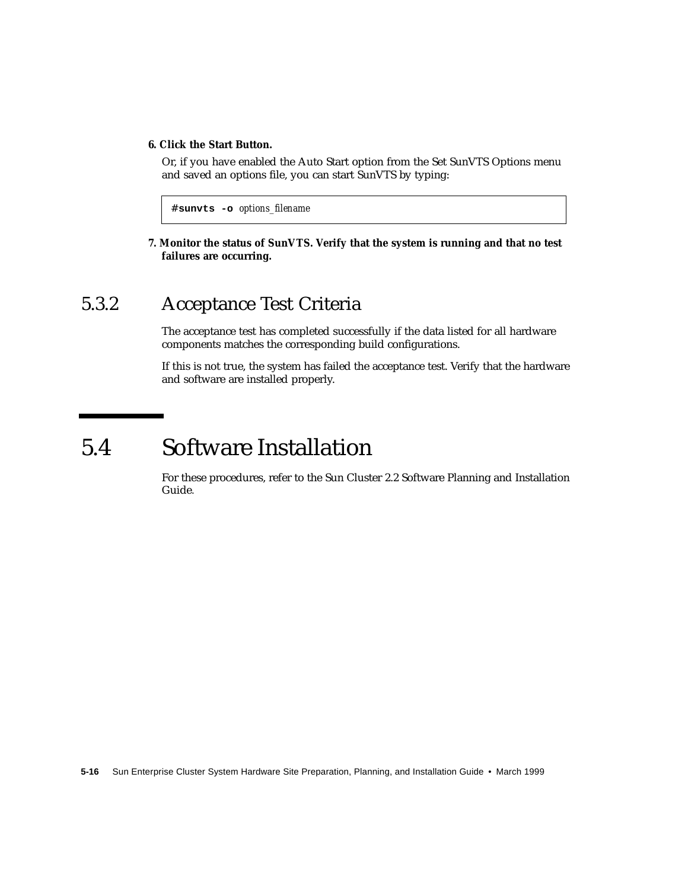6. **Click the Start Button.**

   Or, if you have enabled the Auto Start option from the Set SunVTS Options menu and saved an options file, you can start SunVTS by typing:

```
# sunvts -o options_filename
```

7. **Monitor the status of SunVTS. Verify that the system is running and that no test failures are occurring.**

## 5.3.2 Acceptance Test Criteria

The acceptance test has completed successfully if the data listed for all hardware components matches the corresponding build configurations.

If this is not true, the system has failed the acceptance test. Verify that the hardware and software are installed properly.

# 5.4 Software Installation

For these procedures, refer to the Sun Cluster 2.2 Software Planning and Installation Guide.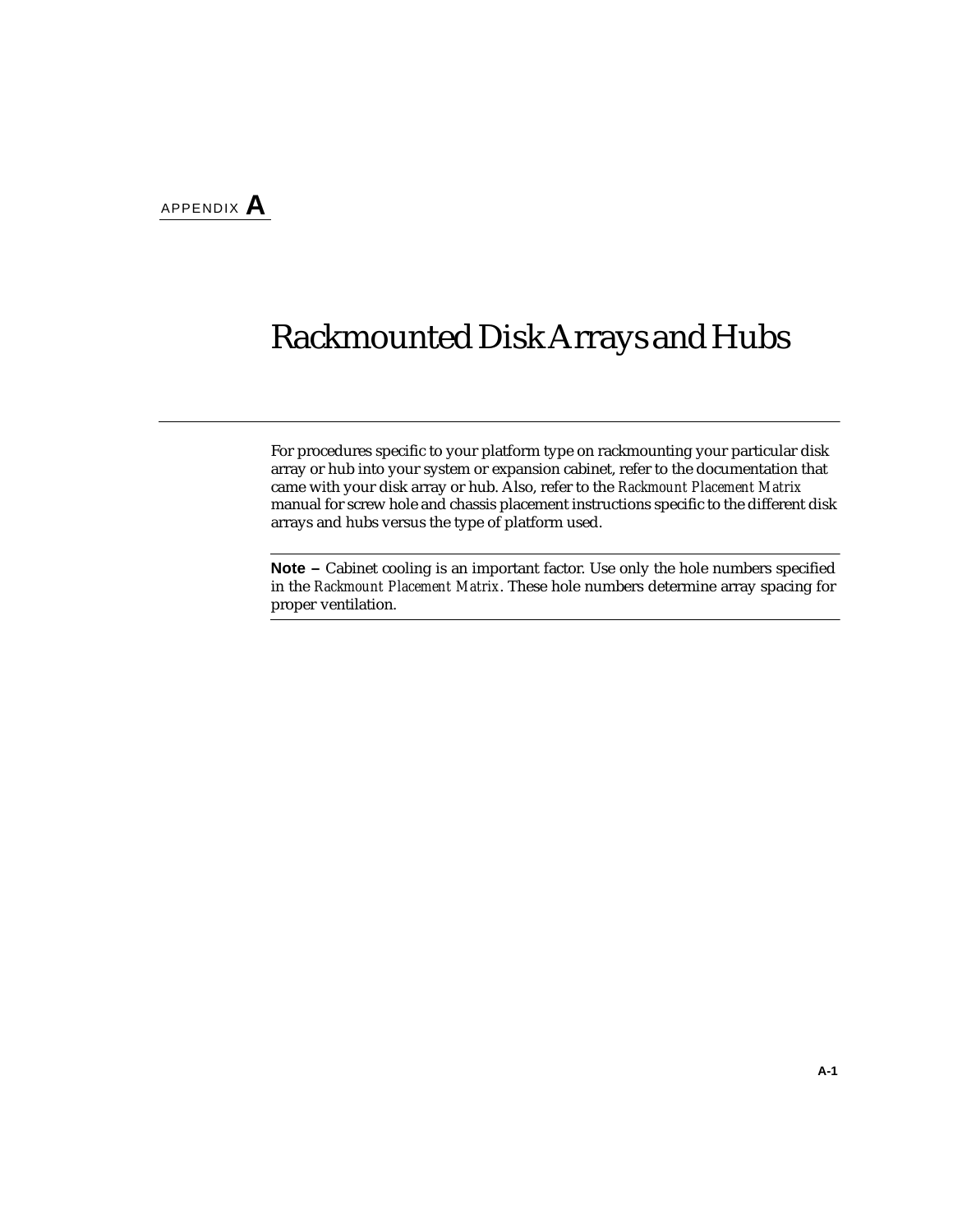APPENDIX **A**

# Rackmounted Disk Arrays and Hubs

For procedures specific to your platform type on rackmounting your particular disk array or hub into your system or expansion cabinet, refer to the documentation that came with your disk array or hub. Also, refer to the *Rackmount Placement Matrix* manual for screw hole and chassis placement instructions specific to the different disk arrays and hubs versus the type of platform used.

---

**Note –** Cabinet cooling is an important factor. Use only the hole numbers specified in the *Rackmount Placement Matrix*. These hole numbers determine array spacing for proper ventilation.

---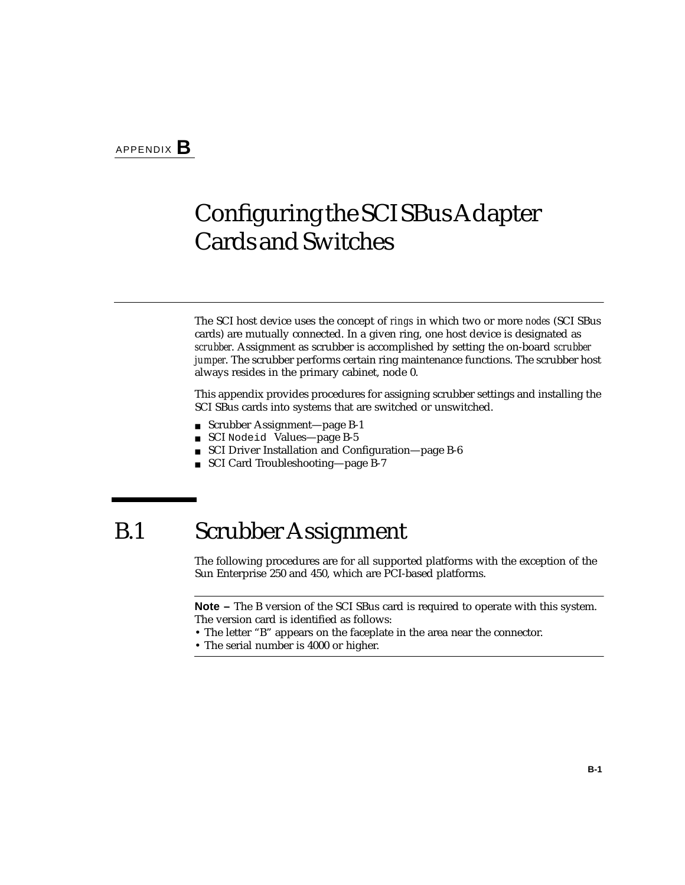APPENDIX **B**

# Configuring the SCI SBus Adapter Cards and Switches

The SCI host device uses the concept of *rings* in which two or more *nodes* (SCI SBus cards) are mutually connected. In a given ring, one host device is designated as *scrubber*. Assignment as scrubber is accomplished by setting the on-board *scrubber jumper*. The scrubber performs certain ring maintenance functions. The scrubber host always resides in the primary cabinet, node 0.

This appendix provides procedures for assigning scrubber settings and installing the SCI SBus cards into systems that are switched or unswitched.

- Scrubber Assignment—page B-1
- SCI `Nodeid` Values—page B-5
- SCI Driver Installation and Configuration—page B-6
- SCI Card Troubleshooting—page B-7

## B.1 Scrubber Assignment

The following procedures are for all supported platforms with the exception of the Sun Enterprise 250 and 450, which are PCI-based platforms.

---

**Note –** The B version of the SCI SBus card is required to operate with this system. The version card is identified as follows:
- The letter "B" appears on the faceplate in the area near the connector.
- The serial number is 4000 or higher.

---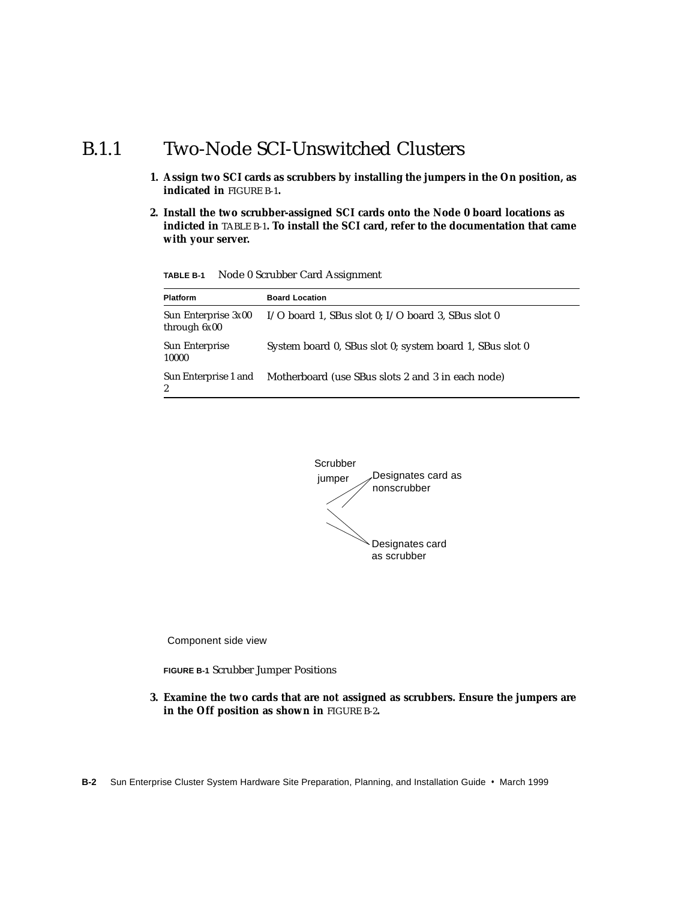### B.1.1 Two-Node SCI-Unswitched Clusters

1. **Assign two SCI cards as scrubbers by installing the jumpers in the On position, as indicated in** FIGURE B-1**.**

2. **Install the two scrubber-assigned SCI cards onto the Node 0 board locations as indicted in** TABLE B-1**. To install the SCI card, refer to the documentation that came with your server.**

**TABLE B-1** Node 0 Scrubber Card Assignment

| Platform | Board Location |
|---|---|
| Sun Enterprise 3x00 through 6x00 | I/O board 1, SBus slot 0; I/O board 3, SBus slot 0 |
| Sun Enterprise 10000 | System board 0, SBus slot 0; system board 1, SBus slot 0 |
| Sun Enterprise 1 and 2 | Motherboard (use SBus slots 2 and 3 in each node) |

Scrubber jumper

Designates card as nonscrubber

Designates card as scrubber

Component side view

**FIGURE B-1** Scrubber Jumper Positions

3. **Examine the two cards that are not assigned as scrubbers. Ensure the jumpers are in the Off position as shown in** FIGURE B-2**.**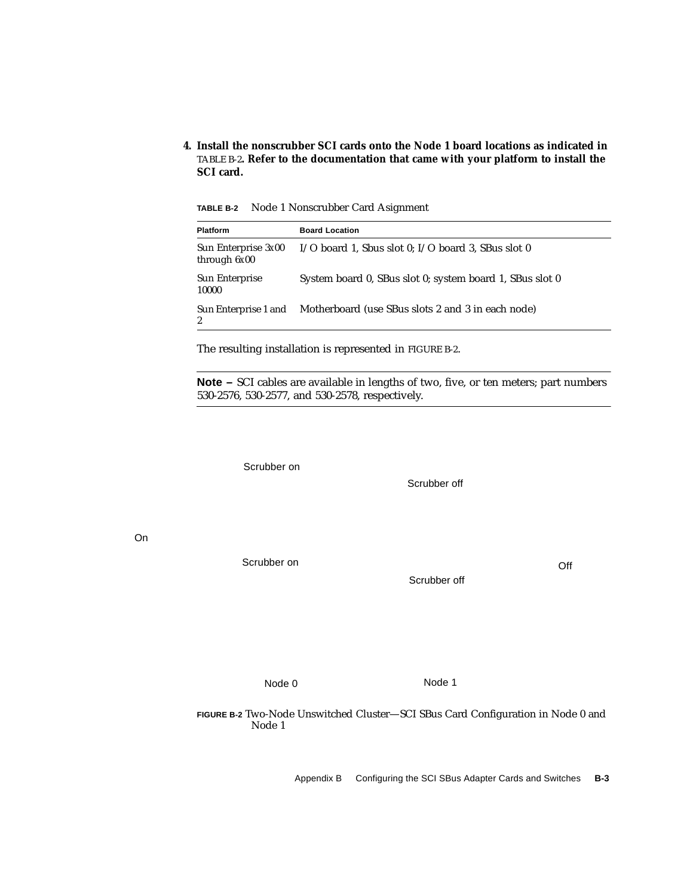**4. Install the nonscrubber SCI cards onto the Node 1 board locations as indicated in** TABLE B-2**. Refer to the documentation that came with your platform to install the SCI card.**

**TABLE B-2** Node 1 Nonscrubber Card Asignment

| Platform | Board Location |
|---|---|
| Sun Enterprise 3x00 through 6x00 | I/O board 1, Sbus slot 0; I/O board 3, SBus slot 0 |
| Sun Enterprise 10000 | System board 0, SBus slot 0; system board 1, SBus slot 0 |
| Sun Enterprise 1 and 2 | Motherboard (use SBus slots 2 and 3 in each node) |

The resulting installation is represented in FIGURE B-2.

**Note –** SCI cables are available in lengths of two, five, or ten meters; part numbers 530-2576, 530-2577, and 530-2578, respectively.

Scrubber on

Scrubber off

On

Scrubber on

Off

Scrubber off

Node 0

Node 1

**FIGURE B-2** Two-Node Unswitched Cluster—SCI SBus Card Configuration in Node 0 and Node 1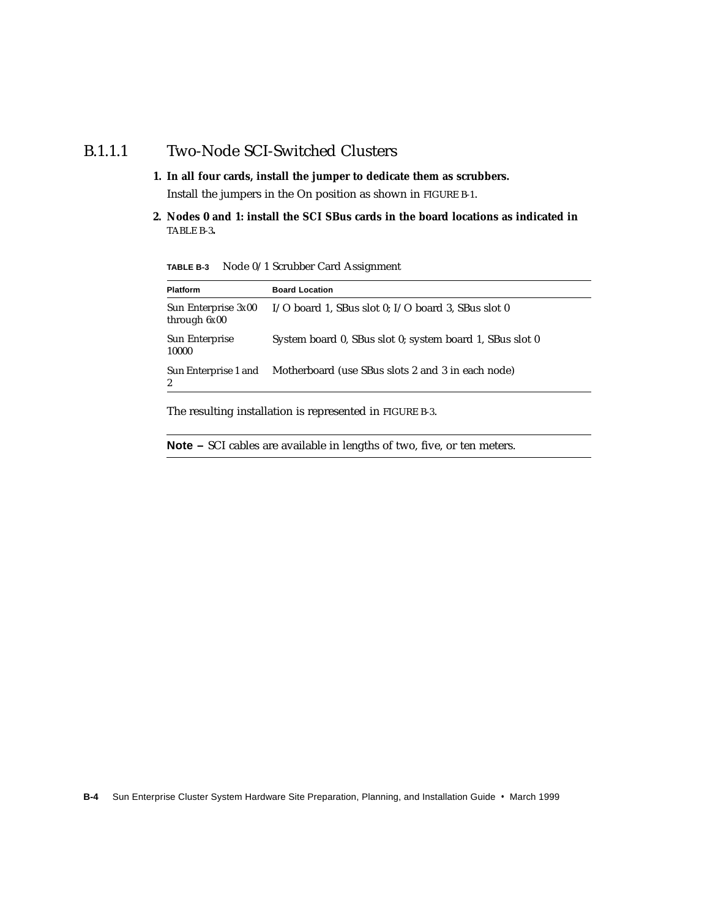### B.1.1.1 Two-Node SCI-Switched Clusters

1. **In all four cards, install the jumper to dedicate them as scrubbers.**

   Install the jumpers in the On position as shown in FIGURE B-1.

2. **Nodes 0 and 1: install the SCI SBus cards in the board locations as indicated in TABLE B-3.**

**TABLE B-3** Node 0/1 Scrubber Card Assignment

| Platform | Board Location |
|---|---|
| Sun Enterprise 3*x*00 through 6*x*00 | I/O board 1, SBus slot 0; I/O board 3, SBus slot 0 |
| Sun Enterprise 10000 | System board 0, SBus slot 0; system board 1, SBus slot 0 |
| Sun Enterprise 1 and 2 | Motherboard (use SBus slots 2 and 3 in each node) |

The resulting installation is represented in FIGURE B-3.

---

**Note –** SCI cables are available in lengths of two, five, or ten meters.

---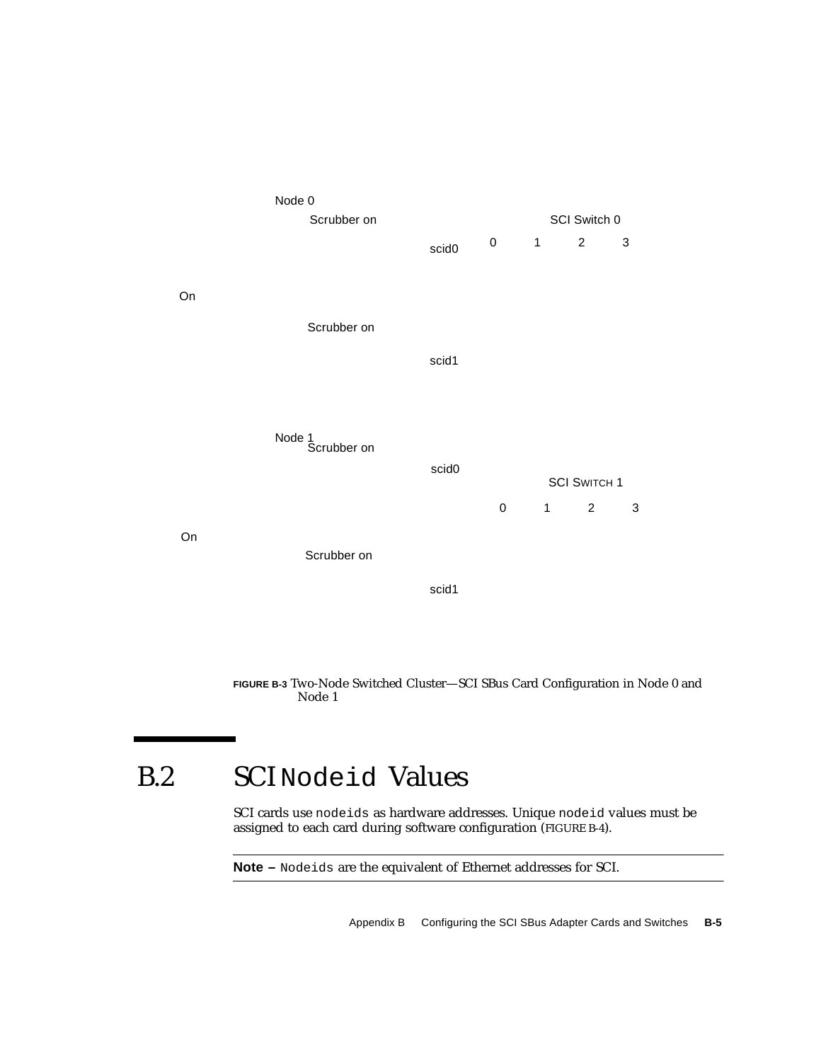Node 0

Scrubber on

SCI Switch 0

scid0 0 1 2 3

On

Scrubber on

scid1

Node 1

Scrubber on

scid0

SCI SWITCH 1

0 1 2 3

On

Scrubber on

scid1

**FIGURE B-3** Two-Node Switched Cluster—SCI SBus Card Configuration in Node 0 and Node 1

## B.2 SCI `Nodeid` Values

SCI cards use `nodeids` as hardware addresses. Unique `nodeid` values must be assigned to each card during software configuration (FIGURE B-4).

---

**Note –** `Nodeids` are the equivalent of Ethernet addresses for SCI.

---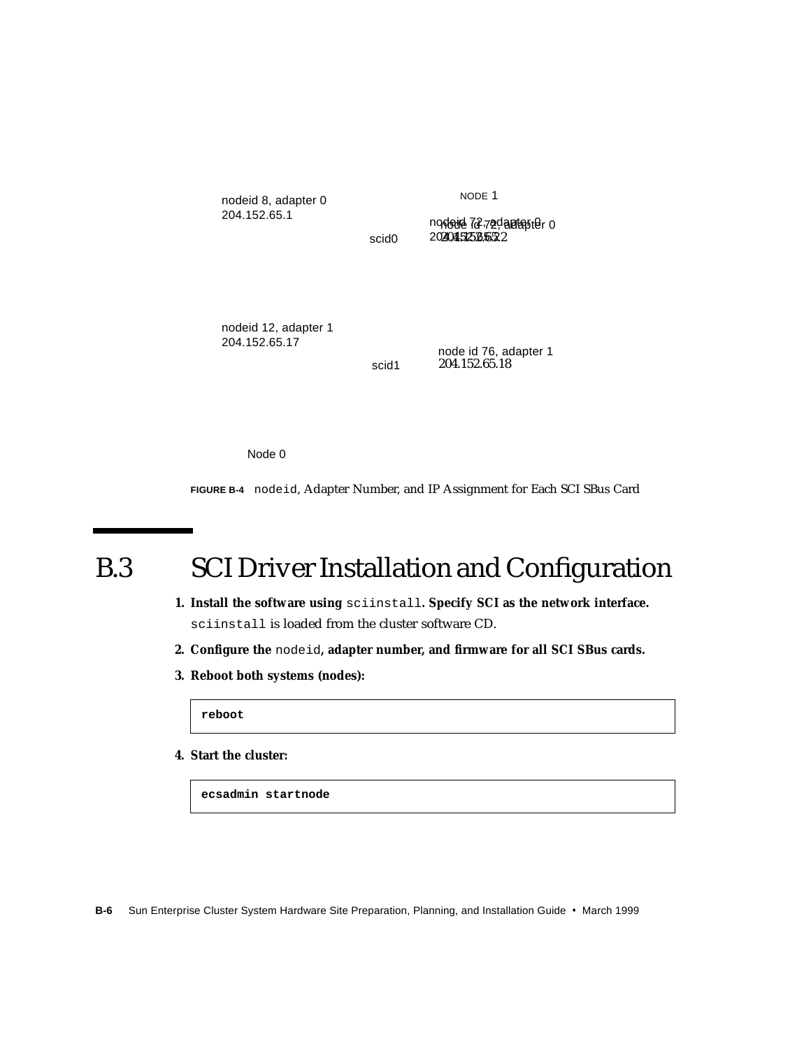nodeid 8, adapter 0
204.152.65.1

NODE 1

nodeid 72, adapter 0
204.152.65.2

scid0

nodeid 12, adapter 1
204.152.65.17

node id 76, adapter 1
204.152.65.18

scid1

Node 0

**FIGURE B-4** nodeid, Adapter Number, and IP Assignment for Each SCI SBus Card

# B.3 SCI Driver Installation and Configuration

1. **Install the software using `sciinstall`. Specify SCI as the network interface.**
   `sciinstall` is loaded from the cluster software CD.
2. **Configure the `nodeid`, adapter number, and firmware for all SCI SBus cards.**
3. **Reboot both systems (nodes):**

```
reboot
```

4. **Start the cluster:**

```
ecsadmin startnode
```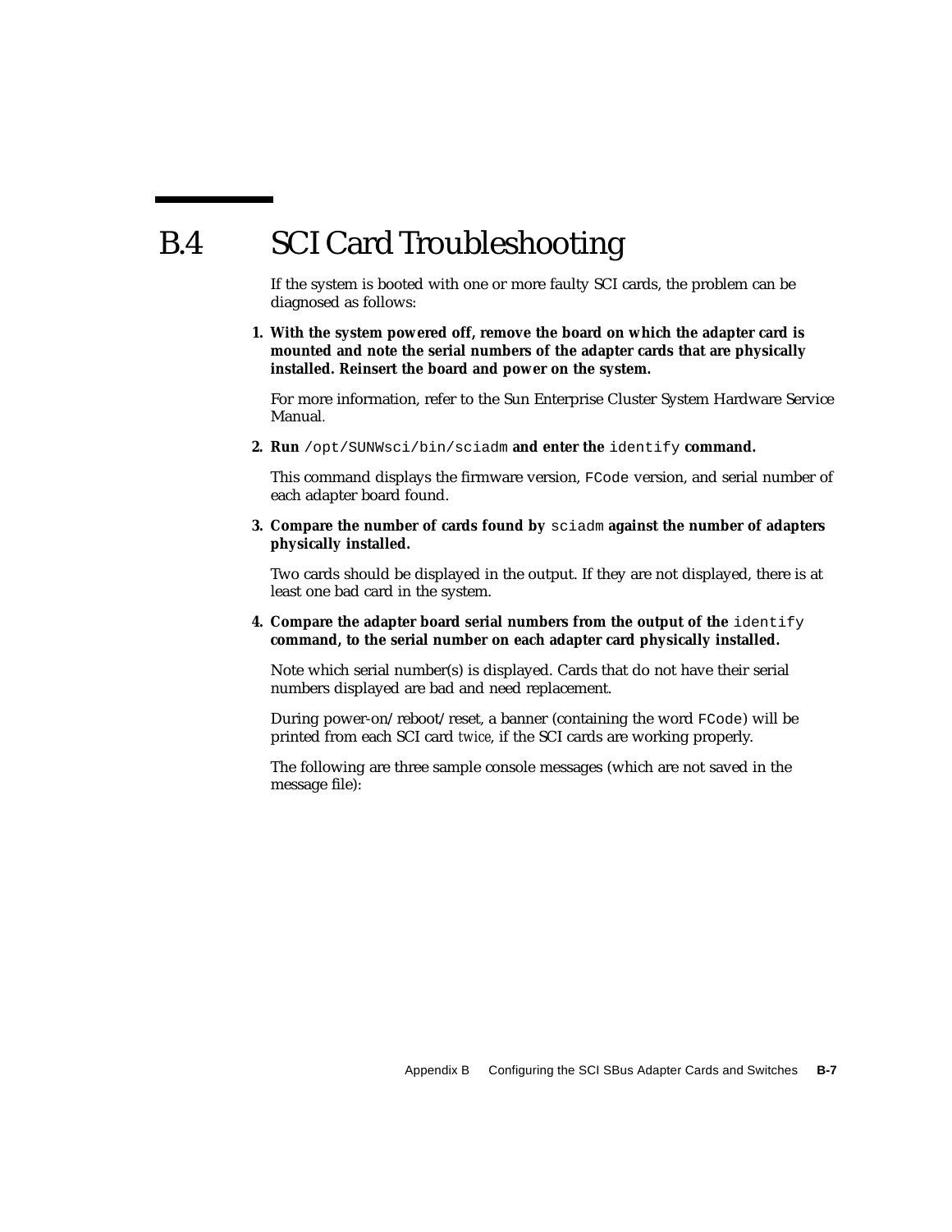## B.4 SCI Card Troubleshooting

If the system is booted with one or more faulty SCI cards, the problem can be diagnosed as follows:

1. **With the system powered off, remove the board on which the adapter card is mounted and note the serial numbers of the adapter cards that are physically installed. Reinsert the board and power on the system.**

   For more information, refer to the Sun Enterprise Cluster System Hardware Service Manual.

2. **Run** `/opt/SUNWsci/bin/sciadm` **and enter the** `identify` **command.**

   This command displays the firmware version, `FCode` version, and serial number of each adapter board found.

3. **Compare the number of cards found by** `sciadm` **against the number of adapters physically installed.**

   Two cards should be displayed in the output. If they are not displayed, there is at least one bad card in the system.

4. **Compare the adapter board serial numbers from the output of the** `identify` **command, to the serial number on each adapter card physically installed.**

   Note which serial number(s) is displayed. Cards that do not have their serial numbers displayed are bad and need replacement.

   During power-on/reboot/reset, a banner (containing the word `FCode`) will be printed from each SCI card *twice*, if the SCI cards are working properly.

   The following are three sample console messages (which are not saved in the message file):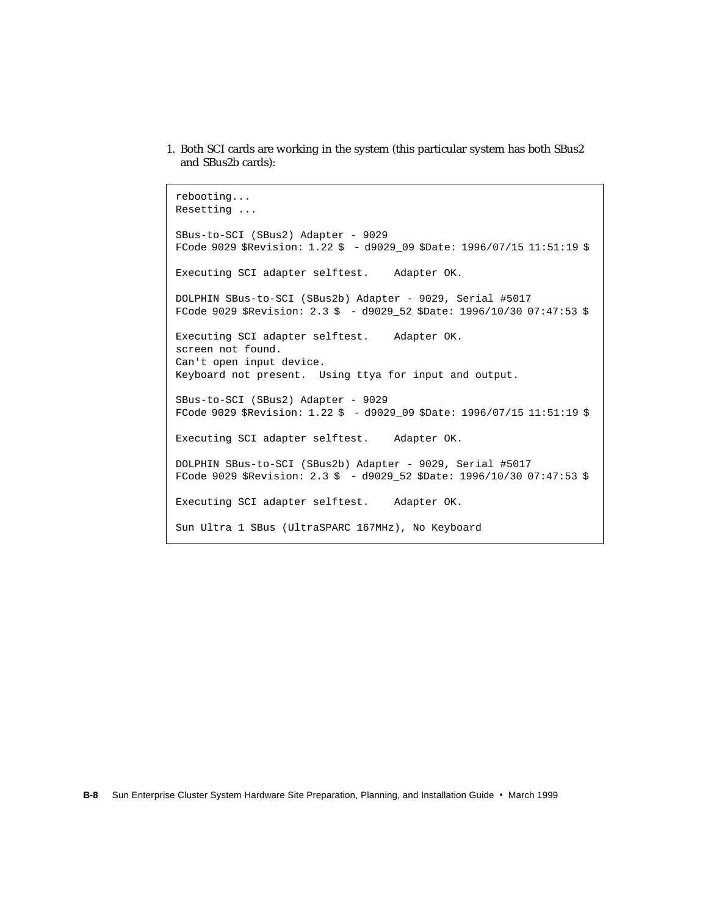1. Both SCI cards are working in the system (this particular system has both SBus2 and SBus2b cards):

```
rebooting...
Resetting ...

SBus-to-SCI (SBus2) Adapter - 9029
FCode 9029 $Revision: 1.22 $  - d9029_09 $Date: 1996/07/15 11:51:19 $

Executing SCI adapter selftest.    Adapter OK.

DOLPHIN SBus-to-SCI (SBus2b) Adapter - 9029, Serial #5017
FCode 9029 $Revision: 2.3 $  - d9029_52 $Date: 1996/10/30 07:47:53 $

Executing SCI adapter selftest.    Adapter OK.
screen not found.
Can't open input device.
Keyboard not present.  Using ttya for input and output.

SBus-to-SCI (SBus2) Adapter - 9029
FCode 9029 $Revision: 1.22 $  - d9029_09 $Date: 1996/07/15 11:51:19 $

Executing SCI adapter selftest.    Adapter OK.

DOLPHIN SBus-to-SCI (SBus2b) Adapter - 9029, Serial #5017
FCode 9029 $Revision: 2.3 $  - d9029_52 $Date: 1996/10/30 07:47:53 $

Executing SCI adapter selftest.    Adapter OK.

Sun Ultra 1 SBus (UltraSPARC 167MHz), No Keyboard
```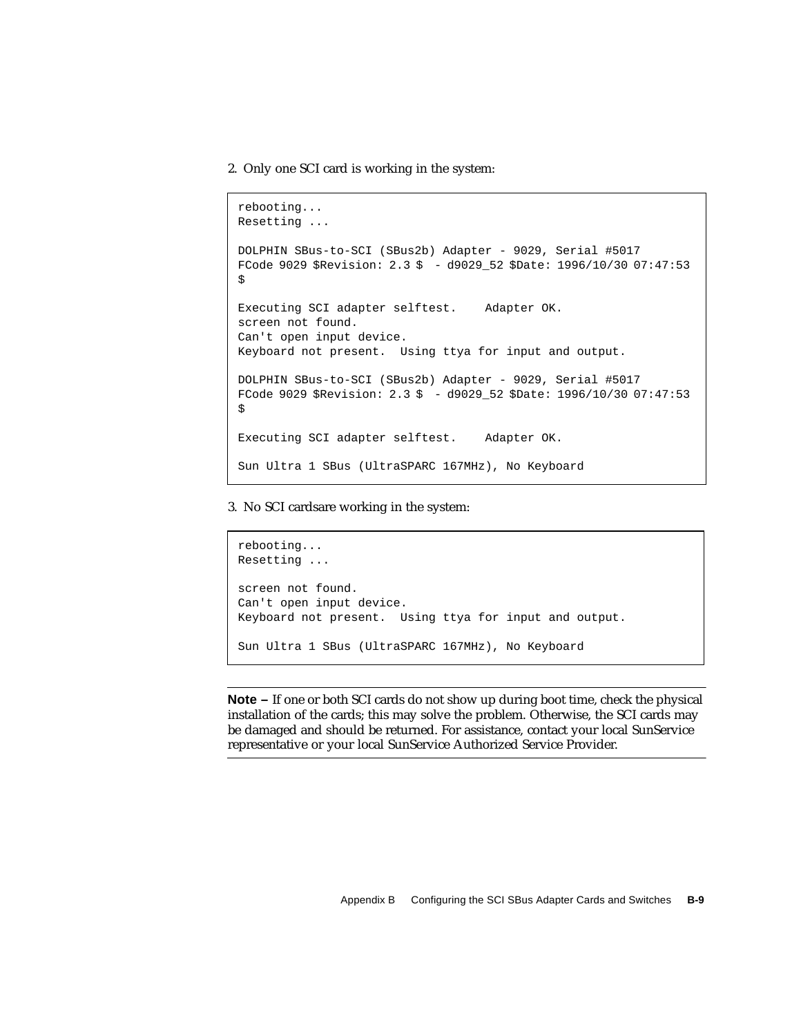2. Only one SCI card is working in the system:

```
rebooting...
Resetting ...

DOLPHIN SBus-to-SCI (SBus2b) Adapter - 9029, Serial #5017
FCode 9029 $Revision: 2.3 $  - d9029_52 $Date: 1996/10/30 07:47:53
$

Executing SCI adapter selftest.    Adapter OK.
screen not found.
Can't open input device.
Keyboard not present.  Using ttya for input and output.

DOLPHIN SBus-to-SCI (SBus2b) Adapter - 9029, Serial #5017
FCode 9029 $Revision: 2.3 $  - d9029_52 $Date: 1996/10/30 07:47:53
$

Executing SCI adapter selftest.    Adapter OK.

Sun Ultra 1 SBus (UltraSPARC 167MHz), No Keyboard
```

3. No SCI cardsare working in the system:

```
rebooting...
Resetting ...

screen not found.
Can't open input device.
Keyboard not present.  Using ttya for input and output.

Sun Ultra 1 SBus (UltraSPARC 167MHz), No Keyboard
```

---

**Note –** If one or both SCI cards do not show up during boot time, check the physical installation of the cards; this may solve the problem. Otherwise, the SCI cards may be damaged and should be returned. For assistance, contact your local SunService representative or your local SunService Authorized Service Provider.

---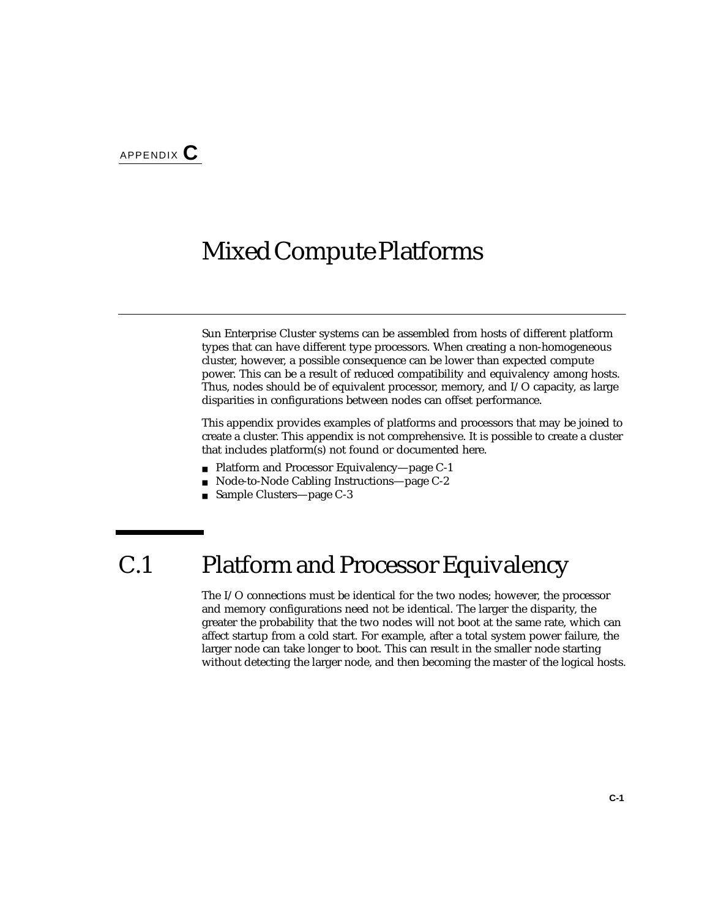APPENDIX **C**

# Mixed Compute Platforms

Sun Enterprise Cluster systems can be assembled from hosts of different platform types that can have different type processors. When creating a non-homogeneous cluster, however, a possible consequence can be lower than expected compute power. This can be a result of reduced compatibility and equivalency among hosts. Thus, nodes should be of equivalent processor, memory, and I/O capacity, as large disparities in configurations between nodes can offset performance.

This appendix provides examples of platforms and processors that may be joined to create a cluster. This appendix is not comprehensive. It is possible to create a cluster that includes platform(s) not found or documented here.

- Platform and Processor Equivalency—page C-1
- Node-to-Node Cabling Instructions—page C-2
- Sample Clusters—page C-3

## C.1 Platform and Processor Equivalency

The I/O connections must be identical for the two nodes; however, the processor and memory configurations need not be identical. The larger the disparity, the greater the probability that the two nodes will not boot at the same rate, which can affect startup from a cold start. For example, after a total system power failure, the larger node can take longer to boot. This can result in the smaller node starting without detecting the larger node, and then becoming the master of the logical hosts.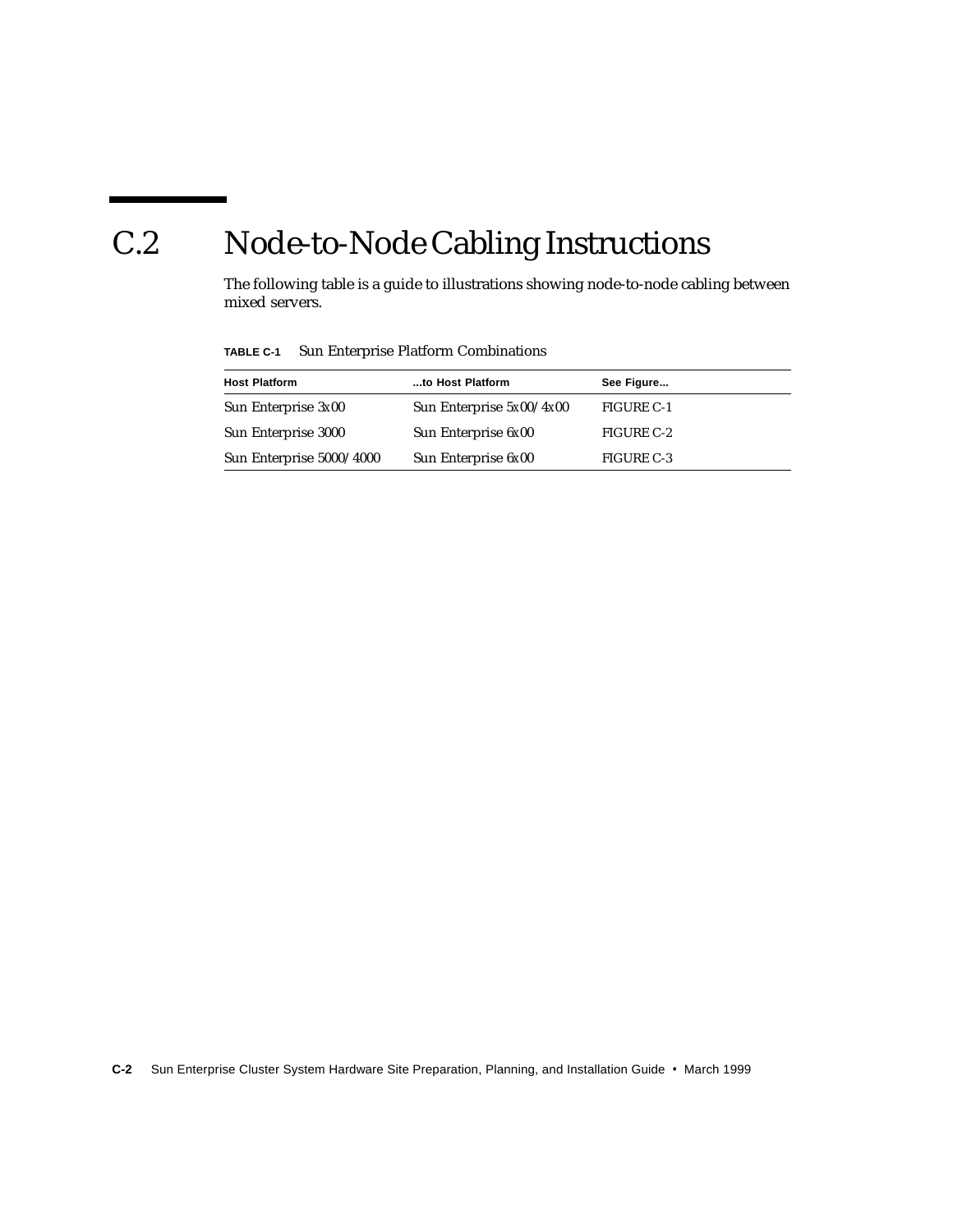## C.2 Node-to-Node Cabling Instructions

The following table is a guide to illustrations showing node-to-node cabling between mixed servers.

**TABLE C-1** Sun Enterprise Platform Combinations

| Host Platform | ...to Host Platform | See Figure... |
|---|---|---|
| Sun Enterprise 3x00 | Sun Enterprise 5x00/4x00 | FIGURE C-1 |
| Sun Enterprise 3000 | Sun Enterprise 6x00 | FIGURE C-2 |
| Sun Enterprise 5000/4000 | Sun Enterprise 6x00 | FIGURE C-3 |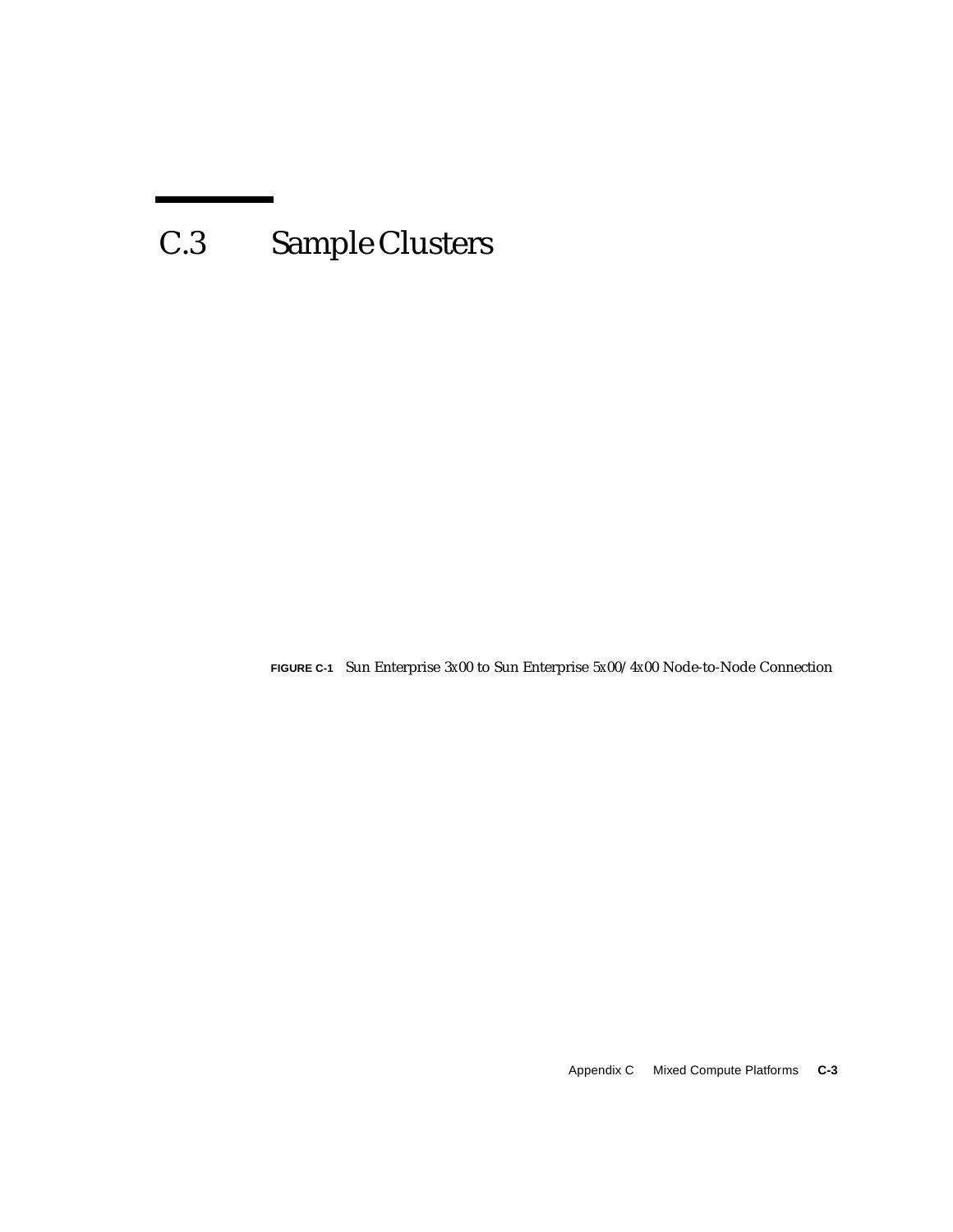## C.3 Sample Clusters

**FIGURE C-1** Sun Enterprise 3x00 to Sun Enterprise 5x00/4x00 Node-to-Node Connection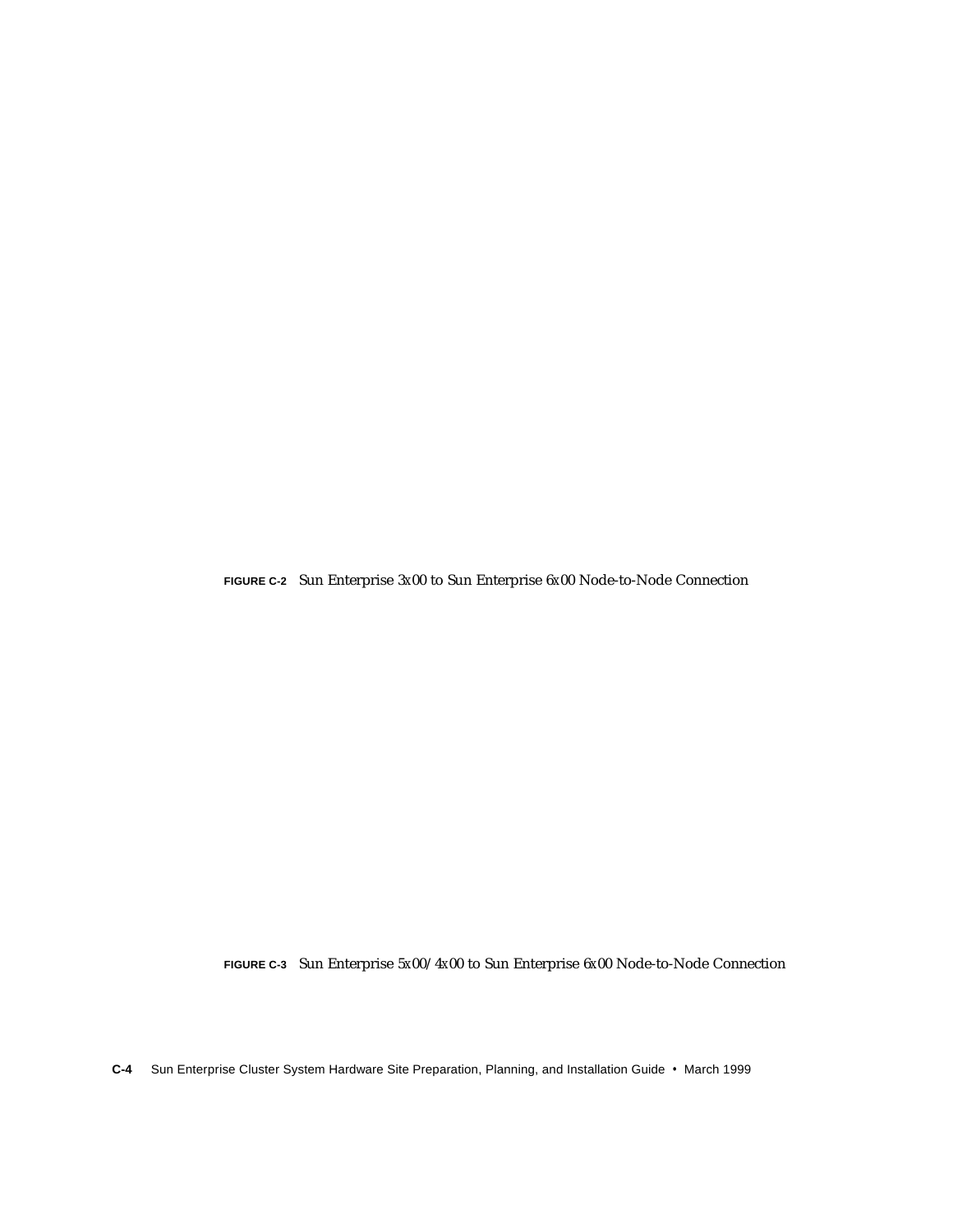**FIGURE C-2** Sun Enterprise 3x00 to Sun Enterprise 6x00 Node-to-Node Connection

**FIGURE C-3** Sun Enterprise 5x00/4x00 to Sun Enterprise 6x00 Node-to-Node Connection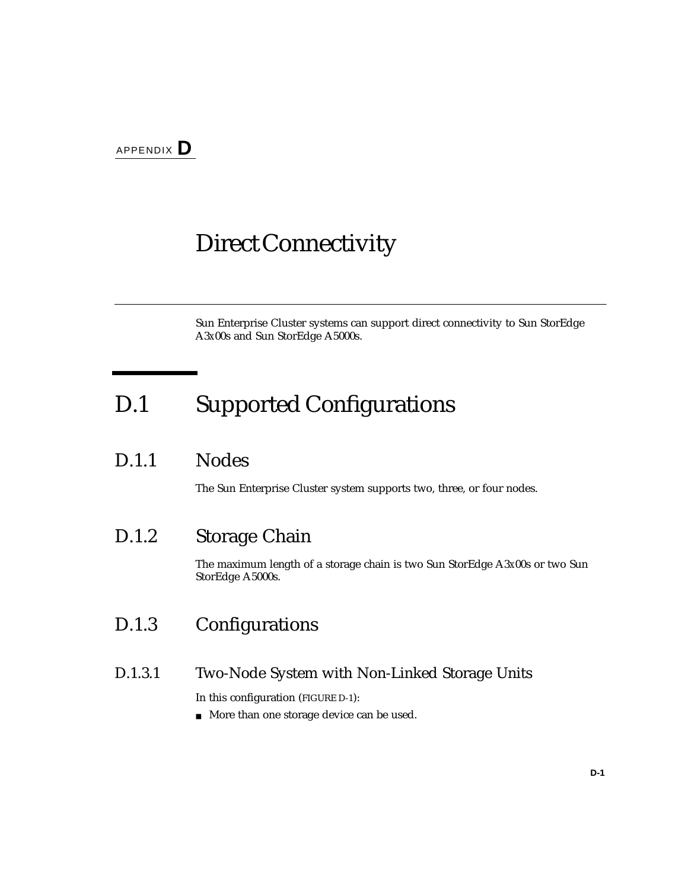APPENDIX **D**

# Direct Connectivity

Sun Enterprise Cluster systems can support direct connectivity to Sun StorEdge A3x00s and Sun StorEdge A5000s.

## D.1 Supported Configurations

### D.1.1 Nodes

The Sun Enterprise Cluster system supports two, three, or four nodes.

### D.1.2 Storage Chain

The maximum length of a storage chain is two Sun StorEdge A3x00s or two Sun StorEdge A5000s.

### D.1.3 Configurations

#### D.1.3.1 Two-Node System with Non-Linked Storage Units

In this configuration (FIGURE D-1):

- More than one storage device can be used.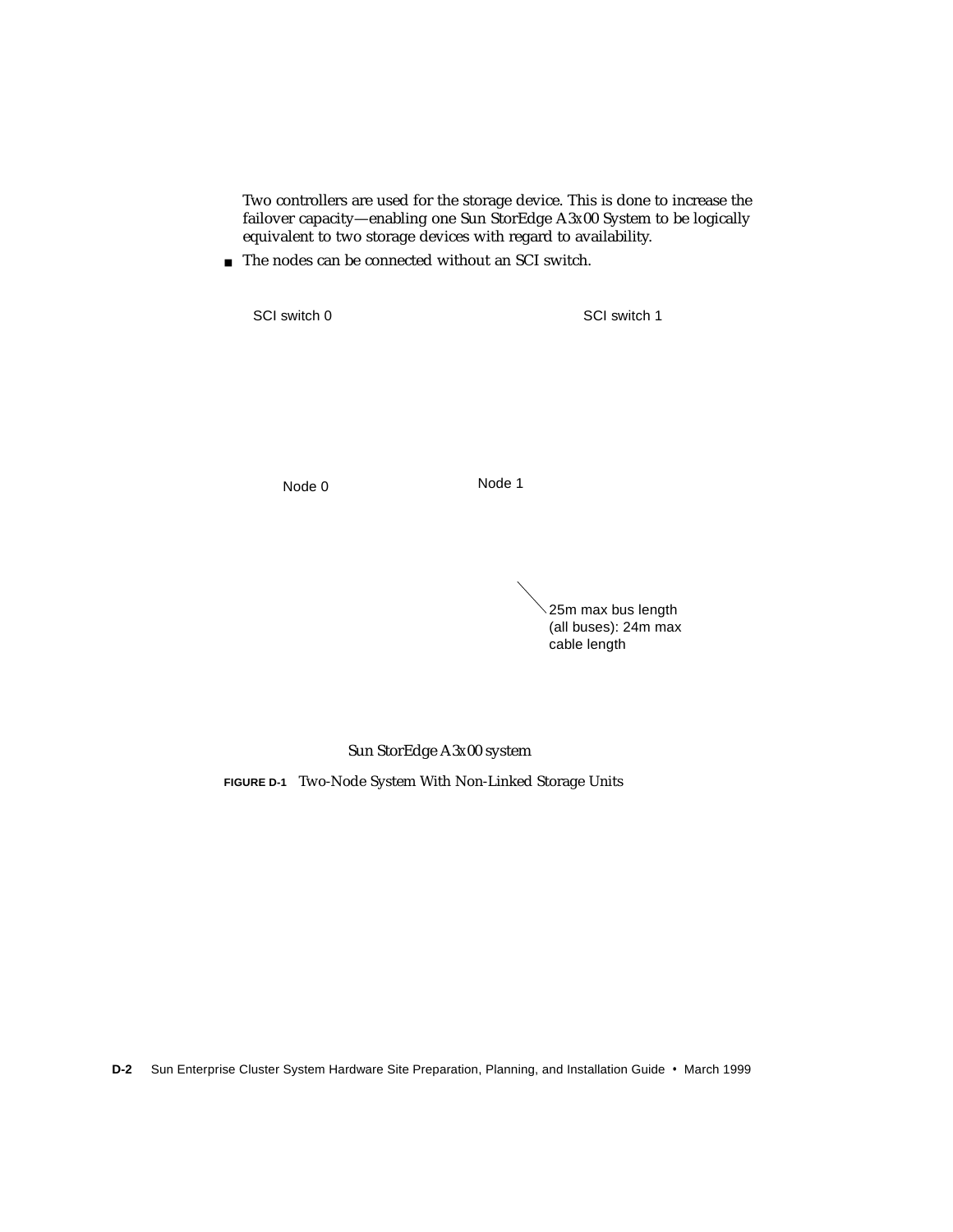Two controllers are used for the storage device. This is done to increase the failover capacity—enabling one Sun StorEdge A3x00 System to be logically equivalent to two storage devices with regard to availability.

- The nodes can be connected without an SCI switch.

SCI switch 0

SCI switch 1

Node 0

Node 1

25m max bus length (all buses): 24m max cable length

Sun StorEdge A3x00 system

**FIGURE D-1** Two-Node System With Non-Linked Storage Units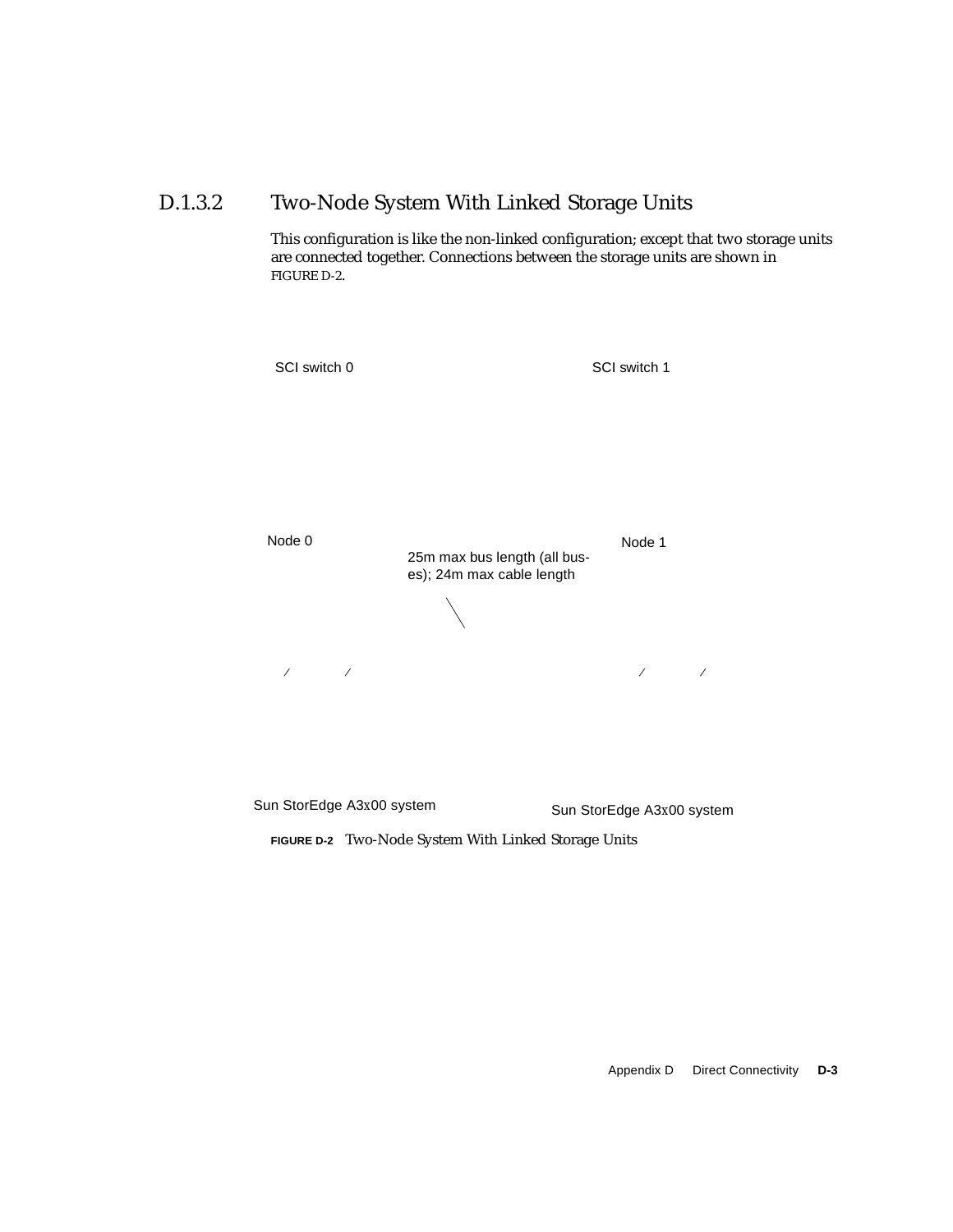### D.1.3.2 Two-Node System With Linked Storage Units

This configuration is like the non-linked configuration; except that two storage units are connected together. Connections between the storage units are shown in FIGURE D-2.

SCI switch 0

SCI switch 1

Node 0

Node 1

25m max bus length (all buses); 24m max cable length

Sun StorEdge A3x00 system

Sun StorEdge A3x00 system

**FIGURE D-2** Two-Node System With Linked Storage Units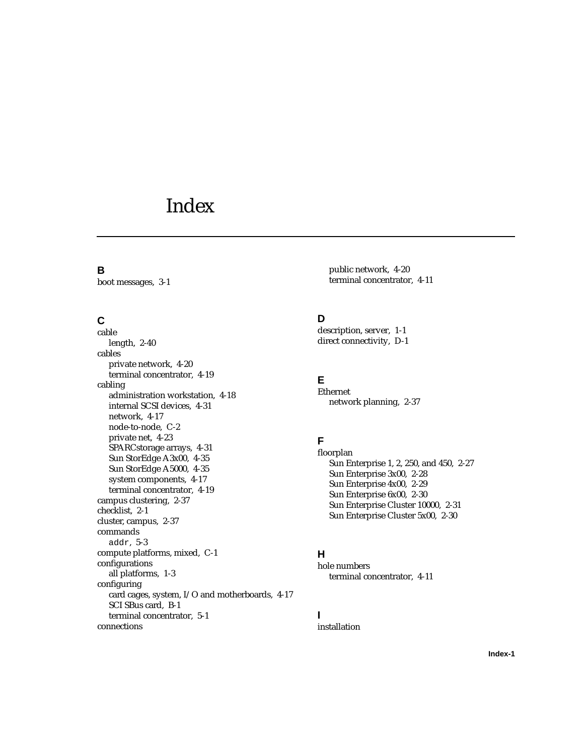# Index

## B

boot messages, 3-1

## C

cable
  length, 2-40
cables
  private network, 4-20
  terminal concentrator, 4-19
cabling
  administration workstation, 4-18
  internal SCSI devices, 4-31
  network, 4-17
  node-to-node, C-2
  private net, 4-23
  SPARCstorage arrays, 4-31
  Sun StorEdge A3x00, 4-35
  Sun StorEdge A5000, 4-35
  system components, 4-17
  terminal concentrator, 4-19
campus clustering, 2-37
checklist, 2-1
cluster, campus, 2-37
commands
  `addr`, 5-3
compute platforms, mixed, C-1
configurations
  all platforms, 1-3
configuring
  card cages, system, I/O and motherboards, 4-17
  SCI SBus card, B-1
  terminal concentrator, 5-1
connections
  public network, 4-20
  terminal concentrator, 4-11

## D

description, server, 1-1
direct connectivity, D-1

## E

Ethernet
  network planning, 2-37

## F

floorplan
  Sun Enterprise 1, 2, 250, and 450, 2-27
  Sun Enterprise 3x00, 2-28
  Sun Enterprise 4x00, 2-29
  Sun Enterprise 6x00, 2-30
  Sun Enterprise Cluster 10000, 2-31
  Sun Enterprise Cluster 5x00, 2-30

## H

hole numbers
  terminal concentrator, 4-11

## I

installation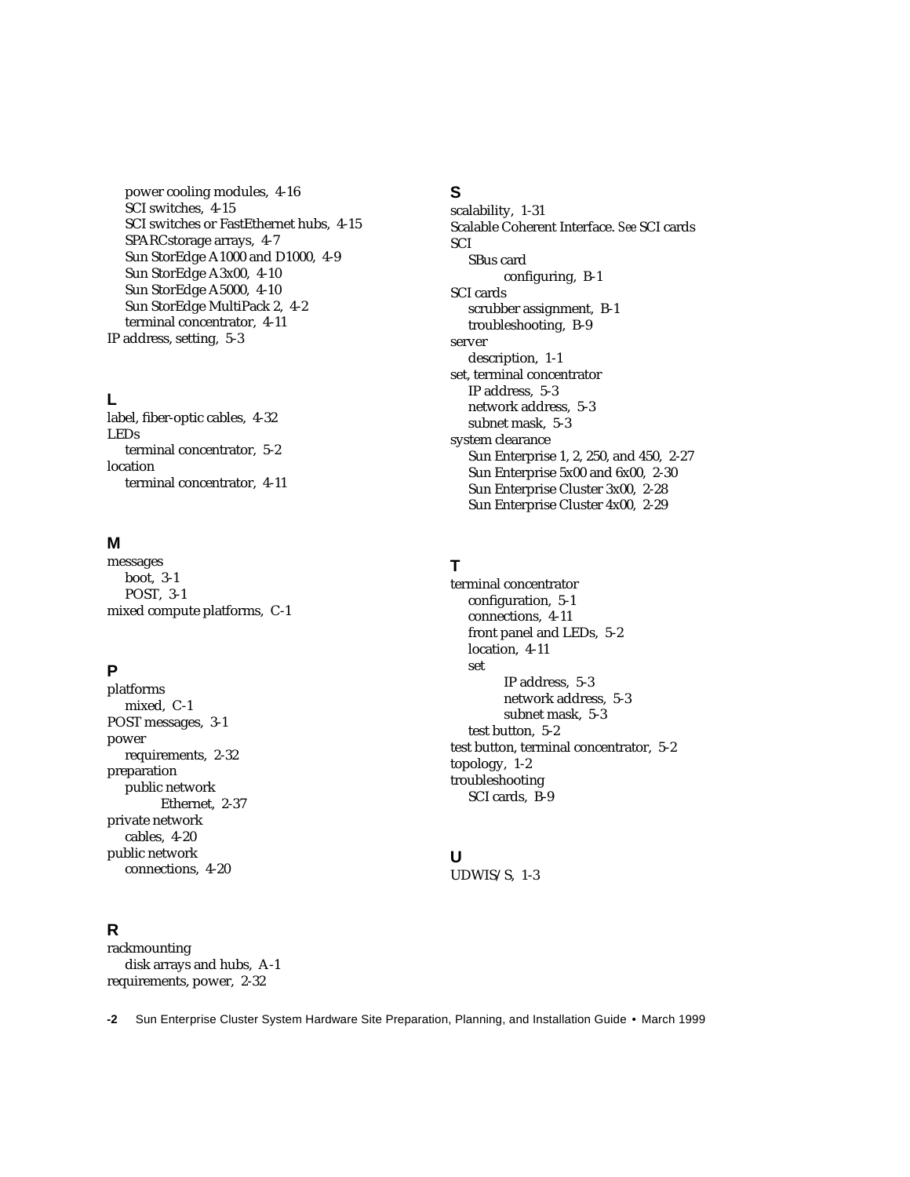power cooling modules, 4-16
SCI switches, 4-15
SCI switches or FastEthernet hubs, 4-15
SPARCstorage arrays, 4-7
Sun StorEdge A1000 and D1000, 4-9
Sun StorEdge A3x00, 4-10
Sun StorEdge A5000, 4-10
Sun StorEdge MultiPack 2, 4-2
terminal concentrator, 4-11

IP address, setting, 5-3

## L

label, fiber-optic cables, 4-32
LEDs
- terminal concentrator, 5-2

location
- terminal concentrator, 4-11

## M

messages
- boot, 3-1
- POST, 3-1

mixed compute platforms, C-1

## P

platforms
- mixed, C-1

POST messages, 3-1
power
- requirements, 2-32

preparation
- public network
  - Ethernet, 2-37

private network
- cables, 4-20

public network
- connections, 4-20

## R

rackmounting
- disk arrays and hubs, A-1

requirements, power, 2-32

## S

scalability, 1-31
Scalable Coherent Interface. *See* SCI cards
SCI
- SBus card
  - configuring, B-1

SCI cards
- scrubber assignment, B-1
- troubleshooting, B-9

server
- description, 1-1

set, terminal concentrator
- IP address, 5-3
- network address, 5-3
- subnet mask, 5-3

system clearance
- Sun Enterprise 1, 2, 250, and 450, 2-27
- Sun Enterprise 5x00 and 6x00, 2-30
- Sun Enterprise Cluster 3x00, 2-28
- Sun Enterprise Cluster 4x00, 2-29

## T

terminal concentrator
- configuration, 5-1
- connections, 4-11
- front panel and LEDs, 5-2
- location, 4-11
- set
  - IP address, 5-3
  - network address, 5-3
  - subnet mask, 5-3
- test button, 5-2

test button, terminal concentrator, 5-2
topology, 1-2
troubleshooting
- SCI cards, B-9

## U

UDWIS/S, 1-3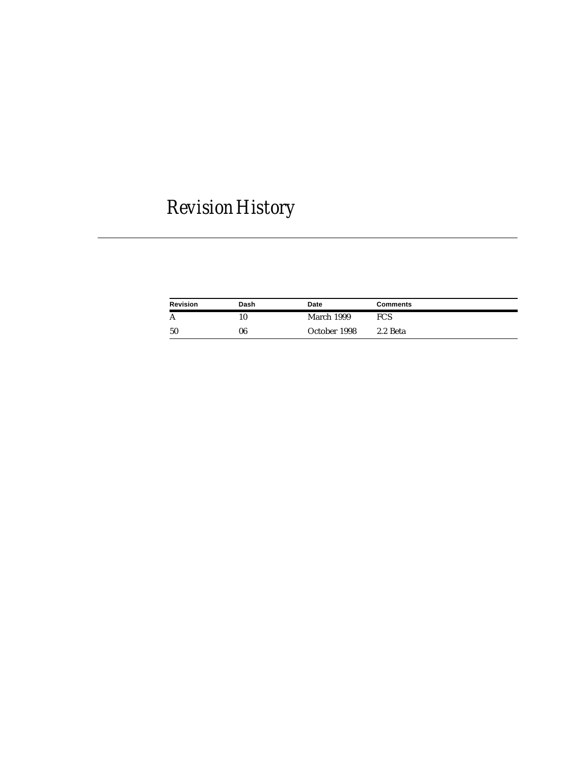# Revision History

| Revision | Dash | Date | Comments |
| --- | --- | --- | --- |
| A | 10 | March 1999 | FCS |
| 50 | 06 | October 1998 | 2.2 Beta |